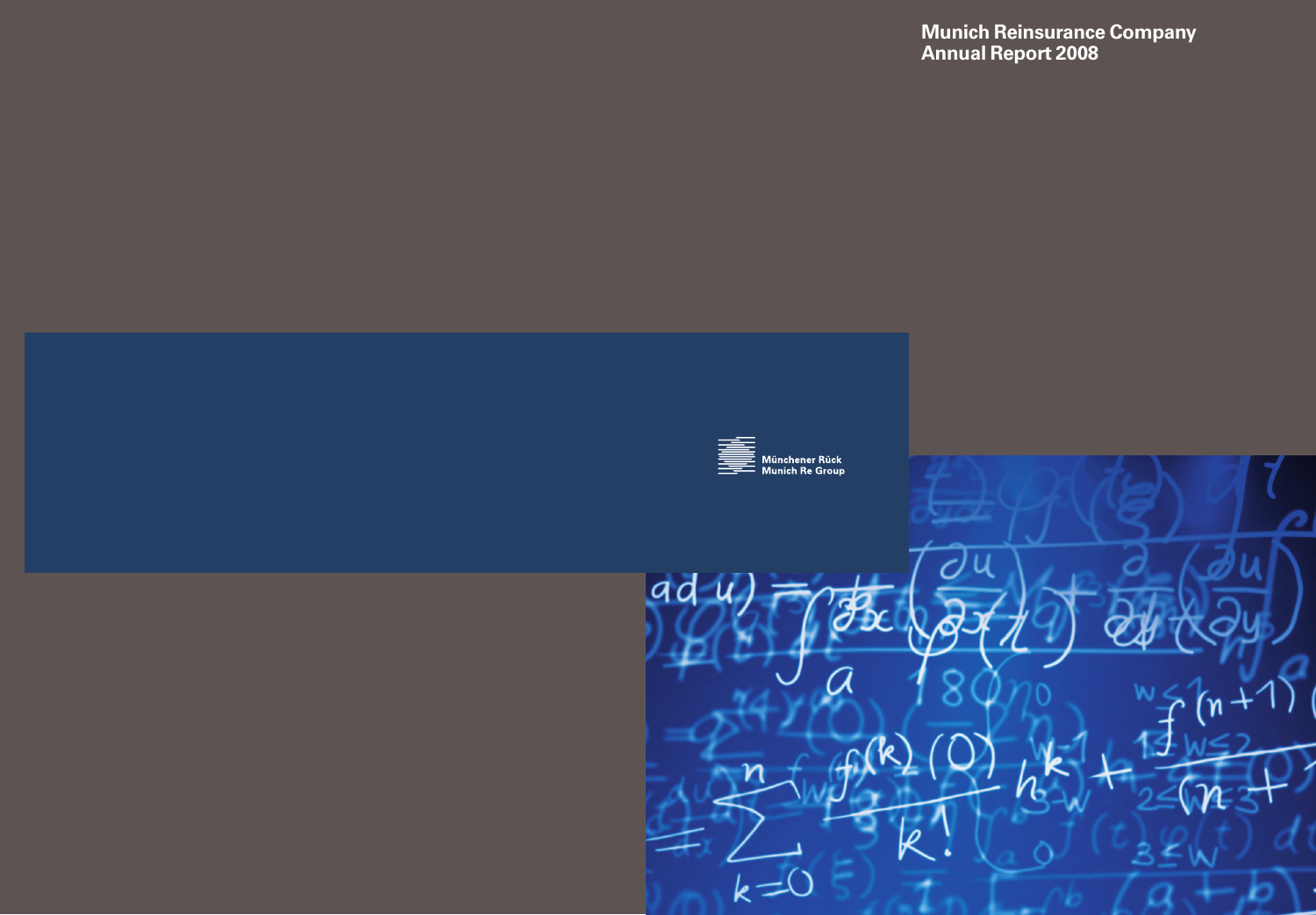# Munich Reinsurance Company
# Annual Report 2008

Münchener Rück
Munich Re Group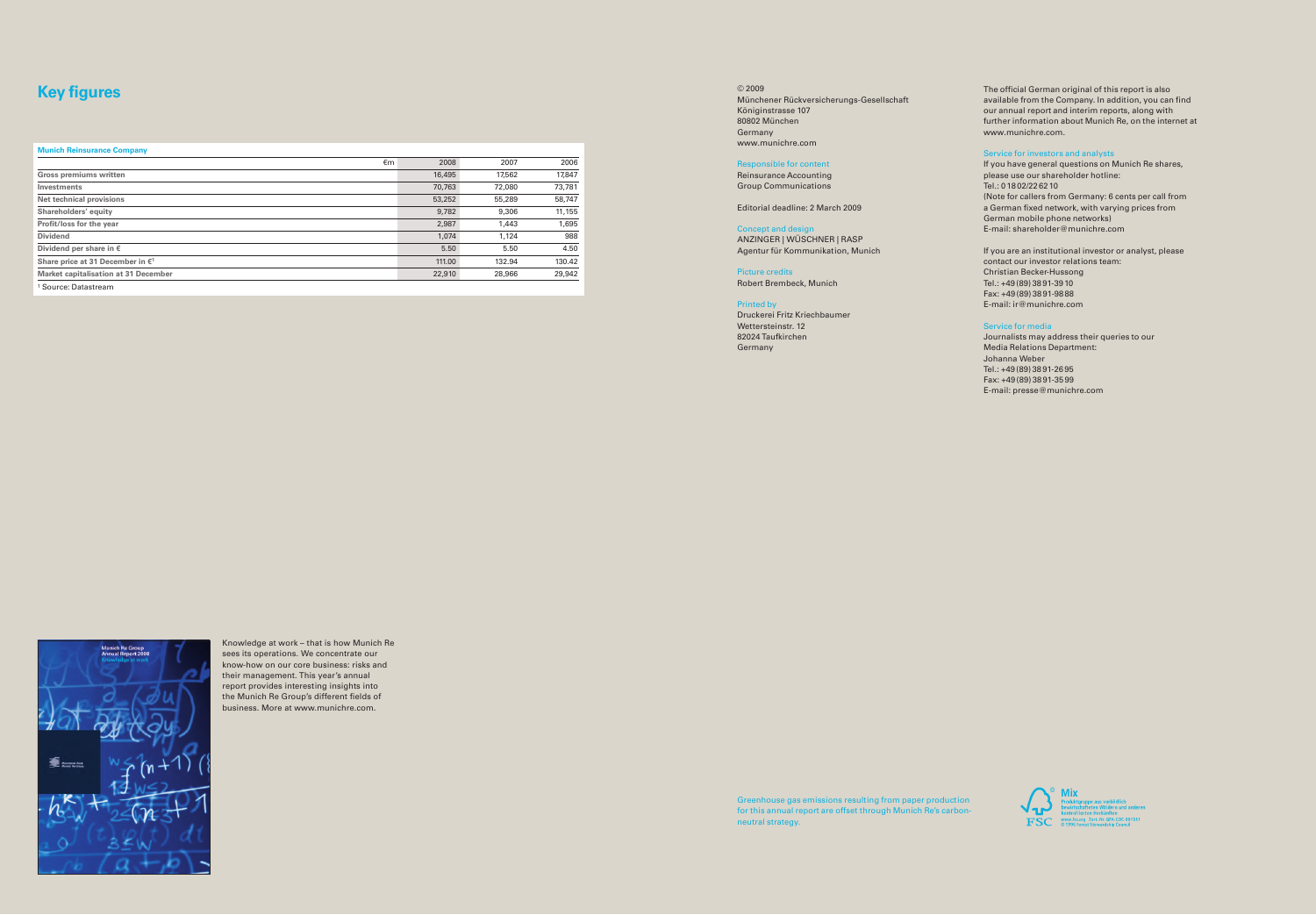# Key figures

| Munich Reinsurance Company | | | |
|---|---|---|---|
| €m | 2008 | 2007 | 2006 |
| Gross premiums written | 16,495 | 17,562 | 17,847 |
| Investments | 70,763 | 72,080 | 73,781 |
| Net technical provisions | 53,252 | 55,289 | 58,747 |
| Shareholders' equity | 9,782 | 9,306 | 11,155 |
| Profit/loss for the year | 2,987 | 1,443 | 1,695 |
| Dividend | 1,074 | 1,124 | 988 |
| Dividend per share in € | 5.50 | 5.50 | 4.50 |
| Share price at 31 December in €[1] | 111.00 | 132.94 | 130.42 |
| Market capitalisation at 31 December | 22,910 | 28,966 | 29,942 |

[1] Source: Datastream

Knowledge at work – that is how Munich Re sees its operations. We concentrate our know-how on our core business: risks and their management. This year's annual report provides interesting insights into the Munich Re Group's different fields of business. More at www.munichre.com.

© 2009
Münchener Rückversicherungs-Gesellschaft
Königinstrasse 107
80802 München
Germany
www.munichre.com

Responsible for content
Reinsurance Accounting
Group Communications

Editorial deadline: 2 March 2009

Concept and design
ANZINGER | WÜSCHNER | RASP
Agentur für Kommunikation, Munich

Picture credits
Robert Brembeck, Munich

Printed by
Druckerei Fritz Kriechbaumer
Wettersteinstr. 12
82024 Taufkirchen
Germany

The official German original of this report is also available from the Company. In addition, you can find our annual report and interim reports, along with further information about Munich Re, on the internet at www.munichre.com.

Service for investors and analysts
If you have general questions on Munich Re shares, please use our shareholder hotline:
Tel.: 0 18 02/22 62 10
(Note for callers from Germany: 6 cents per call from a German fixed network, with varying prices from German mobile phone networks)
E-mail: shareholder@munichre.com

If you are an institutional investor or analyst, please contact our investor relations team:
Christian Becker-Hussong
Tel.: +49 (89) 38 91-39 10
Fax: +49 (89) 38 91-98 88
E-mail: ir@munichre.com

Service for media
Journalists may address their queries to our Media Relations Department:
Johanna Weber
Tel.: +49 (89) 38 91-26 95
Fax: +49 (89) 38 91-35 99
E-mail: presse@munichre.com

Greenhouse gas emissions resulting from paper production for this annual report are offset through Munich Re's carbon-neutral strategy.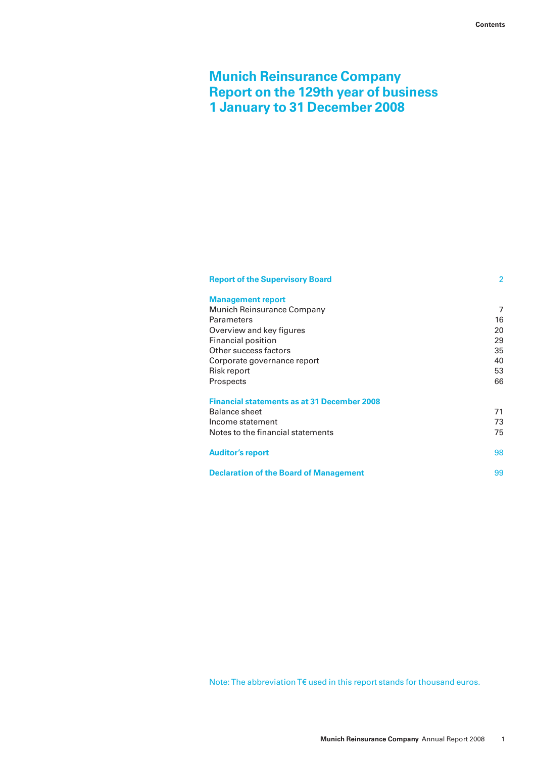# Munich Reinsurance Company
# Report on the 129th year of business
# 1 January to 31 December 2008

| | |
|---|---|
| **Report of the Supervisory Board** | 2 |
| **Management report** | |
| Munich Reinsurance Company | 7 |
| Parameters | 16 |
| Overview and key figures | 20 |
| Financial position | 29 |
| Other success factors | 35 |
| Corporate governance report | 40 |
| Risk report | 53 |
| Prospects | 66 |
| **Financial statements as at 31 December 2008** | |
| Balance sheet | 71 |
| Income statement | 73 |
| Notes to the financial statements | 75 |
| **Auditor's report** | 98 |
| **Declaration of the Board of Management** | 99 |

Note: The abbreviation T€ used in this report stands for thousand euros.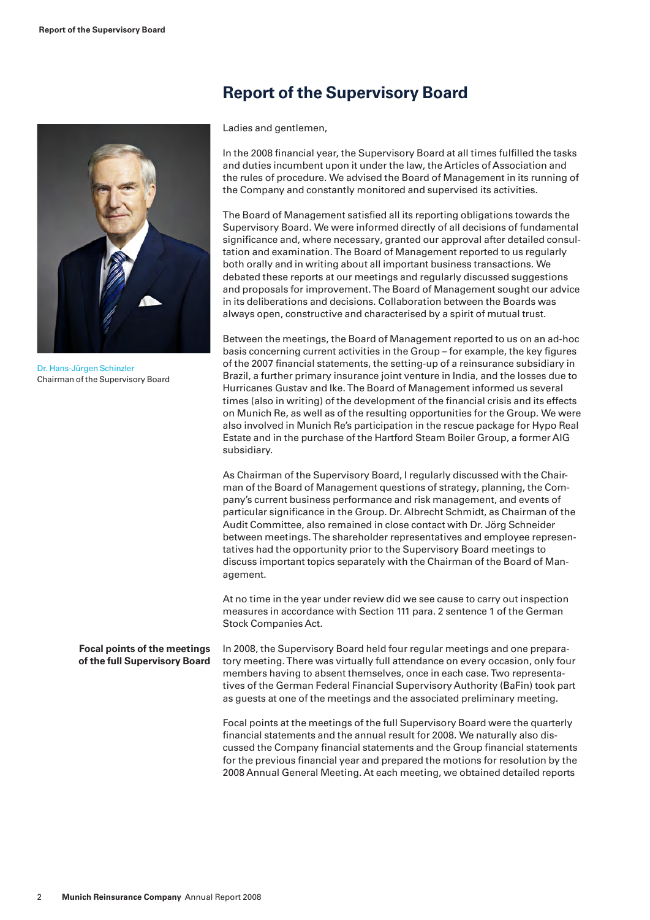# Report of the Supervisory Board

Dr. Hans-Jürgen Schinzler
Chairman of the Supervisory Board

Ladies and gentlemen,

In the 2008 financial year, the Supervisory Board at all times fulfilled the tasks and duties incumbent upon it under the law, the Articles of Association and the rules of procedure. We advised the Board of Management in its running of the Company and constantly monitored and supervised its activities.

The Board of Management satisfied all its reporting obligations towards the Supervisory Board. We were informed directly of all decisions of fundamental significance and, where necessary, granted our approval after detailed consultation and examination. The Board of Management reported to us regularly both orally and in writing about all important business transactions. We debated these reports at our meetings and regularly discussed suggestions and proposals for improvement. The Board of Management sought our advice in its deliberations and decisions. Collaboration between the Boards was always open, constructive and characterised by a spirit of mutual trust.

Between the meetings, the Board of Management reported to us on an ad-hoc basis concerning current activities in the Group – for example, the key figures of the 2007 financial statements, the setting-up of a reinsurance subsidiary in Brazil, a further primary insurance joint venture in India, and the losses due to Hurricanes Gustav and Ike. The Board of Management informed us several times (also in writing) of the development of the financial crisis and its effects on Munich Re, as well as of the resulting opportunities for the Group. We were also involved in Munich Re's participation in the rescue package for Hypo Real Estate and in the purchase of the Hartford Steam Boiler Group, a former AIG subsidiary.

As Chairman of the Supervisory Board, I regularly discussed with the Chairman of the Board of Management questions of strategy, planning, the Company's current business performance and risk management, and events of particular significance in the Group. Dr. Albrecht Schmidt, as Chairman of the Audit Committee, also remained in close contact with Dr. Jörg Schneider between meetings. The shareholder representatives and employee representatives had the opportunity prior to the Supervisory Board meetings to discuss important topics separately with the Chairman of the Board of Management.

At no time in the year under review did we see cause to carry out inspection measures in accordance with Section 111 para. 2 sentence 1 of the German Stock Companies Act.

## Focal points of the meetings of the full Supervisory Board

In 2008, the Supervisory Board held four regular meetings and one preparatory meeting. There was virtually full attendance on every occasion, only four members having to absent themselves, once in each case. Two representatives of the German Federal Financial Supervisory Authority (BaFin) took part as guests at one of the meetings and the associated preliminary meeting.

Focal points at the meetings of the full Supervisory Board were the quarterly financial statements and the annual result for 2008. We naturally also discussed the Company financial statements and the Group financial statements for the previous financial year and prepared the motions for resolution by the 2008 Annual General Meeting. At each meeting, we obtained detailed reports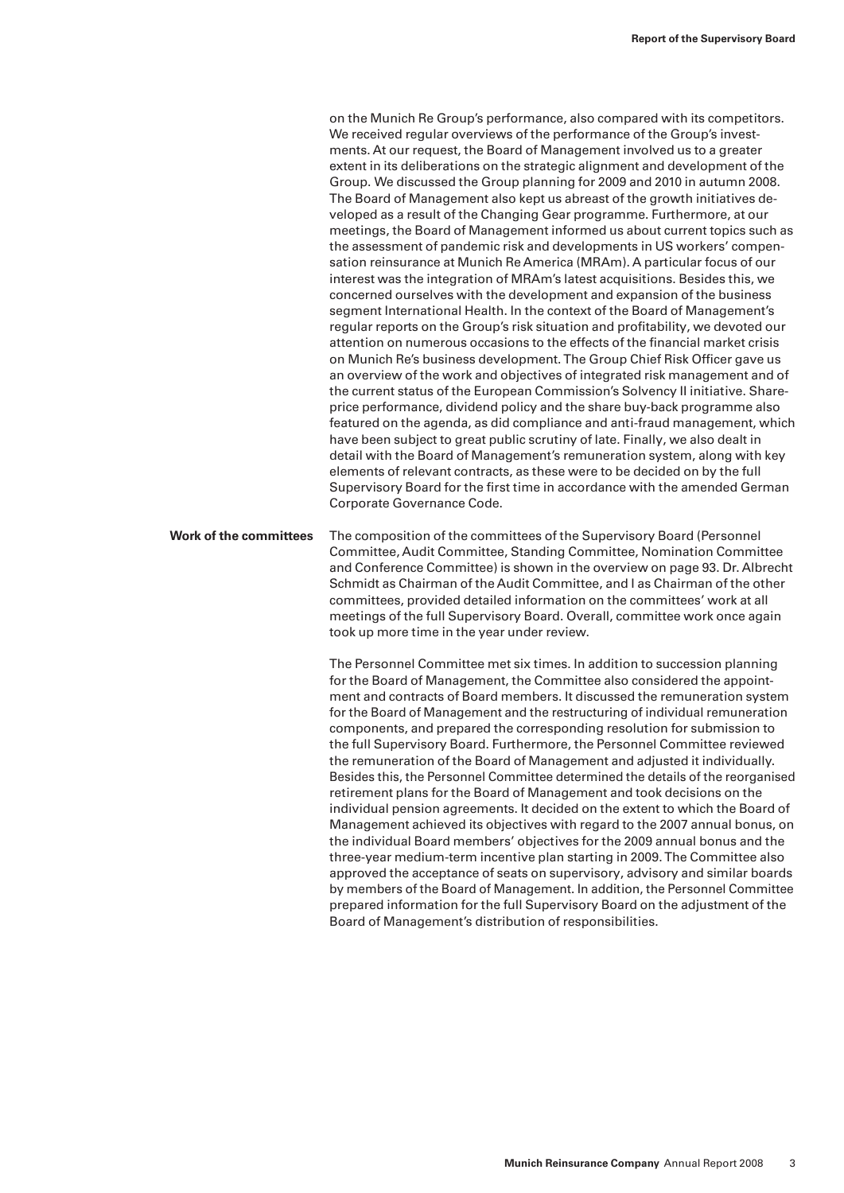on the Munich Re Group's performance, also compared with its competitors. We received regular overviews of the performance of the Group's investments. At our request, the Board of Management involved us to a greater extent in its deliberations on the strategic alignment and development of the Group. We discussed the Group planning for 2009 and 2010 in autumn 2008. The Board of Management also kept us abreast of the growth initiatives developed as a result of the Changing Gear programme. Furthermore, at our meetings, the Board of Management informed us about current topics such as the assessment of pandemic risk and developments in US workers' compensation reinsurance at Munich Re America (MRAm). A particular focus of our interest was the integration of MRAm's latest acquisitions. Besides this, we concerned ourselves with the development and expansion of the business segment International Health. In the context of the Board of Management's regular reports on the Group's risk situation and profitability, we devoted our attention on numerous occasions to the effects of the financial market crisis on Munich Re's business development. The Group Chief Risk Officer gave us an overview of the work and objectives of integrated risk management and of the current status of the European Commission's Solvency II initiative. Share-price performance, dividend policy and the share buy-back programme also featured on the agenda, as did compliance and anti-fraud management, which have been subject to great public scrutiny of late. Finally, we also dealt in detail with the Board of Management's remuneration system, along with key elements of relevant contracts, as these were to be decided on by the full Supervisory Board for the first time in accordance with the amended German Corporate Governance Code.

**Work of the committees**

The composition of the committees of the Supervisory Board (Personnel Committee, Audit Committee, Standing Committee, Nomination Committee and Conference Committee) is shown in the overview on page 93. Dr. Albrecht Schmidt as Chairman of the Audit Committee, and I as Chairman of the other committees, provided detailed information on the committees' work at all meetings of the full Supervisory Board. Overall, committee work once again took up more time in the year under review.

The Personnel Committee met six times. In addition to succession planning for the Board of Management, the Committee also considered the appointment and contracts of Board members. It discussed the remuneration system for the Board of Management and the restructuring of individual remuneration components, and prepared the corresponding resolution for submission to the full Supervisory Board. Furthermore, the Personnel Committee reviewed the remuneration of the Board of Management and adjusted it individually. Besides this, the Personnel Committee determined the details of the reorganised retirement plans for the Board of Management and took decisions on the individual pension agreements. It decided on the extent to which the Board of Management achieved its objectives with regard to the 2007 annual bonus, on the individual Board members' objectives for the 2009 annual bonus and the three-year medium-term incentive plan starting in 2009. The Committee also approved the acceptance of seats on supervisory, advisory and similar boards by members of the Board of Management. In addition, the Personnel Committee prepared information for the full Supervisory Board on the adjustment of the Board of Management's distribution of responsibilities.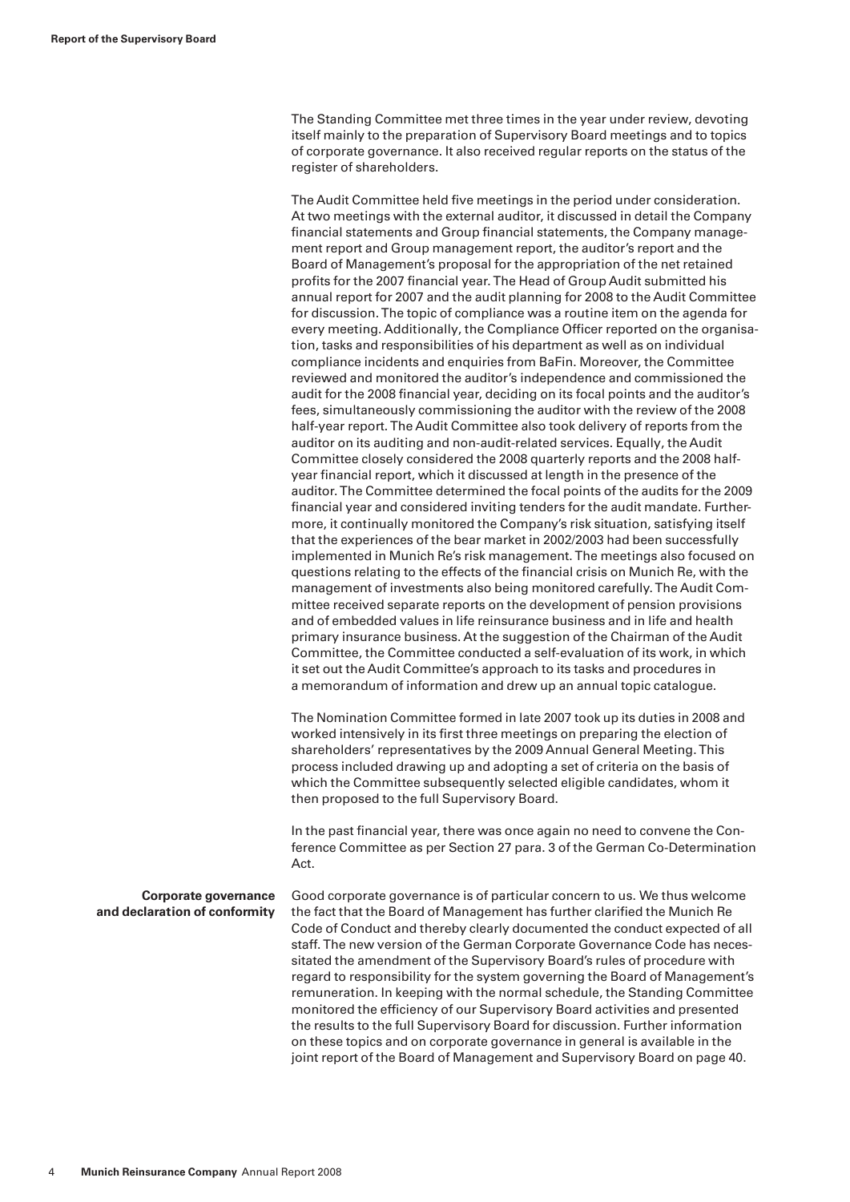The Standing Committee met three times in the year under review, devoting itself mainly to the preparation of Supervisory Board meetings and to topics of corporate governance. It also received regular reports on the status of the register of shareholders.

The Audit Committee held five meetings in the period under consideration. At two meetings with the external auditor, it discussed in detail the Company financial statements and Group financial statements, the Company management report and Group management report, the auditor's report and the Board of Management's proposal for the appropriation of the net retained profits for the 2007 financial year. The Head of Group Audit submitted his annual report for 2007 and the audit planning for 2008 to the Audit Committee for discussion. The topic of compliance was a routine item on the agenda for every meeting. Additionally, the Compliance Officer reported on the organisation, tasks and responsibilities of his department as well as on individual compliance incidents and enquiries from BaFin. Moreover, the Committee reviewed and monitored the auditor's independence and commissioned the audit for the 2008 financial year, deciding on its focal points and the auditor's fees, simultaneously commissioning the auditor with the review of the 2008 half-year report. The Audit Committee also took delivery of reports from the auditor on its auditing and non-audit-related services. Equally, the Audit Committee closely considered the 2008 quarterly reports and the 2008 half-year financial report, which it discussed at length in the presence of the auditor. The Committee determined the focal points of the audits for the 2009 financial year and considered inviting tenders for the audit mandate. Furthermore, it continually monitored the Company's risk situation, satisfying itself that the experiences of the bear market in 2002/2003 had been successfully implemented in Munich Re's risk management. The meetings also focused on questions relating to the effects of the financial crisis on Munich Re, with the management of investments also being monitored carefully. The Audit Committee received separate reports on the development of pension provisions and of embedded values in life reinsurance business and in life and health primary insurance business. At the suggestion of the Chairman of the Audit Committee, the Committee conducted a self-evaluation of its work, in which it set out the Audit Committee's approach to its tasks and procedures in a memorandum of information and drew up an annual topic catalogue.

The Nomination Committee formed in late 2007 took up its duties in 2008 and worked intensively in its first three meetings on preparing the election of shareholders' representatives by the 2009 Annual General Meeting. This process included drawing up and adopting a set of criteria on the basis of which the Committee subsequently selected eligible candidates, whom it then proposed to the full Supervisory Board.

In the past financial year, there was once again no need to convene the Conference Committee as per Section 27 para. 3 of the German Co-Determination Act.

**Corporate governance and declaration of conformity**

Good corporate governance is of particular concern to us. We thus welcome the fact that the Board of Management has further clarified the Munich Re Code of Conduct and thereby clearly documented the conduct expected of all staff. The new version of the German Corporate Governance Code has necessitated the amendment of the Supervisory Board's rules of procedure with regard to responsibility for the system governing the Board of Management's remuneration. In keeping with the normal schedule, the Standing Committee monitored the efficiency of our Supervisory Board activities and presented the results to the full Supervisory Board for discussion. Further information on these topics and on corporate governance in general is available in the joint report of the Board of Management and Supervisory Board on page 40.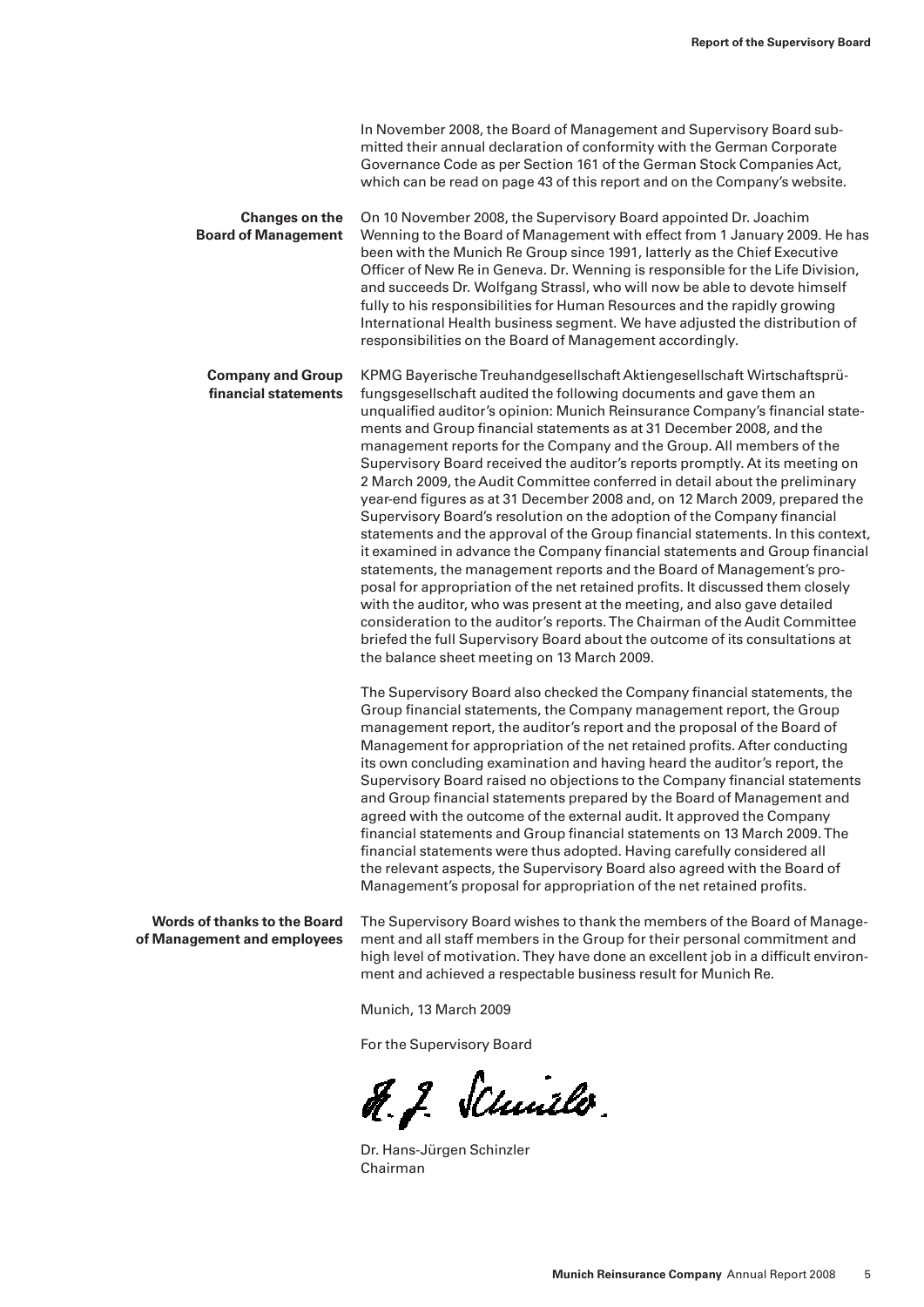In November 2008, the Board of Management and Supervisory Board submitted their annual declaration of conformity with the German Corporate Governance Code as per Section 161 of the German Stock Companies Act, which can be read on page 43 of this report and on the Company's website.

**Changes on the Board of Management**

On 10 November 2008, the Supervisory Board appointed Dr. Joachim Wenning to the Board of Management with effect from 1 January 2009. He has been with the Munich Re Group since 1991, latterly as the Chief Executive Officer of New Re in Geneva. Dr. Wenning is responsible for the Life Division, and succeeds Dr. Wolfgang Strassl, who will now be able to devote himself fully to his responsibilities for Human Resources and the rapidly growing International Health business segment. We have adjusted the distribution of responsibilities on the Board of Management accordingly.

**Company and Group financial statements**

KPMG Bayerische Treuhandgesellschaft Aktiengesellschaft Wirtschaftsprüfungsgesellschaft audited the following documents and gave them an unqualified auditor's opinion: Munich Reinsurance Company's financial statements and Group financial statements as at 31 December 2008, and the management reports for the Company and the Group. All members of the Supervisory Board received the auditor's reports promptly. At its meeting on 2 March 2009, the Audit Committee conferred in detail about the preliminary year-end figures as at 31 December 2008 and, on 12 March 2009, prepared the Supervisory Board's resolution on the adoption of the Company financial statements and the approval of the Group financial statements. In this context, it examined in advance the Company financial statements and Group financial statements, the management reports and the Board of Management's proposal for appropriation of the net retained profits. It discussed them closely with the auditor, who was present at the meeting, and also gave detailed consideration to the auditor's reports. The Chairman of the Audit Committee briefed the full Supervisory Board about the outcome of its consultations at the balance sheet meeting on 13 March 2009.

The Supervisory Board also checked the Company financial statements, the Group financial statements, the Company management report, the Group management report, the auditor's report and the proposal of the Board of Management for appropriation of the net retained profits. After conducting its own concluding examination and having heard the auditor's report, the Supervisory Board raised no objections to the Company financial statements and Group financial statements prepared by the Board of Management and agreed with the outcome of the external audit. It approved the Company financial statements and Group financial statements on 13 March 2009. The financial statements were thus adopted. Having carefully considered all the relevant aspects, the Supervisory Board also agreed with the Board of Management's proposal for appropriation of the net retained profits.

**Words of thanks to the Board of Management and employees**

The Supervisory Board wishes to thank the members of the Board of Management and all staff members in the Group for their personal commitment and high level of motivation. They have done an excellent job in a difficult environment and achieved a respectable business result for Munich Re.

Munich, 13 March 2009

For the Supervisory Board

Dr. Hans-Jürgen Schinzler
Chairman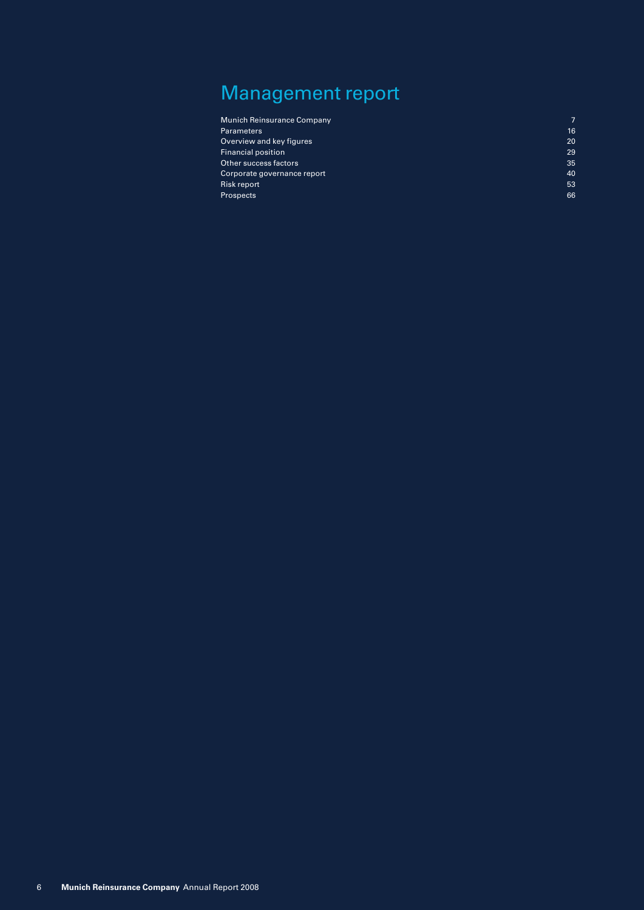# Management report

| | |
|---|---|
| Munich Reinsurance Company | 7 |
| Parameters | 16 |
| Overview and key figures | 20 |
| Financial position | 29 |
| Other success factors | 35 |
| Corporate governance report | 40 |
| Risk report | 53 |
| Prospects | 66 |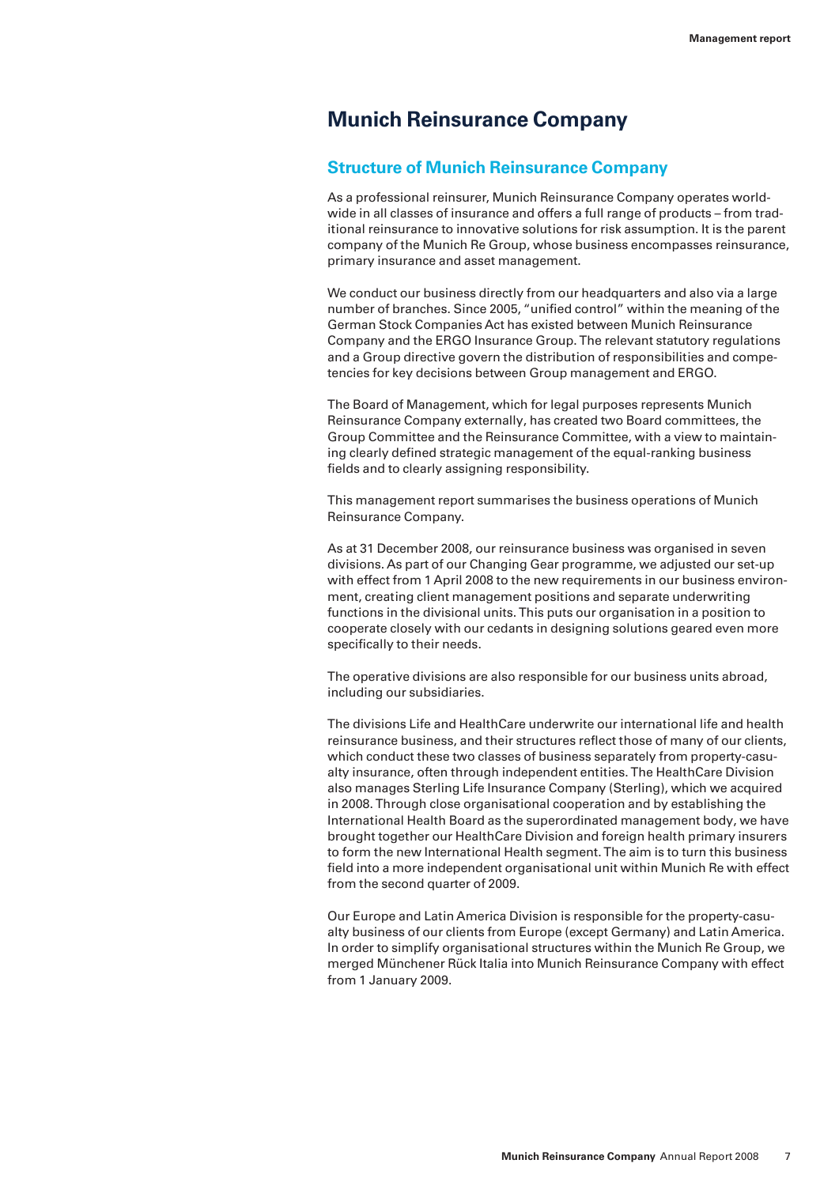# Munich Reinsurance Company

## Structure of Munich Reinsurance Company

As a professional reinsurer, Munich Reinsurance Company operates worldwide in all classes of insurance and offers a full range of products – from traditional reinsurance to innovative solutions for risk assumption. It is the parent company of the Munich Re Group, whose business encompasses reinsurance, primary insurance and asset management.

We conduct our business directly from our headquarters and also via a large number of branches. Since 2005, "unified control" within the meaning of the German Stock Companies Act has existed between Munich Reinsurance Company and the ERGO Insurance Group. The relevant statutory regulations and a Group directive govern the distribution of responsibilities and competencies for key decisions between Group management and ERGO.

The Board of Management, which for legal purposes represents Munich Reinsurance Company externally, has created two Board committees, the Group Committee and the Reinsurance Committee, with a view to maintaining clearly defined strategic management of the equal-ranking business fields and to clearly assigning responsibility.

This management report summarises the business operations of Munich Reinsurance Company.

As at 31 December 2008, our reinsurance business was organised in seven divisions. As part of our Changing Gear programme, we adjusted our set-up with effect from 1 April 2008 to the new requirements in our business environment, creating client management positions and separate underwriting functions in the divisional units. This puts our organisation in a position to cooperate closely with our cedants in designing solutions geared even more specifically to their needs.

The operative divisions are also responsible for our business units abroad, including our subsidiaries.

The divisions Life and HealthCare underwrite our international life and health reinsurance business, and their structures reflect those of many of our clients, which conduct these two classes of business separately from property-casualty insurance, often through independent entities. The HealthCare Division also manages Sterling Life Insurance Company (Sterling), which we acquired in 2008. Through close organisational cooperation and by establishing the International Health Board as the superordinated management body, we have brought together our HealthCare Division and foreign health primary insurers to form the new International Health segment. The aim is to turn this business field into a more independent organisational unit within Munich Re with effect from the second quarter of 2009.

Our Europe and Latin America Division is responsible for the property-casualty business of our clients from Europe (except Germany) and Latin America. In order to simplify organisational structures within the Munich Re Group, we merged Münchener Rück Italia into Munich Reinsurance Company with effect from 1 January 2009.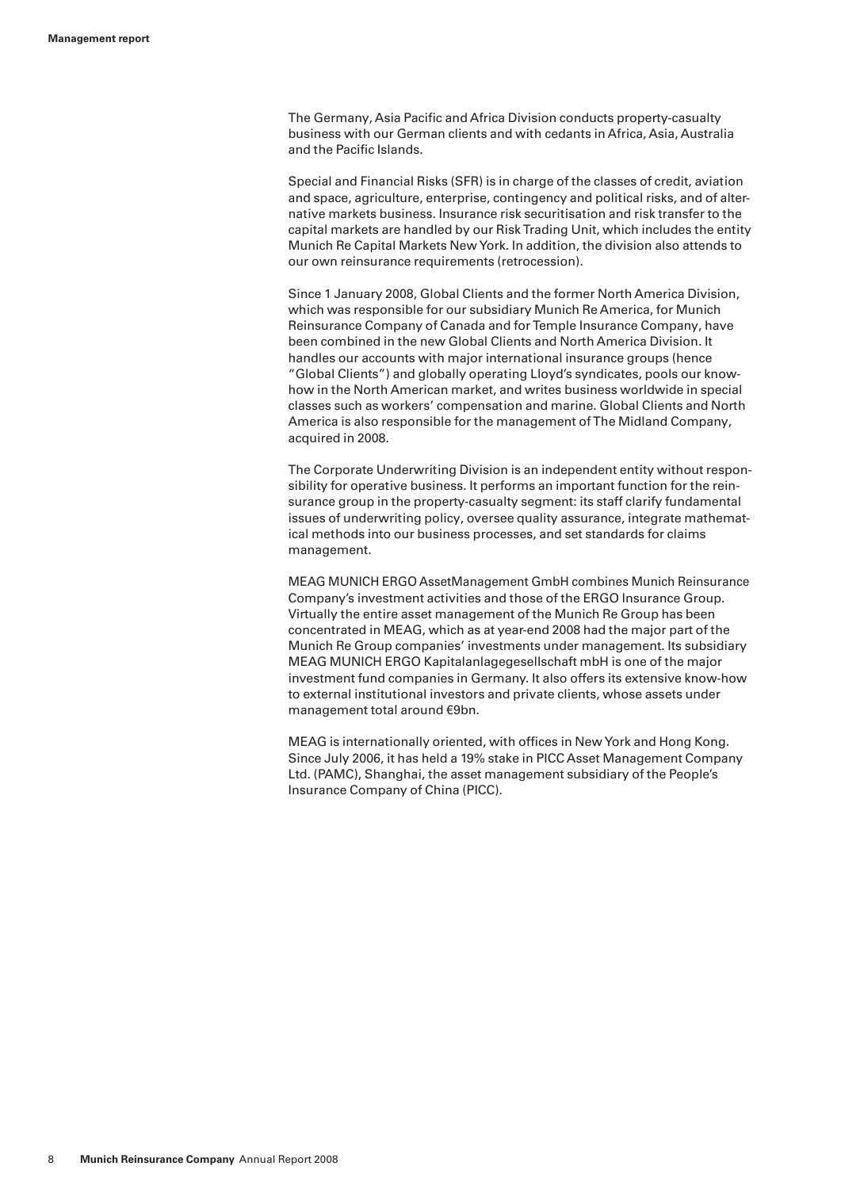The Germany, Asia Pacific and Africa Division conducts property-casualty business with our German clients and with cedants in Africa, Asia, Australia and the Pacific Islands.

Special and Financial Risks (SFR) is in charge of the classes of credit, aviation and space, agriculture, enterprise, contingency and political risks, and of alternative markets business. Insurance risk securitisation and risk transfer to the capital markets are handled by our Risk Trading Unit, which includes the entity Munich Re Capital Markets New York. In addition, the division also attends to our own reinsurance requirements (retrocession).

Since 1 January 2008, Global Clients and the former North America Division, which was responsible for our subsidiary Munich Re America, for Munich Reinsurance Company of Canada and for Temple Insurance Company, have been combined in the new Global Clients and North America Division. It handles our accounts with major international insurance groups (hence "Global Clients") and globally operating Lloyd's syndicates, pools our know-how in the North American market, and writes business worldwide in special classes such as workers' compensation and marine. Global Clients and North America is also responsible for the management of The Midland Company, acquired in 2008.

The Corporate Underwriting Division is an independent entity without responsibility for operative business. It performs an important function for the reinsurance group in the property-casualty segment: its staff clarify fundamental issues of underwriting policy, oversee quality assurance, integrate mathematical methods into our business processes, and set standards for claims management.

MEAG MUNICH ERGO AssetManagement GmbH combines Munich Reinsurance Company's investment activities and those of the ERGO Insurance Group. Virtually the entire asset management of the Munich Re Group has been concentrated in MEAG, which as at year-end 2008 had the major part of the Munich Re Group companies' investments under management. Its subsidiary MEAG MUNICH ERGO Kapitalanlagegesellschaft mbH is one of the major investment fund companies in Germany. It also offers its extensive know-how to external institutional investors and private clients, whose assets under management total around €9bn.

MEAG is internationally oriented, with offices in New York and Hong Kong. Since July 2006, it has held a 19% stake in PICC Asset Management Company Ltd. (PAMC), Shanghai, the asset management subsidiary of the People's Insurance Company of China (PICC).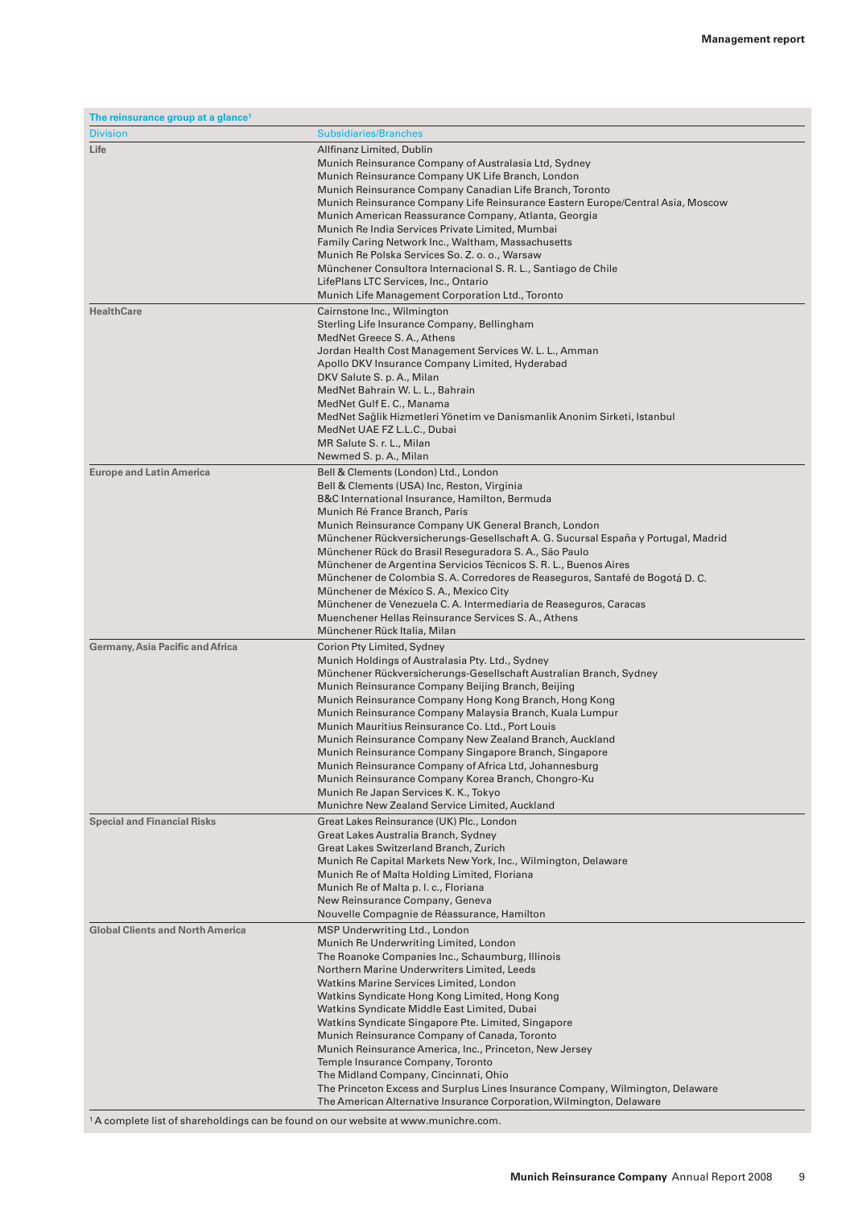**The reinsurance group at a glance**[1]

| Division | Subsidiaries/Branches |
|---|---|
| **Life** | Allfinanz Limited, Dublin<br>Munich Reinsurance Company of Australasia Ltd, Sydney<br>Munich Reinsurance Company UK Life Branch, London<br>Munich Reinsurance Company Canadian Life Branch, Toronto<br>Munich Reinsurance Company Life Reinsurance Eastern Europe/Central Asia, Moscow<br>Munich American Reassurance Company, Atlanta, Georgia<br>Munich Re India Services Private Limited, Mumbai<br>Family Caring Network Inc., Waltham, Massachusetts<br>Munich Re Polska Services So. Z. o. o., Warsaw<br>Münchener Consultora Internacional S. R. L., Santiago de Chile<br>LifePlans LTC Services, Inc., Ontario<br>Munich Life Management Corporation Ltd., Toronto |
| **HealthCare** | Cairnstone Inc., Wilmington<br>Sterling Life Insurance Company, Bellingham<br>MedNet Greece S. A., Athens<br>Jordan Health Cost Management Services W. L. L., Amman<br>Apollo DKV Insurance Company Limited, Hyderabad<br>DKV Salute S. p. A., Milan<br>MedNet Bahrain W. L. L., Bahrain<br>MedNet Gulf E. C., Manama<br>MedNet Sağlik Hizmetleri Yönetim ve Danismanlik Anonim Sirketi, Istanbul<br>MedNet UAE FZ L.L.C., Dubai<br>MR Salute S. r. L., Milan<br>Newmed S. p. A., Milan |
| **Europe and Latin America** | Bell & Clements (London) Ltd., London<br>Bell & Clements (USA) Inc, Reston, Virginia<br>B&C International Insurance, Hamilton, Bermuda<br>Munich Ré France Branch, Paris<br>Munich Reinsurance Company UK General Branch, London<br>Münchener Rückversicherungs-Gesellschaft A. G. Sucursal España y Portugal, Madrid<br>Münchener Rück do Brasil Resseguradora S. A., São Paulo<br>Münchener de Argentina Servicios Técnicos S. R. L., Buenos Aires<br>Münchener de Colombia S. A. Corredores de Reaseguros, Santafé de Bogotá D. C.<br>Münchener de México S. A., Mexico City<br>Münchener de Venezuela C. A. Intermediaria de Reaseguros, Caracas<br>Muenchener Hellas Reinsurance Services S. A., Athens<br>Münchener Rück Italia, Milan |
| **Germany, Asia Pacific and Africa** | Corion Pty Limited, Sydney<br>Munich Holdings of Australasia Pty. Ltd., Sydney<br>Münchener Rückversicherungs-Gesellschaft Australian Branch, Sydney<br>Munich Reinsurance Company Beijing Branch, Beijing<br>Munich Reinsurance Company Hong Kong Branch, Hong Kong<br>Munich Reinsurance Company Malaysia Branch, Kuala Lumpur<br>Munich Mauritius Reinsurance Co. Ltd., Port Louis<br>Munich Reinsurance Company New Zealand Branch, Auckland<br>Munich Reinsurance Company Singapore Branch, Singapore<br>Munich Reinsurance Company of Africa Ltd, Johannesburg<br>Munich Reinsurance Company Korea Branch, Chongro-Ku<br>Munich Re Japan Services K. K., Tokyo<br>Munichre New Zealand Service Limited, Auckland |
| **Special and Financial Risks** | Great Lakes Reinsurance (UK) Plc., London<br>Great Lakes Australia Branch, Sydney<br>Great Lakes Switzerland Branch, Zurich<br>Munich Re Capital Markets New York, Inc., Wilmington, Delaware<br>Munich Re of Malta Holding Limited, Floriana<br>Munich Re of Malta p. l. c., Floriana<br>New Reinsurance Company, Geneva<br>Nouvelle Compagnie de Réassurance, Hamilton |
| **Global Clients and North America** | MSP Underwriting Ltd., London<br>Munich Re Underwriting Limited, London<br>The Roanoke Companies Inc., Schaumburg, Illinois<br>Northern Marine Underwriters Limited, Leeds<br>Watkins Marine Services Limited, London<br>Watkins Syndicate Hong Kong Limited, Hong Kong<br>Watkins Syndicate Middle East Limited, Dubai<br>Watkins Syndicate Singapore Pte. Limited, Singapore<br>Munich Reinsurance Company of Canada, Toronto<br>Munich Reinsurance America, Inc., Princeton, New Jersey<br>Temple Insurance Company, Toronto<br>The Midland Company, Cincinnati, Ohio<br>The Princeton Excess and Surplus Lines Insurance Company, Wilmington, Delaware<br>The American Alternative Insurance Corporation, Wilmington, Delaware |

[1] A complete list of shareholdings can be found on our website at www.munichre.com.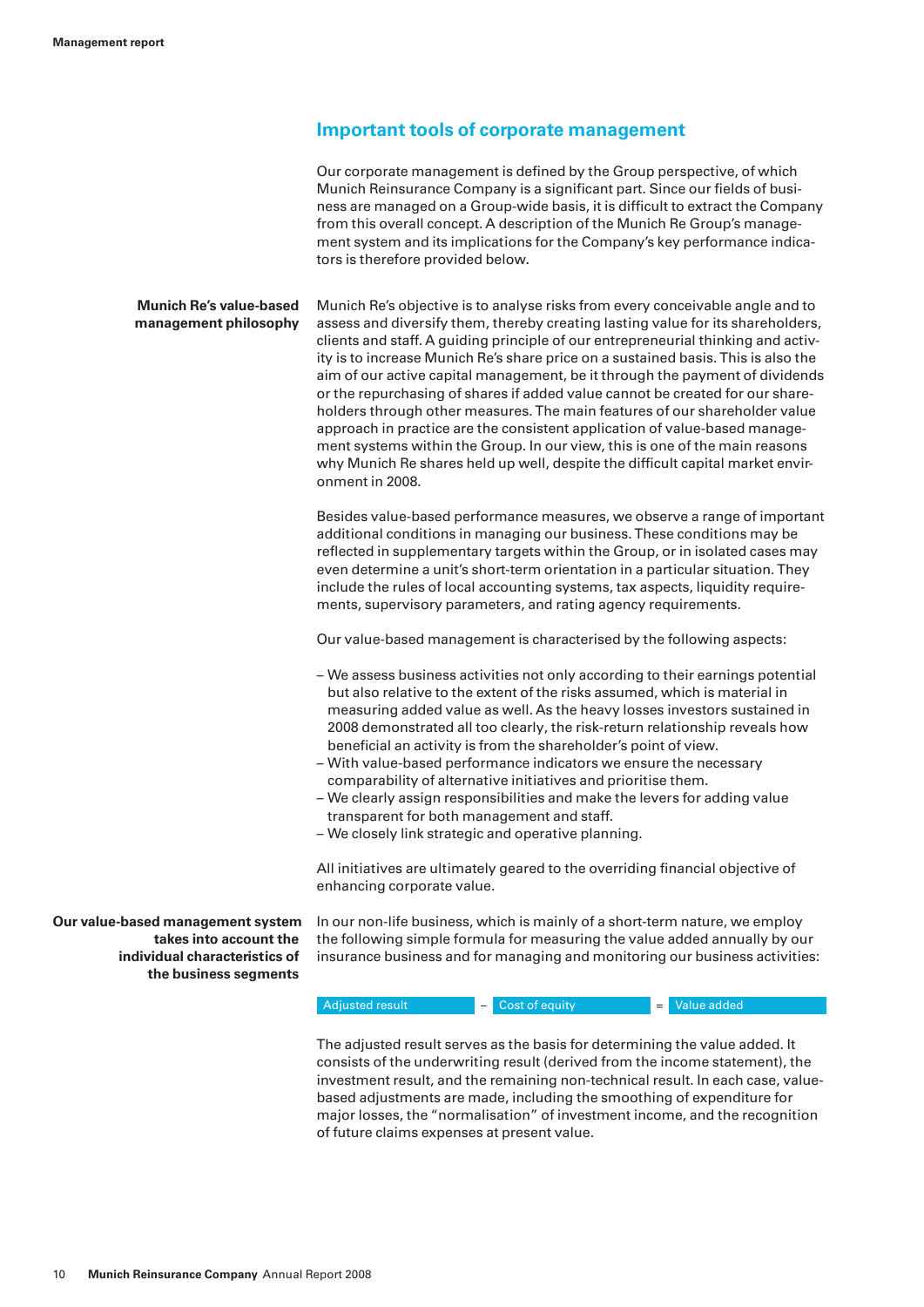## Important tools of corporate management

Our corporate management is defined by the Group perspective, of which Munich Reinsurance Company is a significant part. Since our fields of business are managed on a Group-wide basis, it is difficult to extract the Company from this overall concept. A description of the Munich Re Group's management system and its implications for the Company's key performance indicators is therefore provided below.

**Munich Re's value-based management philosophy**

Munich Re's objective is to analyse risks from every conceivable angle and to assess and diversify them, thereby creating lasting value for its shareholders, clients and staff. A guiding principle of our entrepreneurial thinking and activity is to increase Munich Re's share price on a sustained basis. This is also the aim of our active capital management, be it through the payment of dividends or the repurchasing of shares if added value cannot be created for our shareholders through other measures. The main features of our shareholder value approach in practice are the consistent application of value-based management systems within the Group. In our view, this is one of the main reasons why Munich Re shares held up well, despite the difficult capital market environment in 2008.

Besides value-based performance measures, we observe a range of important additional conditions in managing our business. These conditions may be reflected in supplementary targets within the Group, or in isolated cases may even determine a unit's short-term orientation in a particular situation. They include the rules of local accounting systems, tax aspects, liquidity requirements, supervisory parameters, and rating agency requirements.

Our value-based management is characterised by the following aspects:

- We assess business activities not only according to their earnings potential but also relative to the extent of the risks assumed, which is material in measuring added value as well. As the heavy losses investors sustained in 2008 demonstrated all too clearly, the risk-return relationship reveals how beneficial an activity is from the shareholder's point of view.
- With value-based performance indicators we ensure the necessary comparability of alternative initiatives and prioritise them.
- We clearly assign responsibilities and make the levers for adding value transparent for both management and staff.
- We closely link strategic and operative planning.

All initiatives are ultimately geared to the overriding financial objective of enhancing corporate value.

**Our value-based management system takes into account the individual characteristics of the business segments**

In our non-life business, which is mainly of a short-term nature, we employ the following simple formula for measuring the value added annually by our insurance business and for managing and monitoring our business activities:

Adjusted result – Cost of equity = Value added

The adjusted result serves as the basis for determining the value added. It consists of the underwriting result (derived from the income statement), the investment result, and the remaining non-technical result. In each case, value-based adjustments are made, including the smoothing of expenditure for major losses, the "normalisation" of investment income, and the recognition of future claims expenses at present value.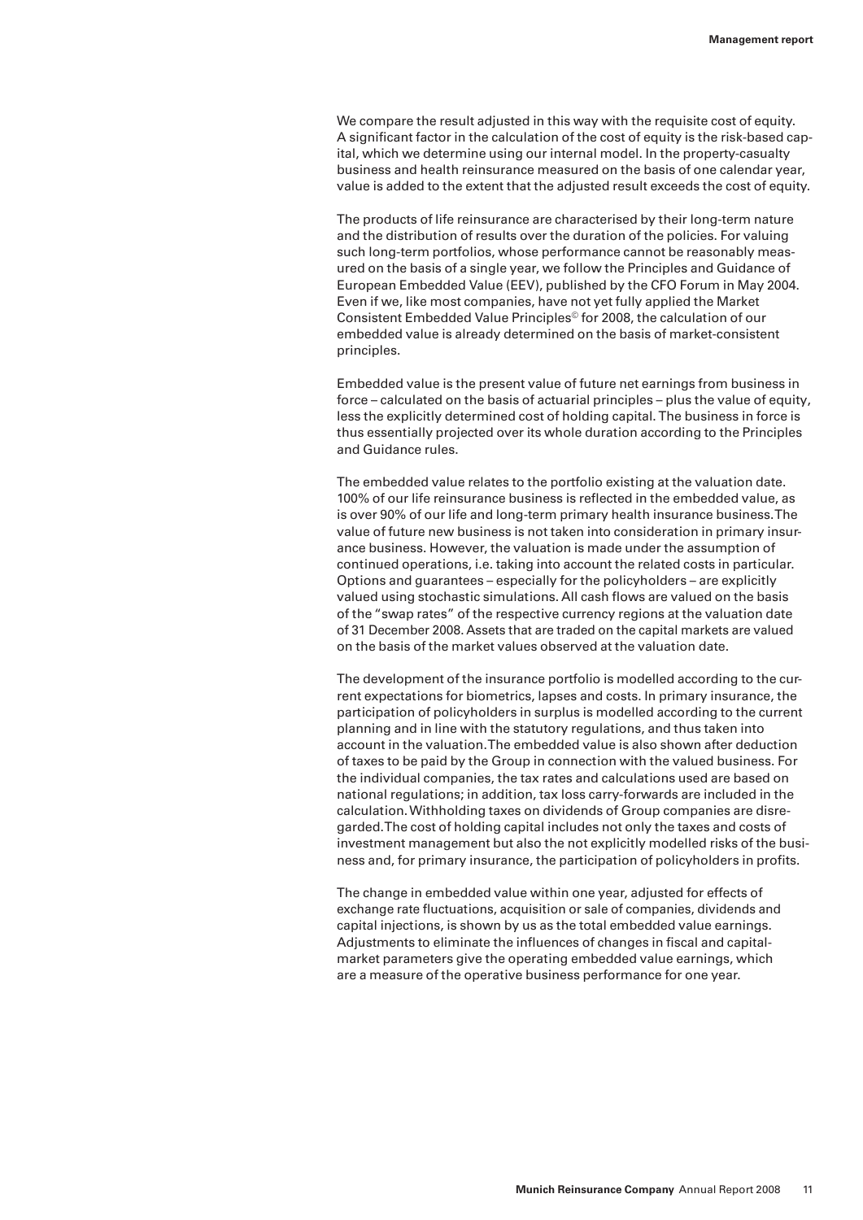We compare the result adjusted in this way with the requisite cost of equity. A significant factor in the calculation of the cost of equity is the risk-based capital, which we determine using our internal model. In the property-casualty business and health reinsurance measured on the basis of one calendar year, value is added to the extent that the adjusted result exceeds the cost of equity.

The products of life reinsurance are characterised by their long-term nature and the distribution of results over the duration of the policies. For valuing such long-term portfolios, whose performance cannot be reasonably measured on the basis of a single year, we follow the Principles and Guidance of European Embedded Value (EEV), published by the CFO Forum in May 2004. Even if we, like most companies, have not yet fully applied the Market Consistent Embedded Value Principles© for 2008, the calculation of our embedded value is already determined on the basis of market-consistent principles.

Embedded value is the present value of future net earnings from business in force – calculated on the basis of actuarial principles – plus the value of equity, less the explicitly determined cost of holding capital. The business in force is thus essentially projected over its whole duration according to the Principles and Guidance rules.

The embedded value relates to the portfolio existing at the valuation date. 100% of our life reinsurance business is reflected in the embedded value, as is over 90% of our life and long-term primary health insurance business. The value of future new business is not taken into consideration in primary insurance business. However, the valuation is made under the assumption of continued operations, i.e. taking into account the related costs in particular. Options and guarantees – especially for the policyholders – are explicitly valued using stochastic simulations. All cash flows are valued on the basis of the "swap rates" of the respective currency regions at the valuation date of 31 December 2008. Assets that are traded on the capital markets are valued on the basis of the market values observed at the valuation date.

The development of the insurance portfolio is modelled according to the current expectations for biometrics, lapses and costs. In primary insurance, the participation of policyholders in surplus is modelled according to the current planning and in line with the statutory regulations, and thus taken into account in the valuation. The embedded value is also shown after deduction of taxes to be paid by the Group in connection with the valued business. For the individual companies, the tax rates and calculations used are based on national regulations; in addition, tax loss carry-forwards are included in the calculation. Withholding taxes on dividends of Group companies are disregarded. The cost of holding capital includes not only the taxes and costs of investment management but also the not explicitly modelled risks of the business and, for primary insurance, the participation of policyholders in profits.

The change in embedded value within one year, adjusted for effects of exchange rate fluctuations, acquisition or sale of companies, dividends and capital injections, is shown by us as the total embedded value earnings. Adjustments to eliminate the influences of changes in fiscal and capital-market parameters give the operating embedded value earnings, which are a measure of the operative business performance for one year.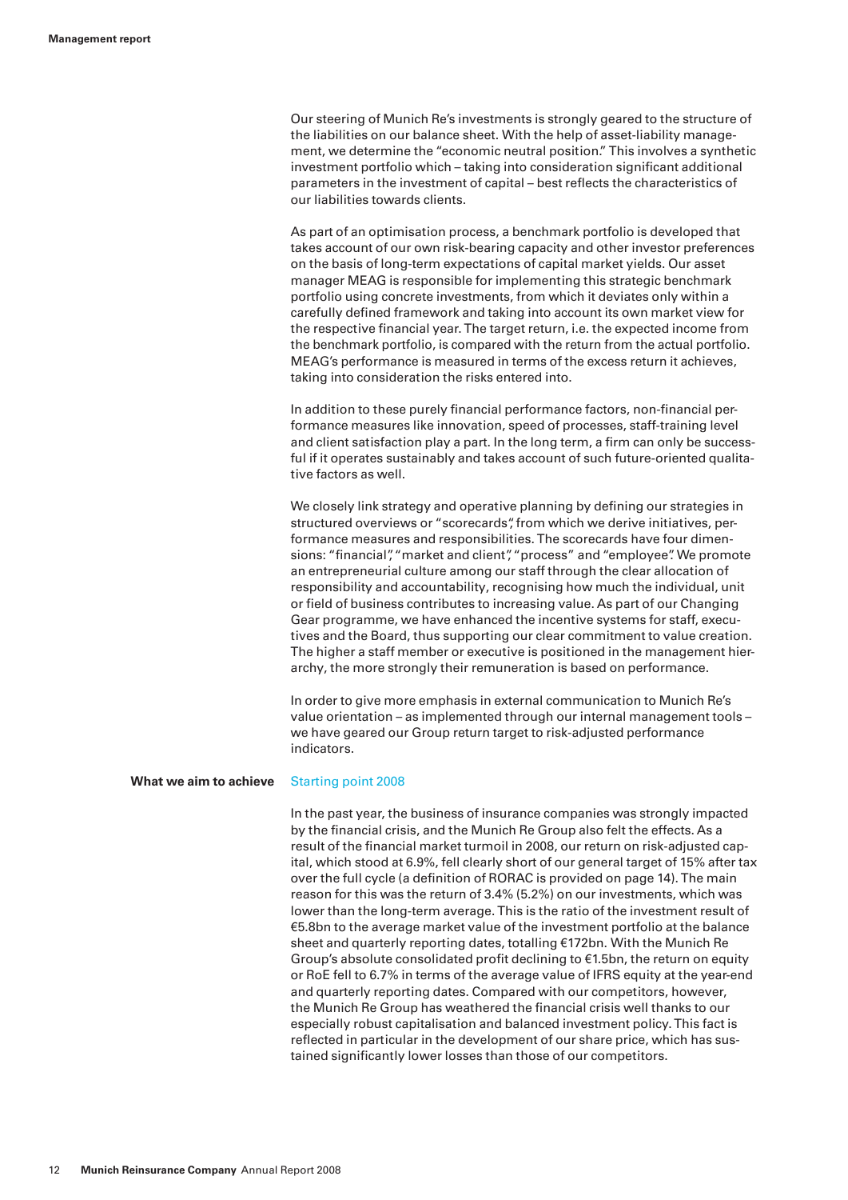Our steering of Munich Re's investments is strongly geared to the structure of the liabilities on our balance sheet. With the help of asset-liability management, we determine the "economic neutral position." This involves a synthetic investment portfolio which – taking into consideration significant additional parameters in the investment of capital – best reflects the characteristics of our liabilities towards clients.

As part of an optimisation process, a benchmark portfolio is developed that takes account of our own risk-bearing capacity and other investor preferences on the basis of long-term expectations of capital market yields. Our asset manager MEAG is responsible for implementing this strategic benchmark portfolio using concrete investments, from which it deviates only within a carefully defined framework and taking into account its own market view for the respective financial year. The target return, i.e. the expected income from the benchmark portfolio, is compared with the return from the actual portfolio. MEAG's performance is measured in terms of the excess return it achieves, taking into consideration the risks entered into.

In addition to these purely financial performance factors, non-financial performance measures like innovation, speed of processes, staff-training level and client satisfaction play a part. In the long term, a firm can only be successful if it operates sustainably and takes account of such future-oriented qualitative factors as well.

We closely link strategy and operative planning by defining our strategies in structured overviews or "scorecards", from which we derive initiatives, performance measures and responsibilities. The scorecards have four dimensions: "financial", "market and client", "process" and "employee". We promote an entrepreneurial culture among our staff through the clear allocation of responsibility and accountability, recognising how much the individual, unit or field of business contributes to increasing value. As part of our Changing Gear programme, we have enhanced the incentive systems for staff, executives and the Board, thus supporting our clear commitment to value creation. The higher a staff member or executive is positioned in the management hierarchy, the more strongly their remuneration is based on performance.

In order to give more emphasis in external communication to Munich Re's value orientation – as implemented through our internal management tools – we have geared our Group return target to risk-adjusted performance indicators.

## What we aim to achieve

### Starting point 2008

In the past year, the business of insurance companies was strongly impacted by the financial crisis, and the Munich Re Group also felt the effects. As a result of the financial market turmoil in 2008, our return on risk-adjusted capital, which stood at 6.9%, fell clearly short of our general target of 15% after tax over the full cycle (a definition of RORAC is provided on page 14). The main reason for this was the return of 3.4% (5.2%) on our investments, which was lower than the long-term average. This is the ratio of the investment result of €5.8bn to the average market value of the investment portfolio at the balance sheet and quarterly reporting dates, totalling €172bn. With the Munich Re Group's absolute consolidated profit declining to €1.5bn, the return on equity or RoE fell to 6.7% in terms of the average value of IFRS equity at the year-end and quarterly reporting dates. Compared with our competitors, however, the Munich Re Group has weathered the financial crisis well thanks to our especially robust capitalisation and balanced investment policy. This fact is reflected in particular in the development of our share price, which has sustained significantly lower losses than those of our competitors.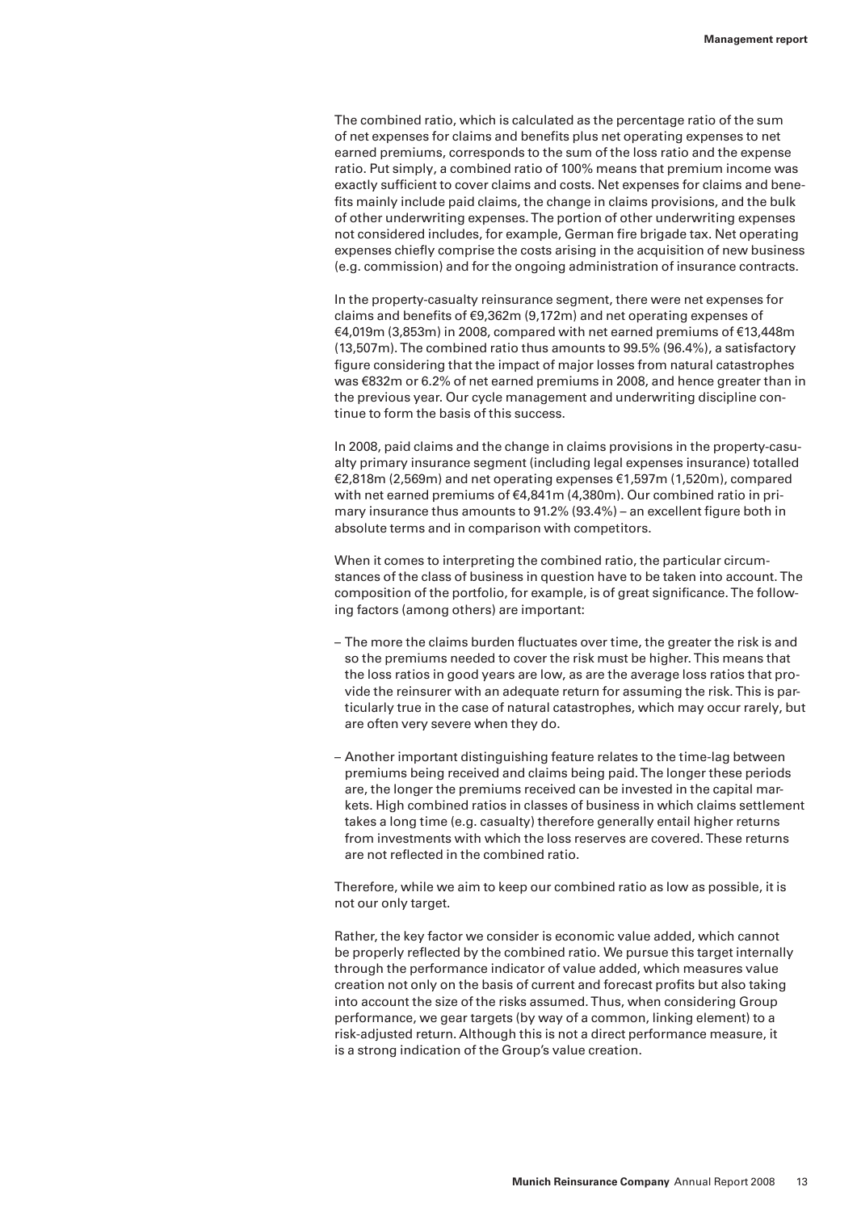The combined ratio, which is calculated as the percentage ratio of the sum of net expenses for claims and benefits plus net operating expenses to net earned premiums, corresponds to the sum of the loss ratio and the expense ratio. Put simply, a combined ratio of 100% means that premium income was exactly sufficient to cover claims and costs. Net expenses for claims and benefits mainly include paid claims, the change in claims provisions, and the bulk of other underwriting expenses. The portion of other underwriting expenses not considered includes, for example, German fire brigade tax. Net operating expenses chiefly comprise the costs arising in the acquisition of new business (e.g. commission) and for the ongoing administration of insurance contracts.

In the property-casualty reinsurance segment, there were net expenses for claims and benefits of €9,362m (9,172m) and net operating expenses of €4,019m (3,853m) in 2008, compared with net earned premiums of €13,448m (13,507m). The combined ratio thus amounts to 99.5% (96.4%), a satisfactory figure considering that the impact of major losses from natural catastrophes was €832m or 6.2% of net earned premiums in 2008, and hence greater than in the previous year. Our cycle management and underwriting discipline continue to form the basis of this success.

In 2008, paid claims and the change in claims provisions in the property-casualty primary insurance segment (including legal expenses insurance) totalled €2,818m (2,569m) and net operating expenses €1,597m (1,520m), compared with net earned premiums of €4,841m (4,380m). Our combined ratio in primary insurance thus amounts to 91.2% (93.4%) – an excellent figure both in absolute terms and in comparison with competitors.

When it comes to interpreting the combined ratio, the particular circumstances of the class of business in question have to be taken into account. The composition of the portfolio, for example, is of great significance. The following factors (among others) are important:

- The more the claims burden fluctuates over time, the greater the risk is and so the premiums needed to cover the risk must be higher. This means that the loss ratios in good years are low, as are the average loss ratios that provide the reinsurer with an adequate return for assuming the risk. This is particularly true in the case of natural catastrophes, which may occur rarely, but are often very severe when they do.
- Another important distinguishing feature relates to the time-lag between premiums being received and claims being paid. The longer these periods are, the longer the premiums received can be invested in the capital markets. High combined ratios in classes of business in which claims settlement takes a long time (e.g. casualty) therefore generally entail higher returns from investments with which the loss reserves are covered. These returns are not reflected in the combined ratio.

Therefore, while we aim to keep our combined ratio as low as possible, it is not our only target.

Rather, the key factor we consider is economic value added, which cannot be properly reflected by the combined ratio. We pursue this target internally through the performance indicator of value added, which measures value creation not only on the basis of current and forecast profits but also taking into account the size of the risks assumed. Thus, when considering Group performance, we gear targets (by way of a common, linking element) to a risk-adjusted return. Although this is not a direct performance measure, it is a strong indication of the Group's value creation.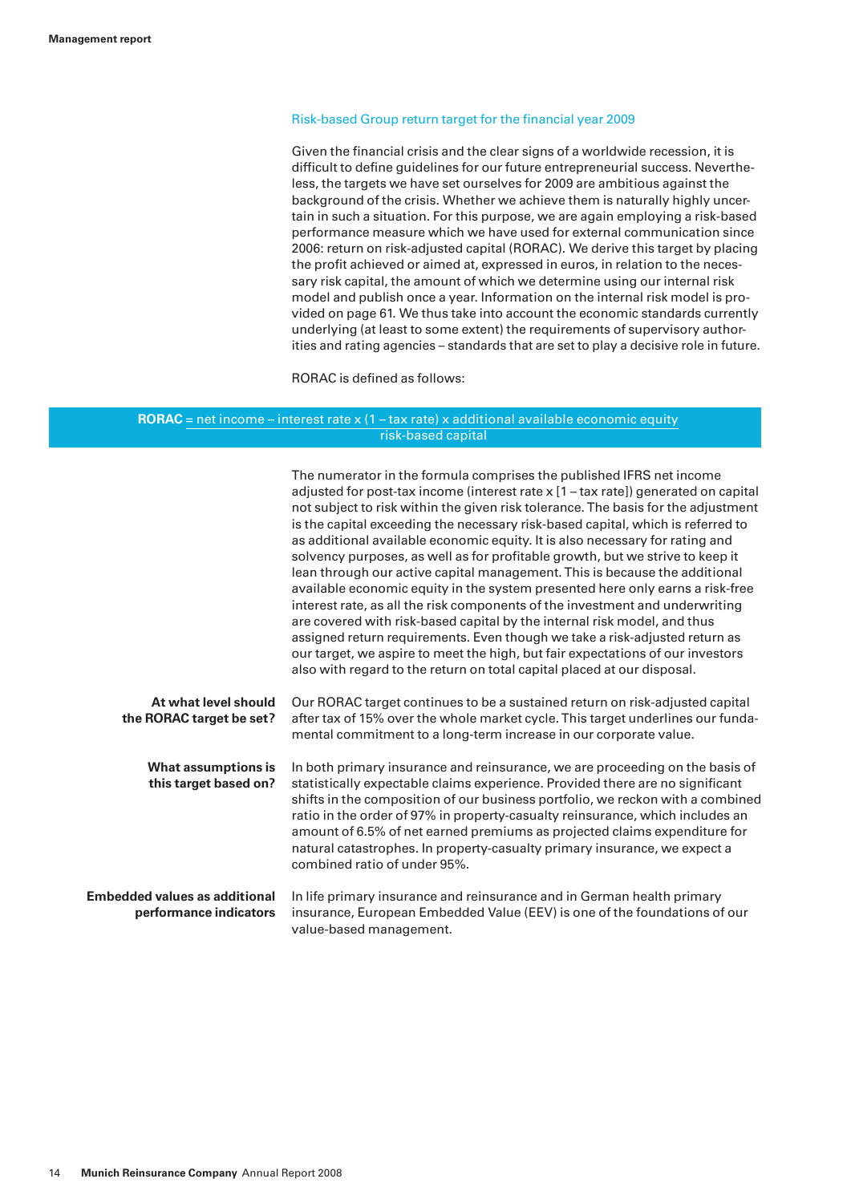## Risk-based Group return target for the financial year 2009

Given the financial crisis and the clear signs of a worldwide recession, it is difficult to define guidelines for our future entrepreneurial success. Nevertheless, the targets we have set ourselves for 2009 are ambitious against the background of the crisis. Whether we achieve them is naturally highly uncertain in such a situation. For this purpose, we are again employing a risk-based performance measure which we have used for external communication since 2006: return on risk-adjusted capital (RORAC). We derive this target by placing the profit achieved or aimed at, expressed in euros, in relation to the necessary risk capital, the amount of which we determine using our internal risk model and publish once a year. Information on the internal risk model is provided on page 61. We thus take into account the economic standards currently underlying (at least to some extent) the requirements of supervisory authorities and rating agencies – standards that are set to play a decisive role in future.

RORAC is defined as follows:

$$\textbf{RORAC} = \frac{\text{net income} - \text{interest rate} \times (1 - \text{tax rate}) \times \text{additional available economic equity}}{\text{risk-based capital}}$$

The numerator in the formula comprises the published IFRS net income adjusted for post-tax income (interest rate x [1 – tax rate]) generated on capital not subject to risk within the given risk tolerance. The basis for the adjustment is the capital exceeding the necessary risk-based capital, which is referred to as additional available economic equity. It is also necessary for rating and solvency purposes, as well as for profitable growth, but we strive to keep it lean through our active capital management. This is because the additional available economic equity in the system presented here only earns a risk-free interest rate, as all the risk components of the investment and underwriting are covered with risk-based capital by the internal risk model, and thus assigned return requirements. Even though we take a risk-adjusted return as our target, we aspire to meet the high, but fair expectations of our investors also with regard to the return on total capital placed at our disposal.

**At what level should the RORAC target be set?**

Our RORAC target continues to be a sustained return on risk-adjusted capital after tax of 15% over the whole market cycle. This target underlines our fundamental commitment to a long-term increase in our corporate value.

**What assumptions is this target based on?**

In both primary insurance and reinsurance, we are proceeding on the basis of statistically expectable claims experience. Provided there are no significant shifts in the composition of our business portfolio, we reckon with a combined ratio in the order of 97% in property-casualty reinsurance, which includes an amount of 6.5% of net earned premiums as projected claims expenditure for natural catastrophes. In property-casualty primary insurance, we expect a combined ratio of under 95%.

**Embedded values as additional performance indicators**

In life primary insurance and reinsurance and in German health primary insurance, European Embedded Value (EEV) is one of the foundations of our value-based management.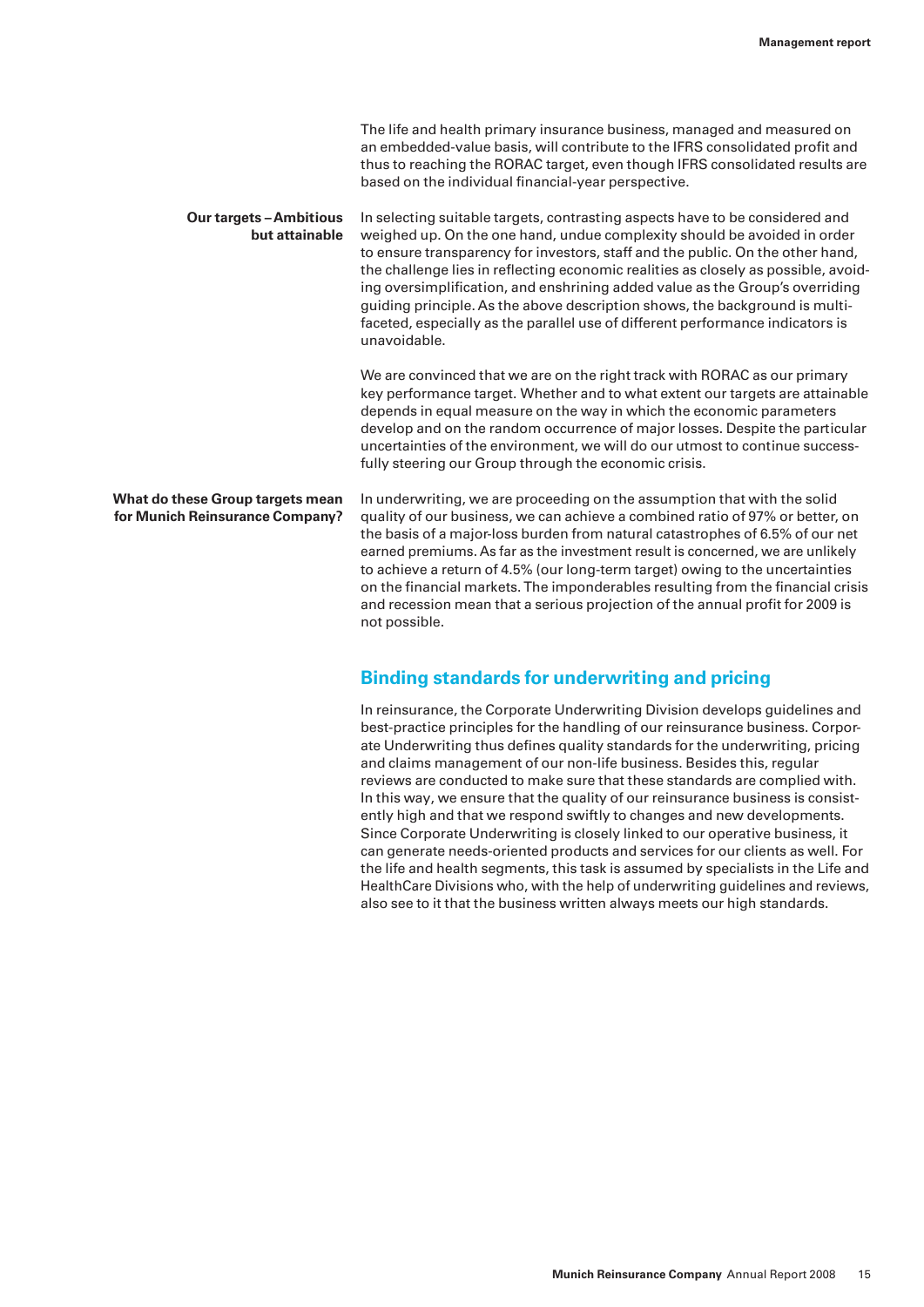The life and health primary insurance business, managed and measured on an embedded-value basis, will contribute to the IFRS consolidated profit and thus to reaching the RORAC target, even though IFRS consolidated results are based on the individual financial-year perspective.

**Our targets – Ambitious but attainable**

In selecting suitable targets, contrasting aspects have to be considered and weighed up. On the one hand, undue complexity should be avoided in order to ensure transparency for investors, staff and the public. On the other hand, the challenge lies in reflecting economic realities as closely as possible, avoiding oversimplification, and enshrining added value as the Group's overriding guiding principle. As the above description shows, the background is multifaceted, especially as the parallel use of different performance indicators is unavoidable.

We are convinced that we are on the right track with RORAC as our primary key performance target. Whether and to what extent our targets are attainable depends in equal measure on the way in which the economic parameters develop and on the random occurrence of major losses. Despite the particular uncertainties of the environment, we will do our utmost to continue successfully steering our Group through the economic crisis.

**What do these Group targets mean for Munich Reinsurance Company?**

In underwriting, we are proceeding on the assumption that with the solid quality of our business, we can achieve a combined ratio of 97% or better, on the basis of a major-loss burden from natural catastrophes of 6.5% of our net earned premiums. As far as the investment result is concerned, we are unlikely to achieve a return of 4.5% (our long-term target) owing to the uncertainties on the financial markets. The imponderables resulting from the financial crisis and recession mean that a serious projection of the annual profit for 2009 is not possible.

## Binding standards for underwriting and pricing

In reinsurance, the Corporate Underwriting Division develops guidelines and best-practice principles for the handling of our reinsurance business. Corporate Underwriting thus defines quality standards for the underwriting, pricing and claims management of our non-life business. Besides this, regular reviews are conducted to make sure that these standards are complied with. In this way, we ensure that the quality of our reinsurance business is consistently high and that we respond swiftly to changes and new developments. Since Corporate Underwriting is closely linked to our operative business, it can generate needs-oriented products and services for our clients as well. For the life and health segments, this task is assumed by specialists in the Life and HealthCare Divisions who, with the help of underwriting guidelines and reviews, also see to it that the business written always meets our high standards.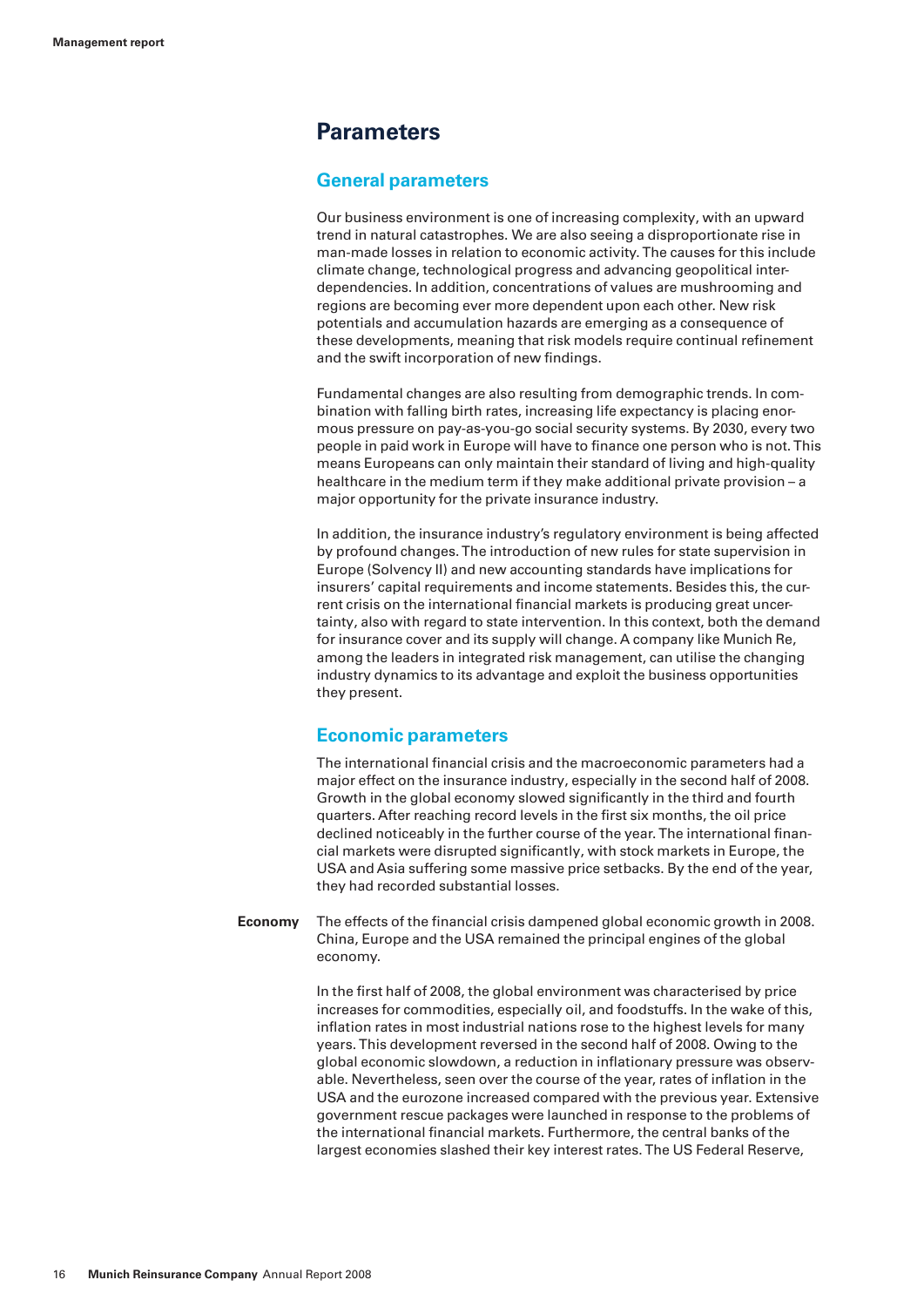# Parameters

## General parameters

Our business environment is one of increasing complexity, with an upward trend in natural catastrophes. We are also seeing a disproportionate rise in man-made losses in relation to economic activity. The causes for this include climate change, technological progress and advancing geopolitical interdependencies. In addition, concentrations of values are mushrooming and regions are becoming ever more dependent upon each other. New risk potentials and accumulation hazards are emerging as a consequence of these developments, meaning that risk models require continual refinement and the swift incorporation of new findings.

Fundamental changes are also resulting from demographic trends. In combination with falling birth rates, increasing life expectancy is placing enormous pressure on pay-as-you-go social security systems. By 2030, every two people in paid work in Europe will have to finance one person who is not. This means Europeans can only maintain their standard of living and high-quality healthcare in the medium term if they make additional private provision – a major opportunity for the private insurance industry.

In addition, the insurance industry's regulatory environment is being affected by profound changes. The introduction of new rules for state supervision in Europe (Solvency II) and new accounting standards have implications for insurers' capital requirements and income statements. Besides this, the current crisis on the international financial markets is producing great uncertainty, also with regard to state intervention. In this context, both the demand for insurance cover and its supply will change. A company like Munich Re, among the leaders in integrated risk management, can utilise the changing industry dynamics to its advantage and exploit the business opportunities they present.

## Economic parameters

The international financial crisis and the macroeconomic parameters had a major effect on the insurance industry, especially in the second half of 2008. Growth in the global economy slowed significantly in the third and fourth quarters. After reaching record levels in the first six months, the oil price declined noticeably in the further course of the year. The international financial markets were disrupted significantly, with stock markets in Europe, the USA and Asia suffering some massive price setbacks. By the end of the year, they had recorded substantial losses.

**Economy**

The effects of the financial crisis dampened global economic growth in 2008. China, Europe and the USA remained the principal engines of the global economy.

In the first half of 2008, the global environment was characterised by price increases for commodities, especially oil, and foodstuffs. In the wake of this, inflation rates in most industrial nations rose to the highest levels for many years. This development reversed in the second half of 2008. Owing to the global economic slowdown, a reduction in inflationary pressure was observable. Nevertheless, seen over the course of the year, rates of inflation in the USA and the eurozone increased compared with the previous year. Extensive government rescue packages were launched in response to the problems of the international financial markets. Furthermore, the central banks of the largest economies slashed their key interest rates. The US Federal Reserve,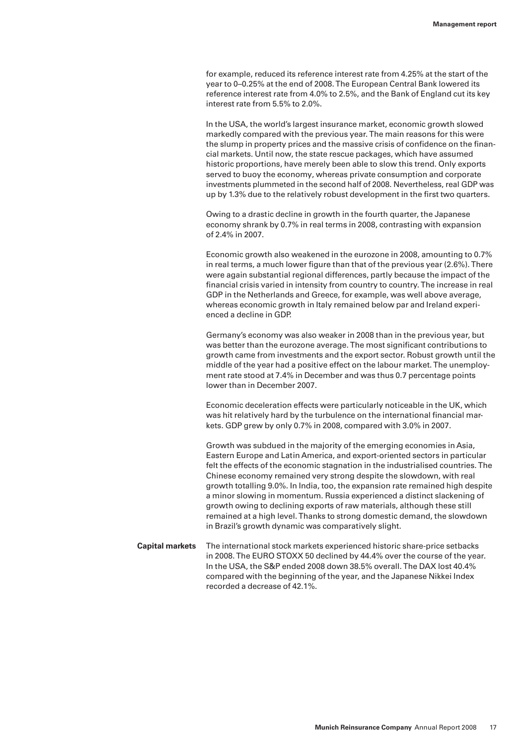for example, reduced its reference interest rate from 4.25% at the start of the year to 0–0.25% at the end of 2008. The European Central Bank lowered its reference interest rate from 4.0% to 2.5%, and the Bank of England cut its key interest rate from 5.5% to 2.0%.

In the USA, the world's largest insurance market, economic growth slowed markedly compared with the previous year. The main reasons for this were the slump in property prices and the massive crisis of confidence on the financial markets. Until now, the state rescue packages, which have assumed historic proportions, have merely been able to slow this trend. Only exports served to buoy the economy, whereas private consumption and corporate investments plummeted in the second half of 2008. Nevertheless, real GDP was up by 1.3% due to the relatively robust development in the first two quarters.

Owing to a drastic decline in growth in the fourth quarter, the Japanese economy shrank by 0.7% in real terms in 2008, contrasting with expansion of 2.4% in 2007.

Economic growth also weakened in the eurozone in 2008, amounting to 0.7% in real terms, a much lower figure than that of the previous year (2.6%). There were again substantial regional differences, partly because the impact of the financial crisis varied in intensity from country to country. The increase in real GDP in the Netherlands and Greece, for example, was well above average, whereas economic growth in Italy remained below par and Ireland experienced a decline in GDP.

Germany's economy was also weaker in 2008 than in the previous year, but was better than the eurozone average. The most significant contributions to growth came from investments and the export sector. Robust growth until the middle of the year had a positive effect on the labour market. The unemployment rate stood at 7.4% in December and was thus 0.7 percentage points lower than in December 2007.

Economic deceleration effects were particularly noticeable in the UK, which was hit relatively hard by the turbulence on the international financial markets. GDP grew by only 0.7% in 2008, compared with 3.0% in 2007.

Growth was subdued in the majority of the emerging economies in Asia, Eastern Europe and Latin America, and export-oriented sectors in particular felt the effects of the economic stagnation in the industrialised countries. The Chinese economy remained very strong despite the slowdown, with real growth totalling 9.0%. In India, too, the expansion rate remained high despite a minor slowing in momentum. Russia experienced a distinct slackening of growth owing to declining exports of raw materials, although these still remained at a high level. Thanks to strong domestic demand, the slowdown in Brazil's growth dynamic was comparatively slight.

**Capital markets**

The international stock markets experienced historic share-price setbacks in 2008. The EURO STOXX 50 declined by 44.4% over the course of the year. In the USA, the S&P ended 2008 down 38.5% overall. The DAX lost 40.4% compared with the beginning of the year, and the Japanese Nikkei Index recorded a decrease of 42.1%.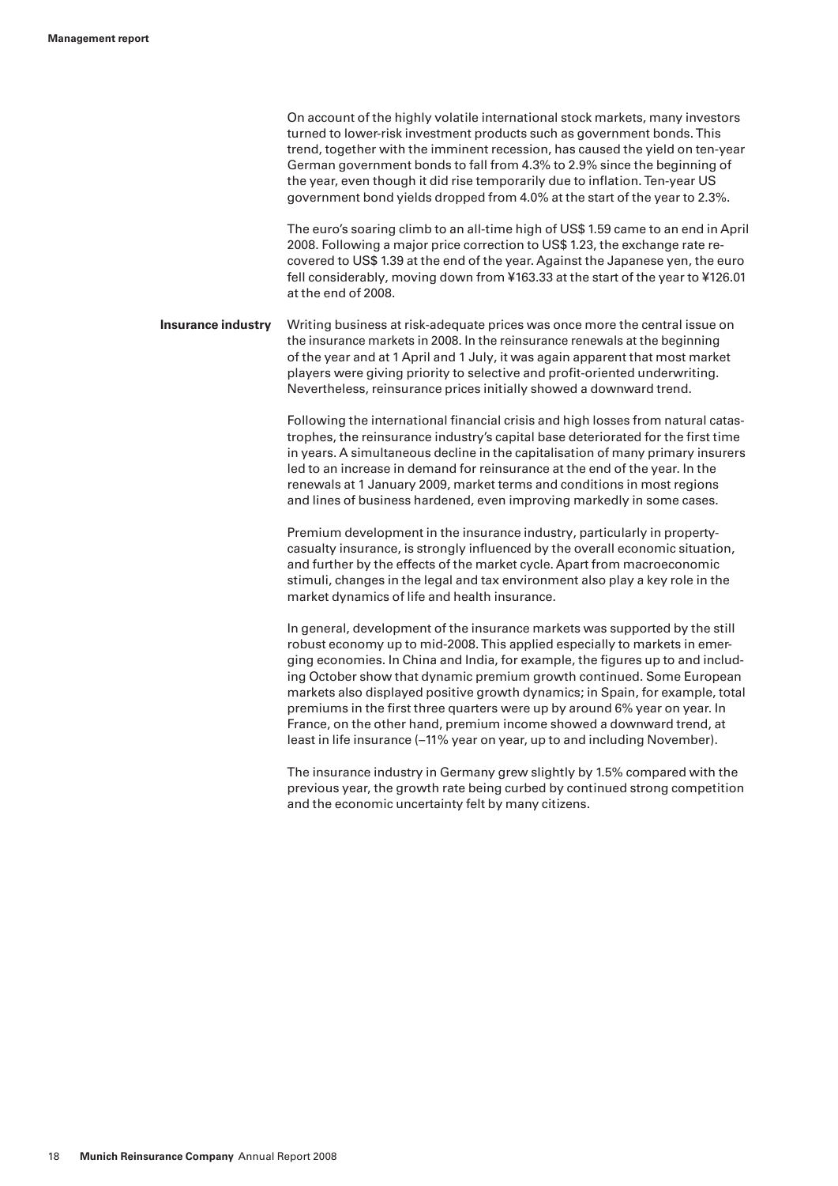On account of the highly volatile international stock markets, many investors turned to lower-risk investment products such as government bonds. This trend, together with the imminent recession, has caused the yield on ten-year German government bonds to fall from 4.3% to 2.9% since the beginning of the year, even though it did rise temporarily due to inflation. Ten-year US government bond yields dropped from 4.0% at the start of the year to 2.3%.

The euro's soaring climb to an all-time high of US$ 1.59 came to an end in April 2008. Following a major price correction to US$ 1.23, the exchange rate recovered to US$ 1.39 at the end of the year. Against the Japanese yen, the euro fell considerably, moving down from ¥163.33 at the start of the year to ¥126.01 at the end of 2008.

## Insurance industry

Writing business at risk-adequate prices was once more the central issue on the insurance markets in 2008. In the reinsurance renewals at the beginning of the year and at 1 April and 1 July, it was again apparent that most market players were giving priority to selective and profit-oriented underwriting. Nevertheless, reinsurance prices initially showed a downward trend.

Following the international financial crisis and high losses from natural catastrophes, the reinsurance industry's capital base deteriorated for the first time in years. A simultaneous decline in the capitalisation of many primary insurers led to an increase in demand for reinsurance at the end of the year. In the renewals at 1 January 2009, market terms and conditions in most regions and lines of business hardened, even improving markedly in some cases.

Premium development in the insurance industry, particularly in property-casualty insurance, is strongly influenced by the overall economic situation, and further by the effects of the market cycle. Apart from macroeconomic stimuli, changes in the legal and tax environment also play a key role in the market dynamics of life and health insurance.

In general, development of the insurance markets was supported by the still robust economy up to mid-2008. This applied especially to markets in emerging economies. In China and India, for example, the figures up to and including October show that dynamic premium growth continued. Some European markets also displayed positive growth dynamics; in Spain, for example, total premiums in the first three quarters were up by around 6% year on year. In France, on the other hand, premium income showed a downward trend, at least in life insurance (–11% year on year, up to and including November).

The insurance industry in Germany grew slightly by 1.5% compared with the previous year, the growth rate being curbed by continued strong competition and the economic uncertainty felt by many citizens.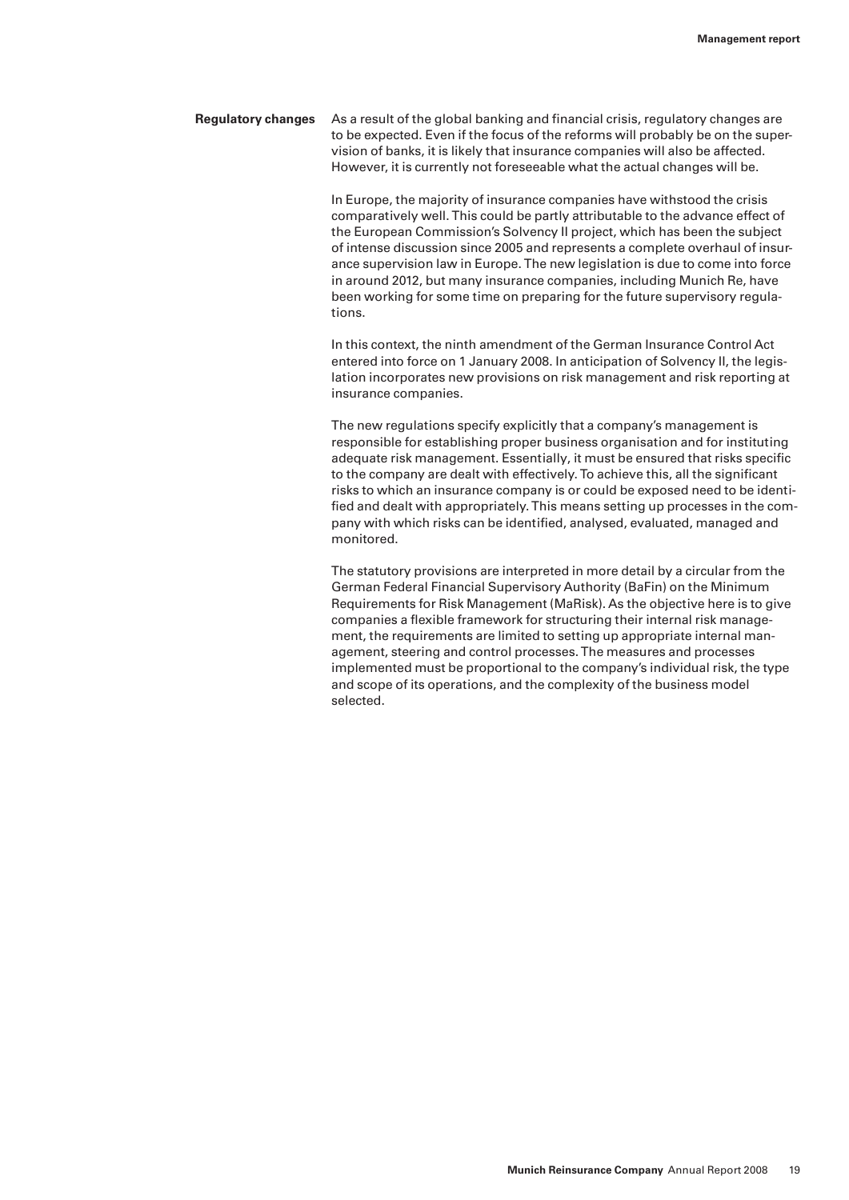## Regulatory changes

As a result of the global banking and financial crisis, regulatory changes are to be expected. Even if the focus of the reforms will probably be on the supervision of banks, it is likely that insurance companies will also be affected. However, it is currently not foreseeable what the actual changes will be.

In Europe, the majority of insurance companies have withstood the crisis comparatively well. This could be partly attributable to the advance effect of the European Commission's Solvency II project, which has been the subject of intense discussion since 2005 and represents a complete overhaul of insurance supervision law in Europe. The new legislation is due to come into force in around 2012, but many insurance companies, including Munich Re, have been working for some time on preparing for the future supervisory regulations.

In this context, the ninth amendment of the German Insurance Control Act entered into force on 1 January 2008. In anticipation of Solvency II, the legislation incorporates new provisions on risk management and risk reporting at insurance companies.

The new regulations specify explicitly that a company's management is responsible for establishing proper business organisation and for instituting adequate risk management. Essentially, it must be ensured that risks specific to the company are dealt with effectively. To achieve this, all the significant risks to which an insurance company is or could be exposed need to be identified and dealt with appropriately. This means setting up processes in the company with which risks can be identified, analysed, evaluated, managed and monitored.

The statutory provisions are interpreted in more detail by a circular from the German Federal Financial Supervisory Authority (BaFin) on the Minimum Requirements for Risk Management (MaRisk). As the objective here is to give companies a flexible framework for structuring their internal risk management, the requirements are limited to setting up appropriate internal management, steering and control processes. The measures and processes implemented must be proportional to the company's individual risk, the type and scope of its operations, and the complexity of the business model selected.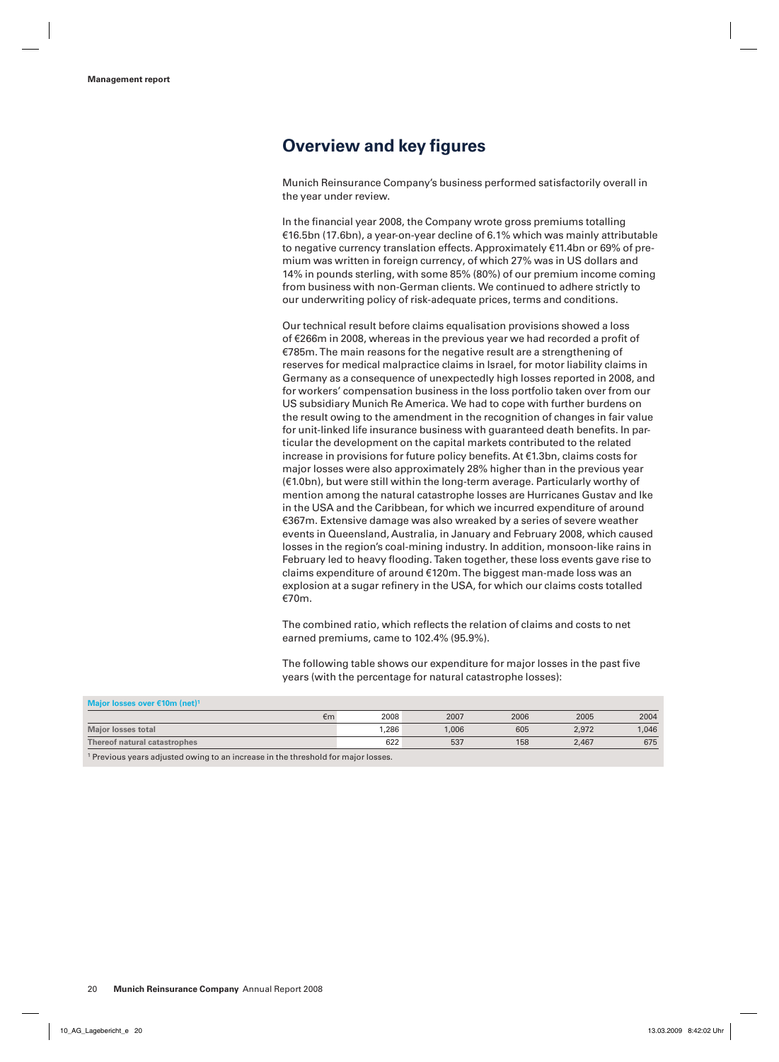## Overview and key figures

Munich Reinsurance Company's business performed satisfactorily overall in the year under review.

In the financial year 2008, the Company wrote gross premiums totalling €16.5bn (17.6bn), a year-on-year decline of 6.1% which was mainly attributable to negative currency translation effects. Approximately €11.4bn or 69% of premium was written in foreign currency, of which 27% was in US dollars and 14% in pounds sterling, with some 85% (80%) of our premium income coming from business with non-German clients. We continued to adhere strictly to our underwriting policy of risk-adequate prices, terms and conditions.

Our technical result before claims equalisation provisions showed a loss of €266m in 2008, whereas in the previous year we had recorded a profit of €785m. The main reasons for the negative result are a strengthening of reserves for medical malpractice claims in Israel, for motor liability claims in Germany as a consequence of unexpectedly high losses reported in 2008, and for workers' compensation business in the loss portfolio taken over from our US subsidiary Munich Re America. We had to cope with further burdens on the result owing to the amendment in the recognition of changes in fair value for unit-linked life insurance business with guaranteed death benefits. In particular the development on the capital markets contributed to the related increase in provisions for future policy benefits. At €1.3bn, claims costs for major losses were also approximately 28% higher than in the previous year (€1.0bn), but were still within the long-term average. Particularly worthy of mention among the natural catastrophe losses are Hurricanes Gustav and Ike in the USA and the Caribbean, for which we incurred expenditure of around €367m. Extensive damage was also wreaked by a series of severe weather events in Queensland, Australia, in January and February 2008, which caused losses in the region's coal-mining industry. In addition, monsoon-like rains in February led to heavy flooding. Taken together, these loss events gave rise to claims expenditure of around €120m. The biggest man-made loss was an explosion at a sugar refinery in the USA, for which our claims costs totalled €70m.

The combined ratio, which reflects the relation of claims and costs to net earned premiums, came to 102.4% (95.9%).

The following table shows our expenditure for major losses in the past five years (with the percentage for natural catastrophe losses):

**Major losses over €10m (net)[1]**

| €m | 2008 | 2007 | 2006 | 2005 | 2004 |
|---|---|---|---|---|---|
| Major losses total | 1,286 | 1,006 | 605 | 2,972 | 1,046 |
| Thereof natural catastrophes | 622 | 537 | 158 | 2,467 | 675 |

[1] Previous years adjusted owing to an increase in the threshold for major losses.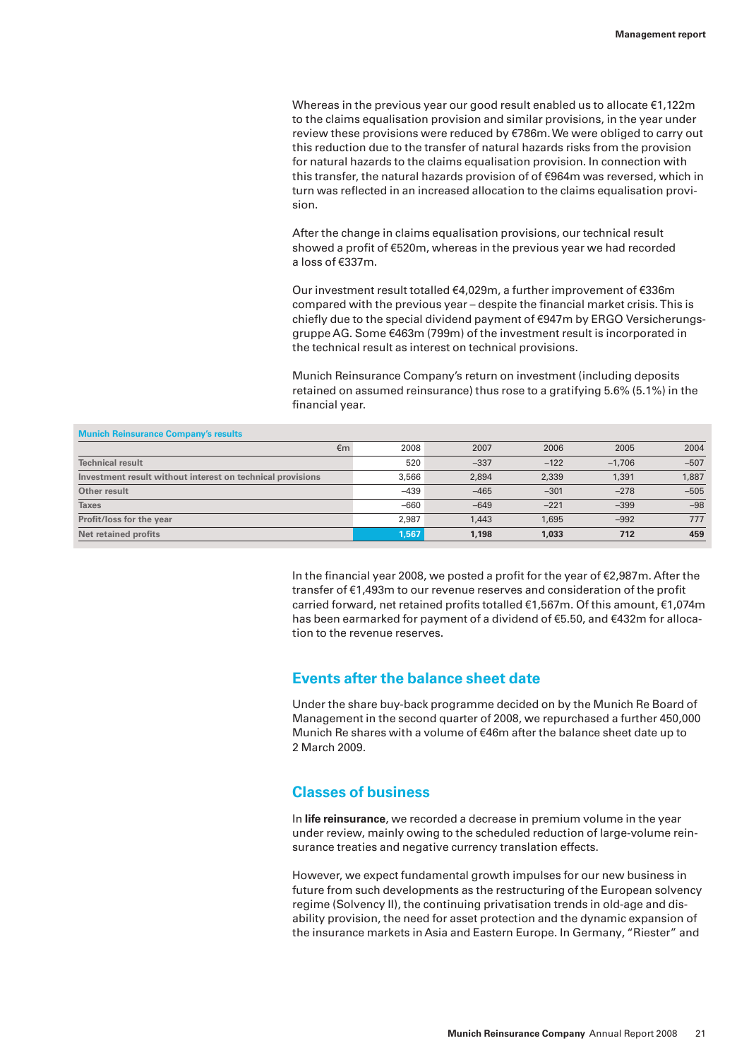Whereas in the previous year our good result enabled us to allocate €1,122m to the claims equalisation provision and similar provisions, in the year under review these provisions were reduced by €786m. We were obliged to carry out this reduction due to the transfer of natural hazards risks from the provision for natural hazards to the claims equalisation provision. In connection with this transfer, the natural hazards provision of of €964m was reversed, which in turn was reflected in an increased allocation to the claims equalisation provision.

After the change in claims equalisation provisions, our technical result showed a profit of €520m, whereas in the previous year we had recorded a loss of €337m.

Our investment result totalled €4,029m, a further improvement of €336m compared with the previous year – despite the financial market crisis. This is chiefly due to the special dividend payment of €947m by ERGO Versicherungsgruppe AG. Some €463m (799m) of the investment result is incorporated in the technical result as interest on technical provisions.

Munich Reinsurance Company's return on investment (including deposits retained on assumed reinsurance) thus rose to a gratifying 5.6% (5.1%) in the financial year.

**Munich Reinsurance Company's results**

| €m | 2008 | 2007 | 2006 | 2005 | 2004 |
|---|---|---|---|---|---|
| Technical result | 520 | –337 | –122 | –1,706 | –507 |
| Investment result without interest on technical provisions | 3,566 | 2,894 | 2,339 | 1,391 | 1,887 |
| Other result | –439 | –465 | –301 | –278 | –505 |
| Taxes | –660 | –649 | –221 | –399 | –98 |
| Profit/loss for the year | 2,987 | 1,443 | 1,695 | –992 | 777 |
| **Net retained profits** | **1,567** | **1,198** | **1,033** | **712** | **459** |

In the financial year 2008, we posted a profit for the year of €2,987m. After the transfer of €1,493m to our revenue reserves and consideration of the profit carried forward, net retained profits totalled €1,567m. Of this amount, €1,074m has been earmarked for payment of a dividend of €5.50, and €432m for allocation to the revenue reserves.

## Events after the balance sheet date

Under the share buy-back programme decided on by the Munich Re Board of Management in the second quarter of 2008, we repurchased a further 450,000 Munich Re shares with a volume of €46m after the balance sheet date up to 2 March 2009.

## Classes of business

In **life reinsurance**, we recorded a decrease in premium volume in the year under review, mainly owing to the scheduled reduction of large-volume reinsurance treaties and negative currency translation effects.

However, we expect fundamental growth impulses for our new business in future from such developments as the restructuring of the European solvency regime (Solvency II), the continuing privatisation trends in old-age and disability provision, the need for asset protection and the dynamic expansion of the insurance markets in Asia and Eastern Europe. In Germany, "Riester" and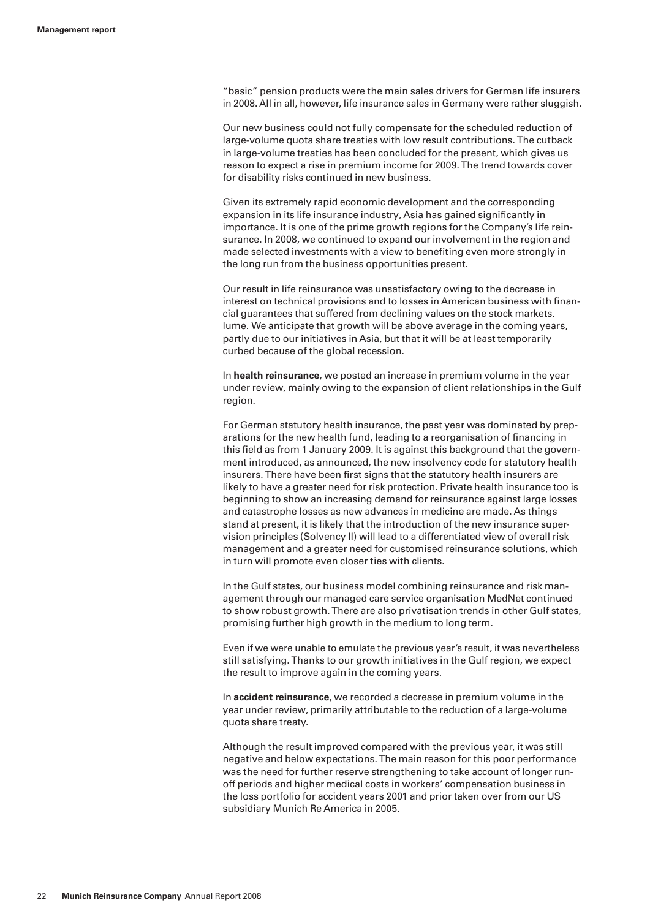"basic" pension products were the main sales drivers for German life insurers in 2008. All in all, however, life insurance sales in Germany were rather sluggish.

Our new business could not fully compensate for the scheduled reduction of large-volume quota share treaties with low result contributions. The cutback in large-volume treaties has been concluded for the present, which gives us reason to expect a rise in premium income for 2009. The trend towards cover for disability risks continued in new business.

Given its extremely rapid economic development and the corresponding expansion in its life insurance industry, Asia has gained significantly in importance. It is one of the prime growth regions for the Company's life reinsurance. In 2008, we continued to expand our involvement in the region and made selected investments with a view to benefiting even more strongly in the long run from the business opportunities present.

Our result in life reinsurance was unsatisfactory owing to the decrease in interest on technical provisions and to losses in American business with financial guarantees that suffered from declining values on the stock markets. lume. We anticipate that growth will be above average in the coming years, partly due to our initiatives in Asia, but that it will be at least temporarily curbed because of the global recession.

In **health reinsurance**, we posted an increase in premium volume in the year under review, mainly owing to the expansion of client relationships in the Gulf region.

For German statutory health insurance, the past year was dominated by preparations for the new health fund, leading to a reorganisation of financing in this field as from 1 January 2009. It is against this background that the government introduced, as announced, the new insolvency code for statutory health insurers. There have been first signs that the statutory health insurers are likely to have a greater need for risk protection. Private health insurance too is beginning to show an increasing demand for reinsurance against large losses and catastrophe losses as new advances in medicine are made. As things stand at present, it is likely that the introduction of the new insurance supervision principles (Solvency II) will lead to a differentiated view of overall risk management and a greater need for customised reinsurance solutions, which in turn will promote even closer ties with clients.

In the Gulf states, our business model combining reinsurance and risk management through our managed care service organisation MedNet continued to show robust growth. There are also privatisation trends in other Gulf states, promising further high growth in the medium to long term.

Even if we were unable to emulate the previous year's result, it was nevertheless still satisfying. Thanks to our growth initiatives in the Gulf region, we expect the result to improve again in the coming years.

In **accident reinsurance**, we recorded a decrease in premium volume in the year under review, primarily attributable to the reduction of a large-volume quota share treaty.

Although the result improved compared with the previous year, it was still negative and below expectations. The main reason for this poor performance was the need for further reserve strengthening to take account of longer run-off periods and higher medical costs in workers' compensation business in the loss portfolio for accident years 2001 and prior taken over from our US subsidiary Munich Re America in 2005.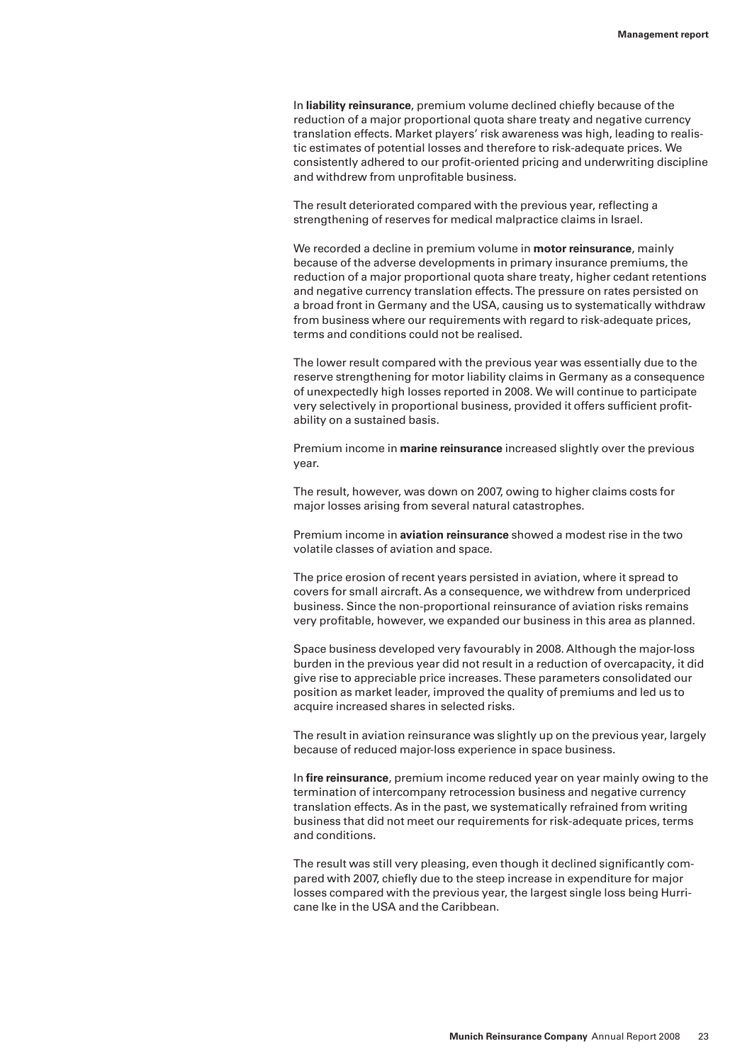In **liability reinsurance**, premium volume declined chiefly because of the reduction of a major proportional quota share treaty and negative currency translation effects. Market players' risk awareness was high, leading to realistic estimates of potential losses and therefore to risk-adequate prices. We consistently adhered to our profit-oriented pricing and underwriting discipline and withdrew from unprofitable business.

The result deteriorated compared with the previous year, reflecting a strengthening of reserves for medical malpractice claims in Israel.

We recorded a decline in premium volume in **motor reinsurance**, mainly because of the adverse developments in primary insurance premiums, the reduction of a major proportional quota share treaty, higher cedant retentions and negative currency translation effects. The pressure on rates persisted on a broad front in Germany and the USA, causing us to systematically withdraw from business where our requirements with regard to risk-adequate prices, terms and conditions could not be realised.

The lower result compared with the previous year was essentially due to the reserve strengthening for motor liability claims in Germany as a consequence of unexpectedly high losses reported in 2008. We will continue to participate very selectively in proportional business, provided it offers sufficient profitability on a sustained basis.

Premium income in **marine reinsurance** increased slightly over the previous year.

The result, however, was down on 2007, owing to higher claims costs for major losses arising from several natural catastrophes.

Premium income in **aviation reinsurance** showed a modest rise in the two volatile classes of aviation and space.

The price erosion of recent years persisted in aviation, where it spread to covers for small aircraft. As a consequence, we withdrew from underpriced business. Since the non-proportional reinsurance of aviation risks remains very profitable, however, we expanded our business in this area as planned.

Space business developed very favourably in 2008. Although the major-loss burden in the previous year did not result in a reduction of overcapacity, it did give rise to appreciable price increases. These parameters consolidated our position as market leader, improved the quality of premiums and led us to acquire increased shares in selected risks.

The result in aviation reinsurance was slightly up on the previous year, largely because of reduced major-loss experience in space business.

In **fire reinsurance**, premium income reduced year on year mainly owing to the termination of intercompany retrocession business and negative currency translation effects. As in the past, we systematically refrained from writing business that did not meet our requirements for risk-adequate prices, terms and conditions.

The result was still very pleasing, even though it declined significantly compared with 2007, chiefly due to the steep increase in expenditure for major losses compared with the previous year, the largest single loss being Hurricane Ike in the USA and the Caribbean.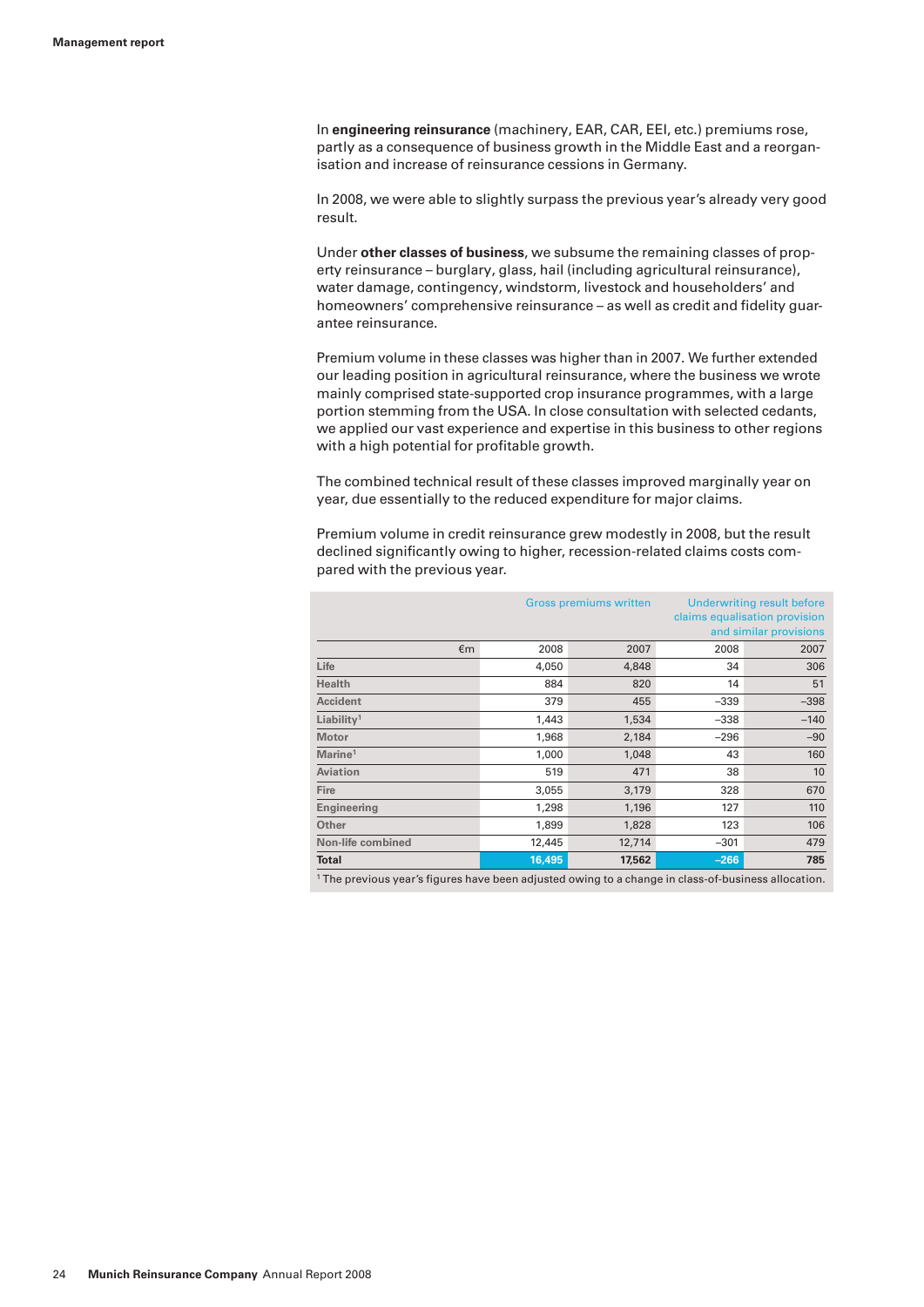In **engineering reinsurance** (machinery, EAR, CAR, EEI, etc.) premiums rose, partly as a consequence of business growth in the Middle East and a reorganisation and increase of reinsurance cessions in Germany.

In 2008, we were able to slightly surpass the previous year's already very good result.

Under **other classes of business**, we subsume the remaining classes of property reinsurance – burglary, glass, hail (including agricultural reinsurance), water damage, contingency, windstorm, livestock and householders' and homeowners' comprehensive reinsurance – as well as credit and fidelity guarantee reinsurance.

Premium volume in these classes was higher than in 2007. We further extended our leading position in agricultural reinsurance, where the business we wrote mainly comprised state-supported crop insurance programmes, with a large portion stemming from the USA. In close consultation with selected cedants, we applied our vast experience and expertise in this business to other regions with a high potential for profitable growth.

The combined technical result of these classes improved marginally year on year, due essentially to the reduced expenditure for major claims.

Premium volume in credit reinsurance grew modestly in 2008, but the result declined significantly owing to higher, recession-related claims costs compared with the previous year.

| | Gross premiums written | | Underwriting result before claims equalisation provision and similar provisions | |
|---|---|---|---|---|
| €m | 2008 | 2007 | 2008 | 2007 |
| Life | 4,050 | 4,848 | 34 | 306 |
| Health | 884 | 820 | 14 | 51 |
| Accident | 379 | 455 | –339 | –398 |
| Liability[1] | 1,443 | 1,534 | –338 | –140 |
| Motor | 1,968 | 2,184 | –296 | –90 |
| Marine[1] | 1,000 | 1,048 | 43 | 160 |
| Aviation | 519 | 471 | 38 | 10 |
| Fire | 3,055 | 3,179 | 328 | 670 |
| Engineering | 1,298 | 1,196 | 127 | 110 |
| Other | 1,899 | 1,828 | 123 | 106 |
| Non-life combined | 12,445 | 12,714 | –301 | 479 |
| **Total** | **16,495** | **17,562** | **–266** | **785** |

[1] The previous year's figures have been adjusted owing to a change in class-of-business allocation.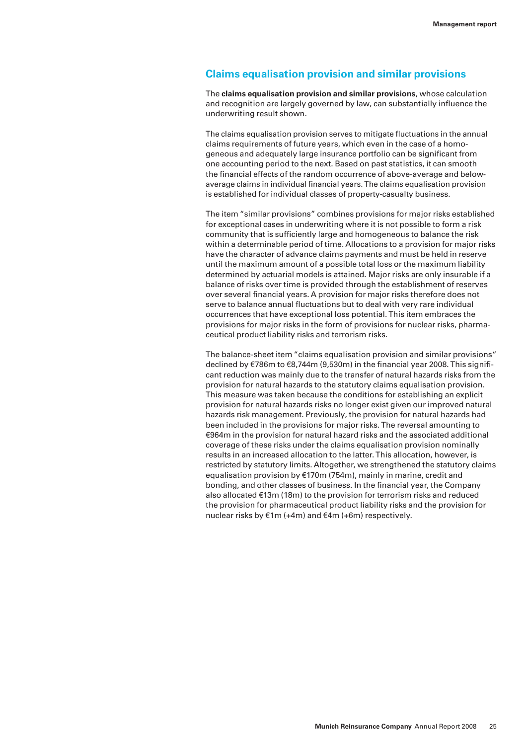## Claims equalisation provision and similar provisions

The **claims equalisation provision and similar provisions**, whose calculation and recognition are largely governed by law, can substantially influence the underwriting result shown.

The claims equalisation provision serves to mitigate fluctuations in the annual claims requirements of future years, which even in the case of a homogeneous and adequately large insurance portfolio can be significant from one accounting period to the next. Based on past statistics, it can smooth the financial effects of the random occurrence of above-average and below-average claims in individual financial years. The claims equalisation provision is established for individual classes of property-casualty business.

The item "similar provisions" combines provisions for major risks established for exceptional cases in underwriting where it is not possible to form a risk community that is sufficiently large and homogeneous to balance the risk within a determinable period of time. Allocations to a provision for major risks have the character of advance claims payments and must be held in reserve until the maximum amount of a possible total loss or the maximum liability determined by actuarial models is attained. Major risks are only insurable if a balance of risks over time is provided through the establishment of reserves over several financial years. A provision for major risks therefore does not serve to balance annual fluctuations but to deal with very rare individual occurrences that have exceptional loss potential. This item embraces the provisions for major risks in the form of provisions for nuclear risks, pharmaceutical product liability risks and terrorism risks.

The balance-sheet item "claims equalisation provision and similar provisions" declined by €786m to €8,744m (9,530m) in the financial year 2008. This significant reduction was mainly due to the transfer of natural hazards risks from the provision for natural hazards to the statutory claims equalisation provision. This measure was taken because the conditions for establishing an explicit provision for natural hazards risks no longer exist given our improved natural hazards risk management. Previously, the provision for natural hazards had been included in the provisions for major risks. The reversal amounting to €964m in the provision for natural hazard risks and the associated additional coverage of these risks under the claims equalisation provision nominally results in an increased allocation to the latter. This allocation, however, is restricted by statutory limits. Altogether, we strengthened the statutory claims equalisation provision by €170m (754m), mainly in marine, credit and bonding, and other classes of business. In the financial year, the Company also allocated €13m (18m) to the provision for terrorism risks and reduced the provision for pharmaceutical product liability risks and the provision for nuclear risks by €1m (+4m) and €4m (+6m) respectively.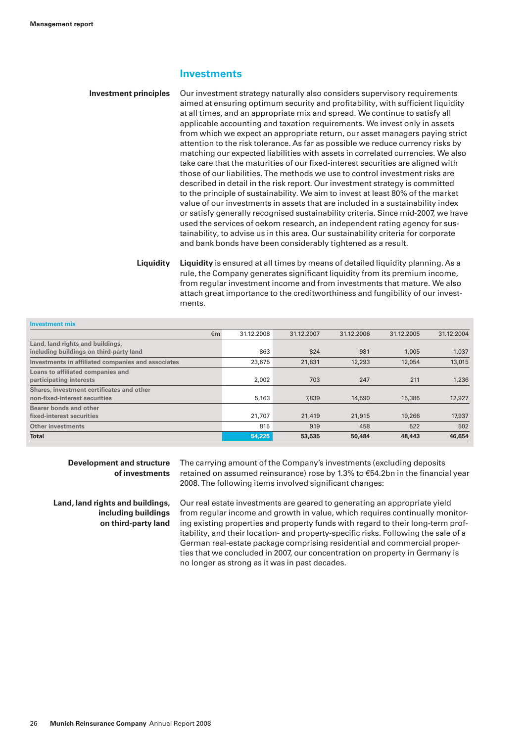## Investments

**Investment principles**

Our investment strategy naturally also considers supervisory requirements aimed at ensuring optimum security and profitability, with sufficient liquidity at all times, and an appropriate mix and spread. We continue to satisfy all applicable accounting and taxation requirements. We invest only in assets from which we expect an appropriate return, our asset managers paying strict attention to the risk tolerance. As far as possible we reduce currency risks by matching our expected liabilities with assets in correlated currencies. We also take care that the maturities of our fixed-interest securities are aligned with those of our liabilities. The methods we use to control investment risks are described in detail in the risk report. Our investment strategy is committed to the principle of sustainability. We aim to invest at least 80% of the market value of our investments in assets that are included in a sustainability index or satisfy generally recognised sustainability criteria. Since mid-2007, we have used the services of oekom research, an independent rating agency for sustainability, to advise us in this area. Our sustainability criteria for corporate and bank bonds have been considerably tightened as a result.

**Liquidity**

**Liquidity** is ensured at all times by means of detailed liquidity planning. As a rule, the Company generates significant liquidity from its premium income, from regular investment income and from investments that mature. We also attach great importance to the creditworthiness and fungibility of our investments.

**Investment mix**

| €m | 31.12.2008 | 31.12.2007 | 31.12.2006 | 31.12.2005 | 31.12.2004 |
|---|---|---|---|---|---|
| Land, land rights and buildings, including buildings on third-party land | 863 | 824 | 981 | 1,005 | 1,037 |
| Investments in affiliated companies and associates | 23,675 | 21,831 | 12,293 | 12,054 | 13,015 |
| Loans to affiliated companies and participating interests | 2,002 | 703 | 247 | 211 | 1,236 |
| Shares, investment certificates and other non-fixed-interest securities | 5,163 | 7,839 | 14,590 | 15,385 | 12,927 |
| Bearer bonds and other fixed-interest securities | 21,707 | 21,419 | 21,915 | 19,266 | 17,937 |
| Other investments | 815 | 919 | 458 | 522 | 502 |
| **Total** | **54,225** | **53,535** | **50,484** | **48,443** | **46,654** |

**Development and structure of investments**

The carrying amount of the Company's investments (excluding deposits retained on assumed reinsurance) rose by 1.3% to €54.2bn in the financial year 2008. The following items involved significant changes:

**Land, land rights and buildings, including buildings on third-party land**

Our real estate investments are geared to generating an appropriate yield from regular income and growth in value, which requires continually monitoring existing properties and property funds with regard to their long-term profitability, and their location- and property-specific risks. Following the sale of a German real-estate package comprising residential and commercial properties that we concluded in 2007, our concentration on property in Germany is no longer as strong as it was in past decades.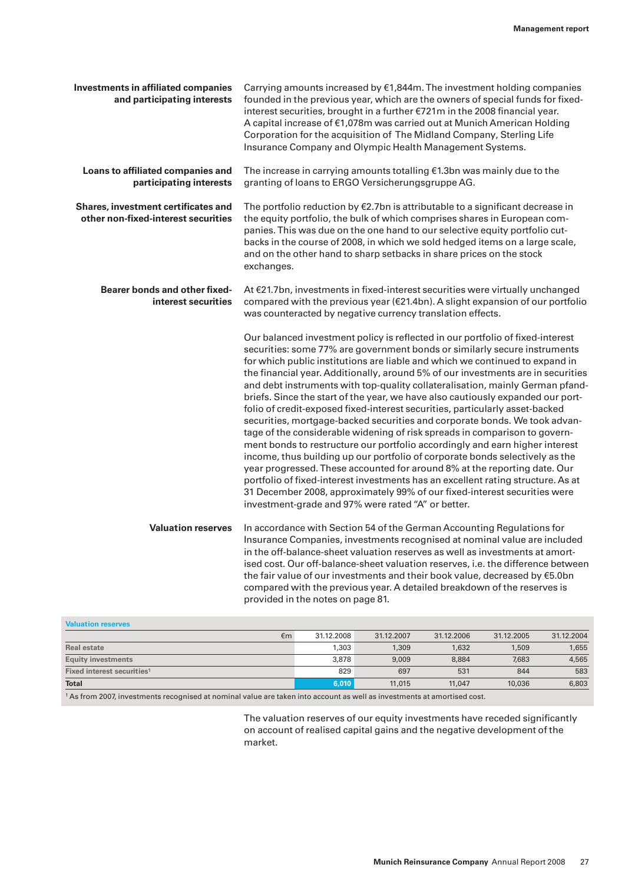**Investments in affiliated companies and participating interests**

Carrying amounts increased by €1,844m. The investment holding companies founded in the previous year, which are the owners of special funds for fixed-interest securities, brought in a further €721m in the 2008 financial year. A capital increase of €1,078m was carried out at Munich American Holding Corporation for the acquisition of The Midland Company, Sterling Life Insurance Company and Olympic Health Management Systems.

**Loans to affiliated companies and participating interests**

The increase in carrying amounts totalling €1.3bn was mainly due to the granting of loans to ERGO Versicherungsgruppe AG.

**Shares, investment certificates and other non-fixed-interest securities**

The portfolio reduction by €2.7bn is attributable to a significant decrease in the equity portfolio, the bulk of which comprises shares in European companies. This was due on the one hand to our selective equity portfolio cutbacks in the course of 2008, in which we sold hedged items on a large scale, and on the other hand to sharp setbacks in share prices on the stock exchanges.

**Bearer bonds and other fixed-interest securities**

At €21.7bn, investments in fixed-interest securities were virtually unchanged compared with the previous year (€21.4bn). A slight expansion of our portfolio was counteracted by negative currency translation effects.

Our balanced investment policy is reflected in our portfolio of fixed-interest securities: some 77% are government bonds or similarly secure instruments for which public institutions are liable and which we continued to expand in the financial year. Additionally, around 5% of our investments are in securities and debt instruments with top-quality collateralisation, mainly German pfandbriefs. Since the start of the year, we have also cautiously expanded our portfolio of credit-exposed fixed-interest securities, particularly asset-backed securities, mortgage-backed securities and corporate bonds. We took advantage of the considerable widening of risk spreads in comparison to government bonds to restructure our portfolio accordingly and earn higher interest income, thus building up our portfolio of corporate bonds selectively as the year progressed. These accounted for around 8% at the reporting date. Our portfolio of fixed-interest investments has an excellent rating structure. As at 31 December 2008, approximately 99% of our fixed-interest securities were investment-grade and 97% were rated "A" or better.

**Valuation reserves**

In accordance with Section 54 of the German Accounting Regulations for Insurance Companies, investments recognised at nominal value are included in the off-balance-sheet valuation reserves as well as investments at amortised cost. Our off-balance-sheet valuation reserves, i.e. the difference between the fair value of our investments and their book value, decreased by €5.0bn compared with the previous year. A detailed breakdown of the reserves is provided in the notes on page 81.

**Valuation reserves**

| €m | 31.12.2008 | 31.12.2007 | 31.12.2006 | 31.12.2005 | 31.12.2004 |
|---|---|---|---|---|---|
| Real estate | 1,303 | 1,309 | 1,632 | 1,509 | 1,655 |
| Equity investments | 3,878 | 9,009 | 8,884 | 7,683 | 4,565 |
| Fixed interest securities[1] | 829 | 697 | 531 | 844 | 583 |
| **Total** | **6,010** | 11,015 | 11,047 | 10,036 | 6,803 |

[1] As from 2007, investments recognised at nominal value are taken into account as well as investments at amortised cost.

The valuation reserves of our equity investments have receded significantly on account of realised capital gains and the negative development of the market.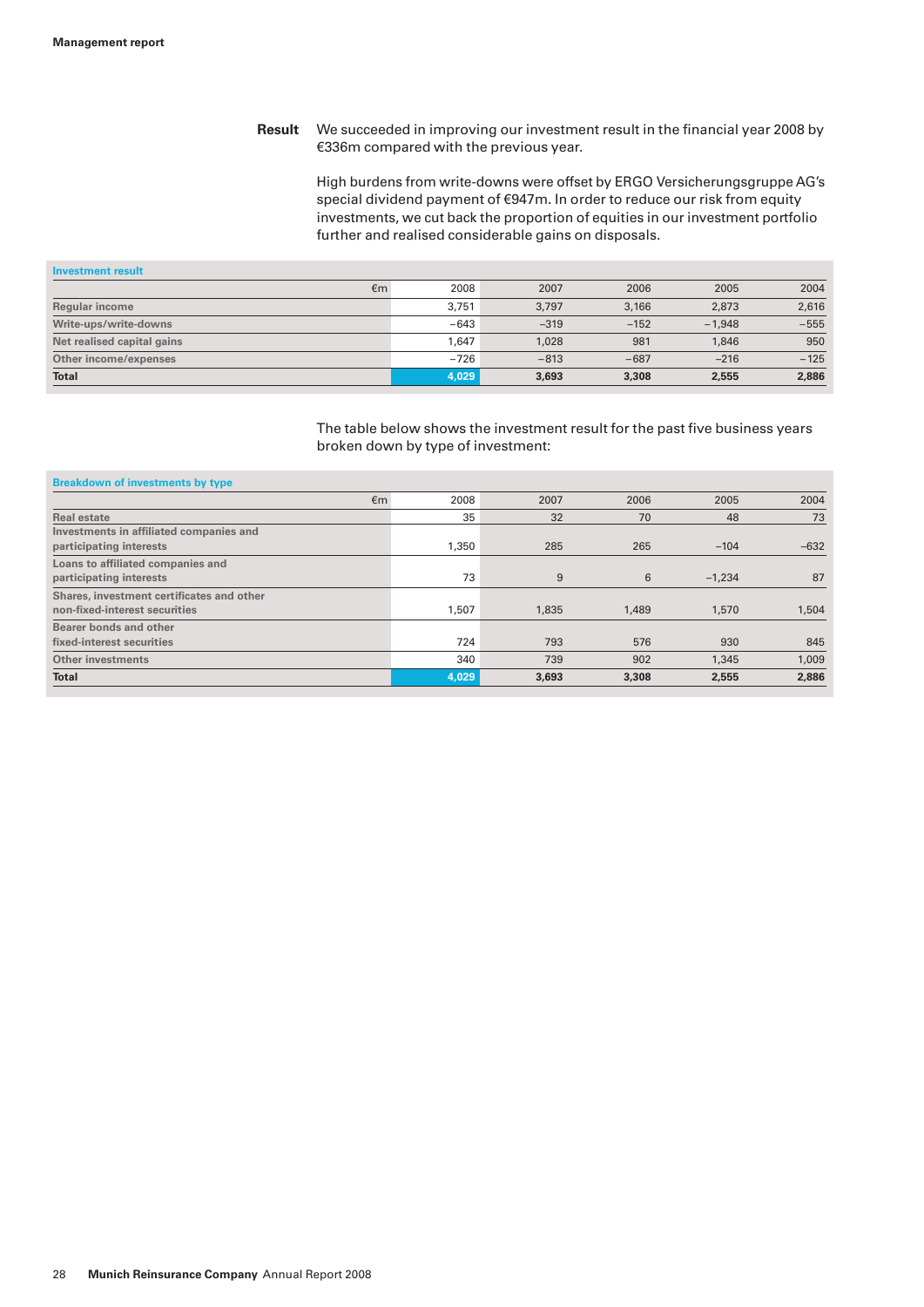**Result** We succeeded in improving our investment result in the financial year 2008 by €336m compared with the previous year.

High burdens from write-downs were offset by ERGO Versicherungsgruppe AG's special dividend payment of €947m. In order to reduce our risk from equity investments, we cut back the proportion of equities in our investment portfolio further and realised considerable gains on disposals.

**Investment result**

| €m | 2008 | 2007 | 2006 | 2005 | 2004 |
|---|---|---|---|---|---|
| Regular income | 3,751 | 3,797 | 3,166 | 2,873 | 2,616 |
| Write-ups/write-downs | –643 | –319 | –152 | –1,948 | –555 |
| Net realised capital gains | 1,647 | 1,028 | 981 | 1,846 | 950 |
| Other income/expenses | –726 | –813 | –687 | –216 | –125 |
| **Total** | **4,029** | **3,693** | **3,308** | **2,555** | **2,886** |

The table below shows the investment result for the past five business years broken down by type of investment:

**Breakdown of investments by type**

| €m | 2008 | 2007 | 2006 | 2005 | 2004 |
|---|---|---|---|---|---|
| Real estate | 35 | 32 | 70 | 48 | 73 |
| Investments in affiliated companies and participating interests | 1,350 | 285 | 265 | –104 | –632 |
| Loans to affiliated companies and participating interests | 73 | 9 | 6 | –1,234 | 87 |
| Shares, investment certificates and other non-fixed-interest securities | 1,507 | 1,835 | 1,489 | 1,570 | 1,504 |
| Bearer bonds and other fixed-interest securities | 724 | 793 | 576 | 930 | 845 |
| Other investments | 340 | 739 | 902 | 1,345 | 1,009 |
| **Total** | **4,029** | **3,693** | **3,308** | **2,555** | **2,886** |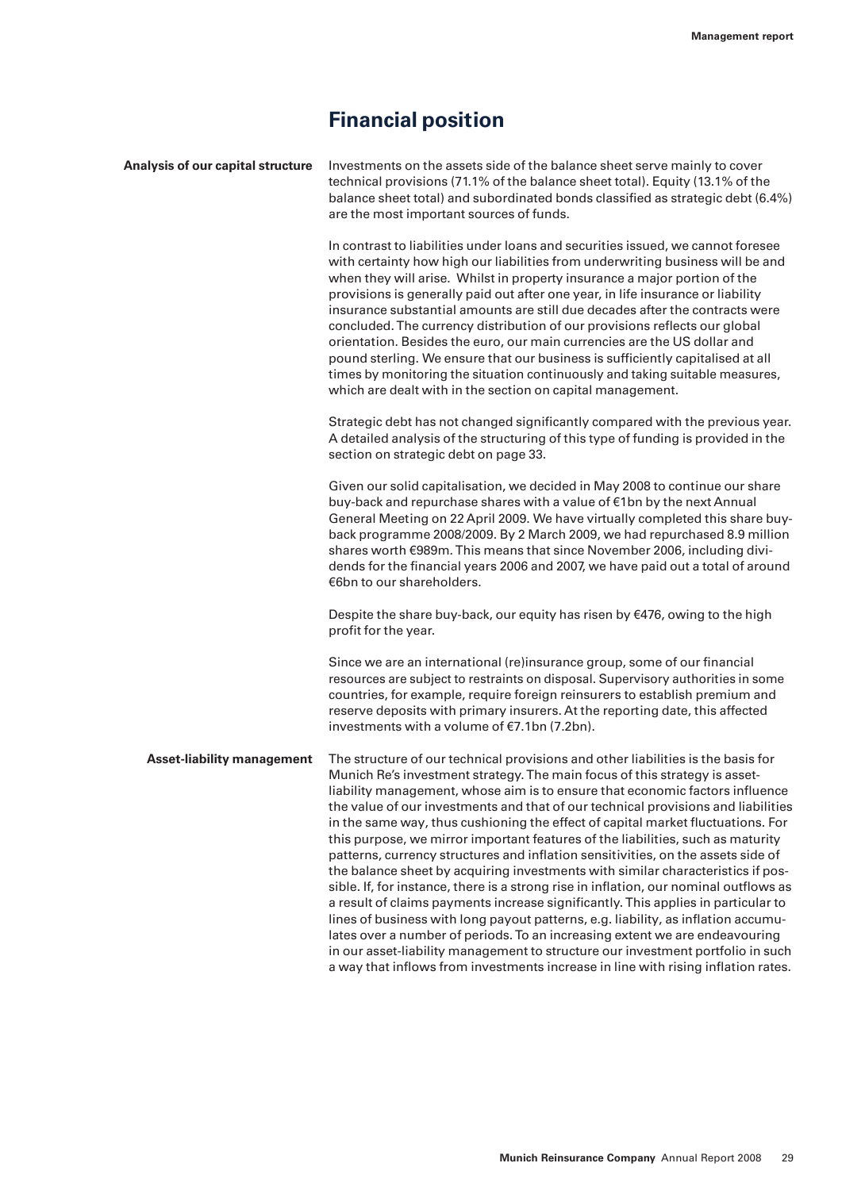# Financial position

**Analysis of our capital structure**

Investments on the assets side of the balance sheet serve mainly to cover technical provisions (71.1% of the balance sheet total). Equity (13.1% of the balance sheet total) and subordinated bonds classified as strategic debt (6.4%) are the most important sources of funds.

In contrast to liabilities under loans and securities issued, we cannot foresee with certainty how high our liabilities from underwriting business will be and when they will arise. Whilst in property insurance a major portion of the provisions is generally paid out after one year, in life insurance or liability insurance substantial amounts are still due decades after the contracts were concluded. The currency distribution of our provisions reflects our global orientation. Besides the euro, our main currencies are the US dollar and pound sterling. We ensure that our business is sufficiently capitalised at all times by monitoring the situation continuously and taking suitable measures, which are dealt with in the section on capital management.

Strategic debt has not changed significantly compared with the previous year. A detailed analysis of the structuring of this type of funding is provided in the section on strategic debt on page 33.

Given our solid capitalisation, we decided in May 2008 to continue our share buy-back and repurchase shares with a value of €1bn by the next Annual General Meeting on 22 April 2009. We have virtually completed this share buy-back programme 2008/2009. By 2 March 2009, we had repurchased 8.9 million shares worth €989m. This means that since November 2006, including dividends for the financial years 2006 and 2007, we have paid out a total of around €6bn to our shareholders.

Despite the share buy-back, our equity has risen by €476, owing to the high profit for the year.

Since we are an international (re)insurance group, some of our financial resources are subject to restraints on disposal. Supervisory authorities in some countries, for example, require foreign reinsurers to establish premium and reserve deposits with primary insurers. At the reporting date, this affected investments with a volume of €7.1bn (7.2bn).

**Asset-liability management**

The structure of our technical provisions and other liabilities is the basis for Munich Re's investment strategy. The main focus of this strategy is asset-liability management, whose aim is to ensure that economic factors influence the value of our investments and that of our technical provisions and liabilities in the same way, thus cushioning the effect of capital market fluctuations. For this purpose, we mirror important features of the liabilities, such as maturity patterns, currency structures and inflation sensitivities, on the assets side of the balance sheet by acquiring investments with similar characteristics if possible. If, for instance, there is a strong rise in inflation, our nominal outflows as a result of claims payments increase significantly. This applies in particular to lines of business with long payout patterns, e.g. liability, as inflation accumulates over a number of periods. To an increasing extent we are endeavouring in our asset-liability management to structure our investment portfolio in such a way that inflows from investments increase in line with rising inflation rates.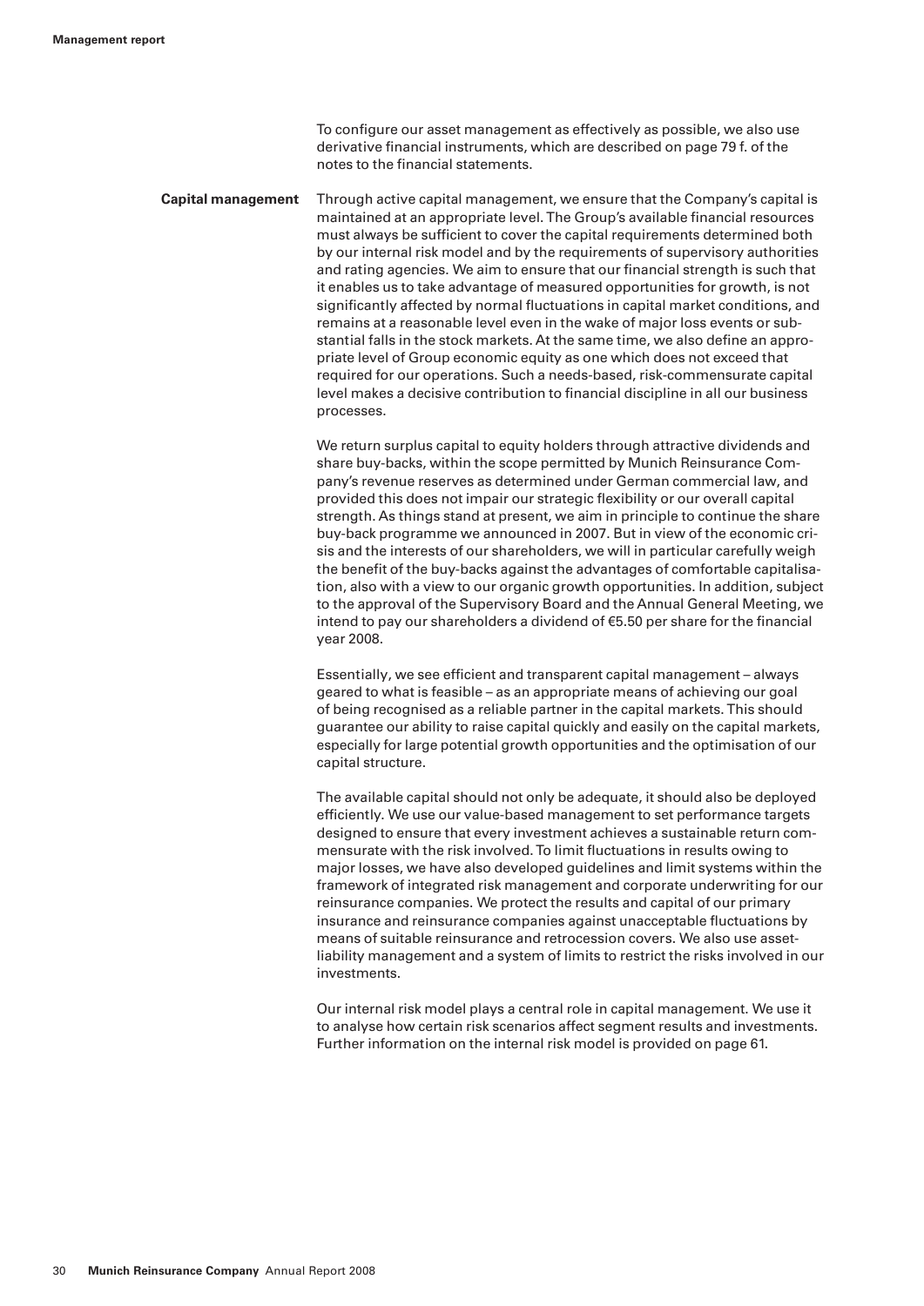To configure our asset management as effectively as possible, we also use derivative financial instruments, which are described on page 79 f. of the notes to the financial statements.

## Capital management

Through active capital management, we ensure that the Company's capital is maintained at an appropriate level. The Group's available financial resources must always be sufficient to cover the capital requirements determined both by our internal risk model and by the requirements of supervisory authorities and rating agencies. We aim to ensure that our financial strength is such that it enables us to take advantage of measured opportunities for growth, is not significantly affected by normal fluctuations in capital market conditions, and remains at a reasonable level even in the wake of major loss events or substantial falls in the stock markets. At the same time, we also define an appropriate level of Group economic equity as one which does not exceed that required for our operations. Such a needs-based, risk-commensurate capital level makes a decisive contribution to financial discipline in all our business processes.

We return surplus capital to equity holders through attractive dividends and share buy-backs, within the scope permitted by Munich Reinsurance Company's revenue reserves as determined under German commercial law, and provided this does not impair our strategic flexibility or our overall capital strength. As things stand at present, we aim in principle to continue the share buy-back programme we announced in 2007. But in view of the economic crisis and the interests of our shareholders, we will in particular carefully weigh the benefit of the buy-backs against the advantages of comfortable capitalisation, also with a view to our organic growth opportunities. In addition, subject to the approval of the Supervisory Board and the Annual General Meeting, we intend to pay our shareholders a dividend of €5.50 per share for the financial year 2008.

Essentially, we see efficient and transparent capital management – always geared to what is feasible – as an appropriate means of achieving our goal of being recognised as a reliable partner in the capital markets. This should guarantee our ability to raise capital quickly and easily on the capital markets, especially for large potential growth opportunities and the optimisation of our capital structure.

The available capital should not only be adequate, it should also be deployed efficiently. We use our value-based management to set performance targets designed to ensure that every investment achieves a sustainable return commensurate with the risk involved. To limit fluctuations in results owing to major losses, we have also developed guidelines and limit systems within the framework of integrated risk management and corporate underwriting for our reinsurance companies. We protect the results and capital of our primary insurance and reinsurance companies against unacceptable fluctuations by means of suitable reinsurance and retrocession covers. We also use asset-liability management and a system of limits to restrict the risks involved in our investments.

Our internal risk model plays a central role in capital management. We use it to analyse how certain risk scenarios affect segment results and investments. Further information on the internal risk model is provided on page 61.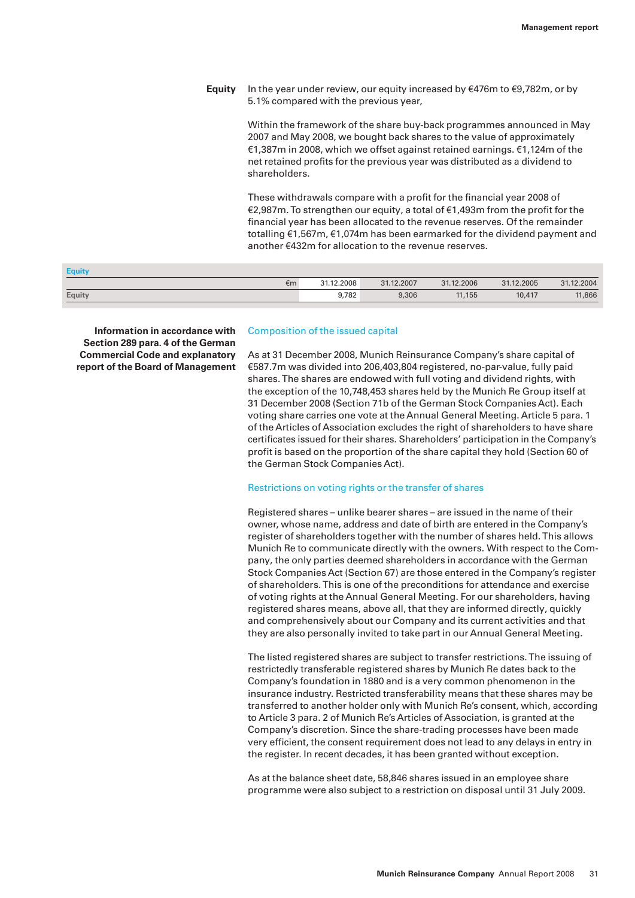**Equity**

In the year under review, our equity increased by €476m to €9,782m, or by 5.1% compared with the previous year,

Within the framework of the share buy-back programmes announced in May 2007 and May 2008, we bought back shares to the value of approximately €1,387m in 2008, which we offset against retained earnings. €1,124m of the net retained profits for the previous year was distributed as a dividend to shareholders.

These withdrawals compare with a profit for the financial year 2008 of €2,987m. To strengthen our equity, a total of €1,493m from the profit for the financial year has been allocated to the revenue reserves. Of the remainder totalling €1,567m, €1,074m has been earmarked for the dividend payment and another €432m for allocation to the revenue reserves.

**Equity**

| €m | 31.12.2008 | 31.12.2007 | 31.12.2006 | 31.12.2005 | 31.12.2004 |
|---|---|---|---|---|---|
| Equity | 9,782 | 9,306 | 11,155 | 10,417 | 11,866 |

**Information in accordance with Section 289 para. 4 of the German Commercial Code and explanatory report of the Board of Management**

### Composition of the issued capital

As at 31 December 2008, Munich Reinsurance Company's share capital of €587.7m was divided into 206,403,804 registered, no-par-value, fully paid shares. The shares are endowed with full voting and dividend rights, with the exception of the 10,748,453 shares held by the Munich Re Group itself at 31 December 2008 (Section 71b of the German Stock Companies Act). Each voting share carries one vote at the Annual General Meeting. Article 5 para. 1 of the Articles of Association excludes the right of shareholders to have share certificates issued for their shares. Shareholders' participation in the Company's profit is based on the proportion of the share capital they hold (Section 60 of the German Stock Companies Act).

### Restrictions on voting rights or the transfer of shares

Registered shares – unlike bearer shares – are issued in the name of their owner, whose name, address and date of birth are entered in the Company's register of shareholders together with the number of shares held. This allows Munich Re to communicate directly with the owners. With respect to the Company, the only parties deemed shareholders in accordance with the German Stock Companies Act (Section 67) are those entered in the Company's register of shareholders. This is one of the preconditions for attendance and exercise of voting rights at the Annual General Meeting. For our shareholders, having registered shares means, above all, that they are informed directly, quickly and comprehensively about our Company and its current activities and that they are also personally invited to take part in our Annual General Meeting.

The listed registered shares are subject to transfer restrictions. The issuing of restrictedly transferable registered shares by Munich Re dates back to the Company's foundation in 1880 and is a very common phenomenon in the insurance industry. Restricted transferability means that these shares may be transferred to another holder only with Munich Re's consent, which, according to Article 3 para. 2 of Munich Re's Articles of Association, is granted at the Company's discretion. Since the share-trading processes have been made very efficient, the consent requirement does not lead to any delays in entry in the register. In recent decades, it has been granted without exception.

As at the balance sheet date, 58,846 shares issued in an employee share programme were also subject to a restriction on disposal until 31 July 2009.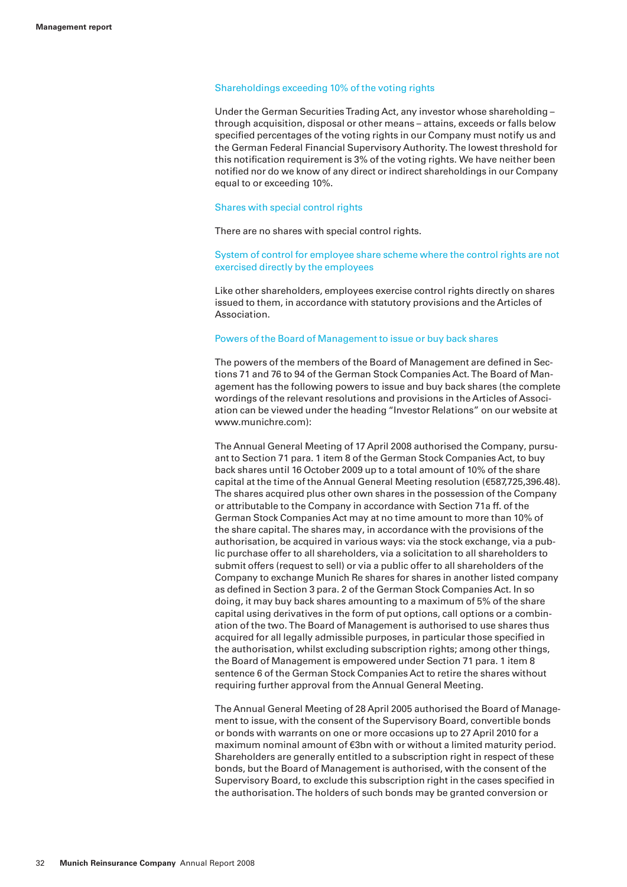### Shareholdings exceeding 10% of the voting rights

Under the German Securities Trading Act, any investor whose shareholding – through acquisition, disposal or other means – attains, exceeds or falls below specified percentages of the voting rights in our Company must notify us and the German Federal Financial Supervisory Authority. The lowest threshold for this notification requirement is 3% of the voting rights. We have neither been notified nor do we know of any direct or indirect shareholdings in our Company equal to or exceeding 10%.

### Shares with special control rights

There are no shares with special control rights.

### System of control for employee share scheme where the control rights are not exercised directly by the employees

Like other shareholders, employees exercise control rights directly on shares issued to them, in accordance with statutory provisions and the Articles of Association.

### Powers of the Board of Management to issue or buy back shares

The powers of the members of the Board of Management are defined in Sections 71 and 76 to 94 of the German Stock Companies Act. The Board of Management has the following powers to issue and buy back shares (the complete wordings of the relevant resolutions and provisions in the Articles of Association can be viewed under the heading "Investor Relations" on our website at www.munichre.com):

The Annual General Meeting of 17 April 2008 authorised the Company, pursuant to Section 71 para. 1 item 8 of the German Stock Companies Act, to buy back shares until 16 October 2009 up to a total amount of 10% of the share capital at the time of the Annual General Meeting resolution (€587,725,396.48). The shares acquired plus other own shares in the possession of the Company or attributable to the Company in accordance with Section 71a ff. of the German Stock Companies Act may at no time amount to more than 10% of the share capital. The shares may, in accordance with the provisions of the authorisation, be acquired in various ways: via the stock exchange, via a public purchase offer to all shareholders, via a solicitation to all shareholders to submit offers (request to sell) or via a public offer to all shareholders of the Company to exchange Munich Re shares for shares in another listed company as defined in Section 3 para. 2 of the German Stock Companies Act. In so doing, it may buy back shares amounting to a maximum of 5% of the share capital using derivatives in the form of put options, call options or a combination of the two. The Board of Management is authorised to use shares thus acquired for all legally admissible purposes, in particular those specified in the authorisation, whilst excluding subscription rights; among other things, the Board of Management is empowered under Section 71 para. 1 item 8 sentence 6 of the German Stock Companies Act to retire the shares without requiring further approval from the Annual General Meeting.

The Annual General Meeting of 28 April 2005 authorised the Board of Management to issue, with the consent of the Supervisory Board, convertible bonds or bonds with warrants on one or more occasions up to 27 April 2010 for a maximum nominal amount of €3bn with or without a limited maturity period. Shareholders are generally entitled to a subscription right in respect of these bonds, but the Board of Management is authorised, with the consent of the Supervisory Board, to exclude this subscription right in the cases specified in the authorisation. The holders of such bonds may be granted conversion or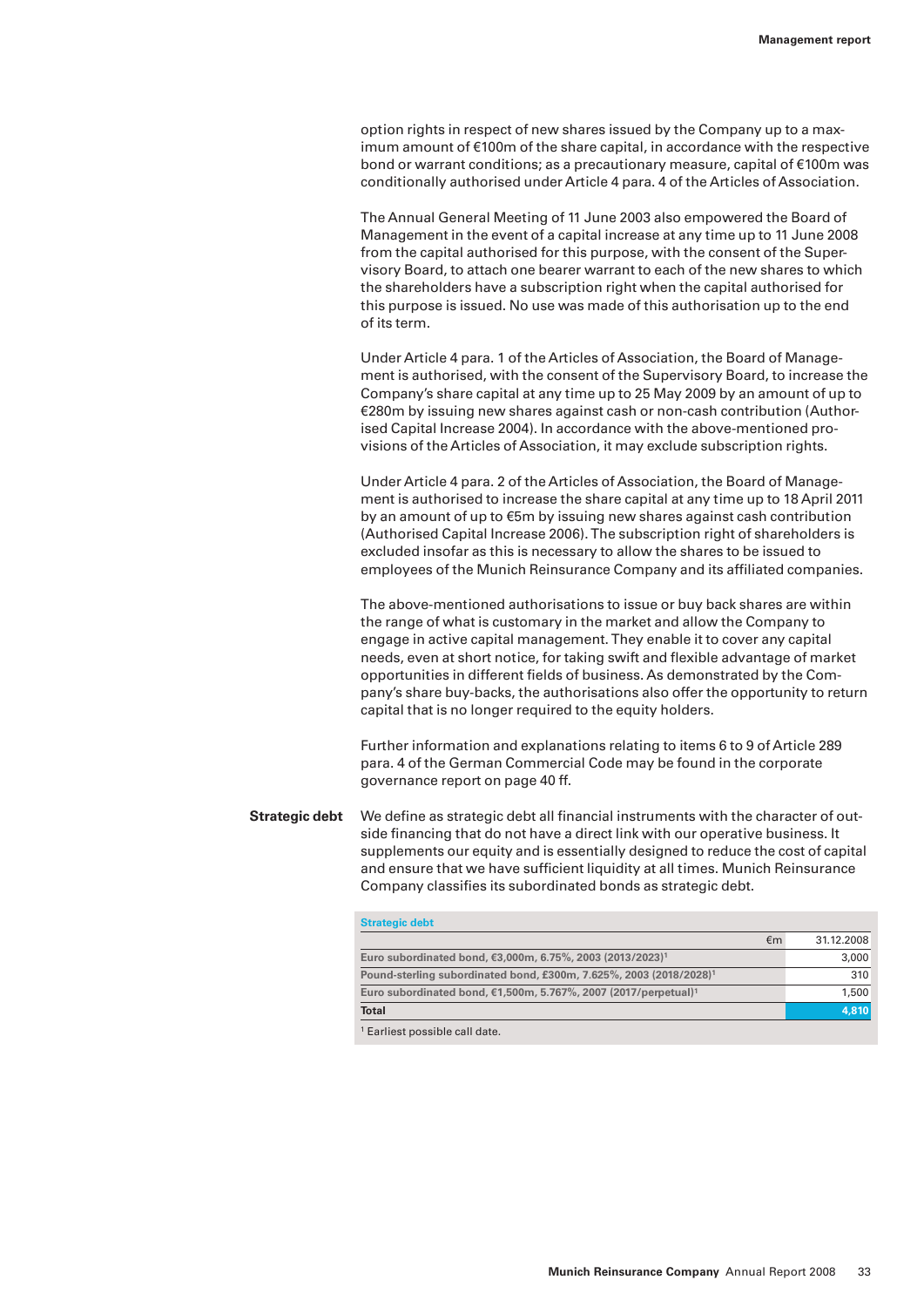option rights in respect of new shares issued by the Company up to a maximum amount of €100m of the share capital, in accordance with the respective bond or warrant conditions; as a precautionary measure, capital of €100m was conditionally authorised under Article 4 para. 4 of the Articles of Association.

The Annual General Meeting of 11 June 2003 also empowered the Board of Management in the event of a capital increase at any time up to 11 June 2008 from the capital authorised for this purpose, with the consent of the Supervisory Board, to attach one bearer warrant to each of the new shares to which the shareholders have a subscription right when the capital authorised for this purpose is issued. No use was made of this authorisation up to the end of its term.

Under Article 4 para. 1 of the Articles of Association, the Board of Management is authorised, with the consent of the Supervisory Board, to increase the Company's share capital at any time up to 25 May 2009 by an amount of up to €280m by issuing new shares against cash or non-cash contribution (Authorised Capital Increase 2004). In accordance with the above-mentioned provisions of the Articles of Association, it may exclude subscription rights.

Under Article 4 para. 2 of the Articles of Association, the Board of Management is authorised to increase the share capital at any time up to 18 April 2011 by an amount of up to €5m by issuing new shares against cash contribution (Authorised Capital Increase 2006). The subscription right of shareholders is excluded insofar as this is necessary to allow the shares to be issued to employees of the Munich Reinsurance Company and its affiliated companies.

The above-mentioned authorisations to issue or buy back shares are within the range of what is customary in the market and allow the Company to engage in active capital management. They enable it to cover any capital needs, even at short notice, for taking swift and flexible advantage of market opportunities in different fields of business. As demonstrated by the Company's share buy-backs, the authorisations also offer the opportunity to return capital that is no longer required to the equity holders.

Further information and explanations relating to items 6 to 9 of Article 289 para. 4 of the German Commercial Code may be found in the corporate governance report on page 40 ff.

## Strategic debt

We define as strategic debt all financial instruments with the character of outside financing that do not have a direct link with our operative business. It supplements our equity and is essentially designed to reduce the cost of capital and ensure that we have sufficient liquidity at all times. Munich Reinsurance Company classifies its subordinated bonds as strategic debt.

**Strategic debt**

| €m | 31.12.2008 |
|---|---|
| Euro subordinated bond, €3,000m, 6.75%, 2003 (2013/2023)[1] | 3,000 |
| Pound-sterling subordinated bond, £300m, 7.625%, 2003 (2018/2028)[1] | 310 |
| Euro subordinated bond, €1,500m, 5.767%, 2007 (2017/perpetual)[1] | 1,500 |
| **Total** | **4,810** |

[1] Earliest possible call date.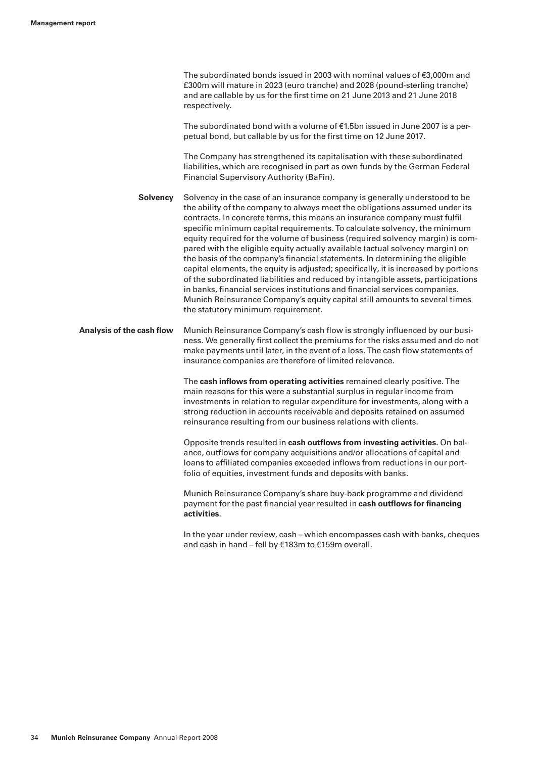The subordinated bonds issued in 2003 with nominal values of €3,000m and £300m will mature in 2023 (euro tranche) and 2028 (pound-sterling tranche) and are callable by us for the first time on 21 June 2013 and 21 June 2018 respectively.

The subordinated bond with a volume of €1.5bn issued in June 2007 is a perpetual bond, but callable by us for the first time on 12 June 2017.

The Company has strengthened its capitalisation with these subordinated liabilities, which are recognised in part as own funds by the German Federal Financial Supervisory Authority (BaFin).

**Solvency**

Solvency in the case of an insurance company is generally understood to be the ability of the company to always meet the obligations assumed under its contracts. In concrete terms, this means an insurance company must fulfil specific minimum capital requirements. To calculate solvency, the minimum equity required for the volume of business (required solvency margin) is compared with the eligible equity actually available (actual solvency margin) on the basis of the company's financial statements. In determining the eligible capital elements, the equity is adjusted; specifically, it is increased by portions of the subordinated liabilities and reduced by intangible assets, participations in banks, financial services institutions and financial services companies. Munich Reinsurance Company's equity capital still amounts to several times the statutory minimum requirement.

**Analysis of the cash flow**

Munich Reinsurance Company's cash flow is strongly influenced by our business. We generally first collect the premiums for the risks assumed and do not make payments until later, in the event of a loss. The cash flow statements of insurance companies are therefore of limited relevance.

The **cash inflows from operating activities** remained clearly positive. The main reasons for this were a substantial surplus in regular income from investments in relation to regular expenditure for investments, along with a strong reduction in accounts receivable and deposits retained on assumed reinsurance resulting from our business relations with clients.

Opposite trends resulted in **cash outflows from investing activities**. On balance, outflows for company acquisitions and/or allocations of capital and loans to affiliated companies exceeded inflows from reductions in our portfolio of equities, investment funds and deposits with banks.

Munich Reinsurance Company's share buy-back programme and dividend payment for the past financial year resulted in **cash outflows for financing activities**.

In the year under review, cash – which encompasses cash with banks, cheques and cash in hand – fell by €183m to €159m overall.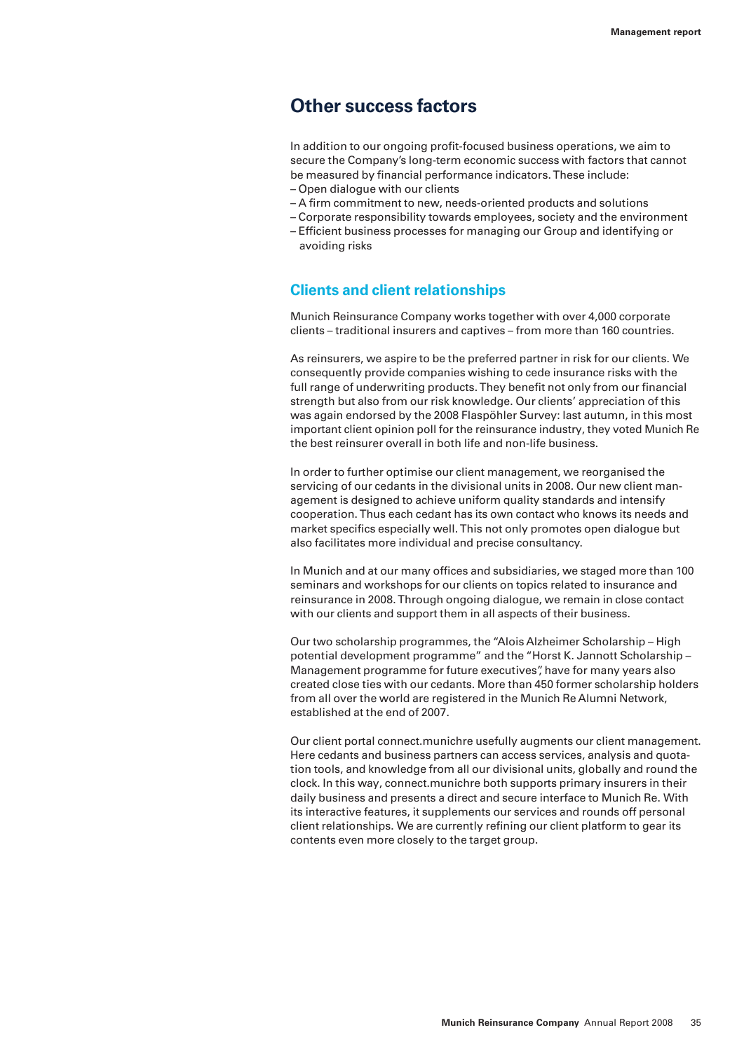# Other success factors

In addition to our ongoing profit-focused business operations, we aim to secure the Company's long-term economic success with factors that cannot be measured by financial performance indicators. These include:

- Open dialogue with our clients
- A firm commitment to new, needs-oriented products and solutions
- Corporate responsibility towards employees, society and the environment
- Efficient business processes for managing our Group and identifying or avoiding risks

## Clients and client relationships

Munich Reinsurance Company works together with over 4,000 corporate clients – traditional insurers and captives – from more than 160 countries.

As reinsurers, we aspire to be the preferred partner in risk for our clients. We consequently provide companies wishing to cede insurance risks with the full range of underwriting products. They benefit not only from our financial strength but also from our risk knowledge. Our clients' appreciation of this was again endorsed by the 2008 Flaspöhler Survey: last autumn, in this most important client opinion poll for the reinsurance industry, they voted Munich Re the best reinsurer overall in both life and non-life business.

In order to further optimise our client management, we reorganised the servicing of our cedants in the divisional units in 2008. Our new client management is designed to achieve uniform quality standards and intensify cooperation. Thus each cedant has its own contact who knows its needs and market specifics especially well. This not only promotes open dialogue but also facilitates more individual and precise consultancy.

In Munich and at our many offices and subsidiaries, we staged more than 100 seminars and workshops for our clients on topics related to insurance and reinsurance in 2008. Through ongoing dialogue, we remain in close contact with our clients and support them in all aspects of their business.

Our two scholarship programmes, the "Alois Alzheimer Scholarship – High potential development programme" and the "Horst K. Jannott Scholarship – Management programme for future executives", have for many years also created close ties with our cedants. More than 450 former scholarship holders from all over the world are registered in the Munich Re Alumni Network, established at the end of 2007.

Our client portal connect.munichre usefully augments our client management. Here cedants and business partners can access services, analysis and quotation tools, and knowledge from all our divisional units, globally and round the clock. In this way, connect.munichre both supports primary insurers in their daily business and presents a direct and secure interface to Munich Re. With its interactive features, it supplements our services and rounds off personal client relationships. We are currently refining our client platform to gear its contents even more closely to the target group.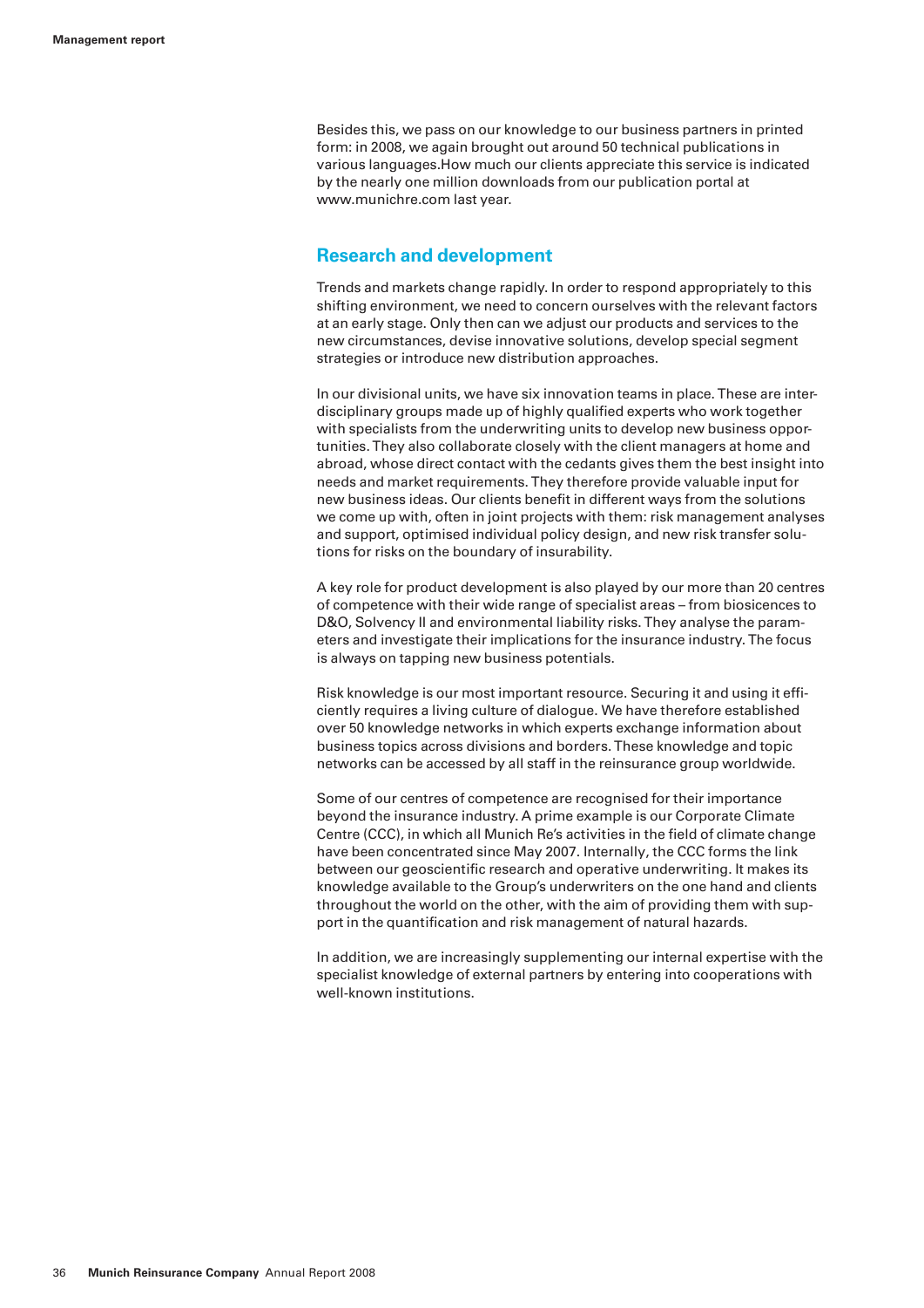Besides this, we pass on our knowledge to our business partners in printed form: in 2008, we again brought out around 50 technical publications in various languages.How much our clients appreciate this service is indicated by the nearly one million downloads from our publication portal at www.munichre.com last year.

## Research and development

Trends and markets change rapidly. In order to respond appropriately to this shifting environment, we need to concern ourselves with the relevant factors at an early stage. Only then can we adjust our products and services to the new circumstances, devise innovative solutions, develop special segment strategies or introduce new distribution approaches.

In our divisional units, we have six innovation teams in place. These are interdisciplinary groups made up of highly qualified experts who work together with specialists from the underwriting units to develop new business opportunities. They also collaborate closely with the client managers at home and abroad, whose direct contact with the cedants gives them the best insight into needs and market requirements. They therefore provide valuable input for new business ideas. Our clients benefit in different ways from the solutions we come up with, often in joint projects with them: risk management analyses and support, optimised individual policy design, and new risk transfer solutions for risks on the boundary of insurability.

A key role for product development is also played by our more than 20 centres of competence with their wide range of specialist areas – from biosicences to D&O, Solvency II and environmental liability risks. They analyse the parameters and investigate their implications for the insurance industry. The focus is always on tapping new business potentials.

Risk knowledge is our most important resource. Securing it and using it efficiently requires a living culture of dialogue. We have therefore established over 50 knowledge networks in which experts exchange information about business topics across divisions and borders. These knowledge and topic networks can be accessed by all staff in the reinsurance group worldwide.

Some of our centres of competence are recognised for their importance beyond the insurance industry. A prime example is our Corporate Climate Centre (CCC), in which all Munich Re's activities in the field of climate change have been concentrated since May 2007. Internally, the CCC forms the link between our geoscientific research and operative underwriting. It makes its knowledge available to the Group's underwriters on the one hand and clients throughout the world on the other, with the aim of providing them with support in the quantification and risk management of natural hazards.

In addition, we are increasingly supplementing our internal expertise with the specialist knowledge of external partners by entering into cooperations with well-known institutions.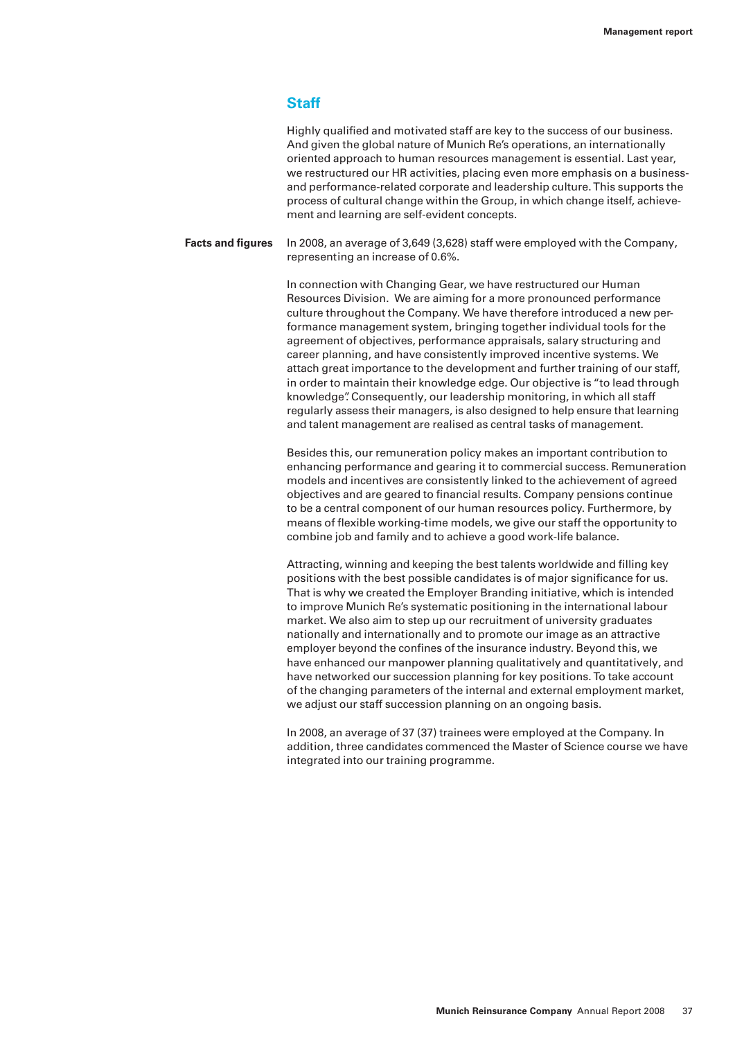## Staff

Highly qualified and motivated staff are key to the success of our business. And given the global nature of Munich Re's operations, an internationally oriented approach to human resources management is essential. Last year, we restructured our HR activities, placing even more emphasis on a business- and performance-related corporate and leadership culture. This supports the process of cultural change within the Group, in which change itself, achievement and learning are self-evident concepts.

**Facts and figures**

In 2008, an average of 3,649 (3,628) staff were employed with the Company, representing an increase of 0.6%.

In connection with Changing Gear, we have restructured our Human Resources Division. We are aiming for a more pronounced performance culture throughout the Company. We have therefore introduced a new performance management system, bringing together individual tools for the agreement of objectives, performance appraisals, salary structuring and career planning, and have consistently improved incentive systems. We attach great importance to the development and further training of our staff, in order to maintain their knowledge edge. Our objective is "to lead through knowledge". Consequently, our leadership monitoring, in which all staff regularly assess their managers, is also designed to help ensure that learning and talent management are realised as central tasks of management.

Besides this, our remuneration policy makes an important contribution to enhancing performance and gearing it to commercial success. Remuneration models and incentives are consistently linked to the achievement of agreed objectives and are geared to financial results. Company pensions continue to be a central component of our human resources policy. Furthermore, by means of flexible working-time models, we give our staff the opportunity to combine job and family and to achieve a good work-life balance.

Attracting, winning and keeping the best talents worldwide and filling key positions with the best possible candidates is of major significance for us. That is why we created the Employer Branding initiative, which is intended to improve Munich Re's systematic positioning in the international labour market. We also aim to step up our recruitment of university graduates nationally and internationally and to promote our image as an attractive employer beyond the confines of the insurance industry. Beyond this, we have enhanced our manpower planning qualitatively and quantitatively, and have networked our succession planning for key positions. To take account of the changing parameters of the internal and external employment market, we adjust our staff succession planning on an ongoing basis.

In 2008, an average of 37 (37) trainees were employed at the Company. In addition, three candidates commenced the Master of Science course we have integrated into our training programme.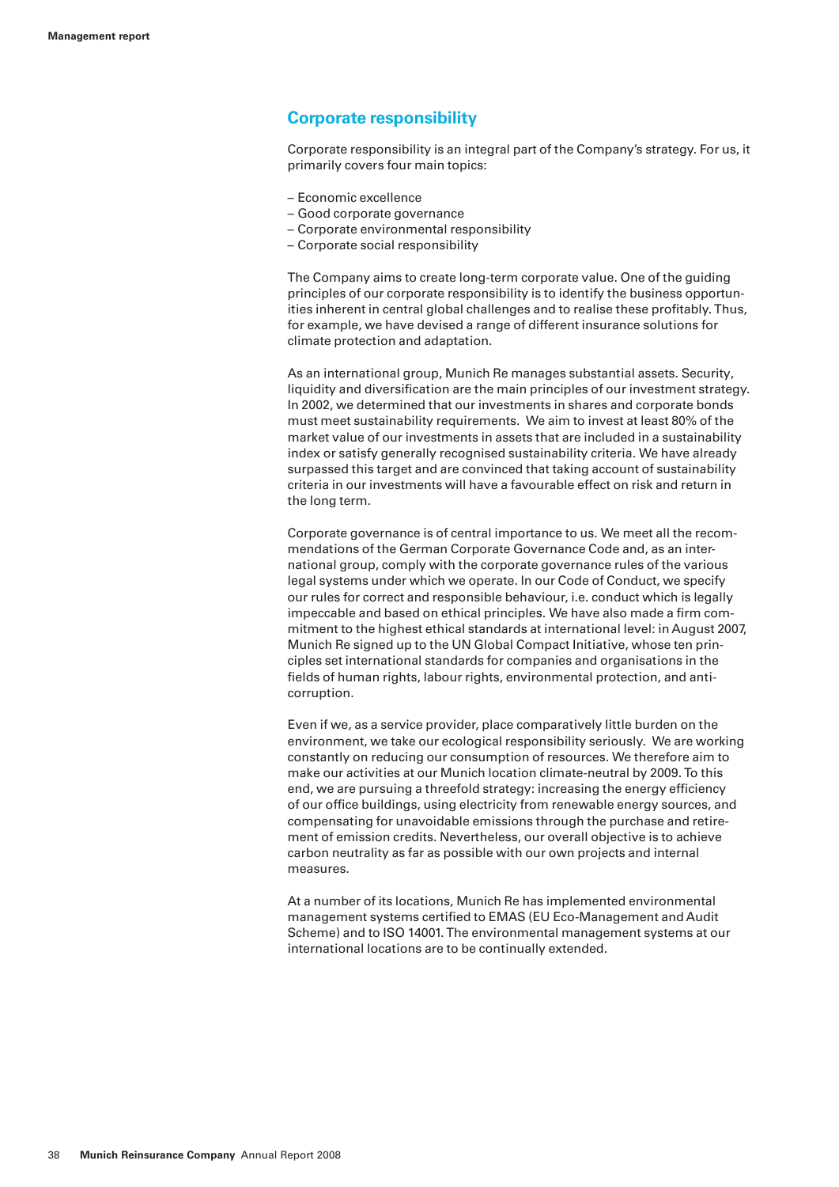## Corporate responsibility

Corporate responsibility is an integral part of the Company's strategy. For us, it primarily covers four main topics:

- Economic excellence
- Good corporate governance
- Corporate environmental responsibility
- Corporate social responsibility

The Company aims to create long-term corporate value. One of the guiding principles of our corporate responsibility is to identify the business opportunities inherent in central global challenges and to realise these profitably. Thus, for example, we have devised a range of different insurance solutions for climate protection and adaptation.

As an international group, Munich Re manages substantial assets. Security, liquidity and diversification are the main principles of our investment strategy. In 2002, we determined that our investments in shares and corporate bonds must meet sustainability requirements. We aim to invest at least 80% of the market value of our investments in assets that are included in a sustainability index or satisfy generally recognised sustainability criteria. We have already surpassed this target and are convinced that taking account of sustainability criteria in our investments will have a favourable effect on risk and return in the long term.

Corporate governance is of central importance to us. We meet all the recommendations of the German Corporate Governance Code and, as an international group, comply with the corporate governance rules of the various legal systems under which we operate. In our Code of Conduct, we specify our rules for correct and responsible behaviour, i.e. conduct which is legally impeccable and based on ethical principles. We have also made a firm commitment to the highest ethical standards at international level: in August 2007, Munich Re signed up to the UN Global Compact Initiative, whose ten principles set international standards for companies and organisations in the fields of human rights, labour rights, environmental protection, and anti-corruption.

Even if we, as a service provider, place comparatively little burden on the environment, we take our ecological responsibility seriously. We are working constantly on reducing our consumption of resources. We therefore aim to make our activities at our Munich location climate-neutral by 2009. To this end, we are pursuing a threefold strategy: increasing the energy efficiency of our office buildings, using electricity from renewable energy sources, and compensating for unavoidable emissions through the purchase and retirement of emission credits. Nevertheless, our overall objective is to achieve carbon neutrality as far as possible with our own projects and internal measures.

At a number of its locations, Munich Re has implemented environmental management systems certified to EMAS (EU Eco-Management and Audit Scheme) and to ISO 14001. The environmental management systems at our international locations are to be continually extended.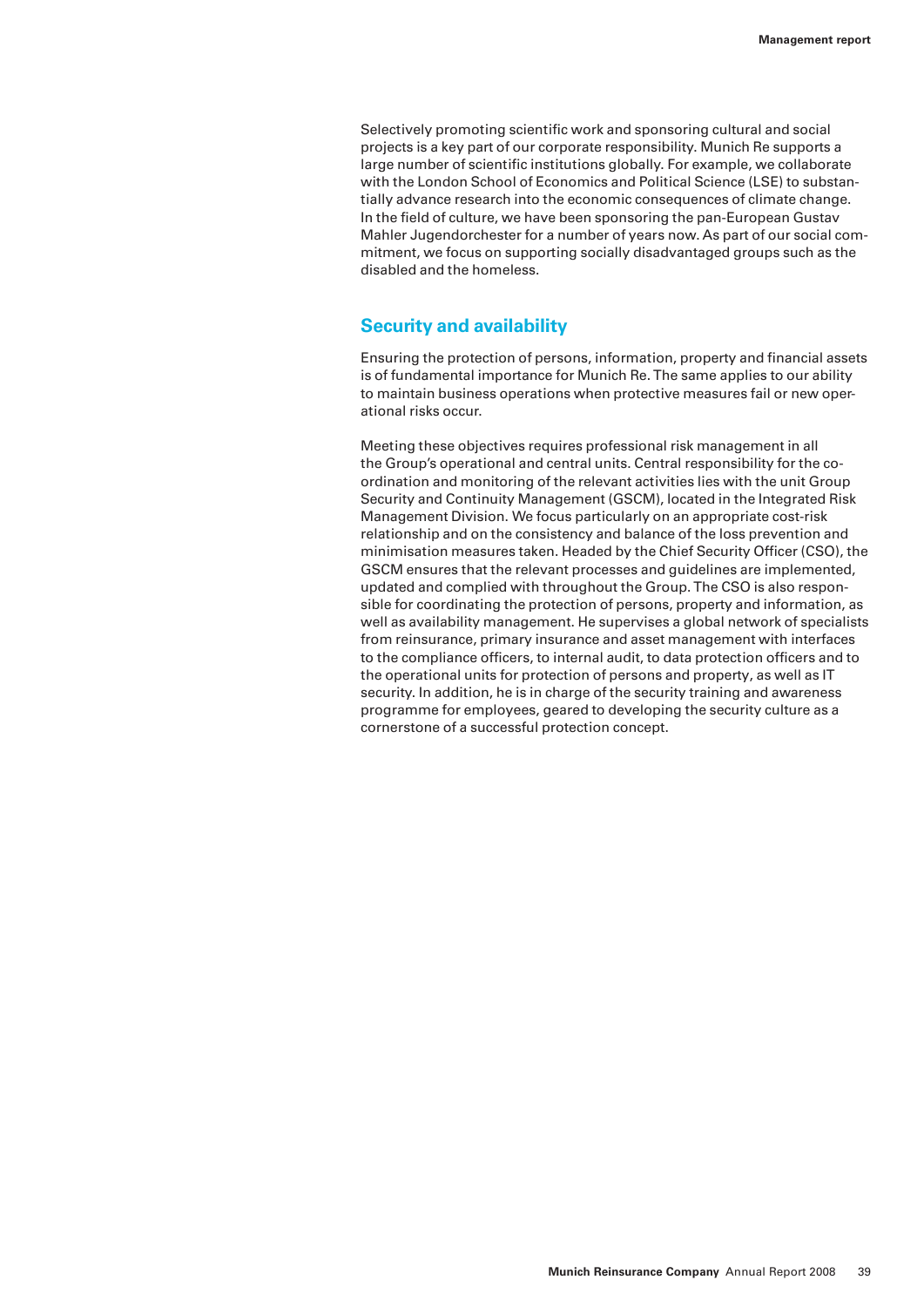Selectively promoting scientific work and sponsoring cultural and social projects is a key part of our corporate responsibility. Munich Re supports a large number of scientific institutions globally. For example, we collaborate with the London School of Economics and Political Science (LSE) to substantially advance research into the economic consequences of climate change. In the field of culture, we have been sponsoring the pan-European Gustav Mahler Jugendorchester for a number of years now. As part of our social commitment, we focus on supporting socially disadvantaged groups such as the disabled and the homeless.

## Security and availability

Ensuring the protection of persons, information, property and financial assets is of fundamental importance for Munich Re. The same applies to our ability to maintain business operations when protective measures fail or new operational risks occur.

Meeting these objectives requires professional risk management in all the Group's operational and central units. Central responsibility for the co-ordination and monitoring of the relevant activities lies with the unit Group Security and Continuity Management (GSCM), located in the Integrated Risk Management Division. We focus particularly on an appropriate cost-risk relationship and on the consistency and balance of the loss prevention and minimisation measures taken. Headed by the Chief Security Officer (CSO), the GSCM ensures that the relevant processes and guidelines are implemented, updated and complied with throughout the Group. The CSO is also responsible for coordinating the protection of persons, property and information, as well as availability management. He supervises a global network of specialists from reinsurance, primary insurance and asset management with interfaces to the compliance officers, to internal audit, to data protection officers and to the operational units for protection of persons and property, as well as IT security. In addition, he is in charge of the security training and awareness programme for employees, geared to developing the security culture as a cornerstone of a successful protection concept.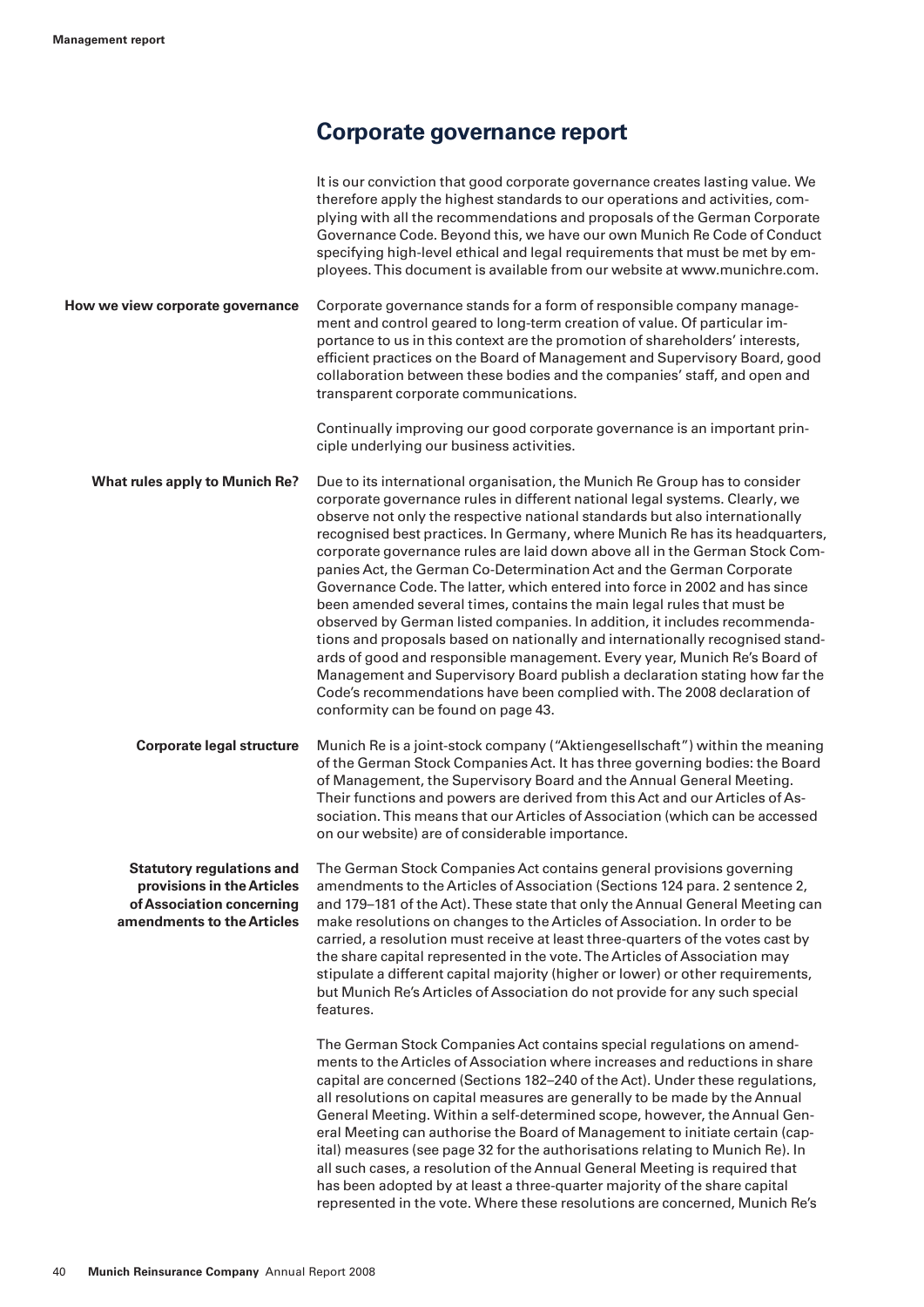# Corporate governance report

It is our conviction that good corporate governance creates lasting value. We therefore apply the highest standards to our operations and activities, complying with all the recommendations and proposals of the German Corporate Governance Code. Beyond this, we have our own Munich Re Code of Conduct specifying high-level ethical and legal requirements that must be met by employees. This document is available from our website at www.munichre.com.

**How we view corporate governance**

Corporate governance stands for a form of responsible company management and control geared to long-term creation of value. Of particular importance to us in this context are the promotion of shareholders' interests, efficient practices on the Board of Management and Supervisory Board, good collaboration between these bodies and the companies' staff, and open and transparent corporate communications.

Continually improving our good corporate governance is an important principle underlying our business activities.

**What rules apply to Munich Re?**

Due to its international organisation, the Munich Re Group has to consider corporate governance rules in different national legal systems. Clearly, we observe not only the respective national standards but also internationally recognised best practices. In Germany, where Munich Re has its headquarters, corporate governance rules are laid down above all in the German Stock Companies Act, the German Co-Determination Act and the German Corporate Governance Code. The latter, which entered into force in 2002 and has since been amended several times, contains the main legal rules that must be observed by German listed companies. In addition, it includes recommendations and proposals based on nationally and internationally recognised standards of good and responsible management. Every year, Munich Re's Board of Management and Supervisory Board publish a declaration stating how far the Code's recommendations have been complied with. The 2008 declaration of conformity can be found on page 43.

**Corporate legal structure**

Munich Re is a joint-stock company ("Aktiengesellschaft") within the meaning of the German Stock Companies Act. It has three governing bodies: the Board of Management, the Supervisory Board and the Annual General Meeting. Their functions and powers are derived from this Act and our Articles of Association. This means that our Articles of Association (which can be accessed on our website) are of considerable importance.

**Statutory regulations and provisions in the Articles of Association concerning amendments to the Articles**

The German Stock Companies Act contains general provisions governing amendments to the Articles of Association (Sections 124 para. 2 sentence 2, and 179–181 of the Act). These state that only the Annual General Meeting can make resolutions on changes to the Articles of Association. In order to be carried, a resolution must receive at least three-quarters of the votes cast by the share capital represented in the vote. The Articles of Association may stipulate a different capital majority (higher or lower) or other requirements, but Munich Re's Articles of Association do not provide for any such special features.

The German Stock Companies Act contains special regulations on amendments to the Articles of Association where increases and reductions in share capital are concerned (Sections 182–240 of the Act). Under these regulations, all resolutions on capital measures are generally to be made by the Annual General Meeting. Within a self-determined scope, however, the Annual General Meeting can authorise the Board of Management to initiate certain (capital) measures (see page 32 for the authorisations relating to Munich Re). In all such cases, a resolution of the Annual General Meeting is required that has been adopted by at least a three-quarter majority of the share capital represented in the vote. Where these resolutions are concerned, Munich Re's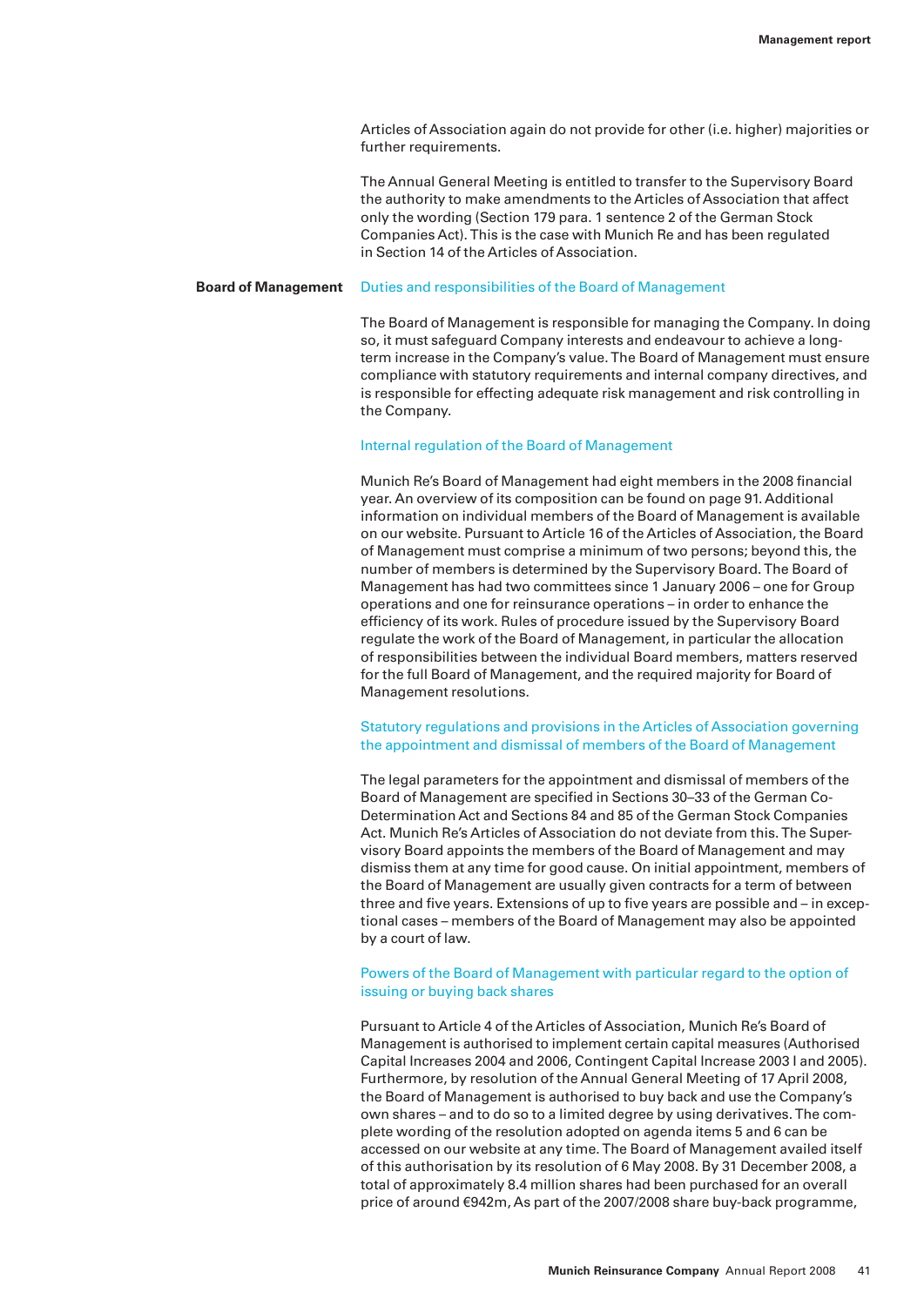Articles of Association again do not provide for other (i.e. higher) majorities or further requirements.

The Annual General Meeting is entitled to transfer to the Supervisory Board the authority to make amendments to the Articles of Association that affect only the wording (Section 179 para. 1 sentence 2 of the German Stock Companies Act). This is the case with Munich Re and has been regulated in Section 14 of the Articles of Association.

## Board of Management

### Duties and responsibilities of the Board of Management

The Board of Management is responsible for managing the Company. In doing so, it must safeguard Company interests and endeavour to achieve a long-term increase in the Company's value. The Board of Management must ensure compliance with statutory requirements and internal company directives, and is responsible for effecting adequate risk management and risk controlling in the Company.

### Internal regulation of the Board of Management

Munich Re's Board of Management had eight members in the 2008 financial year. An overview of its composition can be found on page 91. Additional information on individual members of the Board of Management is available on our website. Pursuant to Article 16 of the Articles of Association, the Board of Management must comprise a minimum of two persons; beyond this, the number of members is determined by the Supervisory Board. The Board of Management has had two committees since 1 January 2006 – one for Group operations and one for reinsurance operations – in order to enhance the efficiency of its work. Rules of procedure issued by the Supervisory Board regulate the work of the Board of Management, in particular the allocation of responsibilities between the individual Board members, matters reserved for the full Board of Management, and the required majority for Board of Management resolutions.

### Statutory regulations and provisions in the Articles of Association governing the appointment and dismissal of members of the Board of Management

The legal parameters for the appointment and dismissal of members of the Board of Management are specified in Sections 30–33 of the German Co-Determination Act and Sections 84 and 85 of the German Stock Companies Act. Munich Re's Articles of Association do not deviate from this. The Supervisory Board appoints the members of the Board of Management and may dismiss them at any time for good cause. On initial appointment, members of the Board of Management are usually given contracts for a term of between three and five years. Extensions of up to five years are possible and – in exceptional cases – members of the Board of Management may also be appointed by a court of law.

### Powers of the Board of Management with particular regard to the option of issuing or buying back shares

Pursuant to Article 4 of the Articles of Association, Munich Re's Board of Management is authorised to implement certain capital measures (Authorised Capital Increases 2004 and 2006, Contingent Capital Increase 2003 I and 2005). Furthermore, by resolution of the Annual General Meeting of 17 April 2008, the Board of Management is authorised to buy back and use the Company's own shares – and to do so to a limited degree by using derivatives. The complete wording of the resolution adopted on agenda items 5 and 6 can be accessed on our website at any time. The Board of Management availed itself of this authorisation by its resolution of 6 May 2008. By 31 December 2008, a total of approximately 8.4 million shares had been purchased for an overall price of around €942m, As part of the 2007/2008 share buy-back programme,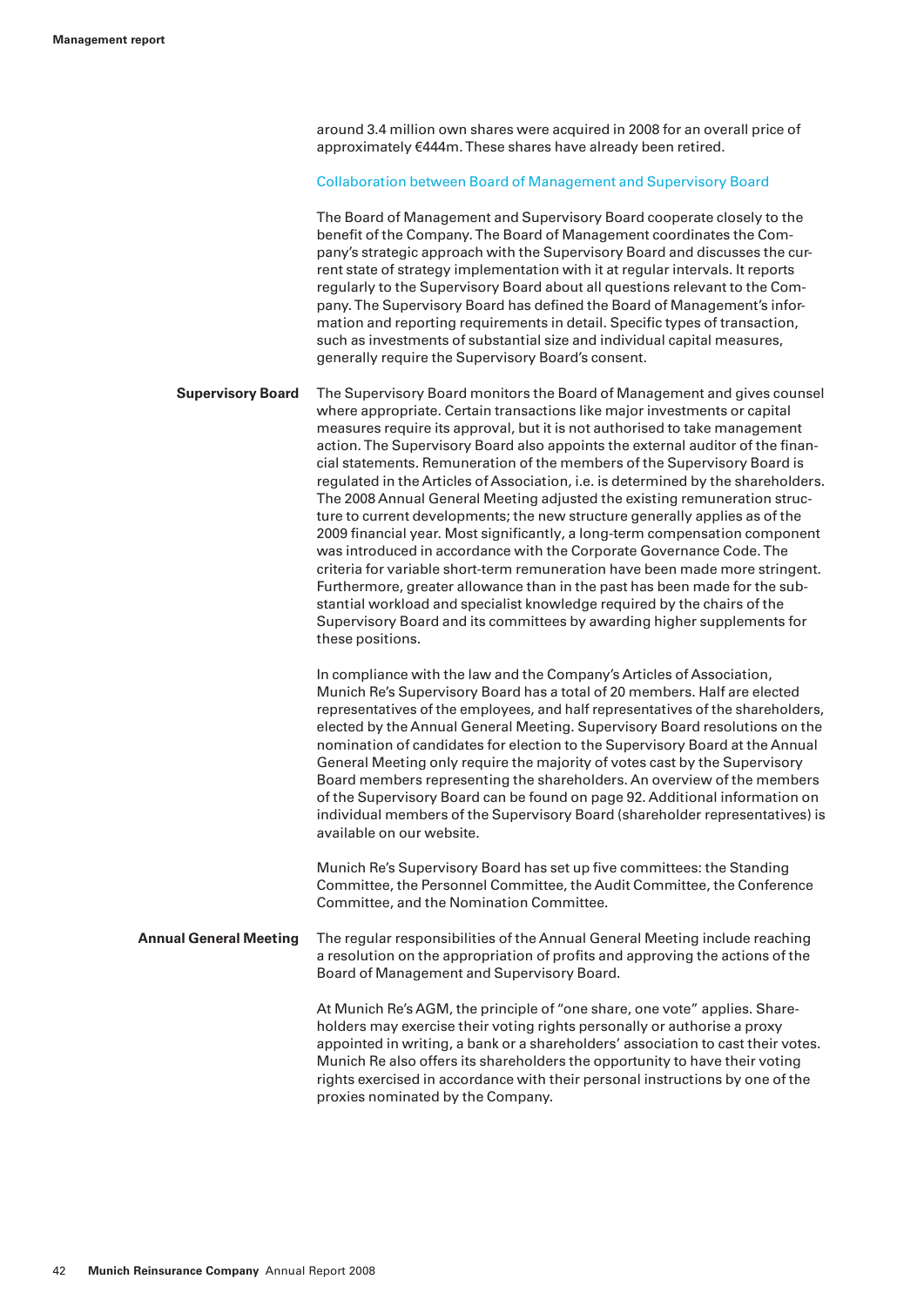around 3.4 million own shares were acquired in 2008 for an overall price of approximately €444m. These shares have already been retired.

## Collaboration between Board of Management and Supervisory Board

The Board of Management and Supervisory Board cooperate closely to the benefit of the Company. The Board of Management coordinates the Company's strategic approach with the Supervisory Board and discusses the current state of strategy implementation with it at regular intervals. It reports regularly to the Supervisory Board about all questions relevant to the Company. The Supervisory Board has defined the Board of Management's information and reporting requirements in detail. Specific types of transaction, such as investments of substantial size and individual capital measures, generally require the Supervisory Board's consent.

**Supervisory Board**

The Supervisory Board monitors the Board of Management and gives counsel where appropriate. Certain transactions like major investments or capital measures require its approval, but it is not authorised to take management action. The Supervisory Board also appoints the external auditor of the financial statements. Remuneration of the members of the Supervisory Board is regulated in the Articles of Association, i.e. is determined by the shareholders. The 2008 Annual General Meeting adjusted the existing remuneration structure to current developments; the new structure generally applies as of the 2009 financial year. Most significantly, a long-term compensation component was introduced in accordance with the Corporate Governance Code. The criteria for variable short-term remuneration have been made more stringent. Furthermore, greater allowance than in the past has been made for the substantial workload and specialist knowledge required by the chairs of the Supervisory Board and its committees by awarding higher supplements for these positions.

In compliance with the law and the Company's Articles of Association, Munich Re's Supervisory Board has a total of 20 members. Half are elected representatives of the employees, and half representatives of the shareholders, elected by the Annual General Meeting. Supervisory Board resolutions on the nomination of candidates for election to the Supervisory Board at the Annual General Meeting only require the majority of votes cast by the Supervisory Board members representing the shareholders. An overview of the members of the Supervisory Board can be found on page 92. Additional information on individual members of the Supervisory Board (shareholder representatives) is available on our website.

Munich Re's Supervisory Board has set up five committees: the Standing Committee, the Personnel Committee, the Audit Committee, the Conference Committee, and the Nomination Committee.

**Annual General Meeting**

The regular responsibilities of the Annual General Meeting include reaching a resolution on the appropriation of profits and approving the actions of the Board of Management and Supervisory Board.

At Munich Re's AGM, the principle of "one share, one vote" applies. Shareholders may exercise their voting rights personally or authorise a proxy appointed in writing, a bank or a shareholders' association to cast their votes. Munich Re also offers its shareholders the opportunity to have their voting rights exercised in accordance with their personal instructions by one of the proxies nominated by the Company.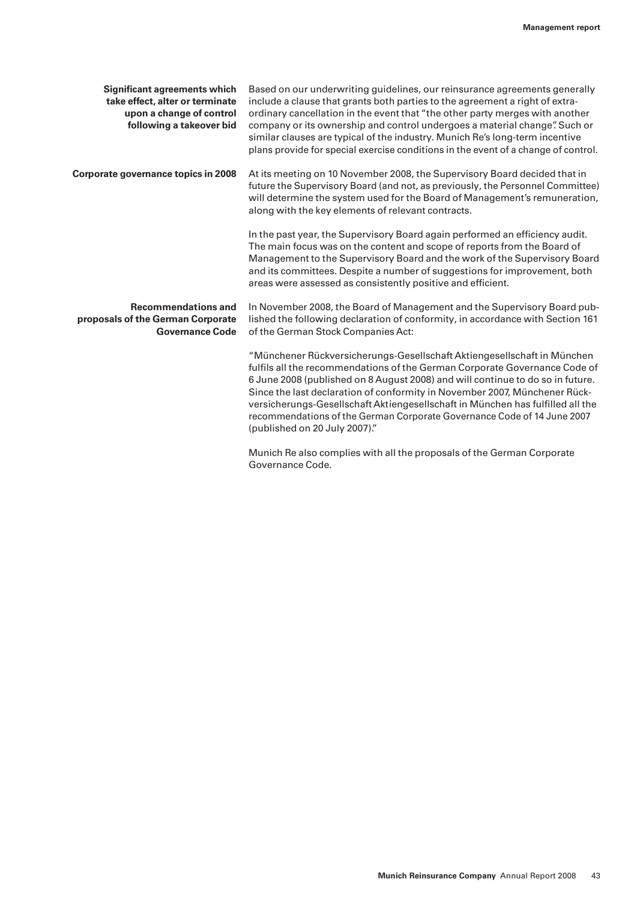**Significant agreements which take effect, alter or terminate upon a change of control following a takeover bid**

Based on our underwriting guidelines, our reinsurance agreements generally include a clause that grants both parties to the agreement a right of extraordinary cancellation in the event that "the other party merges with another company or its ownership and control undergoes a material change". Such or similar clauses are typical of the industry. Munich Re's long-term incentive plans provide for special exercise conditions in the event of a change of control.

**Corporate governance topics in 2008**

At its meeting on 10 November 2008, the Supervisory Board decided that in future the Supervisory Board (and not, as previously, the Personnel Committee) will determine the system used for the Board of Management's remuneration, along with the key elements of relevant contracts.

In the past year, the Supervisory Board again performed an efficiency audit. The main focus was on the content and scope of reports from the Board of Management to the Supervisory Board and the work of the Supervisory Board and its committees. Despite a number of suggestions for improvement, both areas were assessed as consistently positive and efficient.

**Recommendations and proposals of the German Corporate Governance Code**

In November 2008, the Board of Management and the Supervisory Board published the following declaration of conformity, in accordance with Section 161 of the German Stock Companies Act:

"Münchener Rückversicherungs-Gesellschaft Aktiengesellschaft in München fulfils all the recommendations of the German Corporate Governance Code of 6 June 2008 (published on 8 August 2008) and will continue to do so in future. Since the last declaration of conformity in November 2007, Münchener Rückversicherungs-Gesellschaft Aktiengesellschaft in München has fulfilled all the recommendations of the German Corporate Governance Code of 14 June 2007 (published on 20 July 2007)."

Munich Re also complies with all the proposals of the German Corporate Governance Code.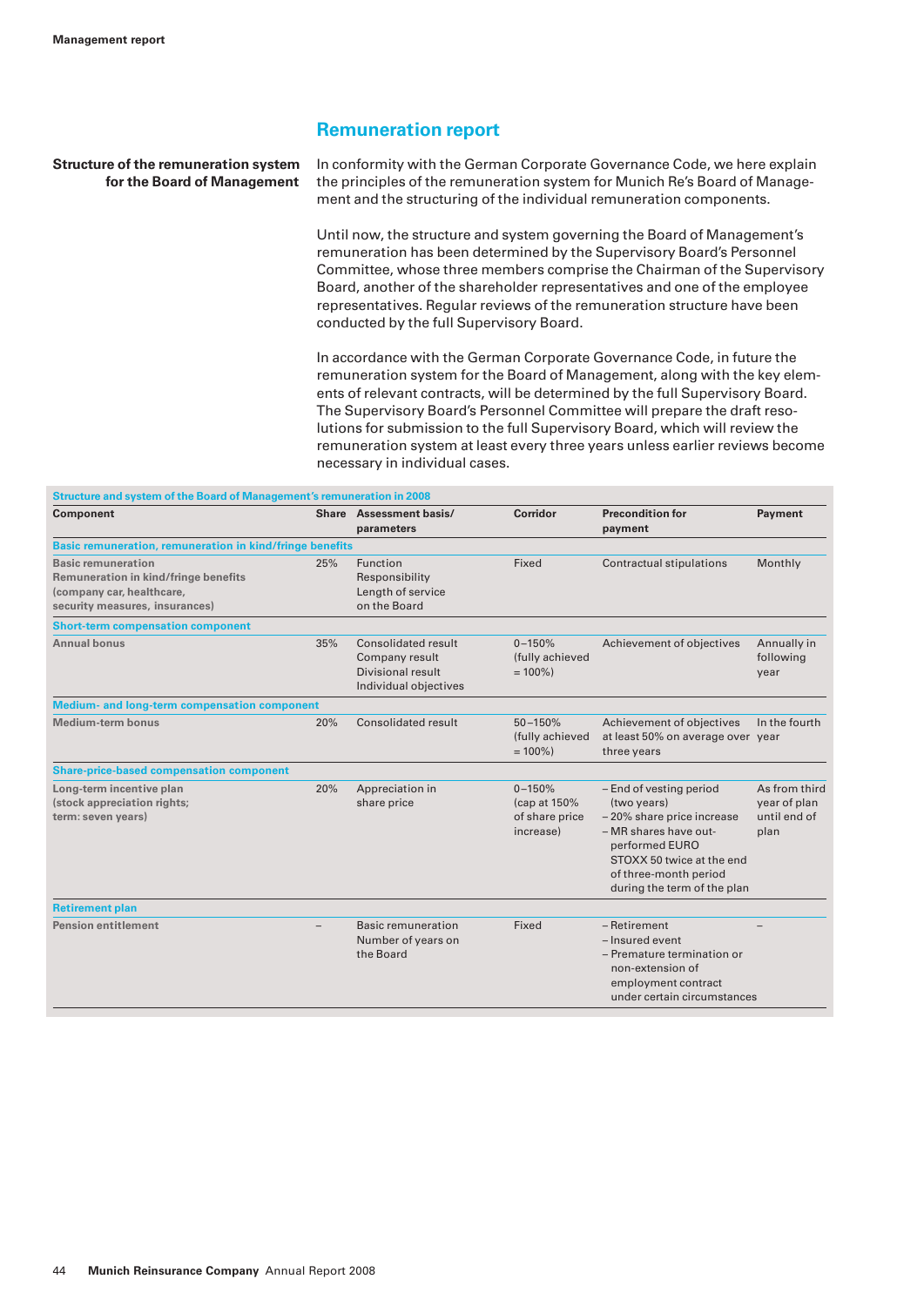## Remuneration report

**Structure of the remuneration system for the Board of Management**

In conformity with the German Corporate Governance Code, we here explain the principles of the remuneration system for Munich Re's Board of Management and the structuring of the individual remuneration components.

Until now, the structure and system governing the Board of Management's remuneration has been determined by the Supervisory Board's Personnel Committee, whose three members comprise the Chairman of the Supervisory Board, another of the shareholder representatives and one of the employee representatives. Regular reviews of the remuneration structure have been conducted by the full Supervisory Board.

In accordance with the German Corporate Governance Code, in future the remuneration system for the Board of Management, along with the key elements of relevant contracts, will be determined by the full Supervisory Board. The Supervisory Board's Personnel Committee will prepare the draft resolutions for submission to the full Supervisory Board, which will review the remuneration system at least every three years unless earlier reviews become necessary in individual cases.

**Structure and system of the Board of Management's remuneration in 2008**

| Component | Share | Assessment basis/ parameters | Corridor | Precondition for payment | Payment |
|---|---|---|---|---|---|
| **Basic remuneration, remuneration in kind/fringe benefits** | | | | | |
| Basic remuneration<br>Remuneration in kind/fringe benefits (company car, healthcare, security measures, insurances) | 25% | Function<br>Responsibility<br>Length of service on the Board | Fixed | Contractual stipulations | Monthly |
| **Short-term compensation component** | | | | | |
| Annual bonus | 35% | Consolidated result<br>Company result<br>Divisional result<br>Individual objectives | 0–150% (fully achieved = 100%) | Achievement of objectives | Annually in following year |
| **Medium- and long-term compensation component** | | | | | |
| Medium-term bonus | 20% | Consolidated result | 50–150% (fully achieved = 100%) | Achievement of objectives at least 50% on average over three years | In the fourth year |
| **Share-price-based compensation component** | | | | | |
| Long-term incentive plan (stock appreciation rights; term: seven years) | 20% | Appreciation in share price | 0–150% (cap at 150% of share price increase) | – End of vesting period (two years)<br>– 20% share price increase<br>– MR shares have outperformed EURO STOXX 50 twice at the end of three-month period during the term of the plan | As from third year of plan until end of plan |
| **Retirement plan** | | | | | |
| Pension entitlement | – | Basic remuneration<br>Number of years on the Board | Fixed | – Retirement<br>– Insured event<br>– Premature termination or non-extension of employment contract under certain circumstances | – |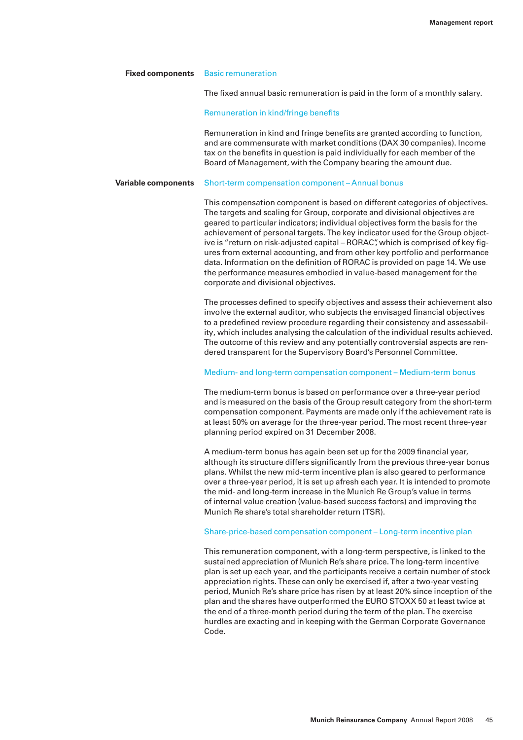## Fixed components

### Basic remuneration

The fixed annual basic remuneration is paid in the form of a monthly salary.

### Remuneration in kind/fringe benefits

Remuneration in kind and fringe benefits are granted according to function, and are commensurate with market conditions (DAX 30 companies). Income tax on the benefits in question is paid individually for each member of the Board of Management, with the Company bearing the amount due.

## Variable components

### Short-term compensation component – Annual bonus

This compensation component is based on different categories of objectives. The targets and scaling for Group, corporate and divisional objectives are geared to particular indicators; individual objectives form the basis for the achievement of personal targets. The key indicator used for the Group objective is "return on risk-adjusted capital – RORAC", which is comprised of key figures from external accounting, and from other key portfolio and performance data. Information on the definition of RORAC is provided on page 14. We use the performance measures embodied in value-based management for the corporate and divisional objectives.

The processes defined to specify objectives and assess their achievement also involve the external auditor, who subjects the envisaged financial objectives to a predefined review procedure regarding their consistency and assessability, which includes analysing the calculation of the individual results achieved. The outcome of this review and any potentially controversial aspects are rendered transparent for the Supervisory Board's Personnel Committee.

### Medium- and long-term compensation component – Medium-term bonus

The medium-term bonus is based on performance over a three-year period and is measured on the basis of the Group result category from the short-term compensation component. Payments are made only if the achievement rate is at least 50% on average for the three-year period. The most recent three-year planning period expired on 31 December 2008.

A medium-term bonus has again been set up for the 2009 financial year, although its structure differs significantly from the previous three-year bonus plans. Whilst the new mid-term incentive plan is also geared to performance over a three-year period, it is set up afresh each year. It is intended to promote the mid- and long-term increase in the Munich Re Group's value in terms of internal value creation (value-based success factors) and improving the Munich Re share's total shareholder return (TSR).

### Share-price-based compensation component – Long-term incentive plan

This remuneration component, with a long-term perspective, is linked to the sustained appreciation of Munich Re's share price. The long-term incentive plan is set up each year, and the participants receive a certain number of stock appreciation rights. These can only be exercised if, after a two-year vesting period, Munich Re's share price has risen by at least 20% since inception of the plan and the shares have outperformed the EURO STOXX 50 at least twice at the end of a three-month period during the term of the plan. The exercise hurdles are exacting and in keeping with the German Corporate Governance Code.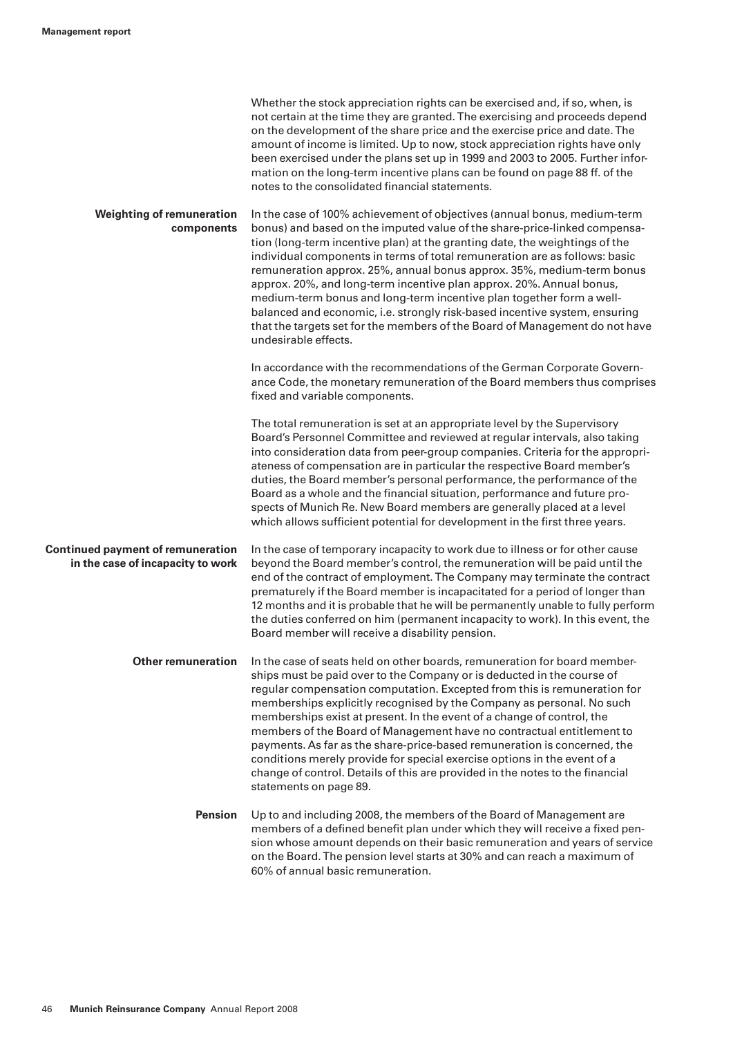Whether the stock appreciation rights can be exercised and, if so, when, is not certain at the time they are granted. The exercising and proceeds depend on the development of the share price and the exercise price and date. The amount of income is limited. Up to now, stock appreciation rights have only been exercised under the plans set up in 1999 and 2003 to 2005. Further information on the long-term incentive plans can be found on page 88 ff. of the notes to the consolidated financial statements.

**Weighting of remuneration components**

In the case of 100% achievement of objectives (annual bonus, medium-term bonus) and based on the imputed value of the share-price-linked compensation (long-term incentive plan) at the granting date, the weightings of the individual components in terms of total remuneration are as follows: basic remuneration approx. 25%, annual bonus approx. 35%, medium-term bonus approx. 20%, and long-term incentive plan approx. 20%. Annual bonus, medium-term bonus and long-term incentive plan together form a well-balanced and economic, i.e. strongly risk-based incentive system, ensuring that the targets set for the members of the Board of Management do not have undesirable effects.

In accordance with the recommendations of the German Corporate Governance Code, the monetary remuneration of the Board members thus comprises fixed and variable components.

The total remuneration is set at an appropriate level by the Supervisory Board's Personnel Committee and reviewed at regular intervals, also taking into consideration data from peer-group companies. Criteria for the appropriateness of compensation are in particular the respective Board member's duties, the Board member's personal performance, the performance of the Board as a whole and the financial situation, performance and future prospects of Munich Re. New Board members are generally placed at a level which allows sufficient potential for development in the first three years.

**Continued payment of remuneration in the case of incapacity to work**

In the case of temporary incapacity to work due to illness or for other cause beyond the Board member's control, the remuneration will be paid until the end of the contract of employment. The Company may terminate the contract prematurely if the Board member is incapacitated for a period of longer than 12 months and it is probable that he will be permanently unable to fully perform the duties conferred on him (permanent incapacity to work). In this event, the Board member will receive a disability pension.

**Other remuneration**

In the case of seats held on other boards, remuneration for board memberships must be paid over to the Company or is deducted in the course of regular compensation computation. Excepted from this is remuneration for memberships explicitly recognised by the Company as personal. No such memberships exist at present. In the event of a change of control, the members of the Board of Management have no contractual entitlement to payments. As far as the share-price-based remuneration is concerned, the conditions merely provide for special exercise options in the event of a change of control. Details of this are provided in the notes to the financial statements on page 89.

**Pension**

Up to and including 2008, the members of the Board of Management are members of a defined benefit plan under which they will receive a fixed pension whose amount depends on their basic remuneration and years of service on the Board. The pension level starts at 30% and can reach a maximum of 60% of annual basic remuneration.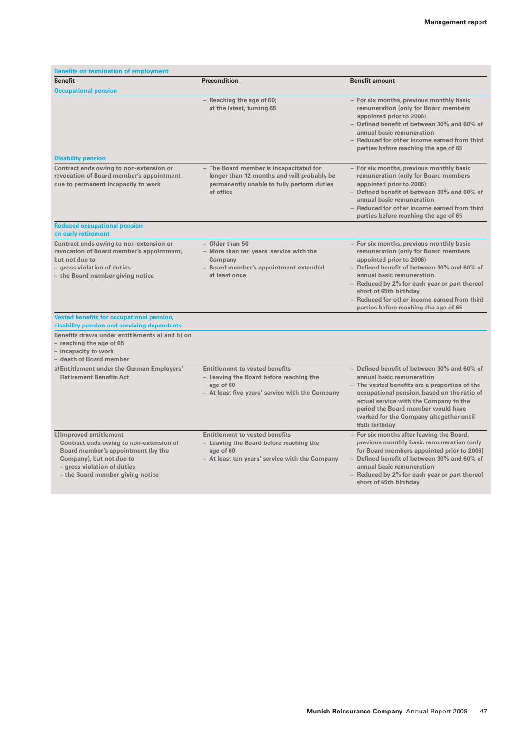**Benefits on termination of employment**

| Benefit | Precondition | Benefit amount |
|---|---|---|
| **Occupational pension** | | |
| | – Reaching the age of 60; at the latest, turning 65 | – For six months, previous monthly basic remuneration (only for Board members appointed prior to 2006)<br>– Defined benefit of between 30% and 60% of annual basic remuneration<br>– Reduced for other income earned from third parties before reaching the age of 65 |
| **Disability pension** | | |
| Contract ends owing to non-extension or revocation of Board member's appointment due to permanent incapacity to work | – The Board member is incapacitated for longer than 12 months and will probably be permanently unable to fully perform duties of office | – For six months, previous monthly basic remuneration (only for Board members appointed prior to 2006)<br>– Defined benefit of between 30% and 60% of annual basic remuneration<br>– Reduced for other income earned from third parties before reaching the age of 65 |
| **Reduced occupational pension on early retirement** | | |
| Contract ends owing to non-extension or revocation of Board member's appointment, but not due to<br>– gross violation of duties<br>– the Board member giving notice | – Older than 50<br>– More than ten years' service with the Company<br>– Board member's appointment extended at least once | – For six months, previous monthly basic remuneration (only for Board members appointed prior to 2006)<br>– Defined benefit of between 30% and 60% of annual basic remuneration<br>– Reduced by 2% for each year or part thereof short of 65th birthday<br>– Reduced for other income earned from third parties before reaching the age of 65 |
| **Vested benefits for occupational pension, disability pension and surviving dependants** | | |
| Benefits drawn under entitlements a) and b) on<br>– reaching the age of 65<br>– incapacity to work<br>– death of Board member | | |
| a) Entitlement under the German Employers' Retirement Benefits Act | Entitlement to vested benefits<br>– Leaving the Board before reaching the age of 60<br>– At least five years' service with the Company | – Defined benefit of between 30% and 60% of annual basic remuneration<br>– The vested benefits are a proportion of the occupational pension, based on the ratio of actual service with the Company to the period the Board member would have worked for the Company altogether until 65th birthday |
| b) Improved entitlement<br>Contract ends owing to non-extension of Board member's appointment (by the Company), but not due to<br>– gross violation of duties<br>– the Board member giving notice | Entitlement to vested benefits<br>– Leaving the Board before reaching the age of 60<br>– At least ten years' service with the Company | – For six months after leaving the Board, previous monthly basic remuneration (only for Board members appointed prior to 2006)<br>– Defined benefit of between 30% and 60% of annual basic remuneration<br>– Reduced by 2% for each year or part thereof short of 65th birthday |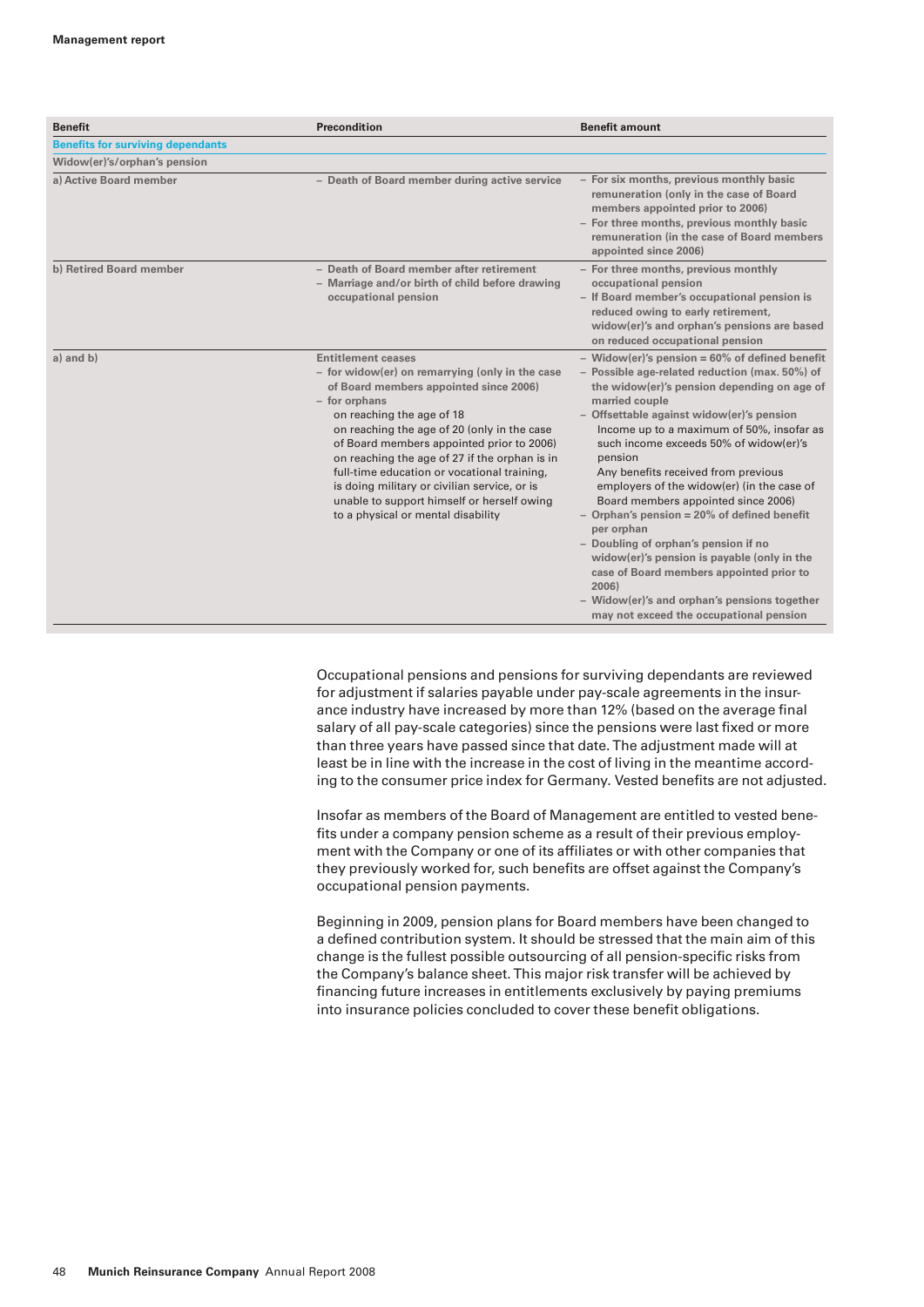| Benefit | Precondition | Benefit amount |
|---|---|---|
| **Benefits for surviving dependants** | | |
| **Widow(er)'s/orphan's pension** | | |
| **a) Active Board member** | – Death of Board member during active service | – For six months, previous monthly basic remuneration (only in the case of Board members appointed prior to 2006)<br>– For three months, previous monthly basic remuneration (in the case of Board members appointed since 2006) |
| **b) Retired Board member** | – Death of Board member after retirement<br>– Marriage and/or birth of child before drawing occupational pension | – For three months, previous monthly occupational pension<br>– If Board member's occupational pension is reduced owing to early retirement, widow(er)'s and orphan's pensions are based on reduced occupational pension |
| **a) and b)** | Entitlement ceases<br>– for widow(er) on remarrying (only in the case of Board members appointed since 2006)<br>– for orphans<br>on reaching the age of 18<br>on reaching the age of 20 (only in the case of Board members appointed prior to 2006)<br>on reaching the age of 27 if the orphan is in full-time education or vocational training, is doing military or civilian service, or is unable to support himself or herself owing to a physical or mental disability | – Widow(er)'s pension = 60% of defined benefit<br>– Possible age-related reduction (max. 50%) of the widow(er)'s pension depending on age of married couple<br>– Offsettable against widow(er)'s pension<br>Income up to a maximum of 50%, insofar as such income exceeds 50% of widow(er)'s pension<br>Any benefits received from previous employers of the widow(er) (in the case of Board members appointed since 2006)<br>– Orphan's pension = 20% of defined benefit per orphan<br>– Doubling of orphan's pension if no widow(er)'s pension is payable (only in the case of Board members appointed prior to 2006)<br>– Widow(er)'s and orphan's pensions together may not exceed the occupational pension |

Occupational pensions and pensions for surviving dependants are reviewed for adjustment if salaries payable under pay-scale agreements in the insurance industry have increased by more than 12% (based on the average final salary of all pay-scale categories) since the pensions were last fixed or more than three years have passed since that date. The adjustment made will at least be in line with the increase in the cost of living in the meantime according to the consumer price index for Germany. Vested benefits are not adjusted.

Insofar as members of the Board of Management are entitled to vested benefits under a company pension scheme as a result of their previous employment with the Company or one of its affiliates or with other companies that they previously worked for, such benefits are offset against the Company's occupational pension payments.

Beginning in 2009, pension plans for Board members have been changed to a defined contribution system. It should be stressed that the main aim of this change is the fullest possible outsourcing of all pension-specific risks from the Company's balance sheet. This major risk transfer will be achieved by financing future increases in entitlements exclusively by paying premiums into insurance policies concluded to cover these benefit obligations.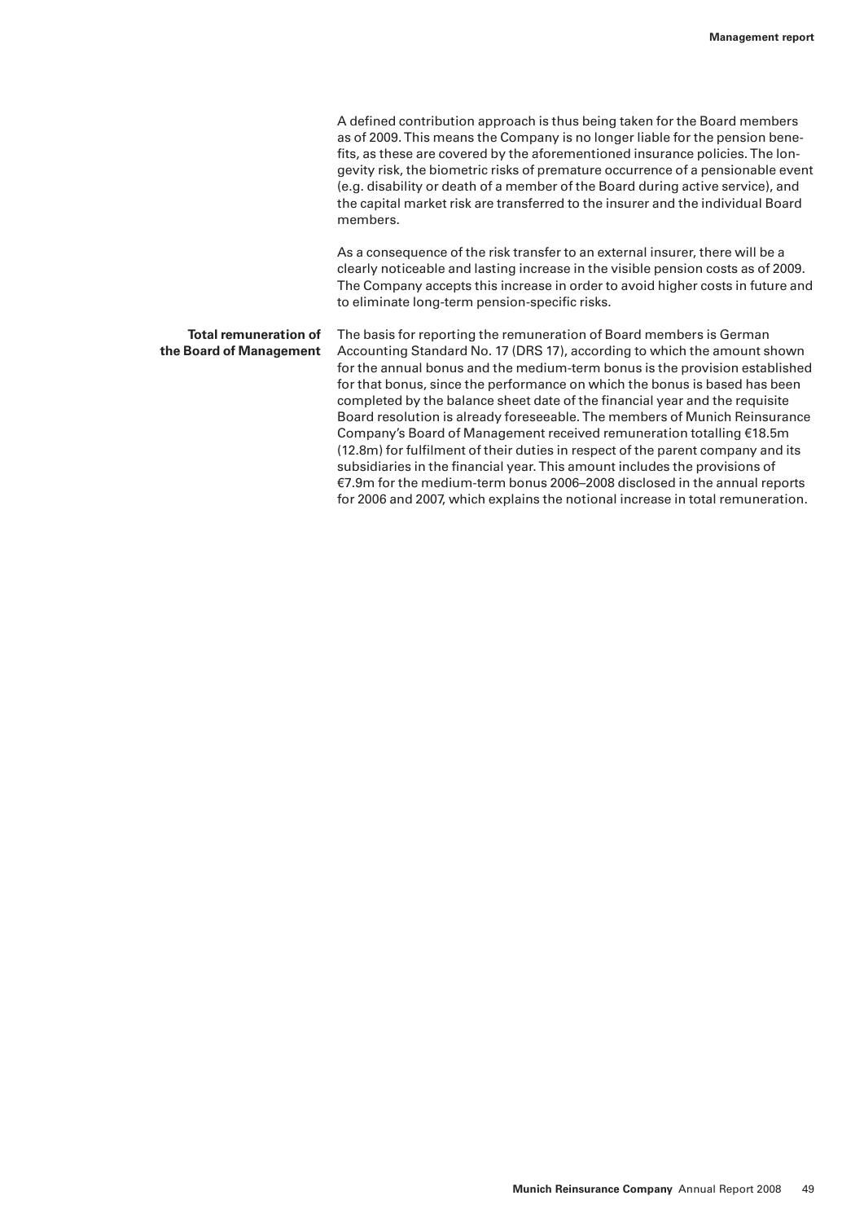A defined contribution approach is thus being taken for the Board members as of 2009. This means the Company is no longer liable for the pension benefits, as these are covered by the aforementioned insurance policies. The longevity risk, the biometric risks of premature occurrence of a pensionable event (e.g. disability or death of a member of the Board during active service), and the capital market risk are transferred to the insurer and the individual Board members.

As a consequence of the risk transfer to an external insurer, there will be a clearly noticeable and lasting increase in the visible pension costs as of 2009. The Company accepts this increase in order to avoid higher costs in future and to eliminate long-term pension-specific risks.

**Total remuneration of the Board of Management**

The basis for reporting the remuneration of Board members is German Accounting Standard No. 17 (DRS 17), according to which the amount shown for the annual bonus and the medium-term bonus is the provision established for that bonus, since the performance on which the bonus is based has been completed by the balance sheet date of the financial year and the requisite Board resolution is already foreseeable. The members of Munich Reinsurance Company's Board of Management received remuneration totalling €18.5m (12.8m) for fulfilment of their duties in respect of the parent company and its subsidiaries in the financial year. This amount includes the provisions of €7.9m for the medium-term bonus 2006–2008 disclosed in the annual reports for 2006 and 2007, which explains the notional increase in total remuneration.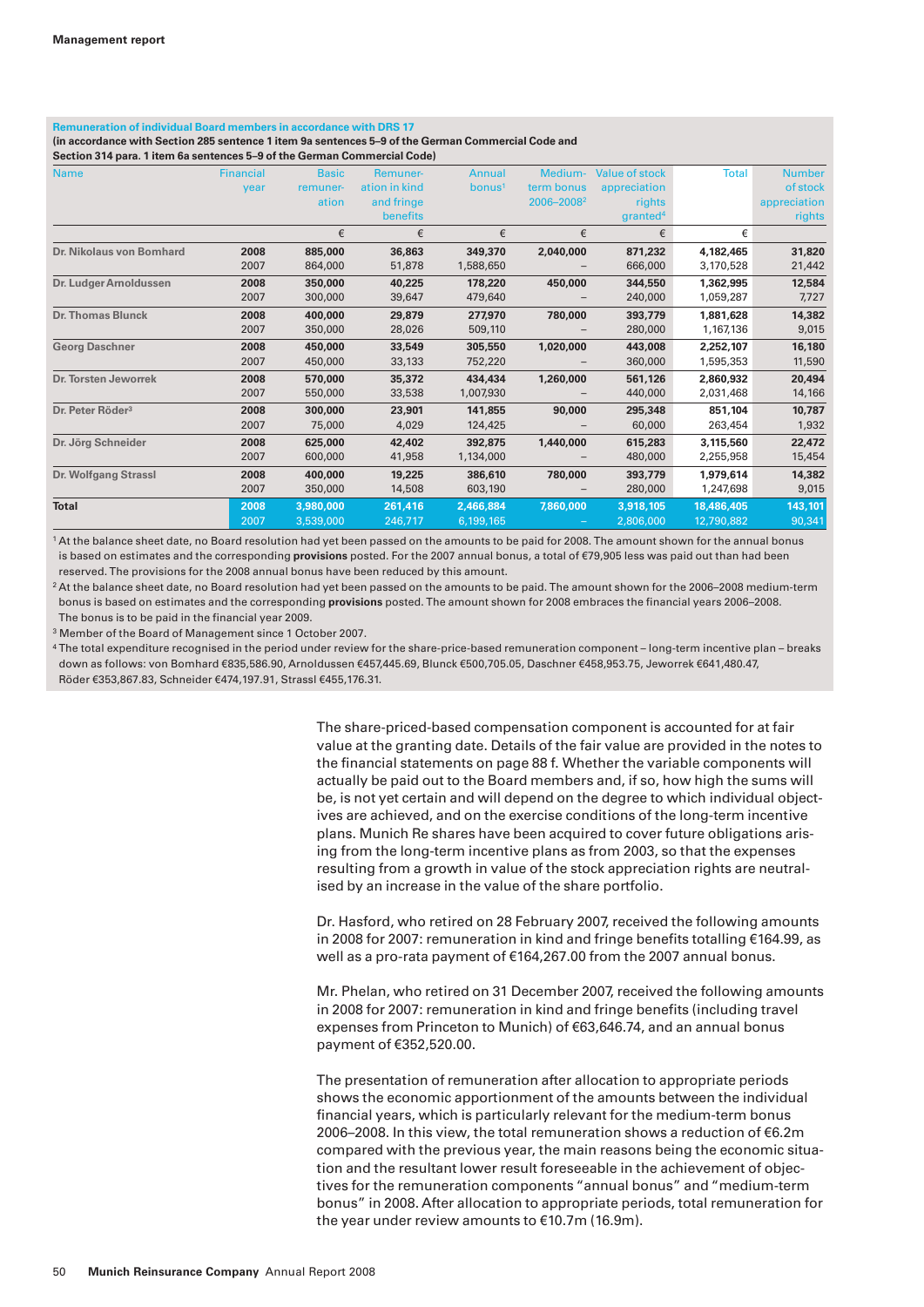**Remuneration of individual Board members in accordance with DRS 17**

**(in accordance with Section 285 sentence 1 item 9a sentences 5–9 of the German Commercial Code and Section 314 para. 1 item 6a sentences 5–9 of the German Commercial Code)**

| Name | Financial year | Basic remuneration | Remuneration in kind and fringe benefits | Annual bonus[1] | Medium-term bonus 2006–2008[2] | Value of stock appreciation rights granted[4] | Total | Number of stock appreciation rights |
|---|---|---|---|---|---|---|---|---|
| | | € | € | € | € | € | € | |
| Dr. Nikolaus von Bomhard | **2008** | **885,000** | **36,863** | **349,370** | **2,040,000** | **871,232** | **4,182,465** | **31,820** |
| | 2007 | 864,000 | 51,878 | 1,588,650 | – | 666,000 | 3,170,528 | 21,442 |
| Dr. Ludger Arnoldussen | **2008** | **350,000** | **40,225** | **178,220** | **450,000** | **344,550** | **1,362,995** | **12,584** |
| | 2007 | 300,000 | 39,647 | 479,640 | – | 240,000 | 1,059,287 | 7,727 |
| Dr. Thomas Blunck | **2008** | **400,000** | **29,879** | **277,970** | **780,000** | **393,779** | **1,881,628** | **14,382** |
| | 2007 | 350,000 | 28,026 | 509,110 | – | 280,000 | 1,167,136 | 9,015 |
| Georg Daschner | **2008** | **450,000** | **33,549** | **305,550** | **1,020,000** | **443,008** | **2,252,107** | **16,180** |
| | 2007 | 450,000 | 33,133 | 752,220 | – | 360,000 | 1,595,353 | 11,590 |
| Dr. Torsten Jeworrek | **2008** | **570,000** | **35,372** | **434,434** | **1,260,000** | **561,126** | **2,860,932** | **20,494** |
| | 2007 | 550,000 | 33,538 | 1,007,930 | – | 440,000 | 2,031,468 | 14,166 |
| Dr. Peter Röder[3] | **2008** | **300,000** | **23,901** | **141,855** | **90,000** | **295,348** | **851,104** | **10,787** |
| | 2007 | 75,000 | 4,029 | 124,425 | – | 60,000 | 263,454 | 1,932 |
| Dr. Jörg Schneider | **2008** | **625,000** | **42,402** | **392,875** | **1,440,000** | **615,283** | **3,115,560** | **22,472** |
| | 2007 | 600,000 | 41,958 | 1,134,000 | – | 480,000 | 2,255,958 | 15,454 |
| Dr. Wolfgang Strassl | **2008** | **400,000** | **19,225** | **386,610** | **780,000** | **393,779** | **1,979,614** | **14,382** |
| | 2007 | 350,000 | 14,508 | 603,190 | – | 280,000 | 1,247,698 | 9,015 |
| **Total** | **2008** | **3,980,000** | **261,416** | **2,466,884** | **7,860,000** | **3,918,105** | **18,486,405** | **143,101** |
| | 2007 | 3,539,000 | 246,717 | 6,199,165 | – | 2,806,000 | 12,790,882 | 90,341 |

[1] At the balance sheet date, no Board resolution had yet been passed on the amounts to be paid for 2008. The amount shown for the annual bonus is based on estimates and the corresponding **provisions** posted. For the 2007 annual bonus, a total of €79,905 less was paid out than had been reserved. The provisions for the 2008 annual bonus have been reduced by this amount.

[2] At the balance sheet date, no Board resolution had yet been passed on the amounts to be paid. The amount shown for the 2006–2008 medium-term bonus is based on estimates and the corresponding **provisions** posted. The amount shown for 2008 embraces the financial years 2006–2008. The bonus is to be paid in the financial year 2009.

[3] Member of the Board of Management since 1 October 2007.

[4] The total expenditure recognised in the period under review for the share-price-based remuneration component – long-term incentive plan – breaks down as follows: von Bomhard €835,586.90, Arnoldussen €457,445.69, Blunck €500,705.05, Daschner €458,953.75, Jeworrek €641,480.47, Röder €353,867.83, Schneider €474,197.91, Strassl €455,176.31.

The share-priced-based compensation component is accounted for at fair value at the granting date. Details of the fair value are provided in the notes to the financial statements on page 88 f. Whether the variable components will actually be paid out to the Board members and, if so, how high the sums will be, is not yet certain and will depend on the degree to which individual objectives are achieved, and on the exercise conditions of the long-term incentive plans. Munich Re shares have been acquired to cover future obligations arising from the long-term incentive plans as from 2003, so that the expenses resulting from a growth in value of the stock appreciation rights are neutralised by an increase in the value of the share portfolio.

Dr. Hasford, who retired on 28 February 2007, received the following amounts in 2008 for 2007: remuneration in kind and fringe benefits totalling €164.99, as well as a pro-rata payment of €164,267.00 from the 2007 annual bonus.

Mr. Phelan, who retired on 31 December 2007, received the following amounts in 2008 for 2007: remuneration in kind and fringe benefits (including travel expenses from Princeton to Munich) of €63,646.74, and an annual bonus payment of €352,520.00.

The presentation of remuneration after allocation to appropriate periods shows the economic apportionment of the amounts between the individual financial years, which is particularly relevant for the medium-term bonus 2006–2008. In this view, the total remuneration shows a reduction of €6.2m compared with the previous year, the main reasons being the economic situation and the resultant lower result foreseeable in the achievement of objectives for the remuneration components "annual bonus" and "medium-term bonus" in 2008. After allocation to appropriate periods, total remuneration for the year under review amounts to €10.7m (16.9m).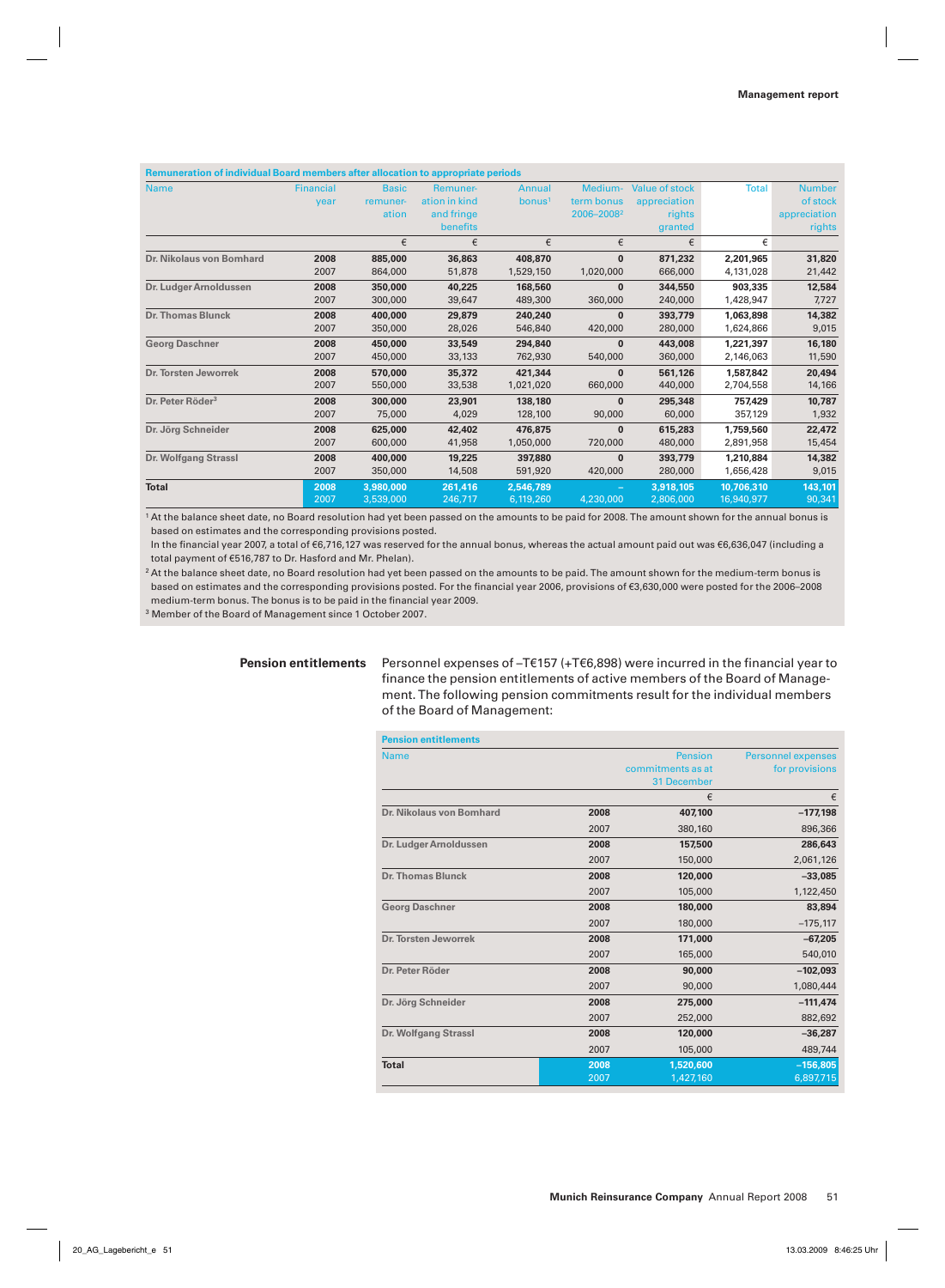**Remuneration of individual Board members after allocation to appropriate periods**

| Name | Financial year | Basic remuneration | Remuneration in kind and fringe benefits | Annual bonus[1] | Medium-term bonus 2006–2008[2] | Value of stock appreciation rights granted | Total | Number of stock appreciation rights |
|---|---|---|---|---|---|---|---|---|
| | | € | € | € | € | € | € | |
| **Dr. Nikolaus von Bomhard** | **2008** | **885,000** | **36,863** | **408,870** | **0** | **871,232** | **2,201,965** | **31,820** |
| | 2007 | 864,000 | 51,878 | 1,529,150 | 1,020,000 | 666,000 | 4,131,028 | 21,442 |
| **Dr. Ludger Arnoldussen** | **2008** | **350,000** | **40,225** | **168,560** | **0** | **344,550** | **903,335** | **12,584** |
| | 2007 | 300,000 | 39,647 | 489,300 | 360,000 | 240,000 | 1,428,947 | 7,727 |
| **Dr. Thomas Blunck** | **2008** | **400,000** | **29,879** | **240,240** | **0** | **393,779** | **1,063,898** | **14,382** |
| | 2007 | 350,000 | 28,026 | 546,840 | 420,000 | 280,000 | 1,624,866 | 9,015 |
| **Georg Daschner** | **2008** | **450,000** | **33,549** | **294,840** | **0** | **443,008** | **1,221,397** | **16,180** |
| | 2007 | 450,000 | 33,133 | 762,930 | 540,000 | 360,000 | 2,146,063 | 11,590 |
| **Dr. Torsten Jeworrek** | **2008** | **570,000** | **35,372** | **421,344** | **0** | **561,126** | **1,587,842** | **20,494** |
| | 2007 | 550,000 | 33,538 | 1,021,020 | 660,000 | 440,000 | 2,704,558 | 14,166 |
| **Dr. Peter Röder[3]** | **2008** | **300,000** | **23,901** | **138,180** | **0** | **295,348** | **757,429** | **10,787** |
| | 2007 | 75,000 | 4,029 | 128,100 | 90,000 | 60,000 | 357,129 | 1,932 |
| **Dr. Jörg Schneider** | **2008** | **625,000** | **42,402** | **476,875** | **0** | **615,283** | **1,759,560** | **22,472** |
| | 2007 | 600,000 | 41,958 | 1,050,000 | 720,000 | 480,000 | 2,891,958 | 15,454 |
| **Dr. Wolfgang Strassl** | **2008** | **400,000** | **19,225** | **397,880** | **0** | **393,779** | **1,210,884** | **14,382** |
| | 2007 | 350,000 | 14,508 | 591,920 | 420,000 | 280,000 | 1,656,428 | 9,015 |
| **Total** | **2008** | **3,980,000** | **261,416** | **2,546,789** | **–** | **3,918,105** | **10,706,310** | **143,101** |
| | 2007 | 3,539,000 | 246,717 | 6,119,260 | 4,230,000 | 2,806,000 | 16,940,977 | 90,341 |

[1] At the balance sheet date, no Board resolution had yet been passed on the amounts to be paid for 2008. The amount shown for the annual bonus is based on estimates and the corresponding provisions posted.
In the financial year 2007, a total of €6,716,127 was reserved for the annual bonus, whereas the actual amount paid out was €6,636,047 (including a total payment of €516,787 to Dr. Hasford and Mr. Phelan).

[2] At the balance sheet date, no Board resolution had yet been passed on the amounts to be paid. The amount shown for the medium-term bonus is based on estimates and the corresponding provisions posted. For the financial year 2006, provisions of €3,630,000 were posted for the 2006–2008 medium-term bonus. The bonus is to be paid in the financial year 2009.

[3] Member of the Board of Management since 1 October 2007.

**Pension entitlements**

Personnel expenses of –T€157 (+T€6,898) were incurred in the financial year to finance the pension entitlements of active members of the Board of Management. The following pension commitments result for the individual members of the Board of Management:

**Pension entitlements**

| Name | | Pension commitments as at 31 December | Personnel expenses for provisions |
|---|---|---|---|
| | | € | € |
| **Dr. Nikolaus von Bomhard** | **2008** | **407,100** | **–177,198** |
| | 2007 | 380,160 | 896,366 |
| **Dr. Ludger Arnoldussen** | **2008** | **157,500** | **286,643** |
| | 2007 | 150,000 | 2,061,126 |
| **Dr. Thomas Blunck** | **2008** | **120,000** | **–33,085** |
| | 2007 | 105,000 | 1,122,450 |
| **Georg Daschner** | **2008** | **180,000** | **83,894** |
| | 2007 | 180,000 | –175,117 |
| **Dr. Torsten Jeworrek** | **2008** | **171,000** | **–67,205** |
| | 2007 | 165,000 | 540,010 |
| **Dr. Peter Röder** | **2008** | **90,000** | **–102,093** |
| | 2007 | 90,000 | 1,080,444 |
| **Dr. Jörg Schneider** | **2008** | **275,000** | **–111,474** |
| | 2007 | 252,000 | 882,692 |
| **Dr. Wolfgang Strassl** | **2008** | **120,000** | **–36,287** |
| | 2007 | 105,000 | 489,744 |
| **Total** | **2008** | **1,520,600** | **–156,805** |
| | 2007 | 1,427,160 | 6,897,715 |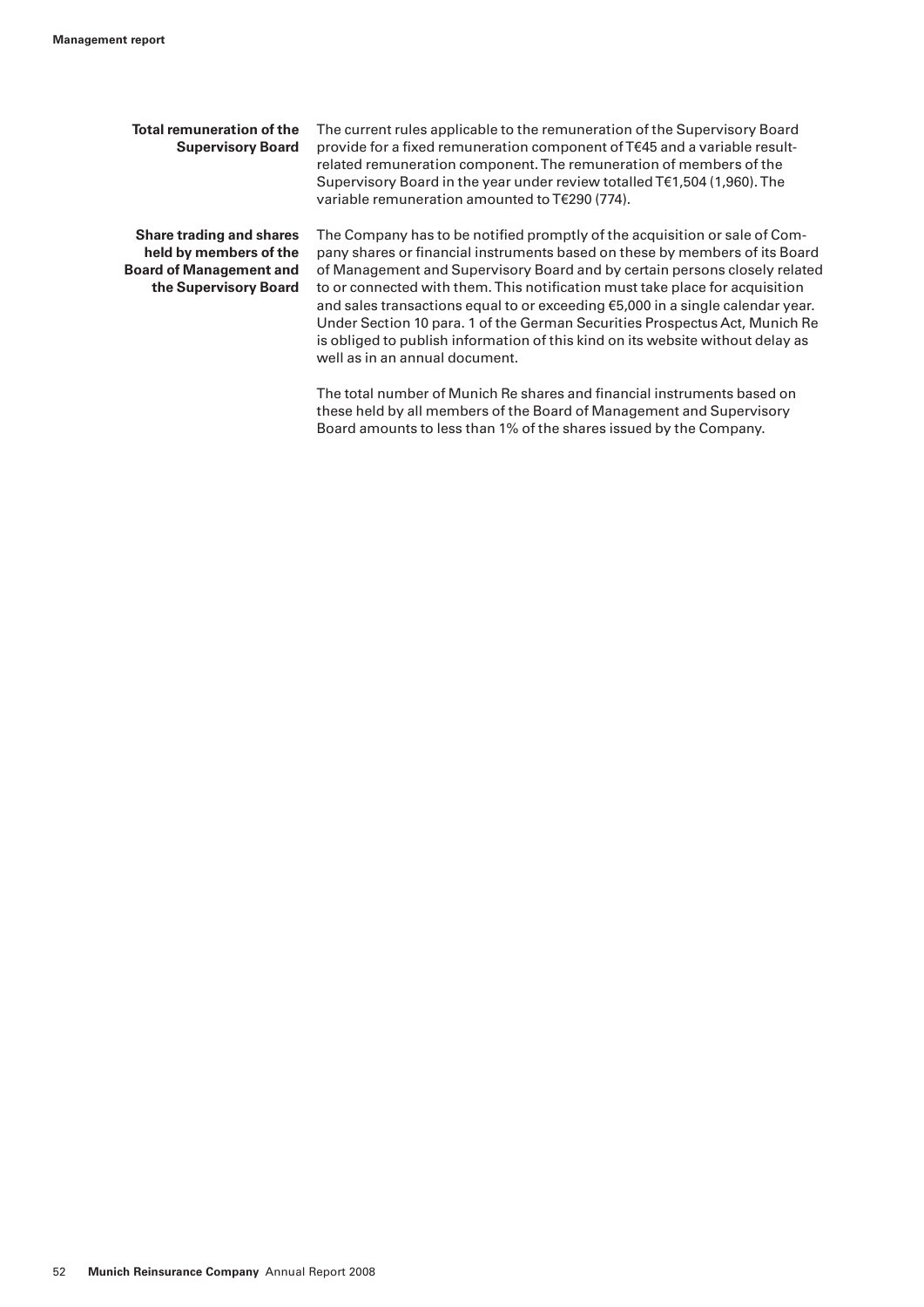### Total remuneration of the Supervisory Board

The current rules applicable to the remuneration of the Supervisory Board provide for a fixed remuneration component of T€45 and a variable result-related remuneration component. The remuneration of members of the Supervisory Board in the year under review totalled T€1,504 (1,960). The variable remuneration amounted to T€290 (774).

### Share trading and shares held by members of the Board of Management and the Supervisory Board

The Company has to be notified promptly of the acquisition or sale of Company shares or financial instruments based on these by members of its Board of Management and Supervisory Board and by certain persons closely related to or connected with them. This notification must take place for acquisition and sales transactions equal to or exceeding €5,000 in a single calendar year. Under Section 10 para. 1 of the German Securities Prospectus Act, Munich Re is obliged to publish information of this kind on its website without delay as well as in an annual document.

The total number of Munich Re shares and financial instruments based on these held by all members of the Board of Management and Supervisory Board amounts to less than 1% of the shares issued by the Company.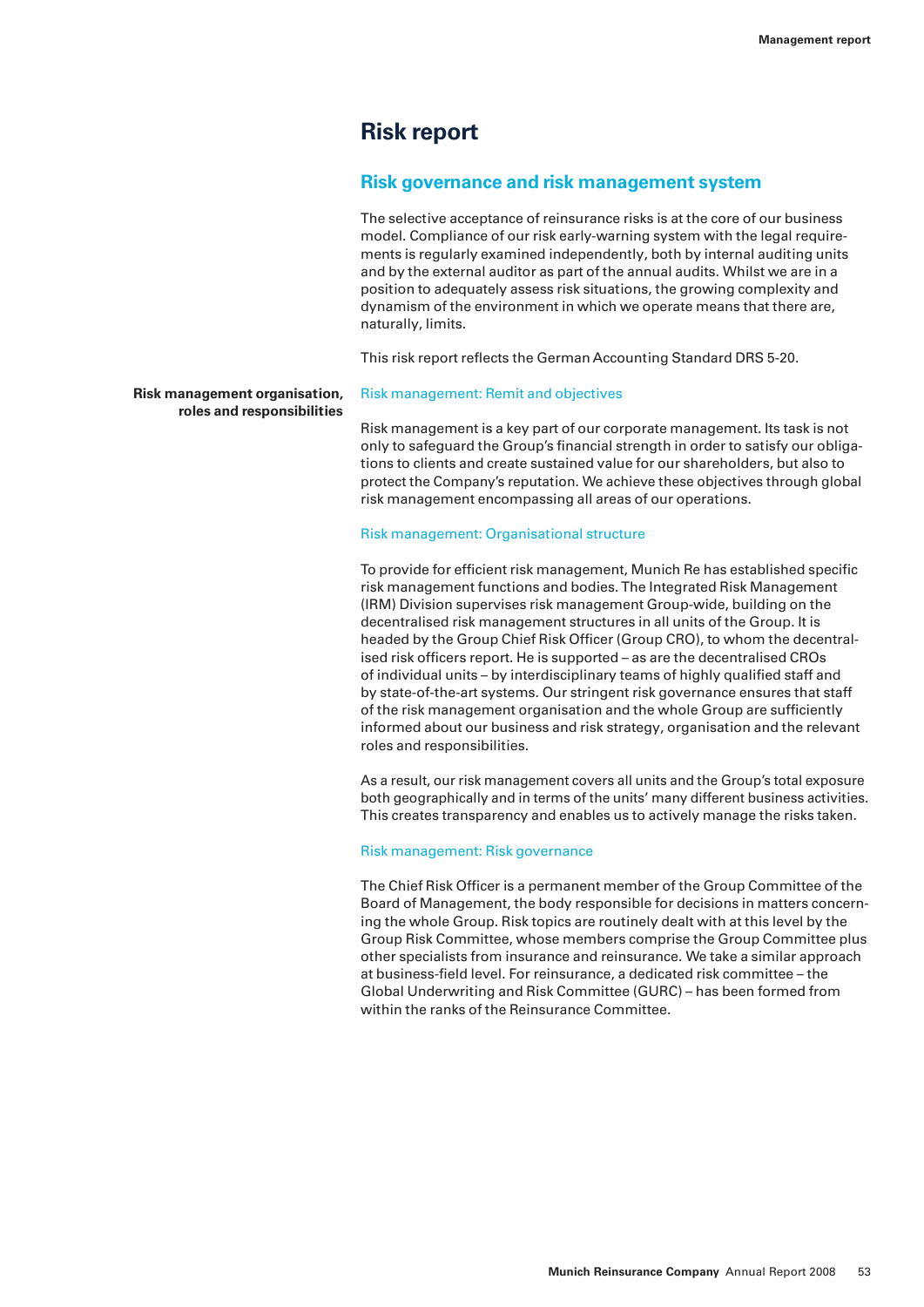# Risk report

## Risk governance and risk management system

The selective acceptance of reinsurance risks is at the core of our business model. Compliance of our risk early-warning system with the legal requirements is regularly examined independently, both by internal auditing units and by the external auditor as part of the annual audits. Whilst we are in a position to adequately assess risk situations, the growing complexity and dynamism of the environment in which we operate means that there are, naturally, limits.

This risk report reflects the German Accounting Standard DRS 5-20.

**Risk management organisation, roles and responsibilities**

### Risk management: Remit and objectives

Risk management is a key part of our corporate management. Its task is not only to safeguard the Group's financial strength in order to satisfy our obligations to clients and create sustained value for our shareholders, but also to protect the Company's reputation. We achieve these objectives through global risk management encompassing all areas of our operations.

### Risk management: Organisational structure

To provide for efficient risk management, Munich Re has established specific risk management functions and bodies. The Integrated Risk Management (IRM) Division supervises risk management Group-wide, building on the decentralised risk management structures in all units of the Group. It is headed by the Group Chief Risk Officer (Group CRO), to whom the decentralised risk officers report. He is supported – as are the decentralised CROs of individual units – by interdisciplinary teams of highly qualified staff and by state-of-the-art systems. Our stringent risk governance ensures that staff of the risk management organisation and the whole Group are sufficiently informed about our business and risk strategy, organisation and the relevant roles and responsibilities.

As a result, our risk management covers all units and the Group's total exposure both geographically and in terms of the units' many different business activities. This creates transparency and enables us to actively manage the risks taken.

### Risk management: Risk governance

The Chief Risk Officer is a permanent member of the Group Committee of the Board of Management, the body responsible for decisions in matters concerning the whole Group. Risk topics are routinely dealt with at this level by the Group Risk Committee, whose members comprise the Group Committee plus other specialists from insurance and reinsurance. We take a similar approach at business-field level. For reinsurance, a dedicated risk committee – the Global Underwriting and Risk Committee (GURC) – has been formed from within the ranks of the Reinsurance Committee.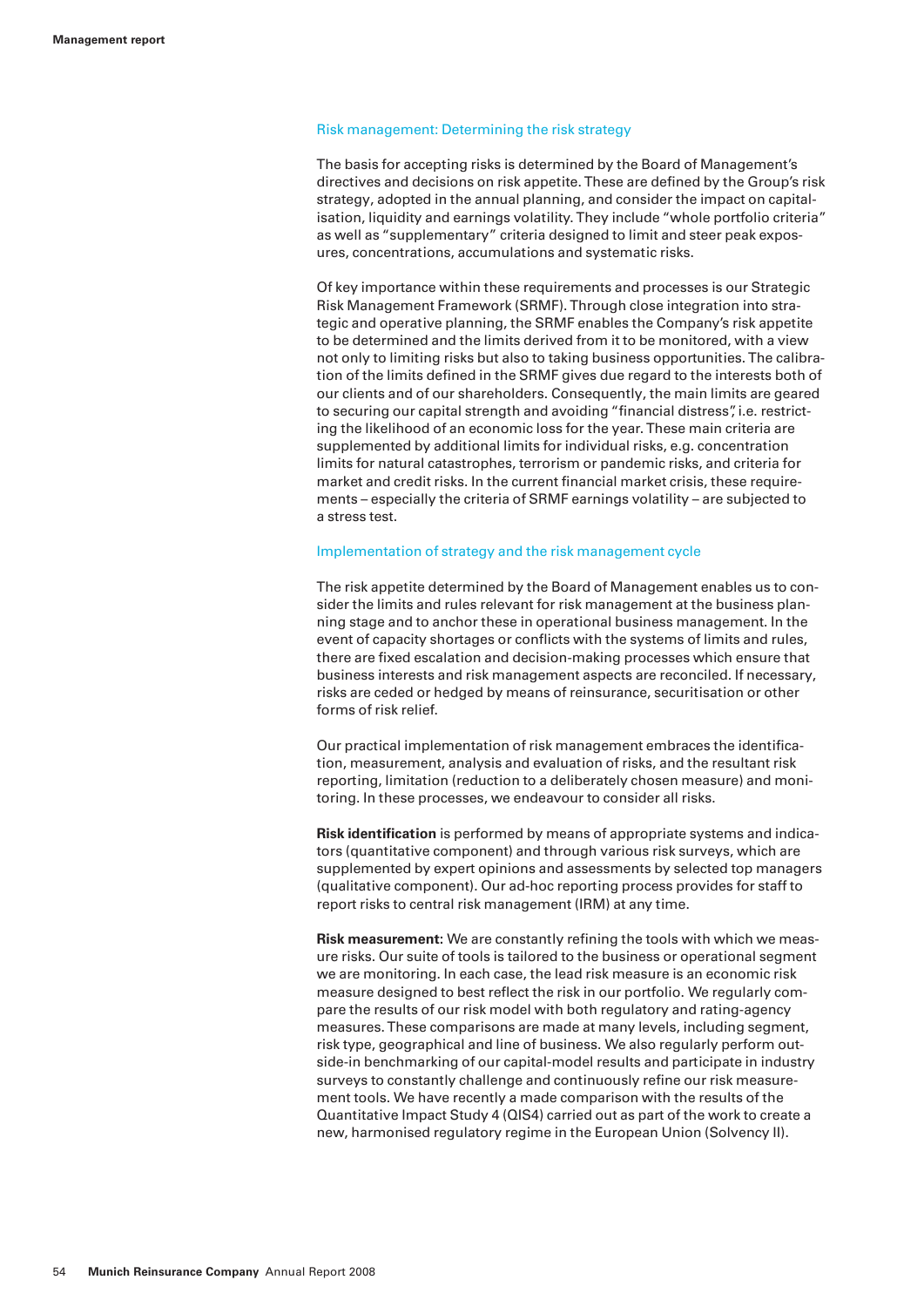## Risk management: Determining the risk strategy

The basis for accepting risks is determined by the Board of Management's directives and decisions on risk appetite. These are defined by the Group's risk strategy, adopted in the annual planning, and consider the impact on capitalisation, liquidity and earnings volatility. They include "whole portfolio criteria" as well as "supplementary" criteria designed to limit and steer peak exposures, concentrations, accumulations and systematic risks.

Of key importance within these requirements and processes is our Strategic Risk Management Framework (SRMF). Through close integration into strategic and operative planning, the SRMF enables the Company's risk appetite to be determined and the limits derived from it to be monitored, with a view not only to limiting risks but also to taking business opportunities. The calibration of the limits defined in the SRMF gives due regard to the interests both of our clients and of our shareholders. Consequently, the main limits are geared to securing our capital strength and avoiding "financial distress", i.e. restricting the likelihood of an economic loss for the year. These main criteria are supplemented by additional limits for individual risks, e.g. concentration limits for natural catastrophes, terrorism or pandemic risks, and criteria for market and credit risks. In the current financial market crisis, these requirements – especially the criteria of SRMF earnings volatility – are subjected to a stress test.

## Implementation of strategy and the risk management cycle

The risk appetite determined by the Board of Management enables us to consider the limits and rules relevant for risk management at the business planning stage and to anchor these in operational business management. In the event of capacity shortages or conflicts with the systems of limits and rules, there are fixed escalation and decision-making processes which ensure that business interests and risk management aspects are reconciled. If necessary, risks are ceded or hedged by means of reinsurance, securitisation or other forms of risk relief.

Our practical implementation of risk management embraces the identification, measurement, analysis and evaluation of risks, and the resultant risk reporting, limitation (reduction to a deliberately chosen measure) and monitoring. In these processes, we endeavour to consider all risks.

**Risk identification** is performed by means of appropriate systems and indicators (quantitative component) and through various risk surveys, which are supplemented by expert opinions and assessments by selected top managers (qualitative component). Our ad-hoc reporting process provides for staff to report risks to central risk management (IRM) at any time.

**Risk measurement**: We are constantly refining the tools with which we measure risks. Our suite of tools is tailored to the business or operational segment we are monitoring. In each case, the lead risk measure is an economic risk measure designed to best reflect the risk in our portfolio. We regularly compare the results of our risk model with both regulatory and rating-agency measures. These comparisons are made at many levels, including segment, risk type, geographical and line of business. We also regularly perform outside-in benchmarking of our capital-model results and participate in industry surveys to constantly challenge and continuously refine our risk measurement tools. We have recently a made comparison with the results of the Quantitative Impact Study 4 (QIS4) carried out as part of the work to create a new, harmonised regulatory regime in the European Union (Solvency II).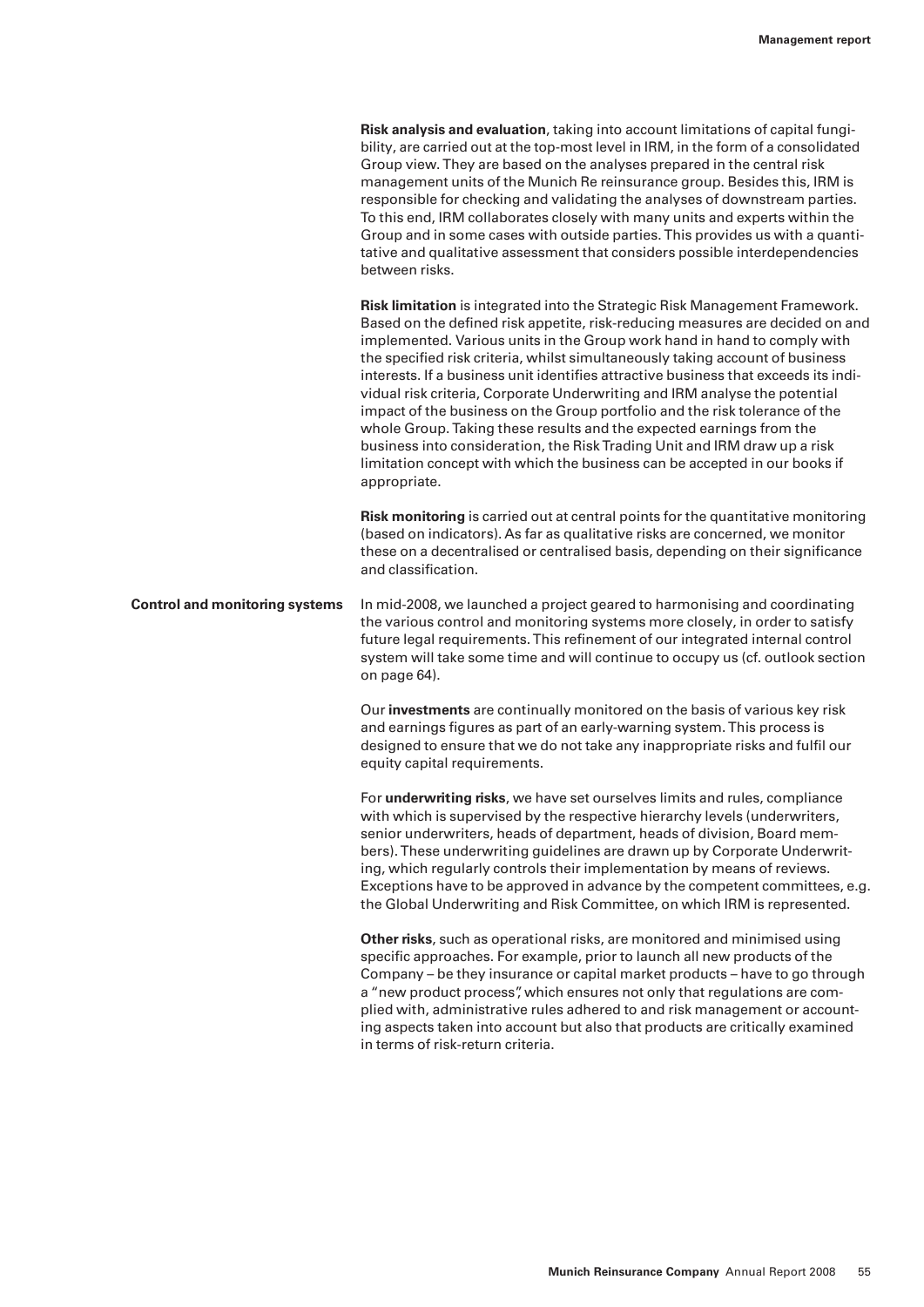**Risk analysis and evaluation**, taking into account limitations of capital fungibility, are carried out at the top-most level in IRM, in the form of a consolidated Group view. They are based on the analyses prepared in the central risk management units of the Munich Re reinsurance group. Besides this, IRM is responsible for checking and validating the analyses of downstream parties. To this end, IRM collaborates closely with many units and experts within the Group and in some cases with outside parties. This provides us with a quantitative and qualitative assessment that considers possible interdependencies between risks.

**Risk limitation** is integrated into the Strategic Risk Management Framework. Based on the defined risk appetite, risk-reducing measures are decided on and implemented. Various units in the Group work hand in hand to comply with the specified risk criteria, whilst simultaneously taking account of business interests. If a business unit identifies attractive business that exceeds its individual risk criteria, Corporate Underwriting and IRM analyse the potential impact of the business on the Group portfolio and the risk tolerance of the whole Group. Taking these results and the expected earnings from the business into consideration, the Risk Trading Unit and IRM draw up a risk limitation concept with which the business can be accepted in our books if appropriate.

**Risk monitoring** is carried out at central points for the quantitative monitoring (based on indicators). As far as qualitative risks are concerned, we monitor these on a decentralised or centralised basis, depending on their significance and classification.

**Control and monitoring systems**

In mid-2008, we launched a project geared to harmonising and coordinating the various control and monitoring systems more closely, in order to satisfy future legal requirements. This refinement of our integrated internal control system will take some time and will continue to occupy us (cf. outlook section on page 64).

Our **investments** are continually monitored on the basis of various key risk and earnings figures as part of an early-warning system. This process is designed to ensure that we do not take any inappropriate risks and fulfil our equity capital requirements.

For **underwriting risks**, we have set ourselves limits and rules, compliance with which is supervised by the respective hierarchy levels (underwriters, senior underwriters, heads of department, heads of division, Board members). These underwriting guidelines are drawn up by Corporate Underwriting, which regularly controls their implementation by means of reviews. Exceptions have to be approved in advance by the competent committees, e.g. the Global Underwriting and Risk Committee, on which IRM is represented.

**Other risks**, such as operational risks, are monitored and minimised using specific approaches. For example, prior to launch all new products of the Company – be they insurance or capital market products – have to go through a "new product process", which ensures not only that regulations are complied with, administrative rules adhered to and risk management or accounting aspects taken into account but also that products are critically examined in terms of risk-return criteria.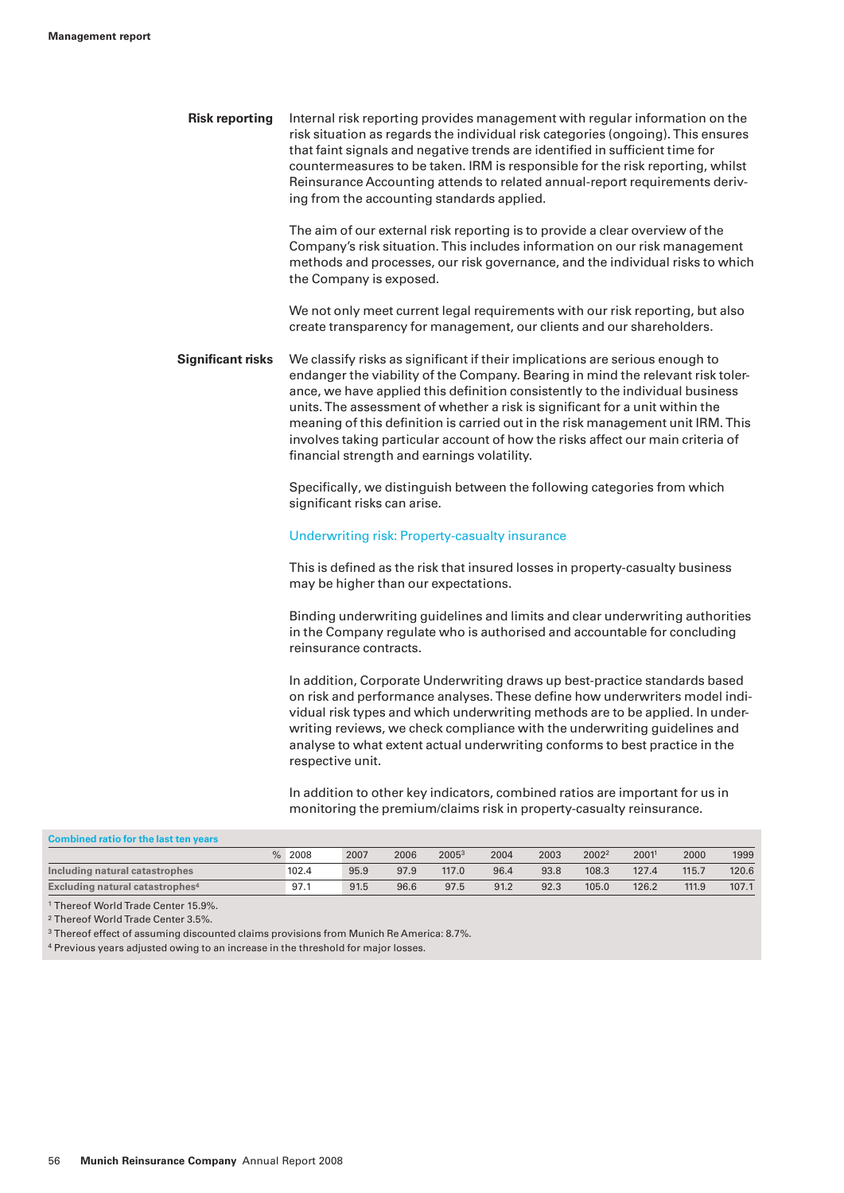## Risk reporting

Internal risk reporting provides management with regular information on the risk situation as regards the individual risk categories (ongoing). This ensures that faint signals and negative trends are identified in sufficient time for countermeasures to be taken. IRM is responsible for the risk reporting, whilst Reinsurance Accounting attends to related annual-report requirements deriving from the accounting standards applied.

The aim of our external risk reporting is to provide a clear overview of the Company's risk situation. This includes information on our risk management methods and processes, our risk governance, and the individual risks to which the Company is exposed.

We not only meet current legal requirements with our risk reporting, but also create transparency for management, our clients and our shareholders.

## Significant risks

We classify risks as significant if their implications are serious enough to endanger the viability of the Company. Bearing in mind the relevant risk tolerance, we have applied this definition consistently to the individual business units. The assessment of whether a risk is significant for a unit within the meaning of this definition is carried out in the risk management unit IRM. This involves taking particular account of how the risks affect our main criteria of financial strength and earnings volatility.

Specifically, we distinguish between the following categories from which significant risks can arise.

### Underwriting risk: Property-casualty insurance

This is defined as the risk that insured losses in property-casualty business may be higher than our expectations.

Binding underwriting guidelines and limits and clear underwriting authorities in the Company regulate who is authorised and accountable for concluding reinsurance contracts.

In addition, Corporate Underwriting draws up best-practice standards based on risk and performance analyses. These define how underwriters model individual risk types and which underwriting methods are to be applied. In underwriting reviews, we check compliance with the underwriting guidelines and analyse to what extent actual underwriting conforms to best practice in the respective unit.

In addition to other key indicators, combined ratios are important for us in monitoring the premium/claims risk in property-casualty reinsurance.

**Combined ratio for the last ten years**

| % | 2008 | 2007 | 2006 | 2005[3] | 2004 | 2003 | 2002[2] | 2001[1] | 2000 | 1999 |
|---|---|---|---|---|---|---|---|---|---|---|
| Including natural catastrophes | 102.4 | 95.9 | 97.9 | 117.0 | 96.4 | 93.8 | 108.3 | 127.4 | 115.7 | 120.6 |
| Excluding natural catastrophes[4] | 97.1 | 91.5 | 96.6 | 97.5 | 91.2 | 92.3 | 105.0 | 126.2 | 111.9 | 107.1 |

[1] Thereof World Trade Center 15.9%.
[2] Thereof World Trade Center 3.5%.
[3] Thereof effect of assuming discounted claims provisions from Munich Re America: 8.7%.
[4] Previous years adjusted owing to an increase in the threshold for major losses.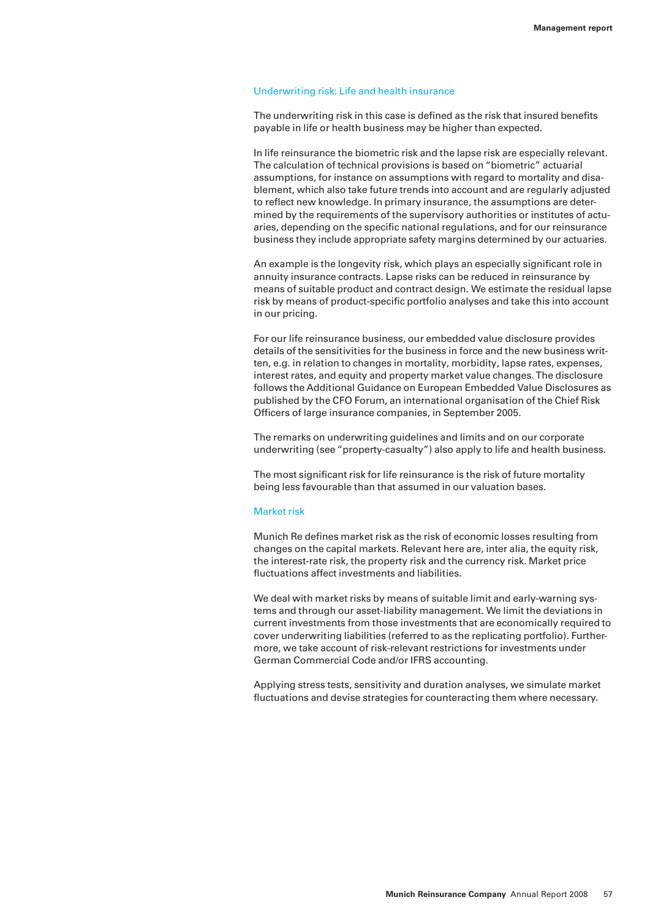### Underwriting risk: Life and health insurance

The underwriting risk in this case is defined as the risk that insured benefits payable in life or health business may be higher than expected.

In life reinsurance the biometric risk and the lapse risk are especially relevant. The calculation of technical provisions is based on "biometric" actuarial assumptions, for instance on assumptions with regard to mortality and disablement, which also take future trends into account and are regularly adjusted to reflect new knowledge. In primary insurance, the assumptions are determined by the requirements of the supervisory authorities or institutes of actuaries, depending on the specific national regulations, and for our reinsurance business they include appropriate safety margins determined by our actuaries.

An example is the longevity risk, which plays an especially significant role in annuity insurance contracts. Lapse risks can be reduced in reinsurance by means of suitable product and contract design. We estimate the residual lapse risk by means of product-specific portfolio analyses and take this into account in our pricing.

For our life reinsurance business, our embedded value disclosure provides details of the sensitivities for the business in force and the new business written, e.g. in relation to changes in mortality, morbidity, lapse rates, expenses, interest rates, and equity and property market value changes. The disclosure follows the Additional Guidance on European Embedded Value Disclosures as published by the CFO Forum, an international organisation of the Chief Risk Officers of large insurance companies, in September 2005.

The remarks on underwriting guidelines and limits and on our corporate underwriting (see "property-casualty") also apply to life and health business.

The most significant risk for life reinsurance is the risk of future mortality being less favourable than that assumed in our valuation bases.

### Market risk

Munich Re defines market risk as the risk of economic losses resulting from changes on the capital markets. Relevant here are, inter alia, the equity risk, the interest-rate risk, the property risk and the currency risk. Market price fluctuations affect investments and liabilities.

We deal with market risks by means of suitable limit and early-warning systems and through our asset-liability management. We limit the deviations in current investments from those investments that are economically required to cover underwriting liabilities (referred to as the replicating portfolio). Furthermore, we take account of risk-relevant restrictions for investments under German Commercial Code and/or IFRS accounting.

Applying stress tests, sensitivity and duration analyses, we simulate market fluctuations and devise strategies for counteracting them where necessary.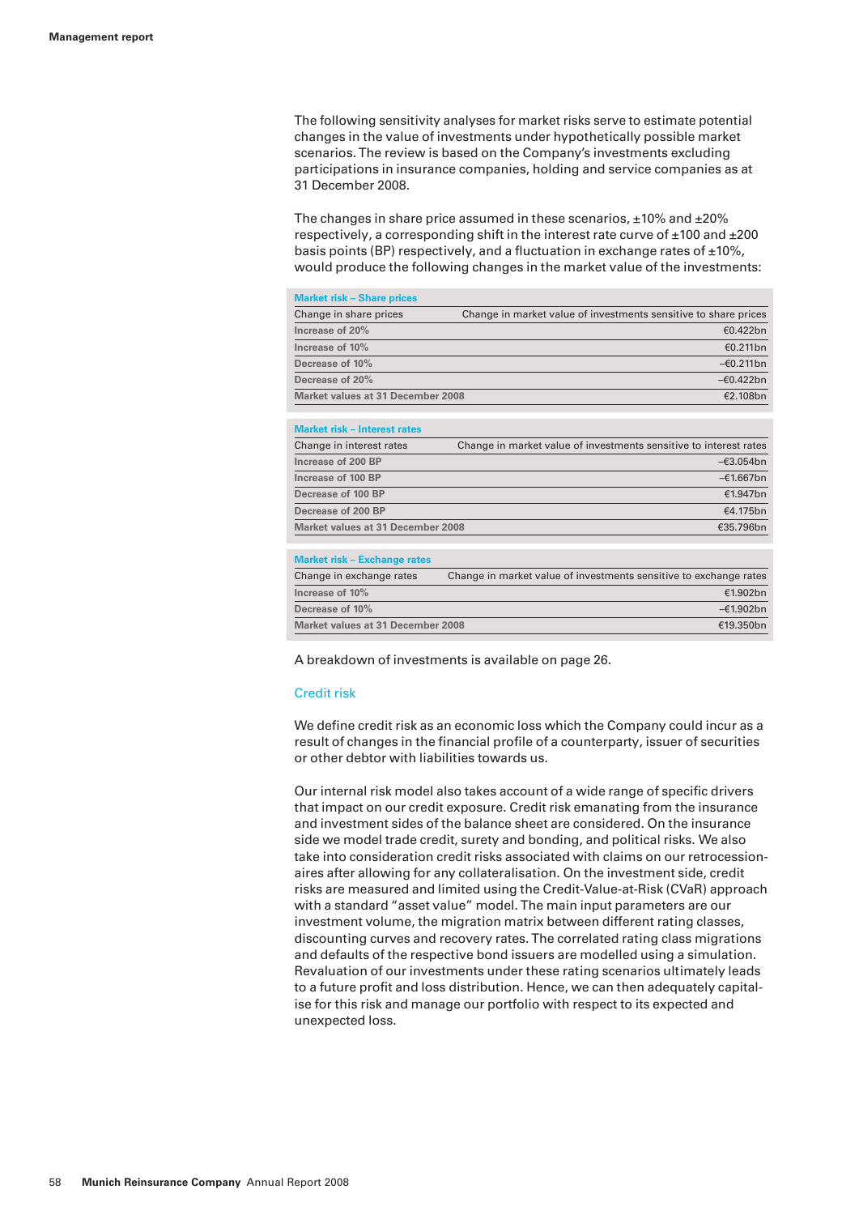The following sensitivity analyses for market risks serve to estimate potential changes in the value of investments under hypothetically possible market scenarios. The review is based on the Company's investments excluding participations in insurance companies, holding and service companies as at 31 December 2008.

The changes in share price assumed in these scenarios, ±10% and ±20% respectively, a corresponding shift in the interest rate curve of ±100 and ±200 basis points (BP) respectively, and a fluctuation in exchange rates of ±10%, would produce the following changes in the market value of the investments:

**Market risk – Share prices**

| Change in share prices | Change in market value of investments sensitive to share prices |
|---|---|
| Increase of 20% | €0.422bn |
| Increase of 10% | €0.211bn |
| Decrease of 10% | –€0.211bn |
| Decrease of 20% | –€0.422bn |
| Market values at 31 December 2008 | €2.108bn |

**Market risk – Interest rates**

| Change in interest rates | Change in market value of investments sensitive to interest rates |
|---|---|
| Increase of 200 BP | –€3.054bn |
| Increase of 100 BP | –€1.667bn |
| Decrease of 100 BP | €1.947bn |
| Decrease of 200 BP | €4.175bn |
| Market values at 31 December 2008 | €35.796bn |

**Market risk – Exchange rates**

| Change in exchange rates | Change in market value of investments sensitive to exchange rates |
|---|---|
| Increase of 10% | €1.902bn |
| Decrease of 10% | –€1.902bn |
| Market values at 31 December 2008 | €19.350bn |

A breakdown of investments is available on page 26.

## Credit risk

We define credit risk as an economic loss which the Company could incur as a result of changes in the financial profile of a counterparty, issuer of securities or other debtor with liabilities towards us.

Our internal risk model also takes account of a wide range of specific drivers that impact on our credit exposure. Credit risk emanating from the insurance and investment sides of the balance sheet are considered. On the insurance side we model trade credit, surety and bonding, and political risks. We also take into consideration credit risks associated with claims on our retrocessionaires after allowing for any collateralisation. On the investment side, credit risks are measured and limited using the Credit-Value-at-Risk (CVaR) approach with a standard "asset value" model. The main input parameters are our investment volume, the migration matrix between different rating classes, discounting curves and recovery rates. The correlated rating class migrations and defaults of the respective bond issuers are modelled using a simulation. Revaluation of our investments under these rating scenarios ultimately leads to a future profit and loss distribution. Hence, we can then adequately capitalise for this risk and manage our portfolio with respect to its expected and unexpected loss.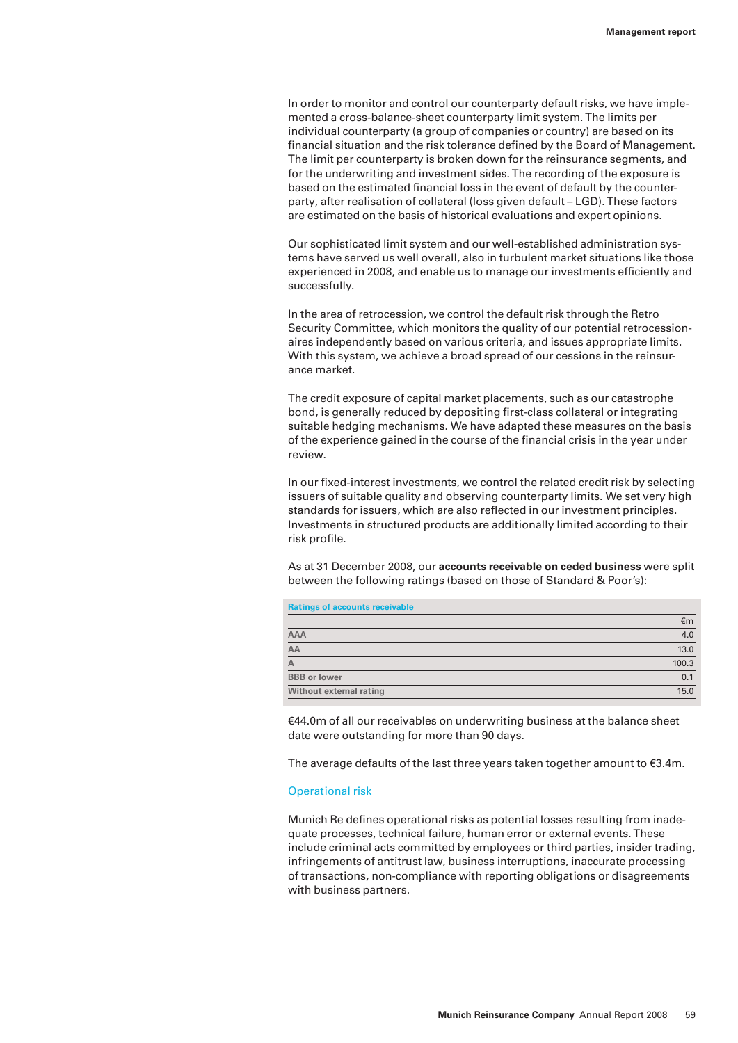In order to monitor and control our counterparty default risks, we have implemented a cross-balance-sheet counterparty limit system. The limits per individual counterparty (a group of companies or country) are based on its financial situation and the risk tolerance defined by the Board of Management. The limit per counterparty is broken down for the reinsurance segments, and for the underwriting and investment sides. The recording of the exposure is based on the estimated financial loss in the event of default by the counterparty, after realisation of collateral (loss given default – LGD). These factors are estimated on the basis of historical evaluations and expert opinions.

Our sophisticated limit system and our well-established administration systems have served us well overall, also in turbulent market situations like those experienced in 2008, and enable us to manage our investments efficiently and successfully.

In the area of retrocession, we control the default risk through the Retro Security Committee, which monitors the quality of our potential retrocessionaires independently based on various criteria, and issues appropriate limits. With this system, we achieve a broad spread of our cessions in the reinsurance market.

The credit exposure of capital market placements, such as our catastrophe bond, is generally reduced by depositing first-class collateral or integrating suitable hedging mechanisms. We have adapted these measures on the basis of the experience gained in the course of the financial crisis in the year under review.

In our fixed-interest investments, we control the related credit risk by selecting issuers of suitable quality and observing counterparty limits. We set very high standards for issuers, which are also reflected in our investment principles. Investments in structured products are additionally limited according to their risk profile.

As at 31 December 2008, our **accounts receivable on ceded business** were split between the following ratings (based on those of Standard & Poor's):

**Ratings of accounts receivable**

| | €m |
|---|---|
| AAA | 4.0 |
| AA | 13.0 |
| A | 100.3 |
| BBB or lower | 0.1 |
| Without external rating | 15.0 |

€44.0m of all our receivables on underwriting business at the balance sheet date were outstanding for more than 90 days.

The average defaults of the last three years taken together amount to €3.4m.

## Operational risk

Munich Re defines operational risks as potential losses resulting from inadequate processes, technical failure, human error or external events. These include criminal acts committed by employees or third parties, insider trading, infringements of antitrust law, business interruptions, inaccurate processing of transactions, non-compliance with reporting obligations or disagreements with business partners.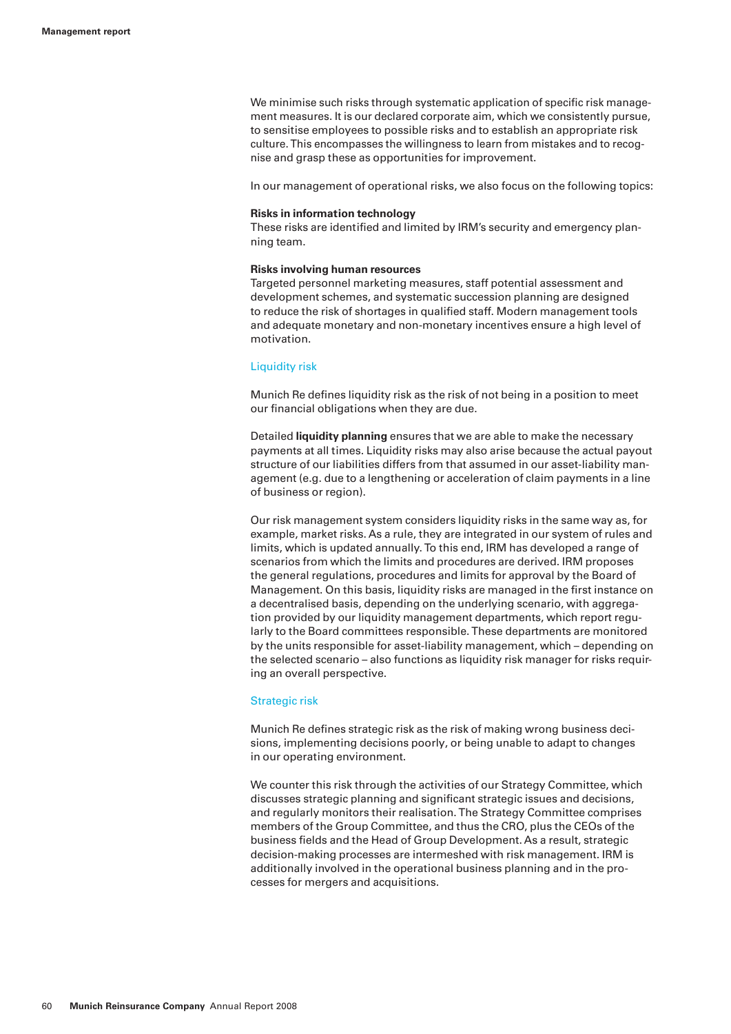We minimise such risks through systematic application of specific risk management measures. It is our declared corporate aim, which we consistently pursue, to sensitise employees to possible risks and to establish an appropriate risk culture. This encompasses the willingness to learn from mistakes and to recognise and grasp these as opportunities for improvement.

In our management of operational risks, we also focus on the following topics:

**Risks in information technology**
These risks are identified and limited by IRM's security and emergency planning team.

**Risks involving human resources**
Targeted personnel marketing measures, staff potential assessment and development schemes, and systematic succession planning are designed to reduce the risk of shortages in qualified staff. Modern management tools and adequate monetary and non-monetary incentives ensure a high level of motivation.

## Liquidity risk

Munich Re defines liquidity risk as the risk of not being in a position to meet our financial obligations when they are due.

Detailed **liquidity planning** ensures that we are able to make the necessary payments at all times. Liquidity risks may also arise because the actual payout structure of our liabilities differs from that assumed in our asset-liability management (e.g. due to a lengthening or acceleration of claim payments in a line of business or region).

Our risk management system considers liquidity risks in the same way as, for example, market risks. As a rule, they are integrated in our system of rules and limits, which is updated annually. To this end, IRM has developed a range of scenarios from which the limits and procedures are derived. IRM proposes the general regulations, procedures and limits for approval by the Board of Management. On this basis, liquidity risks are managed in the first instance on a decentralised basis, depending on the underlying scenario, with aggregation provided by our liquidity management departments, which report regularly to the Board committees responsible. These departments are monitored by the units responsible for asset-liability management, which – depending on the selected scenario – also functions as liquidity risk manager for risks requiring an overall perspective.

## Strategic risk

Munich Re defines strategic risk as the risk of making wrong business decisions, implementing decisions poorly, or being unable to adapt to changes in our operating environment.

We counter this risk through the activities of our Strategy Committee, which discusses strategic planning and significant strategic issues and decisions, and regularly monitors their realisation. The Strategy Committee comprises members of the Group Committee, and thus the CRO, plus the CEOs of the business fields and the Head of Group Development. As a result, strategic decision-making processes are intermeshed with risk management. IRM is additionally involved in the operational business planning and in the processes for mergers and acquisitions.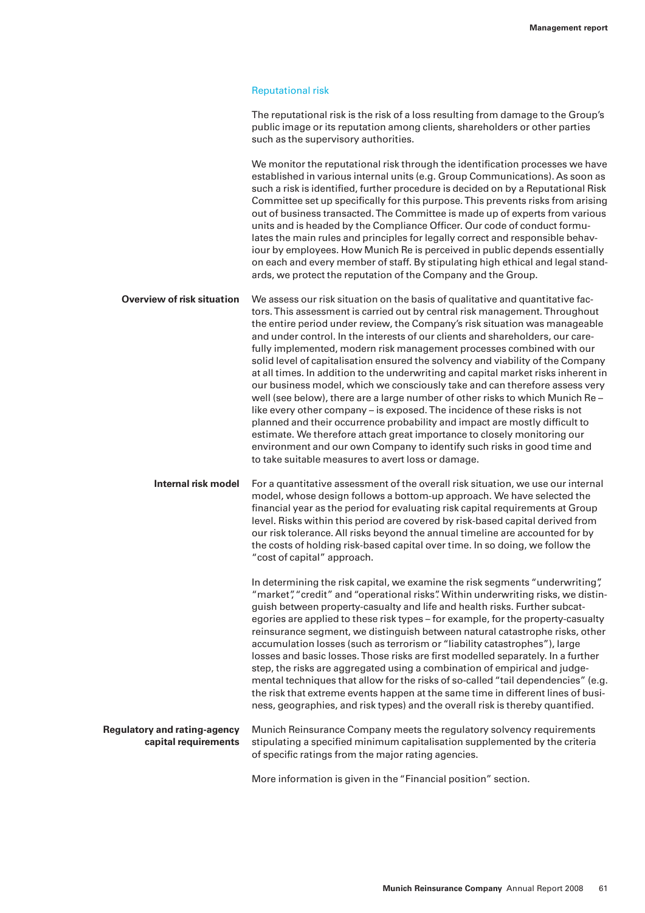### Reputational risk

The reputational risk is the risk of a loss resulting from damage to the Group's public image or its reputation among clients, shareholders or other parties such as the supervisory authorities.

We monitor the reputational risk through the identification processes we have established in various internal units (e.g. Group Communications). As soon as such a risk is identified, further procedure is decided on by a Reputational Risk Committee set up specifically for this purpose. This prevents risks from arising out of business transacted. The Committee is made up of experts from various units and is headed by the Compliance Officer. Our code of conduct formulates the main rules and principles for legally correct and responsible behaviour by employees. How Munich Re is perceived in public depends essentially on each and every member of staff. By stipulating high ethical and legal standards, we protect the reputation of the Company and the Group.

**Overview of risk situation**

We assess our risk situation on the basis of qualitative and quantitative factors. This assessment is carried out by central risk management. Throughout the entire period under review, the Company's risk situation was manageable and under control. In the interests of our clients and shareholders, our carefully implemented, modern risk management processes combined with our solid level of capitalisation ensured the solvency and viability of the Company at all times. In addition to the underwriting and capital market risks inherent in our business model, which we consciously take and can therefore assess very well (see below), there are a large number of other risks to which Munich Re – like every other company – is exposed. The incidence of these risks is not planned and their occurrence probability and impact are mostly difficult to estimate. We therefore attach great importance to closely monitoring our environment and our own Company to identify such risks in good time and to take suitable measures to avert loss or damage.

**Internal risk model**

For a quantitative assessment of the overall risk situation, we use our internal model, whose design follows a bottom-up approach. We have selected the financial year as the period for evaluating risk capital requirements at Group level. Risks within this period are covered by risk-based capital derived from our risk tolerance. All risks beyond the annual timeline are accounted for by the costs of holding risk-based capital over time. In so doing, we follow the "cost of capital" approach.

In determining the risk capital, we examine the risk segments "underwriting", "market", "credit" and "operational risks". Within underwriting risks, we distinguish between property-casualty and life and health risks. Further subcategories are applied to these risk types – for example, for the property-casualty reinsurance segment, we distinguish between natural catastrophe risks, other accumulation losses (such as terrorism or "liability catastrophes"), large losses and basic losses. Those risks are first modelled separately. In a further step, the risks are aggregated using a combination of empirical and judgemental techniques that allow for the risks of so-called "tail dependencies" (e.g. the risk that extreme events happen at the same time in different lines of business, geographies, and risk types) and the overall risk is thereby quantified.

**Regulatory and rating-agency capital requirements**

Munich Reinsurance Company meets the regulatory solvency requirements stipulating a specified minimum capitalisation supplemented by the criteria of specific ratings from the major rating agencies.

More information is given in the "Financial position" section.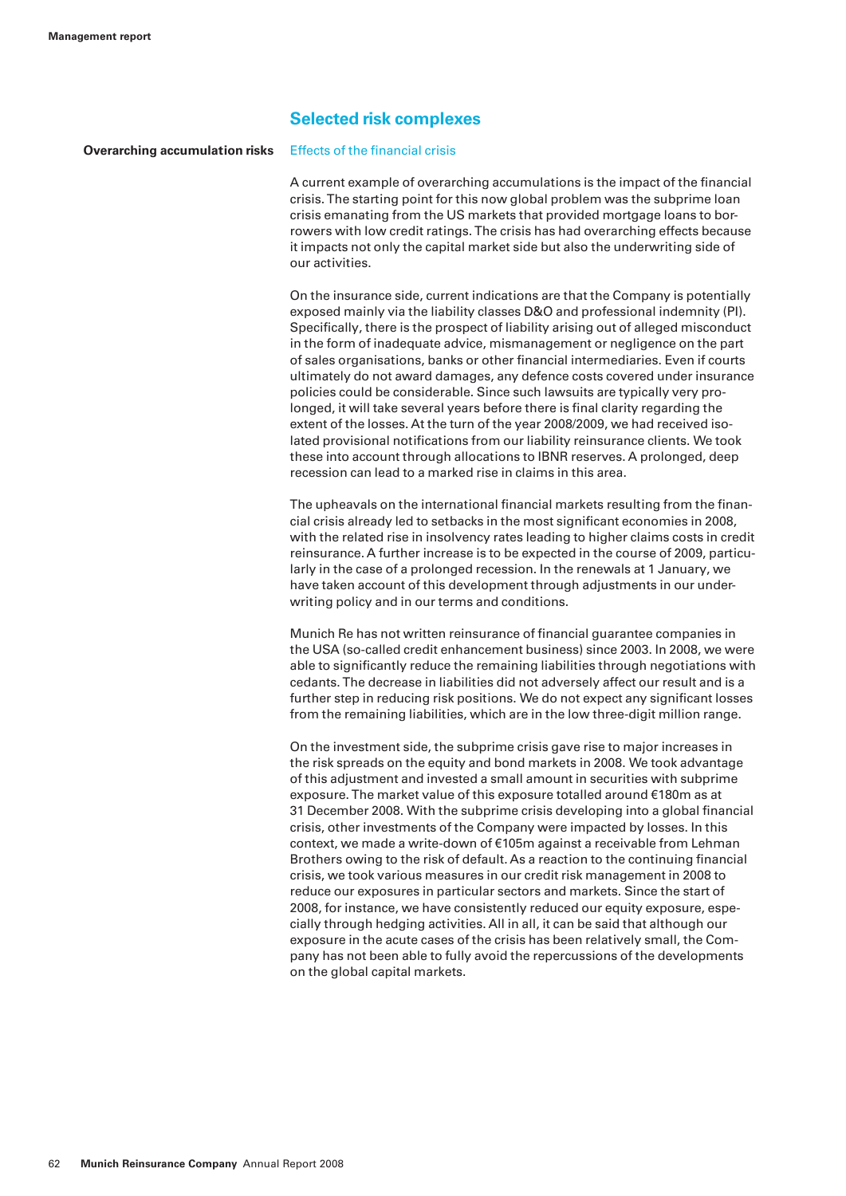## Selected risk complexes

**Overarching accumulation risks**

### Effects of the financial crisis

A current example of overarching accumulations is the impact of the financial crisis. The starting point for this now global problem was the subprime loan crisis emanating from the US markets that provided mortgage loans to borrowers with low credit ratings. The crisis has had overarching effects because it impacts not only the capital market side but also the underwriting side of our activities.

On the insurance side, current indications are that the Company is potentially exposed mainly via the liability classes D&O and professional indemnity (PI). Specifically, there is the prospect of liability arising out of alleged misconduct in the form of inadequate advice, mismanagement or negligence on the part of sales organisations, banks or other financial intermediaries. Even if courts ultimately do not award damages, any defence costs covered under insurance policies could be considerable. Since such lawsuits are typically very prolonged, it will take several years before there is final clarity regarding the extent of the losses. At the turn of the year 2008/2009, we had received isolated provisional notifications from our liability reinsurance clients. We took these into account through allocations to IBNR reserves. A prolonged, deep recession can lead to a marked rise in claims in this area.

The upheavals on the international financial markets resulting from the financial crisis already led to setbacks in the most significant economies in 2008, with the related rise in insolvency rates leading to higher claims costs in credit reinsurance. A further increase is to be expected in the course of 2009, particularly in the case of a prolonged recession. In the renewals at 1 January, we have taken account of this development through adjustments in our underwriting policy and in our terms and conditions.

Munich Re has not written reinsurance of financial guarantee companies in the USA (so-called credit enhancement business) since 2003. In 2008, we were able to significantly reduce the remaining liabilities through negotiations with cedants. The decrease in liabilities did not adversely affect our result and is a further step in reducing risk positions. We do not expect any significant losses from the remaining liabilities, which are in the low three-digit million range.

On the investment side, the subprime crisis gave rise to major increases in the risk spreads on the equity and bond markets in 2008. We took advantage of this adjustment and invested a small amount in securities with subprime exposure. The market value of this exposure totalled around €180m as at 31 December 2008. With the subprime crisis developing into a global financial crisis, other investments of the Company were impacted by losses. In this context, we made a write-down of €105m against a receivable from Lehman Brothers owing to the risk of default. As a reaction to the continuing financial crisis, we took various measures in our credit risk management in 2008 to reduce our exposures in particular sectors and markets. Since the start of 2008, for instance, we have consistently reduced our equity exposure, especially through hedging activities. All in all, it can be said that although our exposure in the acute cases of the crisis has been relatively small, the Company has not been able to fully avoid the repercussions of the developments on the global capital markets.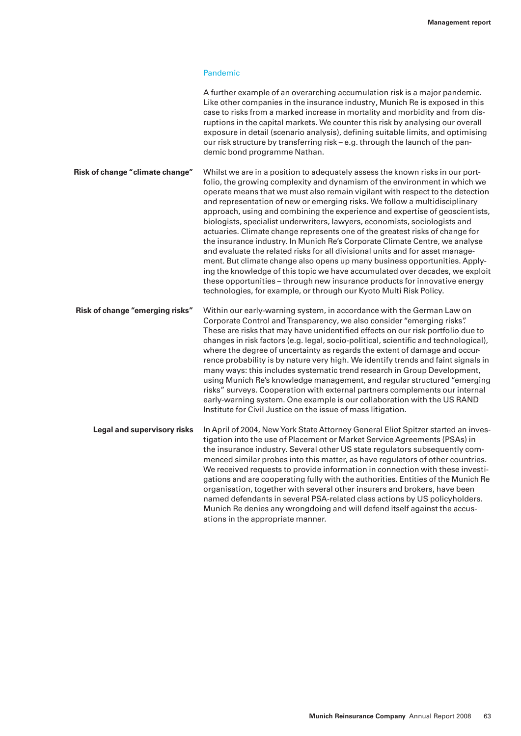### Pandemic

A further example of an overarching accumulation risk is a major pandemic. Like other companies in the insurance industry, Munich Re is exposed in this case to risks from a marked increase in mortality and morbidity and from disruptions in the capital markets. We counter this risk by analysing our overall exposure in detail (scenario analysis), defining suitable limits, and optimising our risk structure by transferring risk – e.g. through the launch of the pandemic bond programme Nathan.

**Risk of change "climate change"**

Whilst we are in a position to adequately assess the known risks in our portfolio, the growing complexity and dynamism of the environment in which we operate means that we must also remain vigilant with respect to the detection and representation of new or emerging risks. We follow a multidisciplinary approach, using and combining the experience and expertise of geoscientists, biologists, specialist underwriters, lawyers, economists, sociologists and actuaries. Climate change represents one of the greatest risks of change for the insurance industry. In Munich Re's Corporate Climate Centre, we analyse and evaluate the related risks for all divisional units and for asset management. But climate change also opens up many business opportunities. Applying the knowledge of this topic we have accumulated over decades, we exploit these opportunities – through new insurance products for innovative energy technologies, for example, or through our Kyoto Multi Risk Policy.

**Risk of change "emerging risks"**

Within our early-warning system, in accordance with the German Law on Corporate Control and Transparency, we also consider "emerging risks". These are risks that may have unidentified effects on our risk portfolio due to changes in risk factors (e.g. legal, socio-political, scientific and technological), where the degree of uncertainty as regards the extent of damage and occurrence probability is by nature very high. We identify trends and faint signals in many ways: this includes systematic trend research in Group Development, using Munich Re's knowledge management, and regular structured "emerging risks" surveys. Cooperation with external partners complements our internal early-warning system. One example is our collaboration with the US RAND Institute for Civil Justice on the issue of mass litigation.

**Legal and supervisory risks**

In April of 2004, New York State Attorney General Eliot Spitzer started an investigation into the use of Placement or Market Service Agreements (PSAs) in the insurance industry. Several other US state regulators subsequently commenced similar probes into this matter, as have regulators of other countries. We received requests to provide information in connection with these investigations and are cooperating fully with the authorities. Entities of the Munich Re organisation, together with several other insurers and brokers, have been named defendants in several PSA-related class actions by US policyholders. Munich Re denies any wrongdoing and will defend itself against the accusations in the appropriate manner.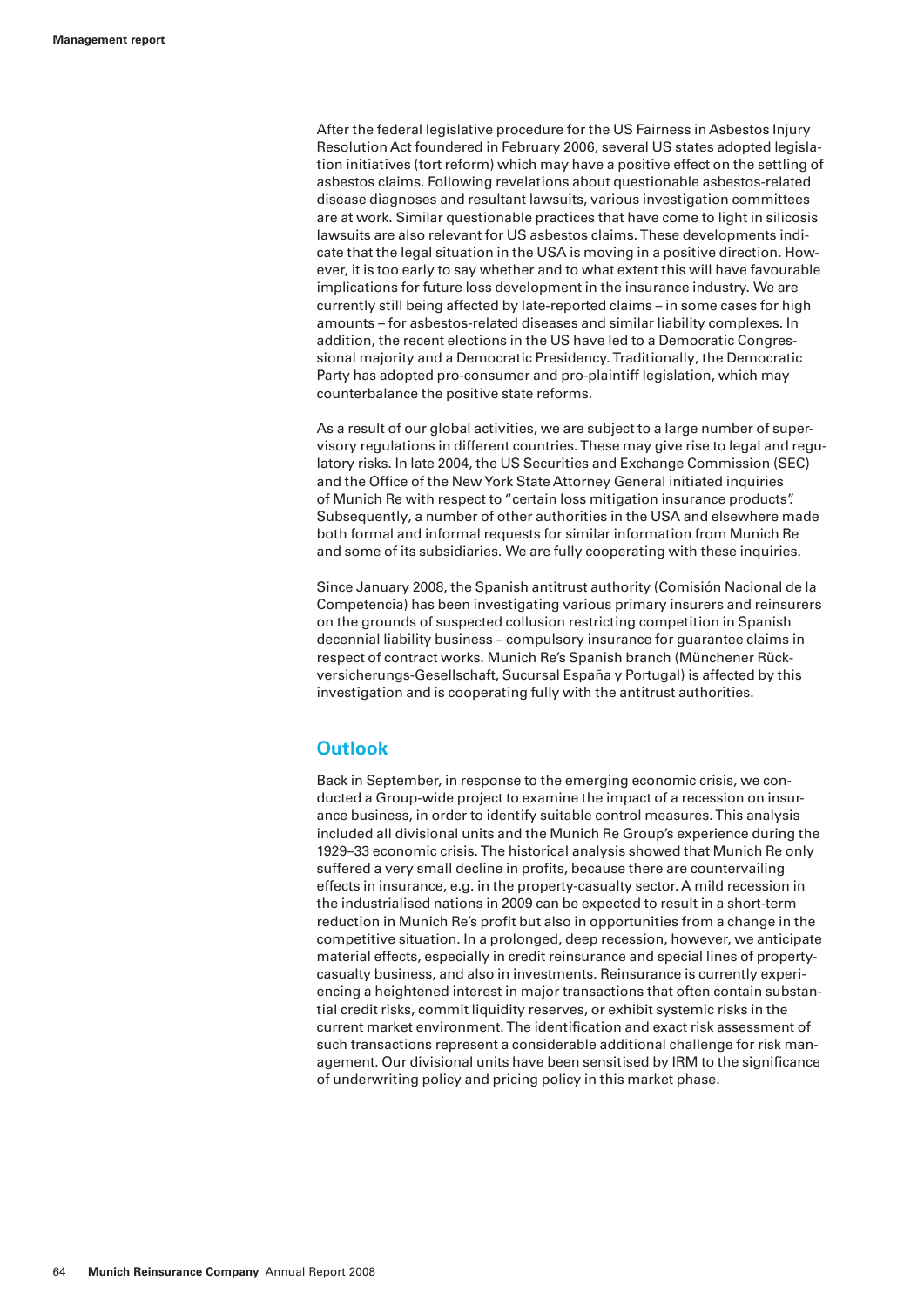After the federal legislative procedure for the US Fairness in Asbestos Injury Resolution Act foundered in February 2006, several US states adopted legislation initiatives (tort reform) which may have a positive effect on the settling of asbestos claims. Following revelations about questionable asbestos-related disease diagnoses and resultant lawsuits, various investigation committees are at work. Similar questionable practices that have come to light in silicosis lawsuits are also relevant for US asbestos claims. These developments indicate that the legal situation in the USA is moving in a positive direction. However, it is too early to say whether and to what extent this will have favourable implications for future loss development in the insurance industry. We are currently still being affected by late-reported claims – in some cases for high amounts – for asbestos-related diseases and similar liability complexes. In addition, the recent elections in the US have led to a Democratic Congressional majority and a Democratic Presidency. Traditionally, the Democratic Party has adopted pro-consumer and pro-plaintiff legislation, which may counterbalance the positive state reforms.

As a result of our global activities, we are subject to a large number of supervisory regulations in different countries. These may give rise to legal and regulatory risks. In late 2004, the US Securities and Exchange Commission (SEC) and the Office of the New York State Attorney General initiated inquiries of Munich Re with respect to "certain loss mitigation insurance products". Subsequently, a number of other authorities in the USA and elsewhere made both formal and informal requests for similar information from Munich Re and some of its subsidiaries. We are fully cooperating with these inquiries.

Since January 2008, the Spanish antitrust authority (Comisión Nacional de la Competencia) has been investigating various primary insurers and reinsurers on the grounds of suspected collusion restricting competition in Spanish decennial liability business – compulsory insurance for guarantee claims in respect of contract works. Munich Re's Spanish branch (Münchener Rückversicherungs-Gesellschaft, Sucursal España y Portugal) is affected by this investigation and is cooperating fully with the antitrust authorities.

## Outlook

Back in September, in response to the emerging economic crisis, we conducted a Group-wide project to examine the impact of a recession on insurance business, in order to identify suitable control measures. This analysis included all divisional units and the Munich Re Group's experience during the 1929–33 economic crisis. The historical analysis showed that Munich Re only suffered a very small decline in profits, because there are countervailing effects in insurance, e.g. in the property-casualty sector. A mild recession in the industrialised nations in 2009 can be expected to result in a short-term reduction in Munich Re's profit but also in opportunities from a change in the competitive situation. In a prolonged, deep recession, however, we anticipate material effects, especially in credit reinsurance and special lines of property-casualty business, and also in investments. Reinsurance is currently experiencing a heightened interest in major transactions that often contain substantial credit risks, commit liquidity reserves, or exhibit systemic risks in the current market environment. The identification and exact risk assessment of such transactions represent a considerable additional challenge for risk management. Our divisional units have been sensitised by IRM to the significance of underwriting policy and pricing policy in this market phase.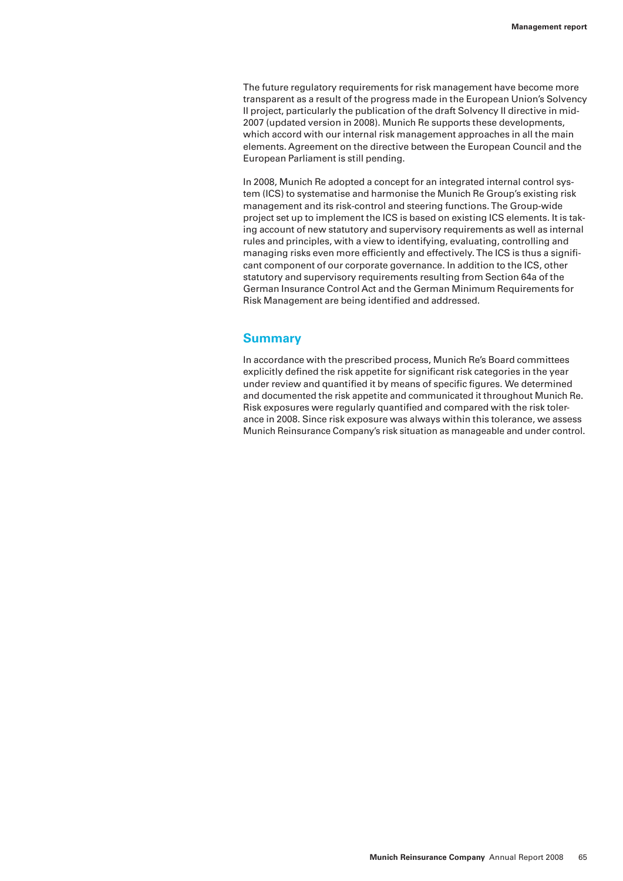The future regulatory requirements for risk management have become more transparent as a result of the progress made in the European Union's Solvency II project, particularly the publication of the draft Solvency II directive in mid-2007 (updated version in 2008). Munich Re supports these developments, which accord with our internal risk management approaches in all the main elements. Agreement on the directive between the European Council and the European Parliament is still pending.

In 2008, Munich Re adopted a concept for an integrated internal control system (ICS) to systematise and harmonise the Munich Re Group's existing risk management and its risk-control and steering functions. The Group-wide project set up to implement the ICS is based on existing ICS elements. It is taking account of new statutory and supervisory requirements as well as internal rules and principles, with a view to identifying, evaluating, controlling and managing risks even more efficiently and effectively. The ICS is thus a significant component of our corporate governance. In addition to the ICS, other statutory and supervisory requirements resulting from Section 64a of the German Insurance Control Act and the German Minimum Requirements for Risk Management are being identified and addressed.

## Summary

In accordance with the prescribed process, Munich Re's Board committees explicitly defined the risk appetite for significant risk categories in the year under review and quantified it by means of specific figures. We determined and documented the risk appetite and communicated it throughout Munich Re. Risk exposures were regularly quantified and compared with the risk tolerance in 2008. Since risk exposure was always within this tolerance, we assess Munich Reinsurance Company's risk situation as manageable and under control.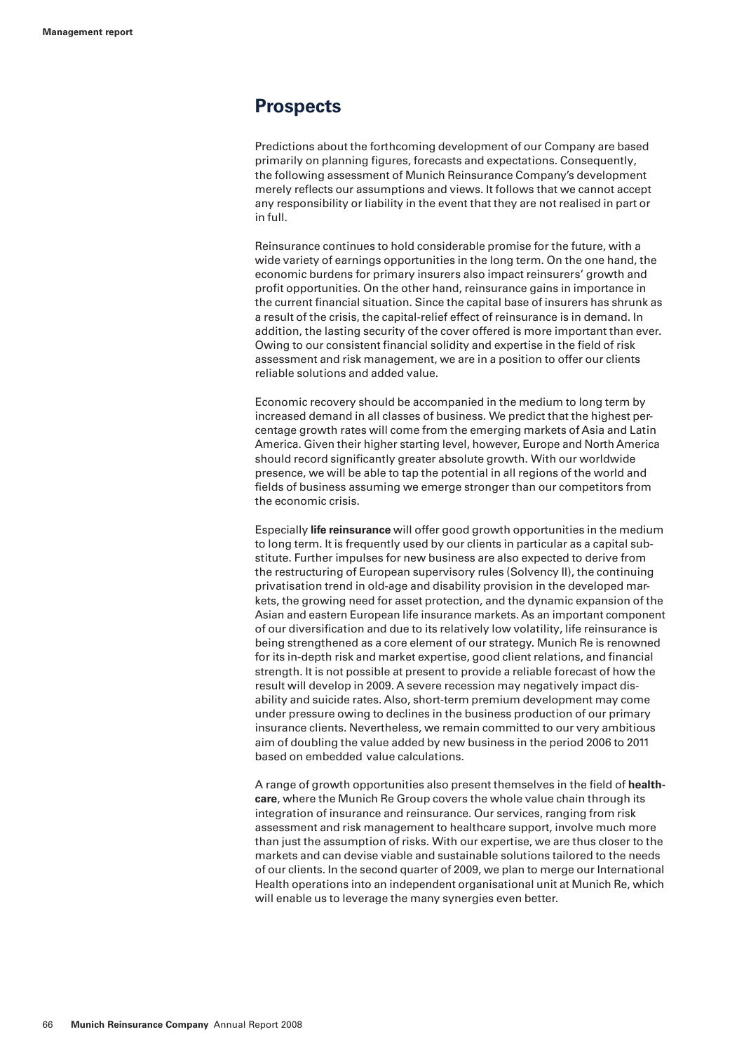## Prospects

Predictions about the forthcoming development of our Company are based primarily on planning figures, forecasts and expectations. Consequently, the following assessment of Munich Reinsurance Company's development merely reflects our assumptions and views. It follows that we cannot accept any responsibility or liability in the event that they are not realised in part or in full.

Reinsurance continues to hold considerable promise for the future, with a wide variety of earnings opportunities in the long term. On the one hand, the economic burdens for primary insurers also impact reinsurers' growth and profit opportunities. On the other hand, reinsurance gains in importance in the current financial situation. Since the capital base of insurers has shrunk as a result of the crisis, the capital-relief effect of reinsurance is in demand. In addition, the lasting security of the cover offered is more important than ever. Owing to our consistent financial solidity and expertise in the field of risk assessment and risk management, we are in a position to offer our clients reliable solutions and added value.

Economic recovery should be accompanied in the medium to long term by increased demand in all classes of business. We predict that the highest percentage growth rates will come from the emerging markets of Asia and Latin America. Given their higher starting level, however, Europe and North America should record significantly greater absolute growth. With our worldwide presence, we will be able to tap the potential in all regions of the world and fields of business assuming we emerge stronger than our competitors from the economic crisis.

Especially **life reinsurance** will offer good growth opportunities in the medium to long term. It is frequently used by our clients in particular as a capital substitute. Further impulses for new business are also expected to derive from the restructuring of European supervisory rules (Solvency II), the continuing privatisation trend in old-age and disability provision in the developed markets, the growing need for asset protection, and the dynamic expansion of the Asian and eastern European life insurance markets. As an important component of our diversification and due to its relatively low volatility, life reinsurance is being strengthened as a core element of our strategy. Munich Re is renowned for its in-depth risk and market expertise, good client relations, and financial strength. It is not possible at present to provide a reliable forecast of how the result will develop in 2009. A severe recession may negatively impact disability and suicide rates. Also, short-term premium development may come under pressure owing to declines in the business production of our primary insurance clients. Nevertheless, we remain committed to our very ambitious aim of doubling the value added by new business in the period 2006 to 2011 based on embedded value calculations.

A range of growth opportunities also present themselves in the field of **healthcare**, where the Munich Re Group covers the whole value chain through its integration of insurance and reinsurance. Our services, ranging from risk assessment and risk management to healthcare support, involve much more than just the assumption of risks. With our expertise, we are thus closer to the markets and can devise viable and sustainable solutions tailored to the needs of our clients. In the second quarter of 2009, we plan to merge our International Health operations into an independent organisational unit at Munich Re, which will enable us to leverage the many synergies even better.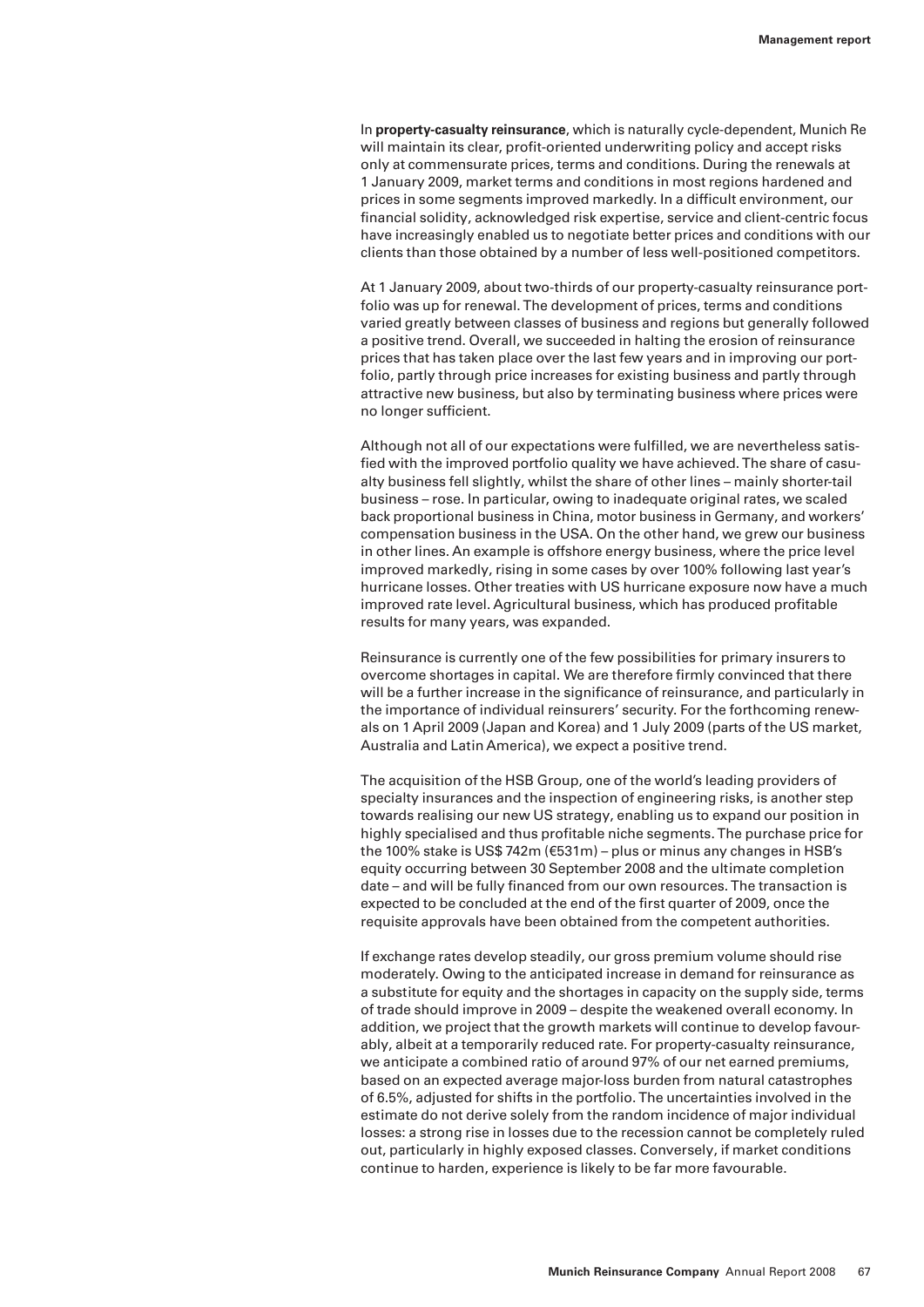In **property-casualty reinsurance**, which is naturally cycle-dependent, Munich Re will maintain its clear, profit-oriented underwriting policy and accept risks only at commensurate prices, terms and conditions. During the renewals at 1 January 2009, market terms and conditions in most regions hardened and prices in some segments improved markedly. In a difficult environment, our financial solidity, acknowledged risk expertise, service and client-centric focus have increasingly enabled us to negotiate better prices and conditions with our clients than those obtained by a number of less well-positioned competitors.

At 1 January 2009, about two-thirds of our property-casualty reinsurance portfolio was up for renewal. The development of prices, terms and conditions varied greatly between classes of business and regions but generally followed a positive trend. Overall, we succeeded in halting the erosion of reinsurance prices that has taken place over the last few years and in improving our portfolio, partly through price increases for existing business and partly through attractive new business, but also by terminating business where prices were no longer sufficient.

Although not all of our expectations were fulfilled, we are nevertheless satisfied with the improved portfolio quality we have achieved. The share of casualty business fell slightly, whilst the share of other lines – mainly shorter-tail business – rose. In particular, owing to inadequate original rates, we scaled back proportional business in China, motor business in Germany, and workers' compensation business in the USA. On the other hand, we grew our business in other lines. An example is offshore energy business, where the price level improved markedly, rising in some cases by over 100% following last year's hurricane losses. Other treaties with US hurricane exposure now have a much improved rate level. Agricultural business, which has produced profitable results for many years, was expanded.

Reinsurance is currently one of the few possibilities for primary insurers to overcome shortages in capital. We are therefore firmly convinced that there will be a further increase in the significance of reinsurance, and particularly in the importance of individual reinsurers' security. For the forthcoming renewals on 1 April 2009 (Japan and Korea) and 1 July 2009 (parts of the US market, Australia and Latin America), we expect a positive trend.

The acquisition of the HSB Group, one of the world's leading providers of specialty insurances and the inspection of engineering risks, is another step towards realising our new US strategy, enabling us to expand our position in highly specialised and thus profitable niche segments. The purchase price for the 100% stake is US$ 742m (€531m) – plus or minus any changes in HSB's equity occurring between 30 September 2008 and the ultimate completion date – and will be fully financed from our own resources. The transaction is expected to be concluded at the end of the first quarter of 2009, once the requisite approvals have been obtained from the competent authorities.

If exchange rates develop steadily, our gross premium volume should rise moderately. Owing to the anticipated increase in demand for reinsurance as a substitute for equity and the shortages in capacity on the supply side, terms of trade should improve in 2009 – despite the weakened overall economy. In addition, we project that the growth markets will continue to develop favourably, albeit at a temporarily reduced rate. For property-casualty reinsurance, we anticipate a combined ratio of around 97% of our net earned premiums, based on an expected average major-loss burden from natural catastrophes of 6.5%, adjusted for shifts in the portfolio. The uncertainties involved in the estimate do not derive solely from the random incidence of major individual losses: a strong rise in losses due to the recession cannot be completely ruled out, particularly in highly exposed classes. Conversely, if market conditions continue to harden, experience is likely to be far more favourable.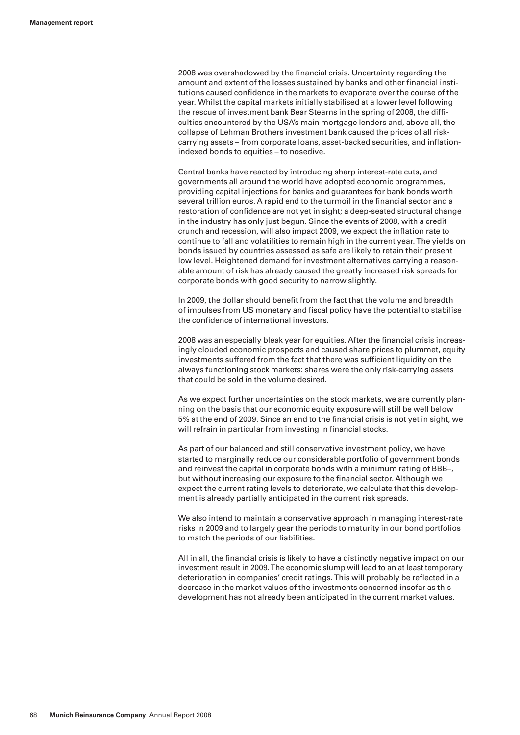2008 was overshadowed by the financial crisis. Uncertainty regarding the amount and extent of the losses sustained by banks and other financial institutions caused confidence in the markets to evaporate over the course of the year. Whilst the capital markets initially stabilised at a lower level following the rescue of investment bank Bear Stearns in the spring of 2008, the difficulties encountered by the USA's main mortgage lenders and, above all, the collapse of Lehman Brothers investment bank caused the prices of all risk-carrying assets – from corporate loans, asset-backed securities, and inflation-indexed bonds to equities – to nosedive.

Central banks have reacted by introducing sharp interest-rate cuts, and governments all around the world have adopted economic programmes, providing capital injections for banks and guarantees for bank bonds worth several trillion euros. A rapid end to the turmoil in the financial sector and a restoration of confidence are not yet in sight; a deep-seated structural change in the industry has only just begun. Since the events of 2008, with a credit crunch and recession, will also impact 2009, we expect the inflation rate to continue to fall and volatilities to remain high in the current year. The yields on bonds issued by countries assessed as safe are likely to retain their present low level. Heightened demand for investment alternatives carrying a reasonable amount of risk has already caused the greatly increased risk spreads for corporate bonds with good security to narrow slightly.

In 2009, the dollar should benefit from the fact that the volume and breadth of impulses from US monetary and fiscal policy have the potential to stabilise the confidence of international investors.

2008 was an especially bleak year for equities. After the financial crisis increasingly clouded economic prospects and caused share prices to plummet, equity investments suffered from the fact that there was sufficient liquidity on the always functioning stock markets: shares were the only risk-carrying assets that could be sold in the volume desired.

As we expect further uncertainties on the stock markets, we are currently planning on the basis that our economic equity exposure will still be well below 5% at the end of 2009. Since an end to the financial crisis is not yet in sight, we will refrain in particular from investing in financial stocks.

As part of our balanced and still conservative investment policy, we have started to marginally reduce our considerable portfolio of government bonds and reinvest the capital in corporate bonds with a minimum rating of BBB–, but without increasing our exposure to the financial sector. Although we expect the current rating levels to deteriorate, we calculate that this development is already partially anticipated in the current risk spreads.

We also intend to maintain a conservative approach in managing interest-rate risks in 2009 and to largely gear the periods to maturity in our bond portfolios to match the periods of our liabilities.

All in all, the financial crisis is likely to have a distinctly negative impact on our investment result in 2009. The economic slump will lead to an at least temporary deterioration in companies' credit ratings. This will probably be reflected in a decrease in the market values of the investments concerned insofar as this development has not already been anticipated in the current market values.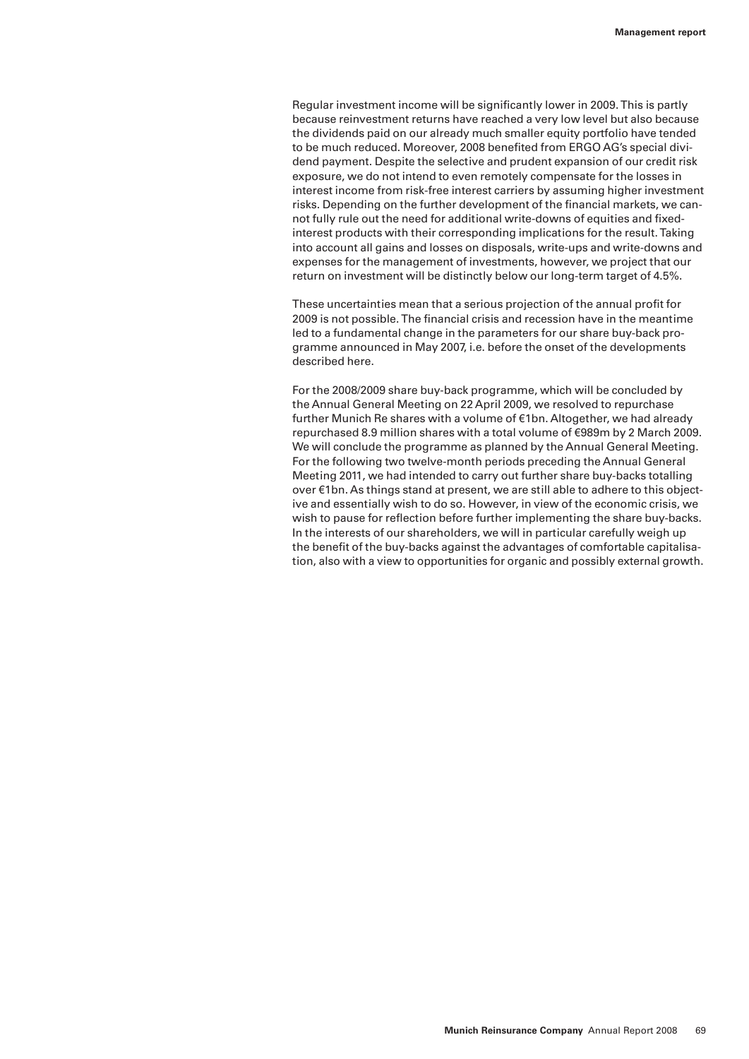Regular investment income will be significantly lower in 2009. This is partly because reinvestment returns have reached a very low level but also because the dividends paid on our already much smaller equity portfolio have tended to be much reduced. Moreover, 2008 benefited from ERGO AG's special dividend payment. Despite the selective and prudent expansion of our credit risk exposure, we do not intend to even remotely compensate for the losses in interest income from risk-free interest carriers by assuming higher investment risks. Depending on the further development of the financial markets, we cannot fully rule out the need for additional write-downs of equities and fixed-interest products with their corresponding implications for the result. Taking into account all gains and losses on disposals, write-ups and write-downs and expenses for the management of investments, however, we project that our return on investment will be distinctly below our long-term target of 4.5%.

These uncertainties mean that a serious projection of the annual profit for 2009 is not possible. The financial crisis and recession have in the meantime led to a fundamental change in the parameters for our share buy-back programme announced in May 2007, i.e. before the onset of the developments described here.

For the 2008/2009 share buy-back programme, which will be concluded by the Annual General Meeting on 22 April 2009, we resolved to repurchase further Munich Re shares with a volume of €1bn. Altogether, we had already repurchased 8.9 million shares with a total volume of €989m by 2 March 2009. We will conclude the programme as planned by the Annual General Meeting. For the following two twelve-month periods preceding the Annual General Meeting 2011, we had intended to carry out further share buy-backs totalling over €1bn. As things stand at present, we are still able to adhere to this objective and essentially wish to do so. However, in view of the economic crisis, we wish to pause for reflection before further implementing the share buy-backs. In the interests of our shareholders, we will in particular carefully weigh up the benefit of the buy-backs against the advantages of comfortable capitalisation, also with a view to opportunities for organic and possibly external growth.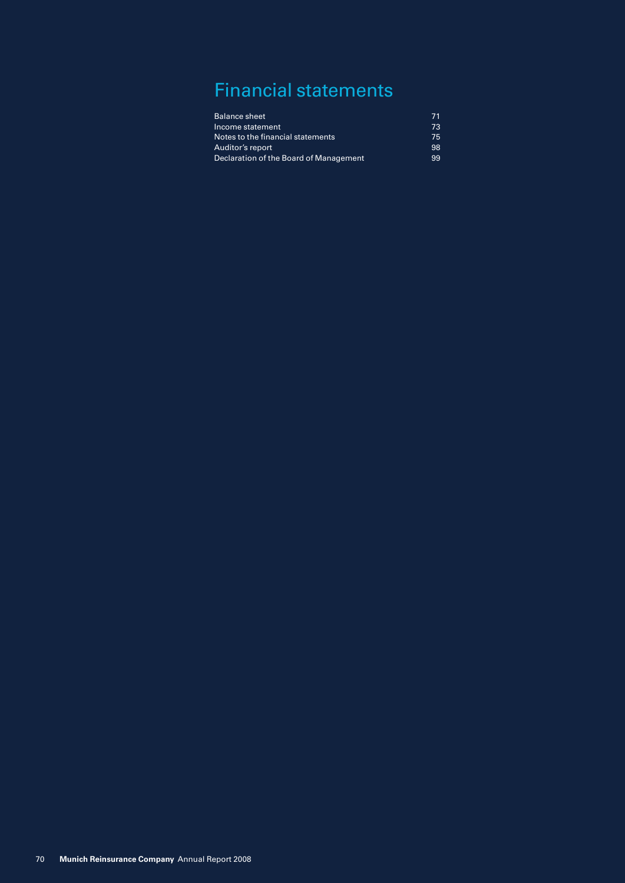# Financial statements

| | |
|---|---|
| Balance sheet | 71 |
| Income statement | 73 |
| Notes to the financial statements | 75 |
| Auditor's report | 98 |
| Declaration of the Board of Management | 99 |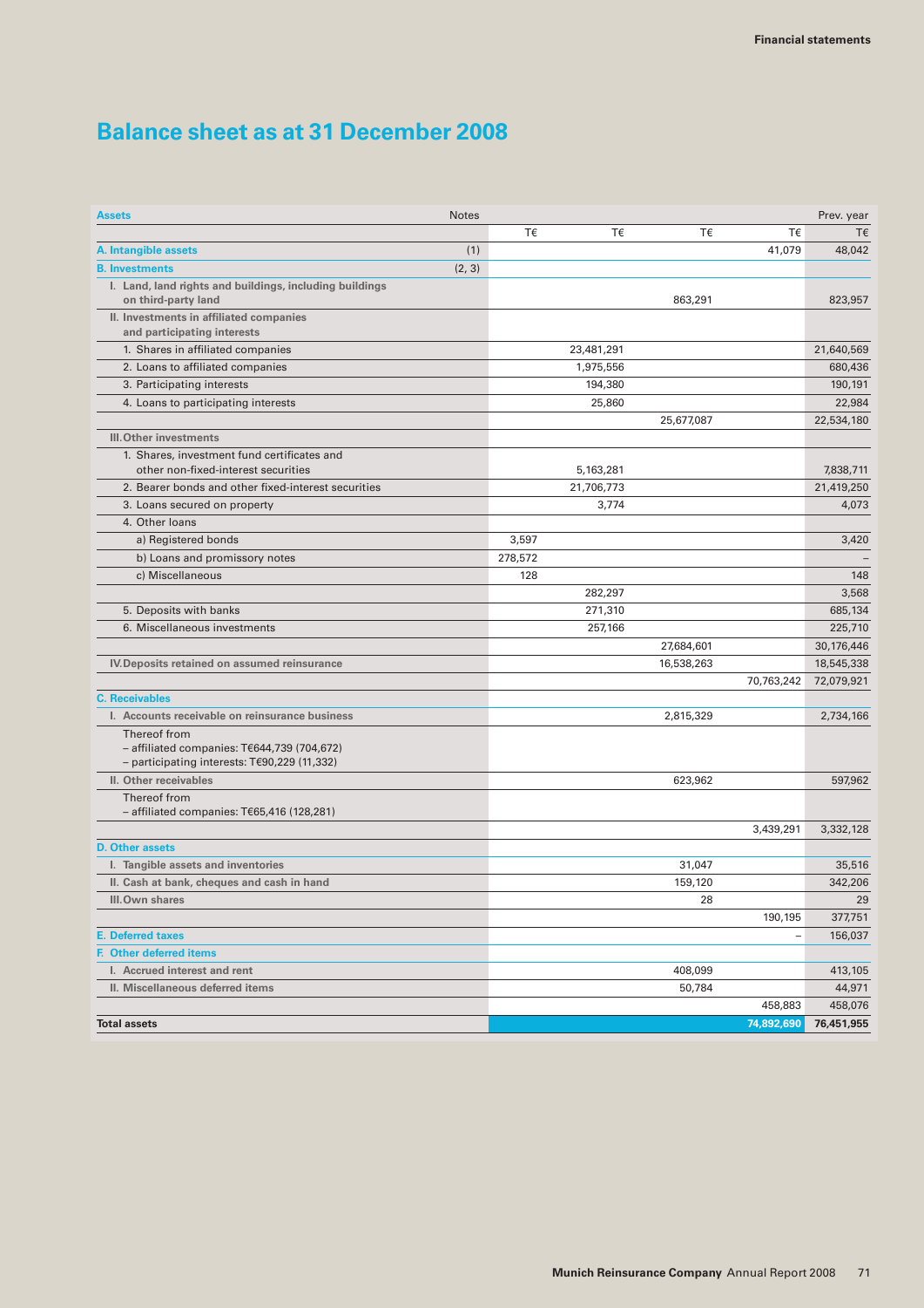# Balance sheet as at 31 December 2008

| Assets | Notes | | | | | Prev. year |
|---|---|---|---|---|---|---|
| | | T€ | T€ | T€ | T€ | T€ |
| **A. Intangible assets** | (1) | | | | 41,079 | 48,042 |
| **B. Investments** | (2, 3) | | | | | |
| **I. Land, land rights and buildings, including buildings on third-party land** | | | | 863,291 | | 823,957 |
| **II. Investments in affiliated companies and participating interests** | | | | | | |
| 1. Shares in affiliated companies | | | 23,481,291 | | | 21,640,569 |
| 2. Loans to affiliated companies | | | 1,975,556 | | | 680,436 |
| 3. Participating interests | | | 194,380 | | | 190,191 |
| 4. Loans to participating interests | | | 25,860 | | | 22,984 |
| | | | | 25,677,087 | | 22,534,180 |
| **III. Other investments** | | | | | | |
| 1. Shares, investment fund certificates and other non-fixed-interest securities | | | 5,163,281 | | | 7,838,711 |
| 2. Bearer bonds and other fixed-interest securities | | | 21,706,773 | | | 21,419,250 |
| 3. Loans secured on property | | | 3,774 | | | 4,073 |
| 4. Other loans | | | | | | |
| a) Registered bonds | | 3,597 | | | | 3,420 |
| b) Loans and promissory notes | | 278,572 | | | | – |
| c) Miscellaneous | | 128 | | | | 148 |
| | | | 282,297 | | | 3,568 |
| 5. Deposits with banks | | | 271,310 | | | 685,134 |
| 6. Miscellaneous investments | | | 257,166 | | | 225,710 |
| | | | | 27,684,601 | | 30,176,446 |
| **IV. Deposits retained on assumed reinsurance** | | | | 16,538,263 | | 18,545,338 |
| | | | | | 70,763,242 | 72,079,921 |
| **C. Receivables** | | | | | | |
| **I. Accounts receivable on reinsurance business** | | | | 2,815,329 | | 2,734,166 |
| Thereof from<br>– affiliated companies: T€644,739 (704,672)<br>– participating interests: T€90,229 (11,332) | | | | | | |
| **II. Other receivables** | | | | 623,962 | | 597,962 |
| Thereof from<br>– affiliated companies: T€65,416 (128,281) | | | | | | |
| | | | | | 3,439,291 | 3,332,128 |
| **D. Other assets** | | | | | | |
| **I. Tangible assets and inventories** | | | | 31,047 | | 35,516 |
| **II. Cash at bank, cheques and cash in hand** | | | | 159,120 | | 342,206 |
| **III. Own shares** | | | | 28 | | 29 |
| | | | | | 190,195 | 377,751 |
| **E. Deferred taxes** | | | | | – | 156,037 |
| **F. Other deferred items** | | | | | | |
| **I. Accrued interest and rent** | | | | 408,099 | | 413,105 |
| **II. Miscellaneous deferred items** | | | | 50,784 | | 44,971 |
| | | | | | 458,883 | 458,076 |
| **Total assets** | | | | | **74,892,690** | **76,451,955** |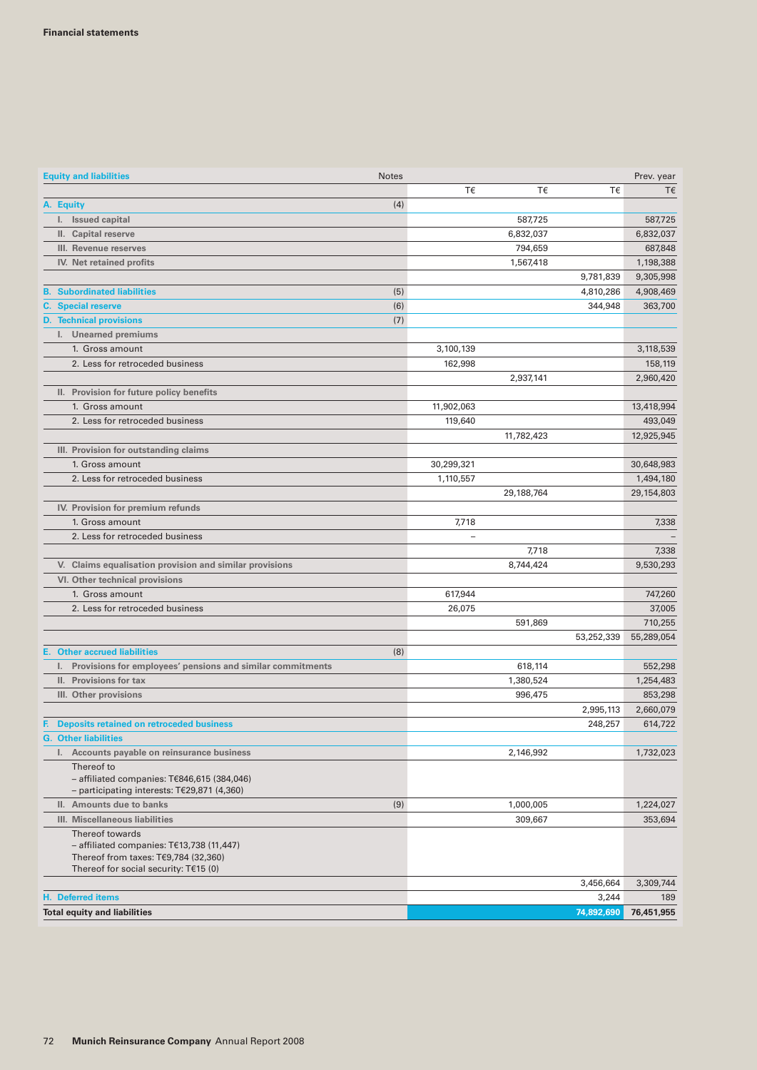**Financial statements**

| Equity and liabilities | Notes | | | | Prev. year |
|---|---|---|---|---|---|
| | | T€ | T€ | T€ | T€ |
| **A. Equity** | (4) | | | | |
| I. Issued capital | | | 587,725 | | 587,725 |
| II. Capital reserve | | | 6,832,037 | | 6,832,037 |
| III. Revenue reserves | | | 794,659 | | 687,848 |
| IV. Net retained profits | | | 1,567,418 | | 1,198,388 |
| | | | | 9,781,839 | 9,305,998 |
| **B. Subordinated liabilities** | (5) | | | 4,810,286 | 4,908,469 |
| **C. Special reserve** | (6) | | | 344,948 | 363,700 |
| **D. Technical provisions** | (7) | | | | |
| I. Unearned premiums | | | | | |
| 1. Gross amount | | 3,100,139 | | | 3,118,539 |
| 2. Less for retroceded business | | 162,998 | | | 158,119 |
| | | | 2,937,141 | | 2,960,420 |
| II. Provision for future policy benefits | | | | | |
| 1. Gross amount | | 11,902,063 | | | 13,418,994 |
| 2. Less for retroceded business | | 119,640 | | | 493,049 |
| | | | 11,782,423 | | 12,925,945 |
| III. Provision for outstanding claims | | | | | |
| 1. Gross amount | | 30,299,321 | | | 30,648,983 |
| 2. Less for retroceded business | | 1,110,557 | | | 1,494,180 |
| | | | 29,188,764 | | 29,154,803 |
| IV. Provision for premium refunds | | | | | |
| 1. Gross amount | | 7,718 | | | 7,338 |
| 2. Less for retroceded business | | – | | | – |
| | | | 7,718 | | 7,338 |
| V. Claims equalisation provision and similar provisions | | | 8,744,424 | | 9,530,293 |
| VI. Other technical provisions | | | | | |
| 1. Gross amount | | 617,944 | | | 747,260 |
| 2. Less for retroceded business | | 26,075 | | | 37,005 |
| | | | 591,869 | | 710,255 |
| | | | | 53,252,339 | 55,289,054 |
| **E. Other accrued liabilities** | (8) | | | | |
| I. Provisions for employees' pensions and similar commitments | | | 618,114 | | 552,298 |
| II. Provisions for tax | | | 1,380,524 | | 1,254,483 |
| III. Other provisions | | | 996,475 | | 853,298 |
| | | | | 2,995,113 | 2,660,079 |
| **F. Deposits retained on retroceded business** | | | | 248,257 | 614,722 |
| **G. Other liabilities** | | | | | |
| I. Accounts payable on reinsurance business | | | 2,146,992 | | 1,732,023 |
| Thereof to<br>– affiliated companies: T€846,615 (384,046)<br>– participating interests: T€29,871 (4,360) | | | | | |
| II. Amounts due to banks | (9) | | 1,000,005 | | 1,224,027 |
| III. Miscellaneous liabilities | | | 309,667 | | 353,694 |
| Thereof towards<br>– affiliated companies: T€13,738 (11,447)<br>Thereof from taxes: T€9,784 (32,360)<br>Thereof for social security: T€15 (0) | | | | | |
| | | | | 3,456,664 | 3,309,744 |
| **H. Deferred items** | | | | 3,244 | 189 |
| **Total equity and liabilities** | | | | **74,892,690** | **76,451,955** |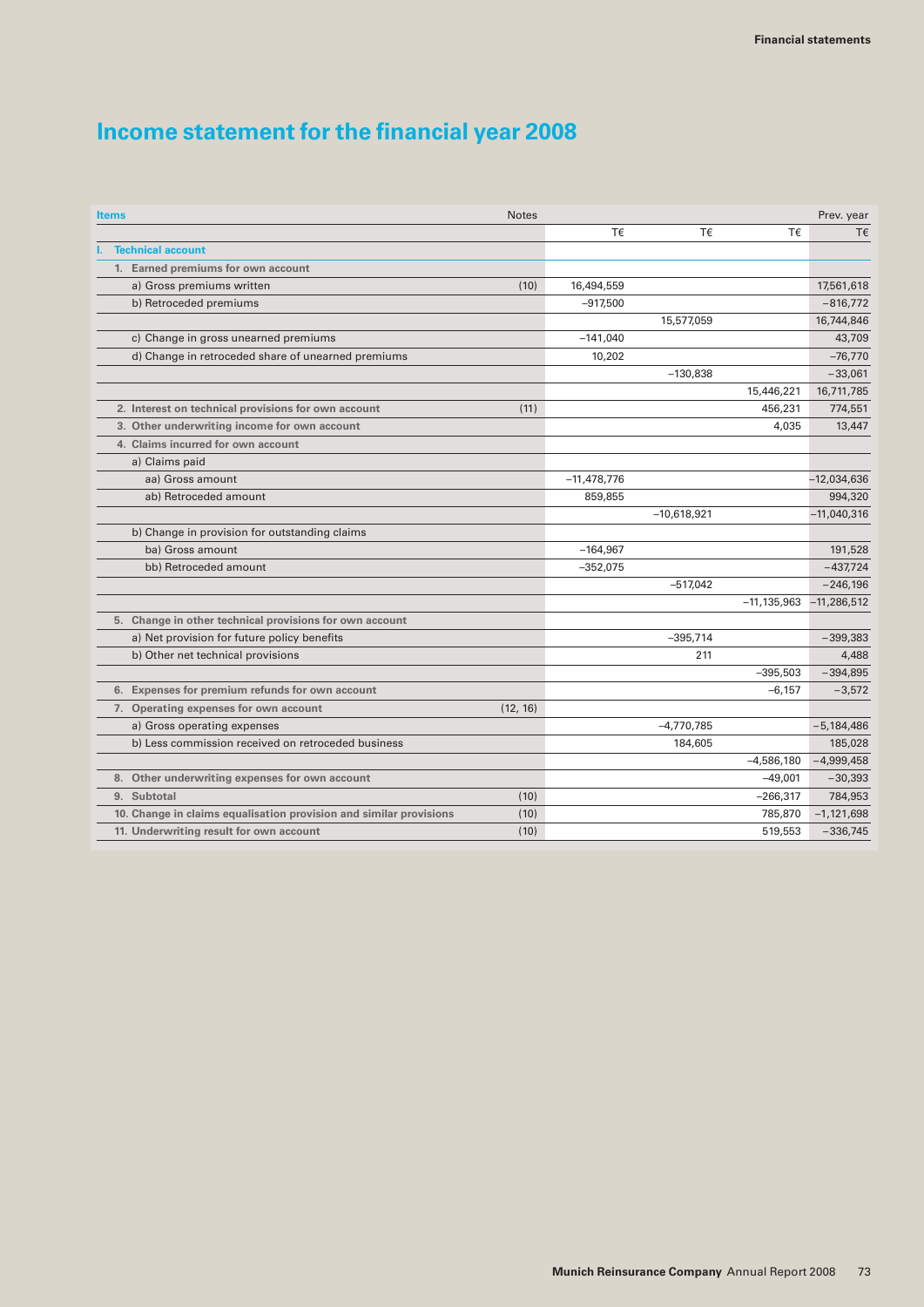# Income statement for the financial year 2008

| Items | Notes | T€ | T€ | T€ | Prev. year T€ |
|---|---|---|---|---|---|
| **I. Technical account** | | | | | |
| **1. Earned premiums for own account** | | | | | |
| a) Gross premiums written | (10) | 16,494,559 | | | 17,561,618 |
| b) Retroceded premiums | | –917,500 | | | –816,772 |
| | | | 15,577,059 | | 16,744,846 |
| c) Change in gross unearned premiums | | –141,040 | | | 43,709 |
| d) Change in retroceded share of unearned premiums | | 10,202 | | | –76,770 |
| | | | –130,838 | | –33,061 |
| | | | | 15,446,221 | 16,711,785 |
| **2. Interest on technical provisions for own account** | (11) | | | 456,231 | 774,551 |
| **3. Other underwriting income for own account** | | | | 4,035 | 13,447 |
| **4. Claims incurred for own account** | | | | | |
| a) Claims paid | | | | | |
| aa) Gross amount | | –11,478,776 | | | –12,034,636 |
| ab) Retroceded amount | | 859,855 | | | 994,320 |
| | | | –10,618,921 | | –11,040,316 |
| b) Change in provision for outstanding claims | | | | | |
| ba) Gross amount | | –164,967 | | | 191,528 |
| bb) Retroceded amount | | –352,075 | | | –437,724 |
| | | | –517,042 | | –246,196 |
| | | | | –11,135,963 | –11,286,512 |
| **5. Change in other technical provisions for own account** | | | | | |
| a) Net provision for future policy benefits | | | –395,714 | | –399,383 |
| b) Other net technical provisions | | | 211 | | 4,488 |
| | | | | –395,503 | –394,895 |
| **6. Expenses for premium refunds for own account** | | | | –6,157 | –3,572 |
| **7. Operating expenses for own account** | (12, 16) | | | | |
| a) Gross operating expenses | | | –4,770,785 | | –5,184,486 |
| b) Less commission received on retroceded business | | | 184,605 | | 185,028 |
| | | | | –4,586,180 | –4,999,458 |
| **8. Other underwriting expenses for own account** | | | | –49,001 | –30,393 |
| **9. Subtotal** | (10) | | | –266,317 | 784,953 |
| **10. Change in claims equalisation provision and similar provisions** | (10) | | | 785,870 | –1,121,698 |
| **11. Underwriting result for own account** | (10) | | | 519,553 | –336,745 |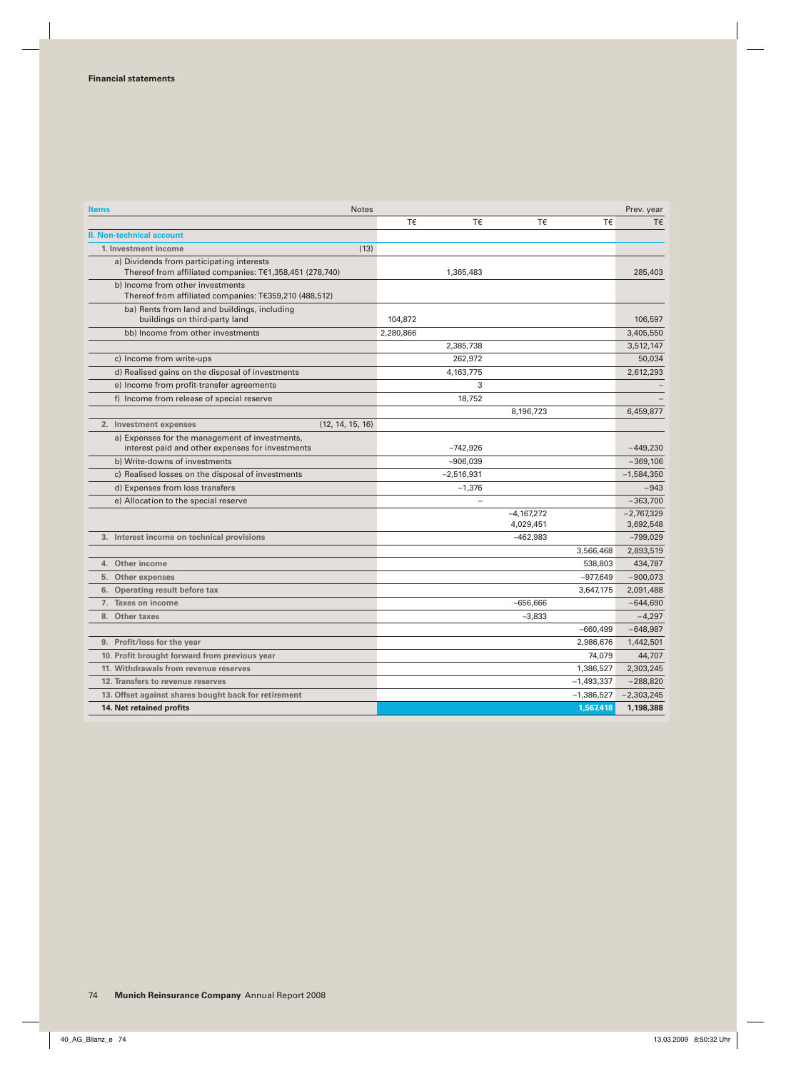**Financial statements**

| Items | Notes | T€ | T€ | T€ | T€ | Prev. year T€ |
|---|---|---|---|---|---|---|
| **II. Non-technical account** | | | | | | |
| **1. Investment income** | (13) | | | | | |
| a) Dividends from participating interests<br>Thereof from affiliated companies: T€1,358,451 (278,740) | | | 1,365,483 | | | 285,403 |
| b) Income from other investments<br>Thereof from affiliated companies: T€359,210 (488,512) | | | | | | |
| ba) Rents from land and buildings, including buildings on third-party land | | 104,872 | | | | 106,597 |
| bb) Income from other investments | | 2,280,866 | | | | 3,405,550 |
| | | | 2,385,738 | | | 3,512,147 |
| c) Income from write-ups | | | 262,972 | | | 50,034 |
| d) Realised gains on the disposal of investments | | | 4,163,775 | | | 2,612,293 |
| e) Income from profit-transfer agreements | | | 3 | | | – |
| f) Income from release of special reserve | | | 18,752 | | | – |
| | | | | 8,196,723 | | 6,459,877 |
| **2. Investment expenses** | (12, 14, 15, 16) | | | | | |
| a) Expenses for the management of investments, interest paid and other expenses for investments | | | –742,926 | | | –449,230 |
| b) Write-downs of investments | | | –906,039 | | | –369,106 |
| c) Realised losses on the disposal of investments | | | –2,516,931 | | | –1,584,350 |
| d) Expenses from loss transfers | | | –1,376 | | | –943 |
| e) Allocation to the special reserve | | | – | | | –363,700 |
| | | | | –4,167,272 | | –2,767,329 |
| | | | | 4,029,451 | | 3,692,548 |
| **3. Interest income on technical provisions** | | | | –462,983 | | –799,029 |
| | | | | | 3,566,468 | 2,893,519 |
| **4. Other income** | | | | | 538,803 | 434,787 |
| **5. Other expenses** | | | | | –977,649 | –900,073 |
| **6. Operating result before tax** | | | | | 3,647,175 | 2,091,488 |
| **7. Taxes on income** | | | | –656,666 | | –644,690 |
| **8. Other taxes** | | | | –3,833 | | –4,297 |
| | | | | | –660,499 | –648,987 |
| **9. Profit/loss for the year** | | | | | 2,986,676 | 1,442,501 |
| **10. Profit brought forward from previous year** | | | | | 74,079 | 44,707 |
| **11. Withdrawals from revenue reserves** | | | | | 1,386,527 | 2,303,245 |
| **12. Transfers to revenue reserves** | | | | | –1,493,337 | –288,820 |
| **13. Offset against shares bought back for retirement** | | | | | –1,386,527 | –2,303,245 |
| **14. Net retained profits** | | | | | **1,567,418** | **1,198,388** |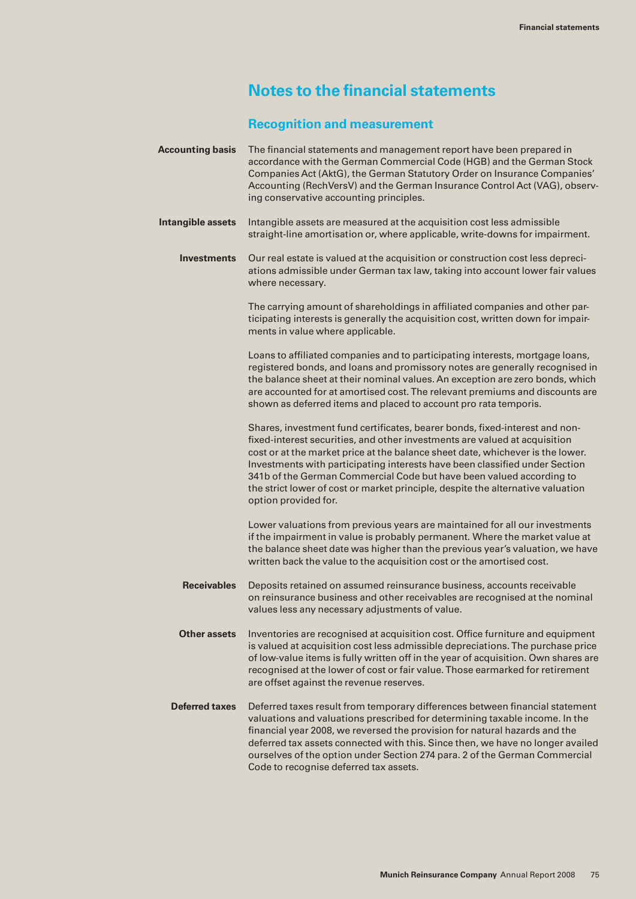# Notes to the financial statements

## Recognition and measurement

**Accounting basis** The financial statements and management report have been prepared in accordance with the German Commercial Code (HGB) and the German Stock Companies Act (AktG), the German Statutory Order on Insurance Companies' Accounting (RechVersV) and the German Insurance Control Act (VAG), observing conservative accounting principles.

**Intangible assets** Intangible assets are measured at the acquisition cost less admissible straight-line amortisation or, where applicable, write-downs for impairment.

**Investments** Our real estate is valued at the acquisition or construction cost less depreciations admissible under German tax law, taking into account lower fair values where necessary.

The carrying amount of shareholdings in affiliated companies and other participating interests is generally the acquisition cost, written down for impairments in value where applicable.

Loans to affiliated companies and to participating interests, mortgage loans, registered bonds, and loans and promissory notes are generally recognised in the balance sheet at their nominal values. An exception are zero bonds, which are accounted for at amortised cost. The relevant premiums and discounts are shown as deferred items and placed to account pro rata temporis.

Shares, investment fund certificates, bearer bonds, fixed-interest and non-fixed-interest securities, and other investments are valued at acquisition cost or at the market price at the balance sheet date, whichever is the lower. Investments with participating interests have been classified under Section 341b of the German Commercial Code but have been valued according to the strict lower of cost or market principle, despite the alternative valuation option provided for.

Lower valuations from previous years are maintained for all our investments if the impairment in value is probably permanent. Where the market value at the balance sheet date was higher than the previous year's valuation, we have written back the value to the acquisition cost or the amortised cost.

**Receivables** Deposits retained on assumed reinsurance business, accounts receivable on reinsurance business and other receivables are recognised at the nominal values less any necessary adjustments of value.

**Other assets** Inventories are recognised at acquisition cost. Office furniture and equipment is valued at acquisition cost less admissible depreciations. The purchase price of low-value items is fully written off in the year of acquisition. Own shares are recognised at the lower of cost or fair value. Those earmarked for retirement are offset against the revenue reserves.

**Deferred taxes** Deferred taxes result from temporary differences between financial statement valuations and valuations prescribed for determining taxable income. In the financial year 2008, we reversed the provision for natural hazards and the deferred tax assets connected with this. Since then, we have no longer availed ourselves of the option under Section 274 para. 2 of the German Commercial Code to recognise deferred tax assets.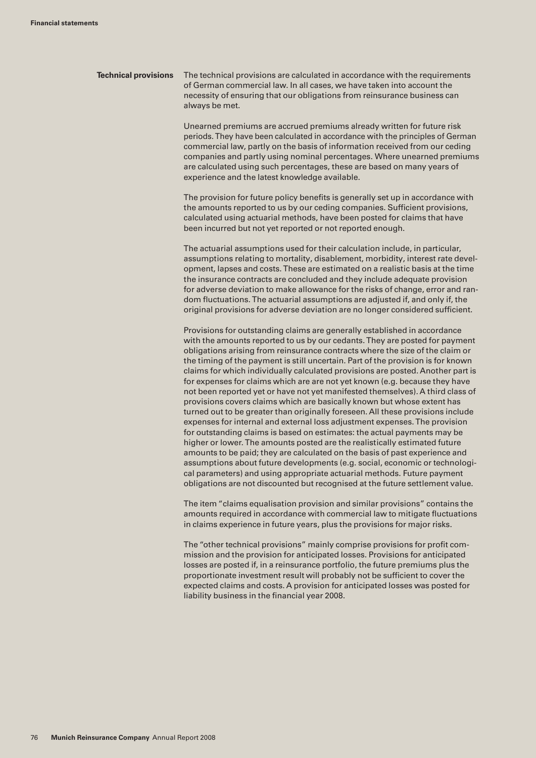## Technical provisions

The technical provisions are calculated in accordance with the requirements of German commercial law. In all cases, we have taken into account the necessity of ensuring that our obligations from reinsurance business can always be met.

Unearned premiums are accrued premiums already written for future risk periods. They have been calculated in accordance with the principles of German commercial law, partly on the basis of information received from our ceding companies and partly using nominal percentages. Where unearned premiums are calculated using such percentages, these are based on many years of experience and the latest knowledge available.

The provision for future policy benefits is generally set up in accordance with the amounts reported to us by our ceding companies. Sufficient provisions, calculated using actuarial methods, have been posted for claims that have been incurred but not yet reported or not reported enough.

The actuarial assumptions used for their calculation include, in particular, assumptions relating to mortality, disablement, morbidity, interest rate development, lapses and costs. These are estimated on a realistic basis at the time the insurance contracts are concluded and they include adequate provision for adverse deviation to make allowance for the risks of change, error and random fluctuations. The actuarial assumptions are adjusted if, and only if, the original provisions for adverse deviation are no longer considered sufficient.

Provisions for outstanding claims are generally established in accordance with the amounts reported to us by our cedants. They are posted for payment obligations arising from reinsurance contracts where the size of the claim or the timing of the payment is still uncertain. Part of the provision is for known claims for which individually calculated provisions are posted. Another part is for expenses for claims which are are not yet known (e.g. because they have not been reported yet or have not yet manifested themselves). A third class of provisions covers claims which are basically known but whose extent has turned out to be greater than originally foreseen. All these provisions include expenses for internal and external loss adjustment expenses. The provision for outstanding claims is based on estimates: the actual payments may be higher or lower. The amounts posted are the realistically estimated future amounts to be paid; they are calculated on the basis of past experience and assumptions about future developments (e.g. social, economic or technological parameters) and using appropriate actuarial methods. Future payment obligations are not discounted but recognised at the future settlement value.

The item "claims equalisation provision and similar provisions" contains the amounts required in accordance with commercial law to mitigate fluctuations in claims experience in future years, plus the provisions for major risks.

The "other technical provisions" mainly comprise provisions for profit commission and the provision for anticipated losses. Provisions for anticipated losses are posted if, in a reinsurance portfolio, the future premiums plus the proportionate investment result will probably not be sufficient to cover the expected claims and costs. A provision for anticipated losses was posted for liability business in the financial year 2008.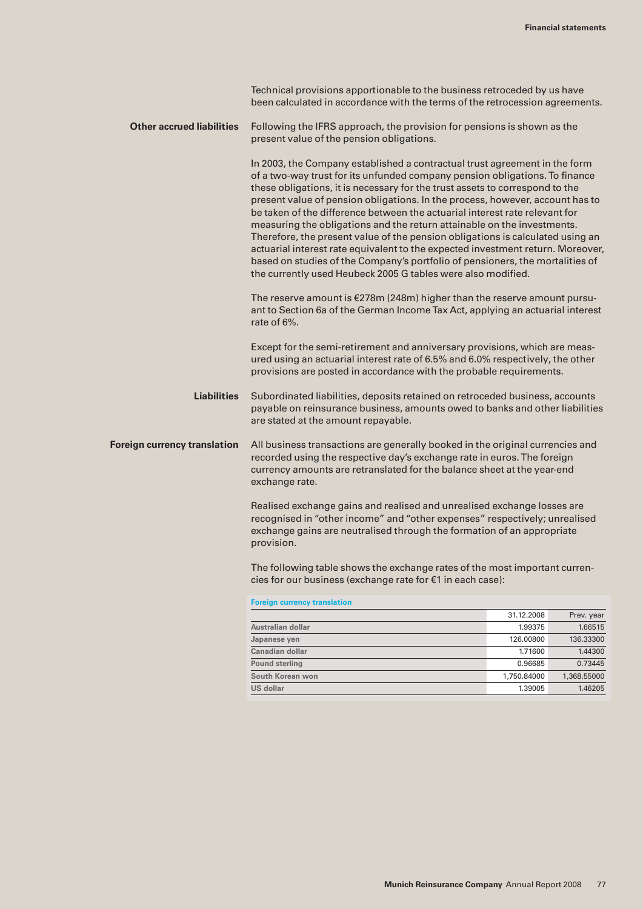Technical provisions apportionable to the business retroceded by us have been calculated in accordance with the terms of the retrocession agreements.

**Other accrued liabilities**

Following the IFRS approach, the provision for pensions is shown as the present value of the pension obligations.

In 2003, the Company established a contractual trust agreement in the form of a two-way trust for its unfunded company pension obligations. To finance these obligations, it is necessary for the trust assets to correspond to the present value of pension obligations. In the process, however, account has to be taken of the difference between the actuarial interest rate relevant for measuring the obligations and the return attainable on the investments. Therefore, the present value of the pension obligations is calculated using an actuarial interest rate equivalent to the expected investment return. Moreover, based on studies of the Company's portfolio of pensioners, the mortalities of the currently used Heubeck 2005 G tables were also modified.

The reserve amount is €278m (248m) higher than the reserve amount pursuant to Section 6a of the German Income Tax Act, applying an actuarial interest rate of 6%.

Except for the semi-retirement and anniversary provisions, which are measured using an actuarial interest rate of 6.5% and 6.0% respectively, the other provisions are posted in accordance with the probable requirements.

**Liabilities**

Subordinated liabilities, deposits retained on retroceded business, accounts payable on reinsurance business, amounts owed to banks and other liabilities are stated at the amount repayable.

**Foreign currency translation**

All business transactions are generally booked in the original currencies and recorded using the respective day's exchange rate in euros. The foreign currency amounts are retranslated for the balance sheet at the year-end exchange rate.

Realised exchange gains and realised and unrealised exchange losses are recognised in "other income" and "other expenses" respectively; unrealised exchange gains are neutralised through the formation of an appropriate provision.

The following table shows the exchange rates of the most important currencies for our business (exchange rate for €1 in each case):

**Foreign currency translation**

| | 31.12.2008 | Prev. year |
|---|---|---|
| Australian dollar | 1.99375 | 1.66515 |
| Japanese yen | 126.00800 | 136.33300 |
| Canadian dollar | 1.71600 | 1.44300 |
| Pound sterling | 0.96685 | 0.73445 |
| South Korean won | 1,750.84000 | 1,368.55000 |
| US dollar | 1.39005 | 1.46205 |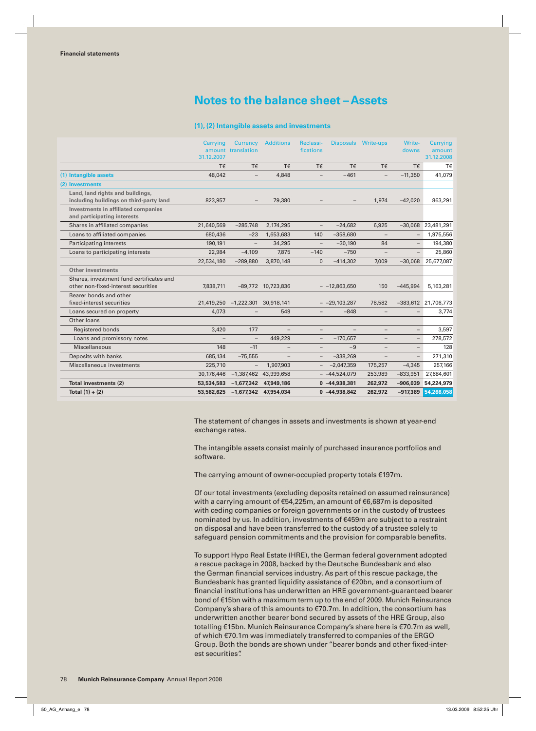## Notes to the balance sheet – Assets

### (1), (2) Intangible assets and investments

| | Carrying amount 31.12.2007 | Currency translation | Additions | Reclassi-fications | Disposals | Write-ups | Write-downs | Carrying amount 31.12.2008 |
|---|---|---|---|---|---|---|---|---|
| | T€ | T€ | T€ | T€ | T€ | T€ | T€ | T€ |
| **(1) Intangible assets** | 48,042 | – | 4,848 | – | –461 | – | –11,350 | 41,079 |
| **(2) Investments** | | | | | | | | |
| **Land, land rights and buildings, including buildings on third-party land** | 823,957 | – | 79,380 | – | – | 1,974 | –42,020 | 863,291 |
| **Investments in affiliated companies and participating interests** | | | | | | | | |
| Shares in affiliated companies | 21,640,569 | –285,748 | 2,174,295 | – | –24,682 | 6,925 | –30,068 | 23,481,291 |
| Loans to affiliated companies | 680,436 | –23 | 1,653,683 | 140 | –358,680 | – | – | 1,975,556 |
| Participating interests | 190,191 | – | 34,295 | – | –30,190 | 84 | – | 194,380 |
| Loans to participating interests | 22,984 | –4,109 | 7,875 | –140 | –750 | – | – | 25,860 |
| | 22,534,180 | –289,880 | 3,870,148 | 0 | –414,302 | 7,009 | –30,068 | 25,677,087 |
| **Other investments** | | | | | | | | |
| Shares, investment fund certificates and other non-fixed-interest securities | 7,838,711 | –89,772 | 10,723,836 | – | –12,863,650 | 150 | –445,994 | 5,163,281 |
| Bearer bonds and other fixed-interest securities | 21,419,250 | –1,222,301 | 30,918,141 | – | –29,103,287 | 78,582 | –383,612 | 21,706,773 |
| Loans secured on property | 4,073 | – | 549 | – | –848 | – | – | 3,774 |
| Other loans | | | | | | | | |
| Registered bonds | 3,420 | 177 | – | – | – | – | – | 3,597 |
| Loans and promissory notes | – | – | 449,229 | – | –170,657 | – | – | 278,572 |
| Miscellaneous | 148 | –11 | – | – | –9 | – | – | 128 |
| Deposits with banks | 685,134 | –75,555 | – | – | –338,269 | – | – | 271,310 |
| Miscellaneous investments | 225,710 | – | 1,907,903 | – | –2,047,359 | 175,257 | –4,345 | 257,166 |
| | 30,176,446 | –1,387,462 | 43,999,658 | – | –44,524,079 | 253,989 | –833,951 | 27,684,601 |
| **Total investments (2)** | **53,534,583** | **–1,677,342** | **47,949,186** | **0** | **–44,938,381** | **262,972** | **–906,039** | **54,224,979** |
| **Total (1) + (2)** | **53,582,625** | **–1,677,342** | **47,954,034** | **0** | **–44,938,842** | **262,972** | **–917,389** | **54,266,058** |

The statement of changes in assets and investments is shown at year-end exchange rates.

The intangible assets consist mainly of purchased insurance portfolios and software.

The carrying amount of owner-occupied property totals €197m.

Of our total investments (excluding deposits retained on assumed reinsurance) with a carrying amount of €54,225m, an amount of €6,687m is deposited with ceding companies or foreign governments or in the custody of trustees nominated by us. In addition, investments of €459m are subject to a restraint on disposal and have been transferred to the custody of a trustee solely to safeguard pension commitments and the provision for comparable benefits.

To support Hypo Real Estate (HRE), the German federal government adopted a rescue package in 2008, backed by the Deutsche Bundesbank and also the German financial services industry. As part of this rescue package, the Bundesbank has granted liquidity assistance of €20bn, and a consortium of financial institutions has underwritten an HRE government-guaranteed bearer bond of €15bn with a maximum term up to the end of 2009. Munich Reinsurance Company's share of this amounts to €70.7m. In addition, the consortium has underwritten another bearer bond secured by assets of the HRE Group, also totalling €15bn. Munich Reinsurance Company's share here is €70.7m as well, of which €70.1m was immediately transferred to companies of the ERGO Group. Both the bonds are shown under "bearer bonds and other fixed-interest securities".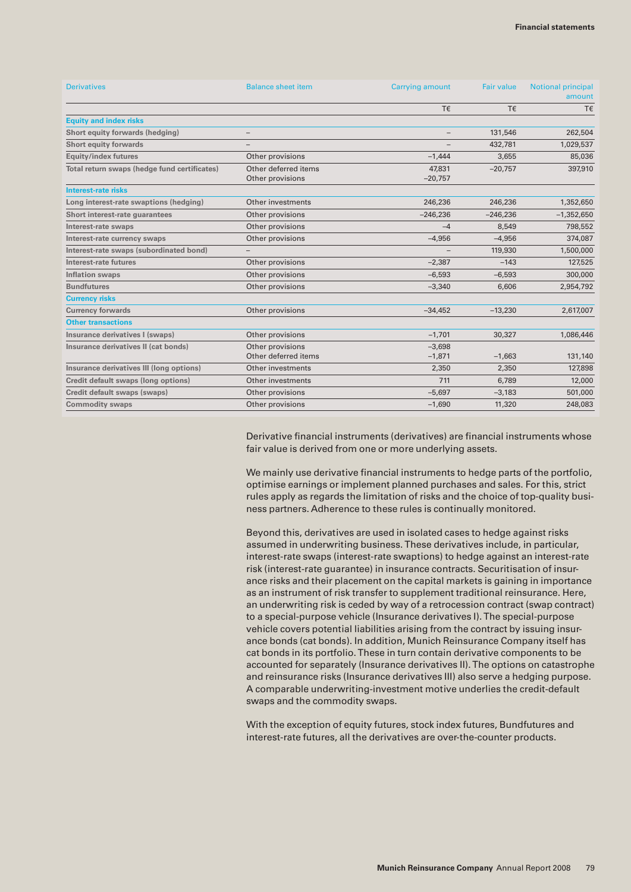| Derivatives | Balance sheet item | Carrying amount | Fair value | Notional principal amount |
|---|---|---|---|---|
| | | T€ | T€ | T€ |
| **Equity and index risks** | | | | |
| Short equity forwards (hedging) | – | – | 131,546 | 262,504 |
| Short equity forwards | – | – | 432,781 | 1,029,537 |
| Equity/index futures | Other provisions | –1,444 | 3,655 | 85,036 |
| Total return swaps (hedge fund certificates) | Other deferred items<br>Other provisions | 47,831<br>–20,757 | –20,757 | 397,910 |
| **Interest-rate risks** | | | | |
| Long interest-rate swaptions (hedging) | Other investments | 246,236 | 246,236 | 1,352,650 |
| Short interest-rate guarantees | Other provisions | –246,236 | –246,236 | –1,352,650 |
| Interest-rate swaps | Other provisions | –4 | 8,549 | 798,552 |
| Interest-rate currency swaps | Other provisions | –4,956 | –4,956 | 374,087 |
| Interest-rate swaps (subordinated bond) | – | – | 119,930 | 1,500,000 |
| Interest-rate futures | Other provisions | –2,387 | –143 | 127,525 |
| Inflation swaps | Other provisions | –6,593 | –6,593 | 300,000 |
| Bundfutures | Other provisions | –3,340 | 6,606 | 2,954,792 |
| **Currency risks** | | | | |
| Currency forwards | Other provisions | –34,452 | –13,230 | 2,617,007 |
| **Other transactions** | | | | |
| Insurance derivatives I (swaps) | Other provisions | –1,701 | 30,327 | 1,086,446 |
| Insurance derivatives II (cat bonds) | Other provisions<br>Other deferred items | –3,698<br>–1,871 | –1,663 | 131,140 |
| Insurance derivatives III (long options) | Other investments | 2,350 | 2,350 | 127,898 |
| Credit default swaps (long options) | Other investments | 711 | 6,789 | 12,000 |
| Credit default swaps (swaps) | Other provisions | –5,697 | –3,183 | 501,000 |
| Commodity swaps | Other provisions | –1,690 | 11,320 | 248,083 |

Derivative financial instruments (derivatives) are financial instruments whose fair value is derived from one or more underlying assets.

We mainly use derivative financial instruments to hedge parts of the portfolio, optimise earnings or implement planned purchases and sales. For this, strict rules apply as regards the limitation of risks and the choice of top-quality business partners. Adherence to these rules is continually monitored.

Beyond this, derivatives are used in isolated cases to hedge against risks assumed in underwriting business. These derivatives include, in particular, interest-rate swaps (interest-rate swaptions) to hedge against an interest-rate risk (interest-rate guarantee) in insurance contracts. Securitisation of insurance risks and their placement on the capital markets is gaining in importance as an instrument of risk transfer to supplement traditional reinsurance. Here, an underwriting risk is ceded by way of a retrocession contract (swap contract) to a special-purpose vehicle (Insurance derivatives I). The special-purpose vehicle covers potential liabilities arising from the contract by issuing insurance bonds (cat bonds). In addition, Munich Reinsurance Company itself has cat bonds in its portfolio. These in turn contain derivative components to be accounted for separately (Insurance derivatives II). The options on catastrophe and reinsurance risks (Insurance derivatives III) also serve a hedging purpose. A comparable underwriting-investment motive underlies the credit-default swaps and the commodity swaps.

With the exception of equity futures, stock index futures, Bundfutures and interest-rate futures, all the derivatives are over-the-counter products.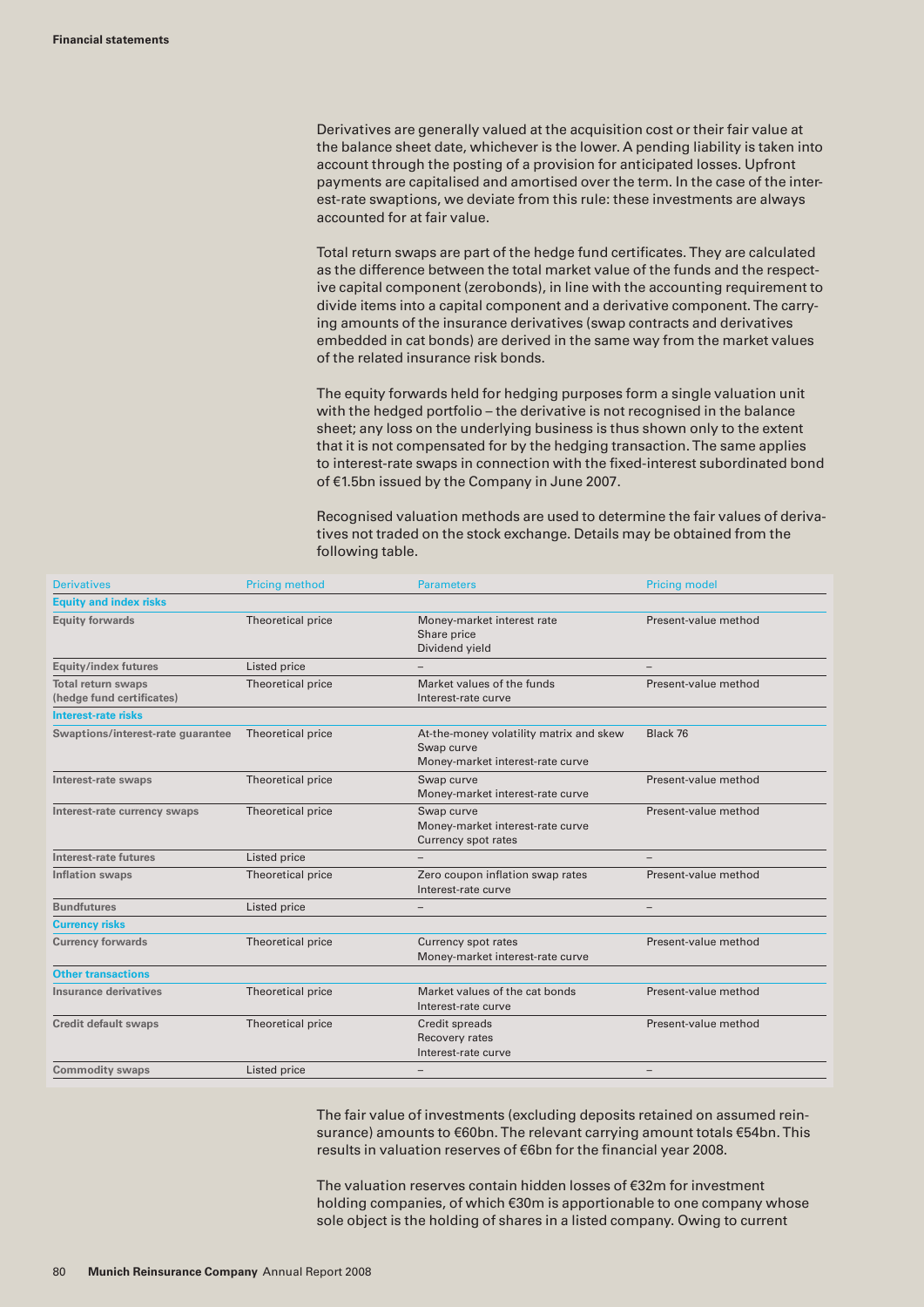Derivatives are generally valued at the acquisition cost or their fair value at the balance sheet date, whichever is the lower. A pending liability is taken into account through the posting of a provision for anticipated losses. Upfront payments are capitalised and amortised over the term. In the case of the interest-rate swaptions, we deviate from this rule: these investments are always accounted for at fair value.

Total return swaps are part of the hedge fund certificates. They are calculated as the difference between the total market value of the funds and the respective capital component (zerobonds), in line with the accounting requirement to divide items into a capital component and a derivative component. The carrying amounts of the insurance derivatives (swap contracts and derivatives embedded in cat bonds) are derived in the same way from the market values of the related insurance risk bonds.

The equity forwards held for hedging purposes form a single valuation unit with the hedged portfolio – the derivative is not recognised in the balance sheet; any loss on the underlying business is thus shown only to the extent that it is not compensated for by the hedging transaction. The same applies to interest-rate swaps in connection with the fixed-interest subordinated bond of €1.5bn issued by the Company in June 2007.

Recognised valuation methods are used to determine the fair values of derivatives not traded on the stock exchange. Details may be obtained from the following table.

| Derivatives | Pricing method | Parameters | Pricing model |
|---|---|---|---|
| **Equity and index risks** | | | |
| Equity forwards | Theoretical price | Money-market interest rate<br>Share price<br>Dividend yield | Present-value method |
| Equity/index futures | Listed price | – | – |
| Total return swaps (hedge fund certificates) | Theoretical price | Market values of the funds<br>Interest-rate curve | Present-value method |
| **Interest-rate risks** | | | |
| Swaptions/interest-rate guarantee | Theoretical price | At-the-money volatility matrix and skew<br>Swap curve<br>Money-market interest-rate curve | Black 76 |
| Interest-rate swaps | Theoretical price | Swap curve<br>Money-market interest-rate curve | Present-value method |
| Interest-rate currency swaps | Theoretical price | Swap curve<br>Money-market interest-rate curve<br>Currency spot rates | Present-value method |
| Interest-rate futures | Listed price | – | – |
| Inflation swaps | Theoretical price | Zero coupon inflation swap rates<br>Interest-rate curve | Present-value method |
| Bundfutures | Listed price | – | – |
| **Currency risks** | | | |
| Currency forwards | Theoretical price | Currency spot rates<br>Money-market interest-rate curve | Present-value method |
| **Other transactions** | | | |
| Insurance derivatives | Theoretical price | Market values of the cat bonds<br>Interest-rate curve | Present-value method |
| Credit default swaps | Theoretical price | Credit spreads<br>Recovery rates<br>Interest-rate curve | Present-value method |
| Commodity swaps | Listed price | – | – |

The fair value of investments (excluding deposits retained on assumed reinsurance) amounts to €60bn. The relevant carrying amount totals €54bn. This results in valuation reserves of €6bn for the financial year 2008.

The valuation reserves contain hidden losses of €32m for investment holding companies, of which €30m is apportionable to one company whose sole object is the holding of shares in a listed company. Owing to current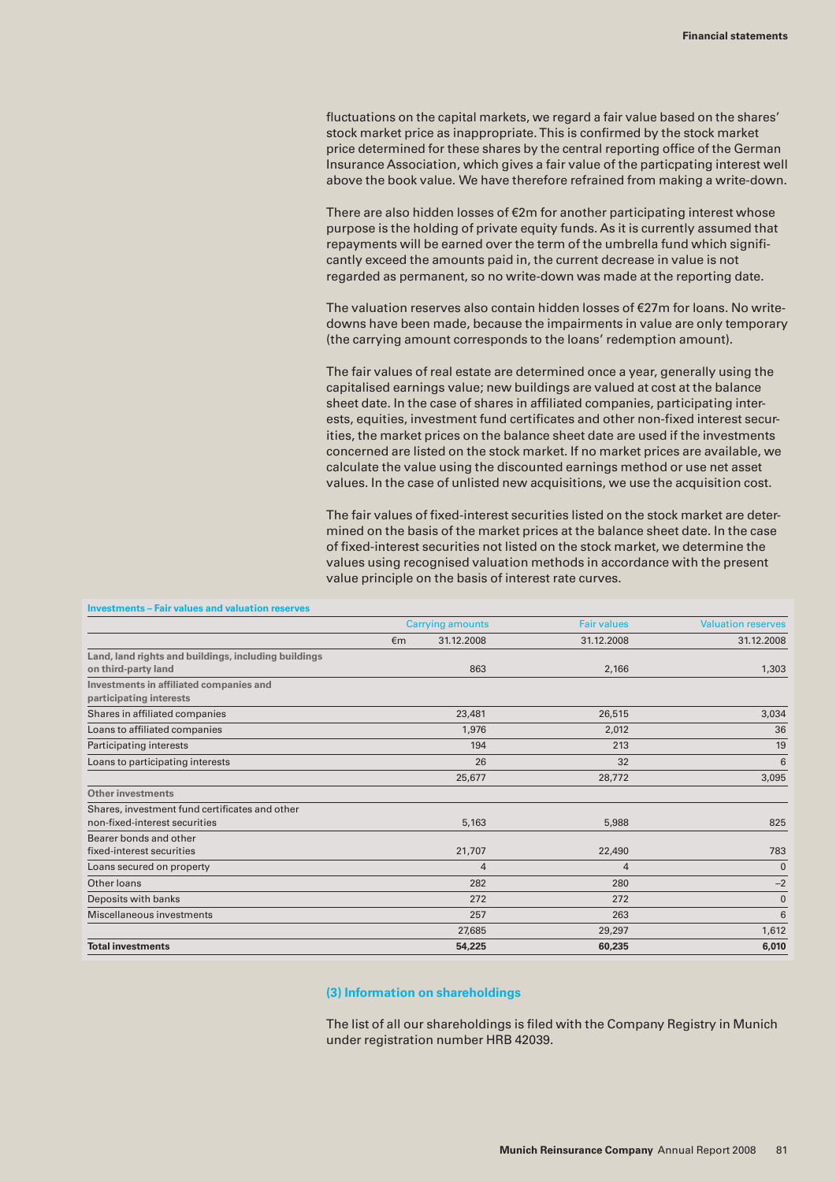fluctuations on the capital markets, we regard a fair value based on the shares' stock market price as inappropriate. This is confirmed by the stock market price determined for these shares by the central reporting office of the German Insurance Association, which gives a fair value of the particpating interest well above the book value. We have therefore refrained from making a write-down.

There are also hidden losses of €2m for another participating interest whose purpose is the holding of private equity funds. As it is currently assumed that repayments will be earned over the term of the umbrella fund which significantly exceed the amounts paid in, the current decrease in value is not regarded as permanent, so no write-down was made at the reporting date.

The valuation reserves also contain hidden losses of €27m for loans. No write-downs have been made, because the impairments in value are only temporary (the carrying amount corresponds to the loans' redemption amount).

The fair values of real estate are determined once a year, generally using the capitalised earnings value; new buildings are valued at cost at the balance sheet date. In the case of shares in affiliated companies, participating interests, equities, investment fund certificates and other non-fixed interest securities, the market prices on the balance sheet date are used if the investments concerned are listed on the stock market. If no market prices are available, we calculate the value using the discounted earnings method or use net asset values. In the case of unlisted new acquisitions, we use the acquisition cost.

The fair values of fixed-interest securities listed on the stock market are determined on the basis of the market prices at the balance sheet date. In the case of fixed-interest securities not listed on the stock market, we determine the values using recognised valuation methods in accordance with the present value principle on the basis of interest rate curves.

**Investments – Fair values and valuation reserves**

| | Carrying amounts | Fair values | Valuation reserves |
|---|---|---|---|
| €m | 31.12.2008 | 31.12.2008 | 31.12.2008 |
| **Land, land rights and buildings, including buildings on third-party land** | 863 | 2,166 | 1,303 |
| **Investments in affiliated companies and participating interests** | | | |
| Shares in affiliated companies | 23,481 | 26,515 | 3,034 |
| Loans to affiliated companies | 1,976 | 2,012 | 36 |
| Participating interests | 194 | 213 | 19 |
| Loans to participating interests | 26 | 32 | 6 |
| | 25,677 | 28,772 | 3,095 |
| **Other investments** | | | |
| Shares, investment fund certificates and other non-fixed-interest securities | 5,163 | 5,988 | 825 |
| Bearer bonds and other fixed-interest securities | 21,707 | 22,490 | 783 |
| Loans secured on property | 4 | 4 | 0 |
| Other loans | 282 | 280 | –2 |
| Deposits with banks | 272 | 272 | 0 |
| Miscellaneous investments | 257 | 263 | 6 |
| | 27,685 | 29,297 | 1,612 |
| **Total investments** | **54,225** | **60,235** | **6,010** |

## (3) Information on shareholdings

The list of all our shareholdings is filed with the Company Registry in Munich under registration number HRB 42039.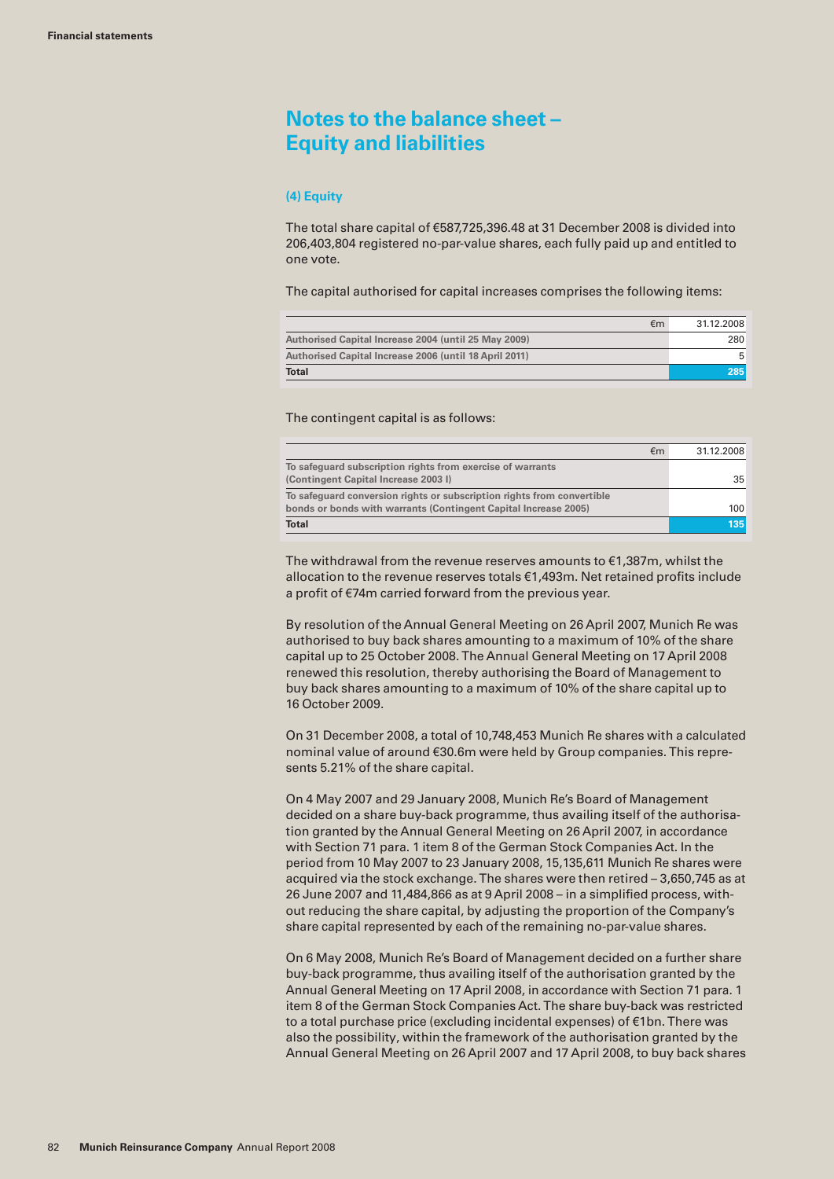# Notes to the balance sheet – Equity and liabilities

### (4) Equity

The total share capital of €587,725,396.48 at 31 December 2008 is divided into 206,403,804 registered no-par-value shares, each fully paid up and entitled to one vote.

The capital authorised for capital increases comprises the following items:

| €m | 31.12.2008 |
|---|---|
| Authorised Capital Increase 2004 (until 25 May 2009) | 280 |
| Authorised Capital Increase 2006 (until 18 April 2011) | 5 |
| **Total** | **285** |

The contingent capital is as follows:

| €m | 31.12.2008 |
|---|---|
| To safeguard subscription rights from exercise of warrants (Contingent Capital Increase 2003 I) | 35 |
| To safeguard conversion rights or subscription rights from convertible bonds or bonds with warrants (Contingent Capital Increase 2005) | 100 |
| **Total** | **135** |

The withdrawal from the revenue reserves amounts to €1,387m, whilst the allocation to the revenue reserves totals €1,493m. Net retained profits include a profit of €74m carried forward from the previous year.

By resolution of the Annual General Meeting on 26 April 2007, Munich Re was authorised to buy back shares amounting to a maximum of 10% of the share capital up to 25 October 2008. The Annual General Meeting on 17 April 2008 renewed this resolution, thereby authorising the Board of Management to buy back shares amounting to a maximum of 10% of the share capital up to 16 October 2009.

On 31 December 2008, a total of 10,748,453 Munich Re shares with a calculated nominal value of around €30.6m were held by Group companies. This represents 5.21% of the share capital.

On 4 May 2007 and 29 January 2008, Munich Re's Board of Management decided on a share buy-back programme, thus availing itself of the authorisation granted by the Annual General Meeting on 26 April 2007, in accordance with Section 71 para. 1 item 8 of the German Stock Companies Act. In the period from 10 May 2007 to 23 January 2008, 15,135,611 Munich Re shares were acquired via the stock exchange. The shares were then retired – 3,650,745 as at 26 June 2007 and 11,484,866 as at 9 April 2008 – in a simplified process, without reducing the share capital, by adjusting the proportion of the Company's share capital represented by each of the remaining no-par-value shares.

On 6 May 2008, Munich Re's Board of Management decided on a further share buy-back programme, thus availing itself of the authorisation granted by the Annual General Meeting on 17 April 2008, in accordance with Section 71 para. 1 item 8 of the German Stock Companies Act. The share buy-back was restricted to a total purchase price (excluding incidental expenses) of €1bn. There was also the possibility, within the framework of the authorisation granted by the Annual General Meeting on 26 April 2007 and 17 April 2008, to buy back shares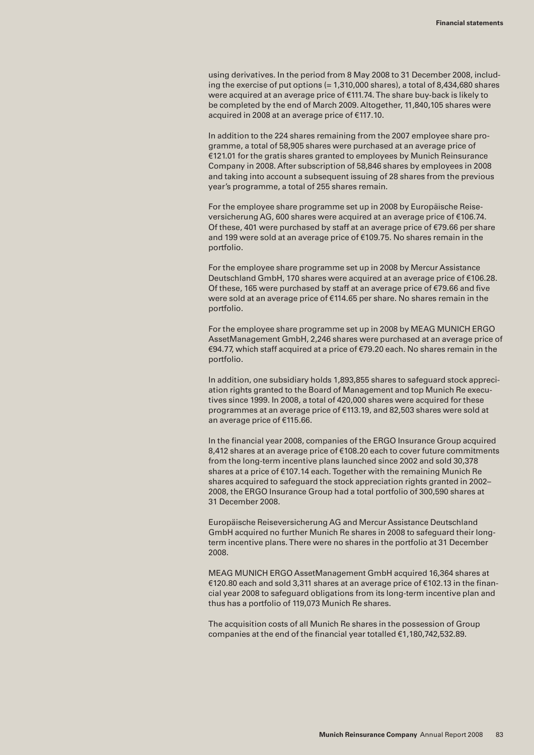using derivatives. In the period from 8 May 2008 to 31 December 2008, including the exercise of put options (= 1,310,000 shares), a total of 8,434,680 shares were acquired at an average price of €111.74. The share buy-back is likely to be completed by the end of March 2009. Altogether, 11,840,105 shares were acquired in 2008 at an average price of €117.10.

In addition to the 224 shares remaining from the 2007 employee share programme, a total of 58,905 shares were purchased at an average price of €121.01 for the gratis shares granted to employees by Munich Reinsurance Company in 2008. After subscription of 58,846 shares by employees in 2008 and taking into account a subsequent issuing of 28 shares from the previous year's programme, a total of 255 shares remain.

For the employee share programme set up in 2008 by Europäische Reiseversicherung AG, 600 shares were acquired at an average price of €106.74. Of these, 401 were purchased by staff at an average price of €79.66 per share and 199 were sold at an average price of €109.75. No shares remain in the portfolio.

For the employee share programme set up in 2008 by Mercur Assistance Deutschland GmbH, 170 shares were acquired at an average price of €106.28. Of these, 165 were purchased by staff at an average price of €79.66 and five were sold at an average price of €114.65 per share. No shares remain in the portfolio.

For the employee share programme set up in 2008 by MEAG MUNICH ERGO AssetManagement GmbH, 2,246 shares were purchased at an average price of €94.77, which staff acquired at a price of €79.20 each. No shares remain in the portfolio.

In addition, one subsidiary holds 1,893,855 shares to safeguard stock appreciation rights granted to the Board of Management and top Munich Re executives since 1999. In 2008, a total of 420,000 shares were acquired for these programmes at an average price of €113.19, and 82,503 shares were sold at an average price of €115.66.

In the financial year 2008, companies of the ERGO Insurance Group acquired 8,412 shares at an average price of €108.20 each to cover future commitments from the long-term incentive plans launched since 2002 and sold 30,378 shares at a price of €107.14 each. Together with the remaining Munich Re shares acquired to safeguard the stock appreciation rights granted in 2002–2008, the ERGO Insurance Group had a total portfolio of 300,590 shares at 31 December 2008.

Europäische Reiseversicherung AG and Mercur Assistance Deutschland GmbH acquired no further Munich Re shares in 2008 to safeguard their long-term incentive plans. There were no shares in the portfolio at 31 December 2008.

MEAG MUNICH ERGO AssetManagement GmbH acquired 16,364 shares at €120.80 each and sold 3,311 shares at an average price of €102.13 in the financial year 2008 to safeguard obligations from its long-term incentive plan and thus has a portfolio of 119,073 Munich Re shares.

The acquisition costs of all Munich Re shares in the possession of Group companies at the end of the financial year totalled €1,180,742,532.89.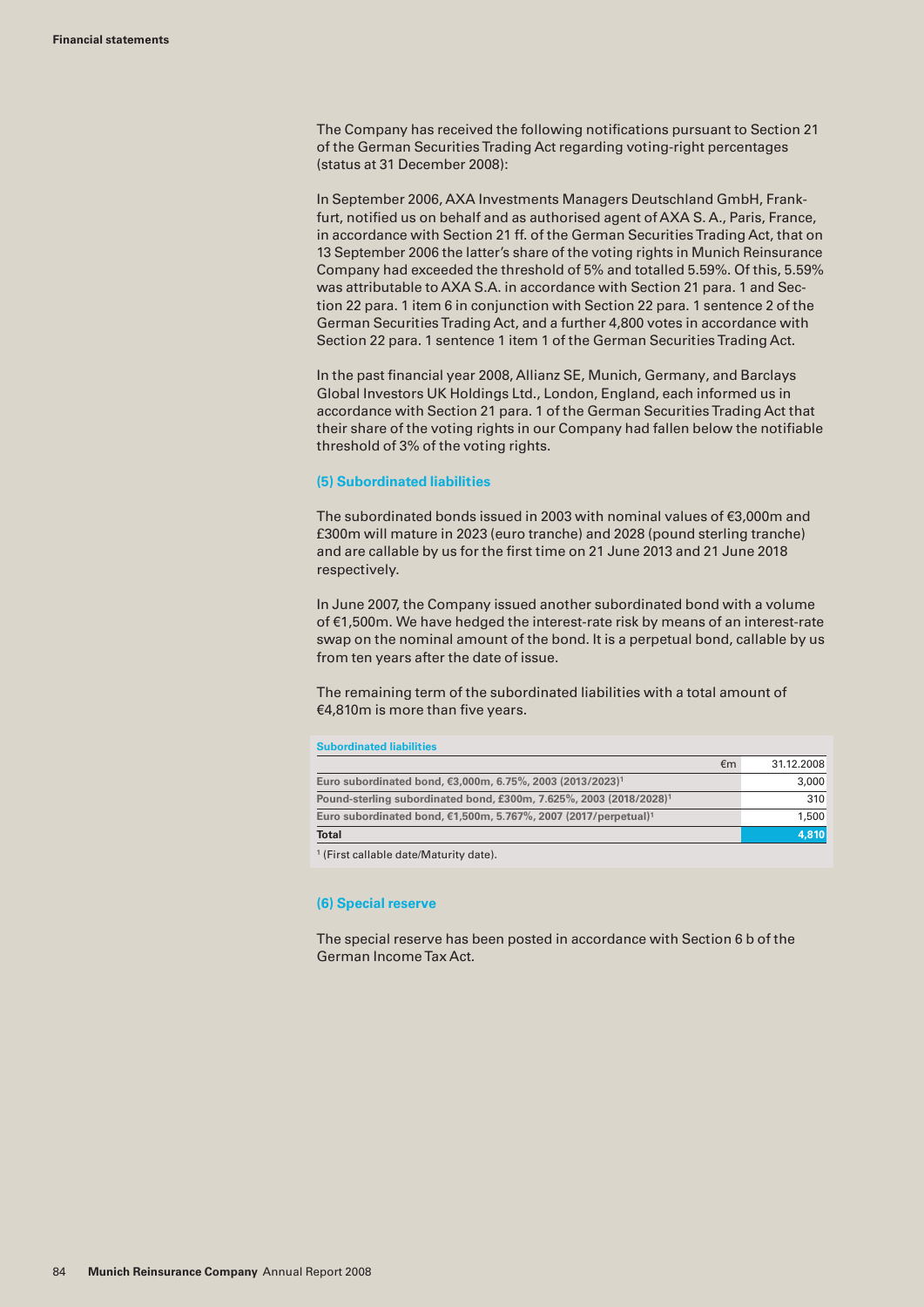The Company has received the following notifications pursuant to Section 21 of the German Securities Trading Act regarding voting-right percentages (status at 31 December 2008):

In September 2006, AXA Investments Managers Deutschland GmbH, Frankfurt, notified us on behalf and as authorised agent of AXA S. A., Paris, France, in accordance with Section 21 ff. of the German Securities Trading Act, that on 13 September 2006 the latter's share of the voting rights in Munich Reinsurance Company had exceeded the threshold of 5% and totalled 5.59%. Of this, 5.59% was attributable to AXA S.A. in accordance with Section 21 para. 1 and Section 22 para. 1 item 6 in conjunction with Section 22 para. 1 sentence 2 of the German Securities Trading Act, and a further 4,800 votes in accordance with Section 22 para. 1 sentence 1 item 1 of the German Securities Trading Act.

In the past financial year 2008, Allianz SE, Munich, Germany, and Barclays Global Investors UK Holdings Ltd., London, England, each informed us in accordance with Section 21 para. 1 of the German Securities Trading Act that their share of the voting rights in our Company had fallen below the notifiable threshold of 3% of the voting rights.

### (5) Subordinated liabilities

The subordinated bonds issued in 2003 with nominal values of €3,000m and £300m will mature in 2023 (euro tranche) and 2028 (pound sterling tranche) and are callable by us for the first time on 21 June 2013 and 21 June 2018 respectively.

In June 2007, the Company issued another subordinated bond with a volume of €1,500m. We have hedged the interest-rate risk by means of an interest-rate swap on the nominal amount of the bond. It is a perpetual bond, callable by us from ten years after the date of issue.

The remaining term of the subordinated liabilities with a total amount of €4,810m is more than five years.

**Subordinated liabilities**

| €m | 31.12.2008 |
|---|---|
| Euro subordinated bond, €3,000m, 6.75%, 2003 (2013/2023)[1] | 3,000 |
| Pound-sterling subordinated bond, £300m, 7.625%, 2003 (2018/2028)[1] | 310 |
| Euro subordinated bond, €1,500m, 5.767%, 2007 (2017/perpetual)[1] | 1,500 |
| **Total** | **4,810** |

[1] (First callable date/Maturity date).

### (6) Special reserve

The special reserve has been posted in accordance with Section 6 b of the German Income Tax Act.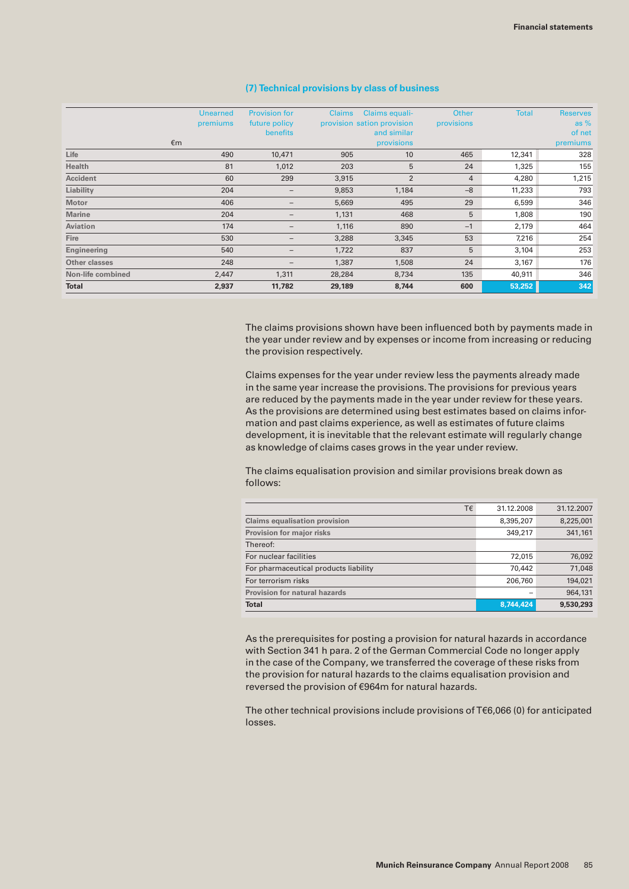### (7) Technical provisions by class of business

| €m | Unearned premiums | Provision for future policy benefits | Claims provision | Claims equalisation provision and similar provisions | Other provisions | Total | Reserves as % of net premiums |
|---|---|---|---|---|---|---|---|
| Life | 490 | 10,471 | 905 | 10 | 465 | 12,341 | 328 |
| Health | 81 | 1,012 | 203 | 5 | 24 | 1,325 | 155 |
| Accident | 60 | 299 | 3,915 | 2 | 4 | 4,280 | 1,215 |
| Liability | 204 | – | 9,853 | 1,184 | –8 | 11,233 | 793 |
| Motor | 406 | – | 5,669 | 495 | 29 | 6,599 | 346 |
| Marine | 204 | – | 1,131 | 468 | 5 | 1,808 | 190 |
| Aviation | 174 | – | 1,116 | 890 | –1 | 2,179 | 464 |
| Fire | 530 | – | 3,288 | 3,345 | 53 | 7,216 | 254 |
| Engineering | 540 | – | 1,722 | 837 | 5 | 3,104 | 253 |
| Other classes | 248 | – | 1,387 | 1,508 | 24 | 3,167 | 176 |
| Non-life combined | 2,447 | 1,311 | 28,284 | 8,734 | 135 | 40,911 | 346 |
| **Total** | **2,937** | **11,782** | **29,189** | **8,744** | **600** | **53,252** | **342** |

The claims provisions shown have been influenced both by payments made in the year under review and by expenses or income from increasing or reducing the provision respectively.

Claims expenses for the year under review less the payments already made in the same year increase the provisions. The provisions for previous years are reduced by the payments made in the year under review for these years. As the provisions are determined using best estimates based on claims information and past claims experience, as well as estimates of future claims development, it is inevitable that the relevant estimate will regularly change as knowledge of claims cases grows in the year under review.

The claims equalisation provision and similar provisions break down as follows:

| T€ | 31.12.2008 | 31.12.2007 |
|---|---|---|
| Claims equalisation provision | 8,395,207 | 8,225,001 |
| Provision for major risks | 349,217 | 341,161 |
| Thereof: | | |
| For nuclear facilities | 72,015 | 76,092 |
| For pharmaceutical products liability | 70,442 | 71,048 |
| For terrorism risks | 206,760 | 194,021 |
| Provision for natural hazards | – | 964,131 |
| **Total** | **8,744,424** | **9,530,293** |

As the prerequisites for posting a provision for natural hazards in accordance with Section 341 h para. 2 of the German Commercial Code no longer apply in the case of the Company, we transferred the coverage of these risks from the provision for natural hazards to the claims equalisation provision and reversed the provision of €964m for natural hazards.

The other technical provisions include provisions of T€6,066 (0) for anticipated losses.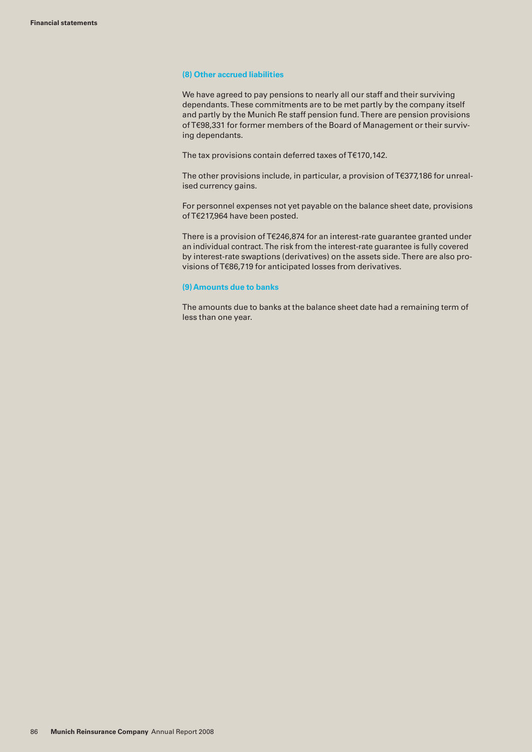### (8) Other accrued liabilities

We have agreed to pay pensions to nearly all our staff and their surviving dependants. These commitments are to be met partly by the company itself and partly by the Munich Re staff pension fund. There are pension provisions of T€98,331 for former members of the Board of Management or their surviving dependants.

The tax provisions contain deferred taxes of T€170,142.

The other provisions include, in particular, a provision of T€377,186 for unrealised currency gains.

For personnel expenses not yet payable on the balance sheet date, provisions of T€217,964 have been posted.

There is a provision of T€246,874 for an interest-rate guarantee granted under an individual contract. The risk from the interest-rate guarantee is fully covered by interest-rate swaptions (derivatives) on the assets side. There are also provisions of T€86,719 for anticipated losses from derivatives.

### (9) Amounts due to banks

The amounts due to banks at the balance sheet date had a remaining term of less than one year.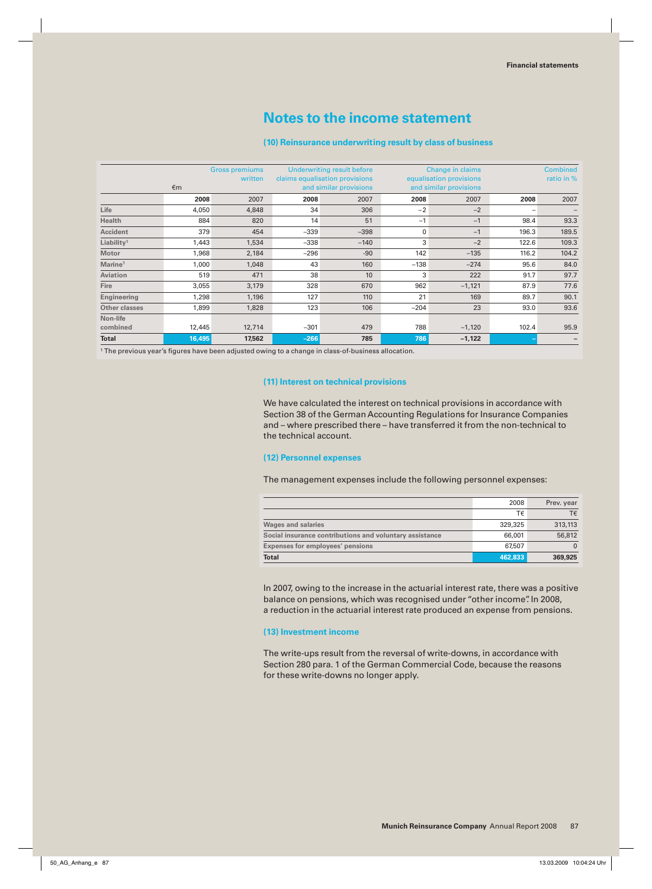# Notes to the income statement

### (10) Reinsurance underwriting result by class of business

| €m | Gross premiums written | | Underwriting result before claims equalisation provisions and similar provisions | | Change in claims equalisation provisions and similar provisions | | Combined ratio in % | |
|---|---|---|---|---|---|---|---|---|
| | **2008** | 2007 | **2008** | 2007 | **2008** | 2007 | **2008** | 2007 |
| Life | 4,050 | 4,848 | 34 | 306 | –2 | –2 | – | – |
| Health | 884 | 820 | 14 | 51 | –1 | –1 | 98.4 | 93.3 |
| Accident | 379 | 454 | –339 | –398 | 0 | –1 | 196.3 | 189.5 |
| Liability[1] | 1,443 | 1,534 | –338 | –140 | 3 | –2 | 122.6 | 109.3 |
| Motor | 1,968 | 2,184 | –296 | -90 | 142 | –135 | 116.2 | 104.2 |
| Marine[1] | 1,000 | 1,048 | 43 | 160 | –138 | –274 | 95.6 | 84.0 |
| Aviation | 519 | 471 | 38 | 10 | 3 | 222 | 91.7 | 97.7 |
| Fire | 3,055 | 3,179 | 328 | 670 | 962 | –1,121 | 87.9 | 77.6 |
| Engineering | 1,298 | 1,196 | 127 | 110 | 21 | 169 | 89.7 | 90.1 |
| Other classes | 1,899 | 1,828 | 123 | 106 | –204 | 23 | 93.0 | 93.6 |
| Non-life combined | 12,445 | 12,714 | –301 | 479 | 788 | –1,120 | 102.4 | 95.9 |
| **Total** | **16,495** | **17,562** | **–266** | **785** | **786** | **–1,122** | **–** | – |

[1] The previous year's figures have been adjusted owing to a change in class-of-business allocation.

### (11) Interest on technical provisions

We have calculated the interest on technical provisions in accordance with Section 38 of the German Accounting Regulations for Insurance Companies and – where prescribed there – have transferred it from the non-technical to the technical account.

### (12) Personnel expenses

The management expenses include the following personnel expenses:

| | 2008 | Prev. year |
|---|---|---|
| | T€ | T€ |
| Wages and salaries | 329,325 | 313,113 |
| Social insurance contributions and voluntary assistance | 66,001 | 56,812 |
| Expenses for employees' pensions | 67,507 | 0 |
| **Total** | **462,833** | **369,925** |

In 2007, owing to the increase in the actuarial interest rate, there was a positive balance on pensions, which was recognised under "other income". In 2008, a reduction in the actuarial interest rate produced an expense from pensions.

### (13) Investment income

The write-ups result from the reversal of write-downs, in accordance with Section 280 para. 1 of the German Commercial Code, because the reasons for these write-downs no longer apply.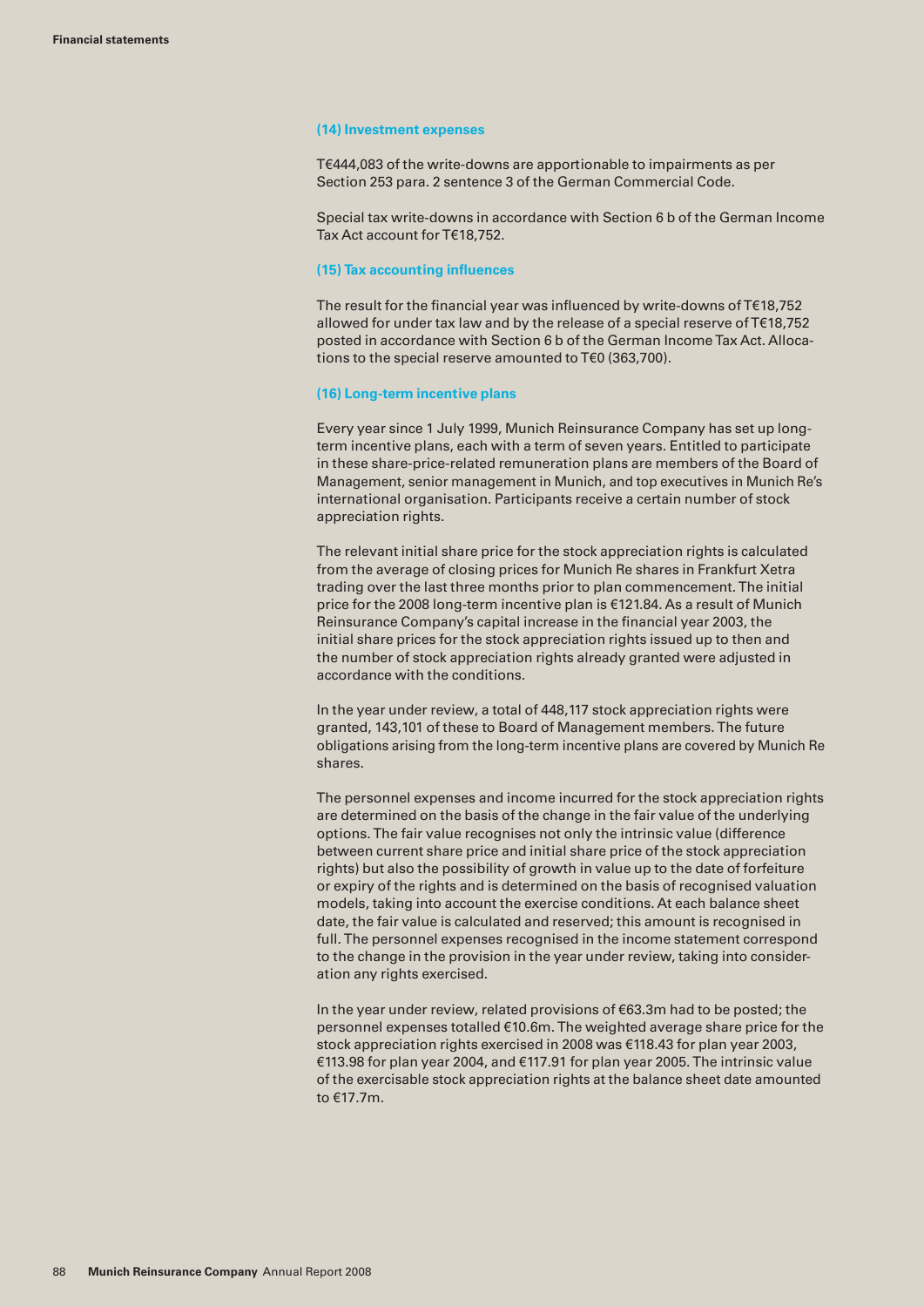### (14) Investment expenses

T€444,083 of the write-downs are apportionable to impairments as per Section 253 para. 2 sentence 3 of the German Commercial Code.

Special tax write-downs in accordance with Section 6 b of the German Income Tax Act account for T€18,752.

### (15) Tax accounting influences

The result for the financial year was influenced by write-downs of T€18,752 allowed for under tax law and by the release of a special reserve of T€18,752 posted in accordance with Section 6 b of the German Income Tax Act. Allocations to the special reserve amounted to T€0 (363,700).

### (16) Long-term incentive plans

Every year since 1 July 1999, Munich Reinsurance Company has set up long-term incentive plans, each with a term of seven years. Entitled to participate in these share-price-related remuneration plans are members of the Board of Management, senior management in Munich, and top executives in Munich Re's international organisation. Participants receive a certain number of stock appreciation rights.

The relevant initial share price for the stock appreciation rights is calculated from the average of closing prices for Munich Re shares in Frankfurt Xetra trading over the last three months prior to plan commencement. The initial price for the 2008 long-term incentive plan is €121.84. As a result of Munich Reinsurance Company's capital increase in the financial year 2003, the initial share prices for the stock appreciation rights issued up to then and the number of stock appreciation rights already granted were adjusted in accordance with the conditions.

In the year under review, a total of 448,117 stock appreciation rights were granted, 143,101 of these to Board of Management members. The future obligations arising from the long-term incentive plans are covered by Munich Re shares.

The personnel expenses and income incurred for the stock appreciation rights are determined on the basis of the change in the fair value of the underlying options. The fair value recognises not only the intrinsic value (difference between current share price and initial share price of the stock appreciation rights) but also the possibility of growth in value up to the date of forfeiture or expiry of the rights and is determined on the basis of recognised valuation models, taking into account the exercise conditions. At each balance sheet date, the fair value is calculated and reserved; this amount is recognised in full. The personnel expenses recognised in the income statement correspond to the change in the provision in the year under review, taking into consideration any rights exercised.

In the year under review, related provisions of €63.3m had to be posted; the personnel expenses totalled €10.6m. The weighted average share price for the stock appreciation rights exercised in 2008 was €118.43 for plan year 2003, €113.98 for plan year 2004, and €117.91 for plan year 2005. The intrinsic value of the exercisable stock appreciation rights at the balance sheet date amounted to €17.7m.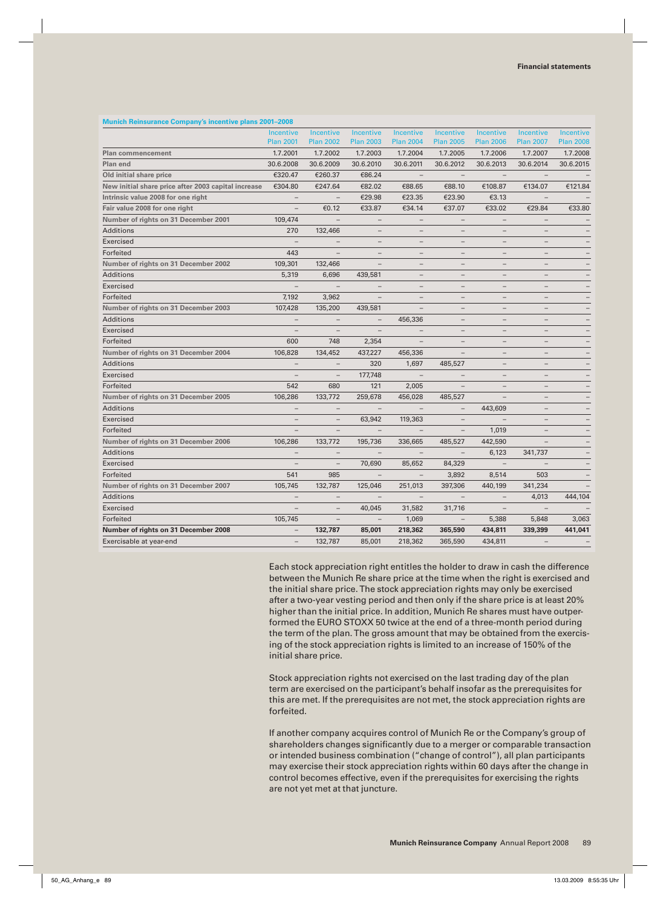**Munich Reinsurance Company's incentive plans 2001–2008**

| | Incentive Plan 2001 | Incentive Plan 2002 | Incentive Plan 2003 | Incentive Plan 2004 | Incentive Plan 2005 | Incentive Plan 2006 | Incentive Plan 2007 | Incentive Plan 2008 |
|---|---|---|---|---|---|---|---|---|
| **Plan commencement** | 1.7.2001 | 1.7.2002 | 1.7.2003 | 1.7.2004 | 1.7.2005 | 1.7.2006 | 1.7.2007 | 1.7.2008 |
| **Plan end** | 30.6.2008 | 30.6.2009 | 30.6.2010 | 30.6.2011 | 30.6.2012 | 30.6.2013 | 30.6.2014 | 30.6.2015 |
| **Old initial share price** | €320.47 | €260.37 | €86.24 | – | – | – | – | – |
| **New initial share price after 2003 capital increase** | €304.80 | €247.64 | €82.02 | €88.65 | €88.10 | €108.87 | €134.07 | €121.84 |
| **Intrinsic value 2008 for one right** | – | – | €29.98 | €23.35 | €23.90 | €3.13 | – | – |
| **Fair value 2008 for one right** | – | €0.12 | €33.87 | €34.14 | €37.07 | €33.02 | €29.84 | €33.80 |
| **Number of rights on 31 December 2001** | 109,474 | – | – | – | – | – | – | – |
| Additions | 270 | 132,466 | – | – | – | – | – | – |
| Exercised | – | – | – | – | – | – | – | – |
| Forfeited | 443 | – | – | – | – | – | – | – |
| **Number of rights on 31 December 2002** | 109,301 | 132,466 | – | – | – | – | – | – |
| Additions | 5,319 | 6,696 | 439,581 | – | – | – | – | – |
| Exercised | – | – | – | – | – | – | – | – |
| Forfeited | 7,192 | 3,962 | – | – | – | – | – | – |
| **Number of rights on 31 December 2003** | 107,428 | 135,200 | 439,581 | – | – | – | – | – |
| Additions | – | – | – | 456,336 | – | – | – | – |
| Exercised | – | – | – | – | – | – | – | – |
| Forfeited | 600 | 748 | 2,354 | – | – | – | – | – |
| **Number of rights on 31 December 2004** | 106,828 | 134,452 | 437,227 | 456,336 | – | – | – | – |
| Additions | – | – | 320 | 1,697 | 485,527 | – | – | – |
| Exercised | – | – | 177,748 | – | – | – | – | – |
| Forfeited | 542 | 680 | 121 | 2,005 | – | – | – | – |
| **Number of rights on 31 December 2005** | 106,286 | 133,772 | 259,678 | 456,028 | 485,527 | – | – | – |
| Additions | – | – | – | – | – | 443,609 | – | – |
| Exercised | – | – | 63,942 | 119,363 | – | – | – | – |
| Forfeited | – | – | – | – | – | 1,019 | – | – |
| **Number of rights on 31 December 2006** | 106,286 | 133,772 | 195,736 | 336,665 | 485,527 | 442,590 | – | – |
| Additions | – | – | – | – | – | 6,123 | 341,737 | – |
| Exercised | – | – | 70,690 | 85,652 | 84,329 | – | – | – |
| Forfeited | 541 | 985 | – | – | 3,892 | 8,514 | 503 | – |
| **Number of rights on 31 December 2007** | 105,745 | 132,787 | 125,046 | 251,013 | 397,306 | 440,199 | 341,234 | – |
| Additions | – | – | – | – | – | – | 4,013 | 444,104 |
| Exercised | – | – | 40,045 | 31,582 | 31,716 | – | – | – |
| Forfeited | 105,745 | – | – | 1,069 | – | 5,388 | 5,848 | 3,063 |
| **Number of rights on 31 December 2008** | – | **132,787** | **85,001** | **218,362** | **365,590** | **434,811** | **339,399** | **441,041** |
| Exercisable at year-end | – | 132,787 | 85,001 | 218,362 | 365,590 | 434,811 | – | – |

Each stock appreciation right entitles the holder to draw in cash the difference between the Munich Re share price at the time when the right is exercised and the initial share price. The stock appreciation rights may only be exercised after a two-year vesting period and then only if the share price is at least 20% higher than the initial price. In addition, Munich Re shares must have outperformed the EURO STOXX 50 twice at the end of a three-month period during the term of the plan. The gross amount that may be obtained from the exercising of the stock appreciation rights is limited to an increase of 150% of the initial share price.

Stock appreciation rights not exercised on the last trading day of the plan term are exercised on the participant's behalf insofar as the prerequisites for this are met. If the prerequisites are not met, the stock appreciation rights are forfeited.

If another company acquires control of Munich Re or the Company's group of shareholders changes significantly due to a merger or comparable transaction or intended business combination ("change of control"), all plan participants may exercise their stock appreciation rights within 60 days after the change in control becomes effective, even if the prerequisites for exercising the rights are not yet met at that juncture.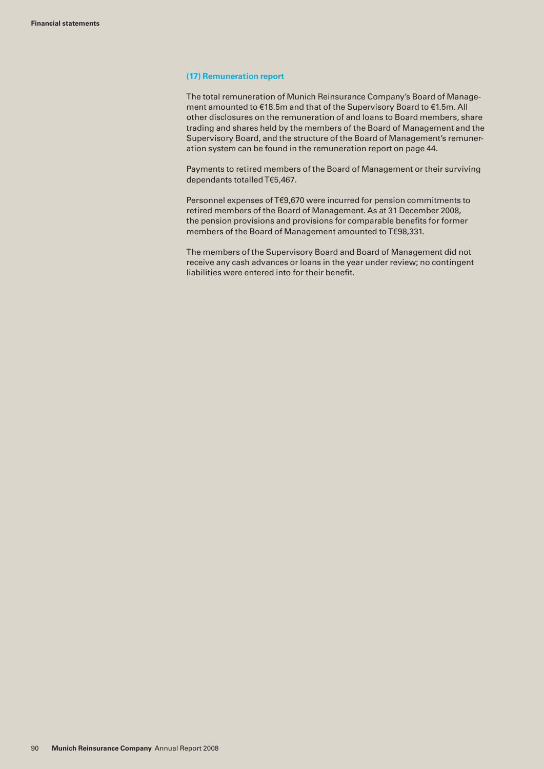### (17) Remuneration report

The total remuneration of Munich Reinsurance Company's Board of Management amounted to €18.5m and that of the Supervisory Board to €1.5m. All other disclosures on the remuneration of and loans to Board members, share trading and shares held by the members of the Board of Management and the Supervisory Board, and the structure of the Board of Management's remuneration system can be found in the remuneration report on page 44.

Payments to retired members of the Board of Management or their surviving dependants totalled T€5,467.

Personnel expenses of T€9,670 were incurred for pension commitments to retired members of the Board of Management. As at 31 December 2008, the pension provisions and provisions for comparable benefits for former members of the Board of Management amounted to T€98,331.

The members of the Supervisory Board and Board of Management did not receive any cash advances or loans in the year under review; no contingent liabilities were entered into for their benefit.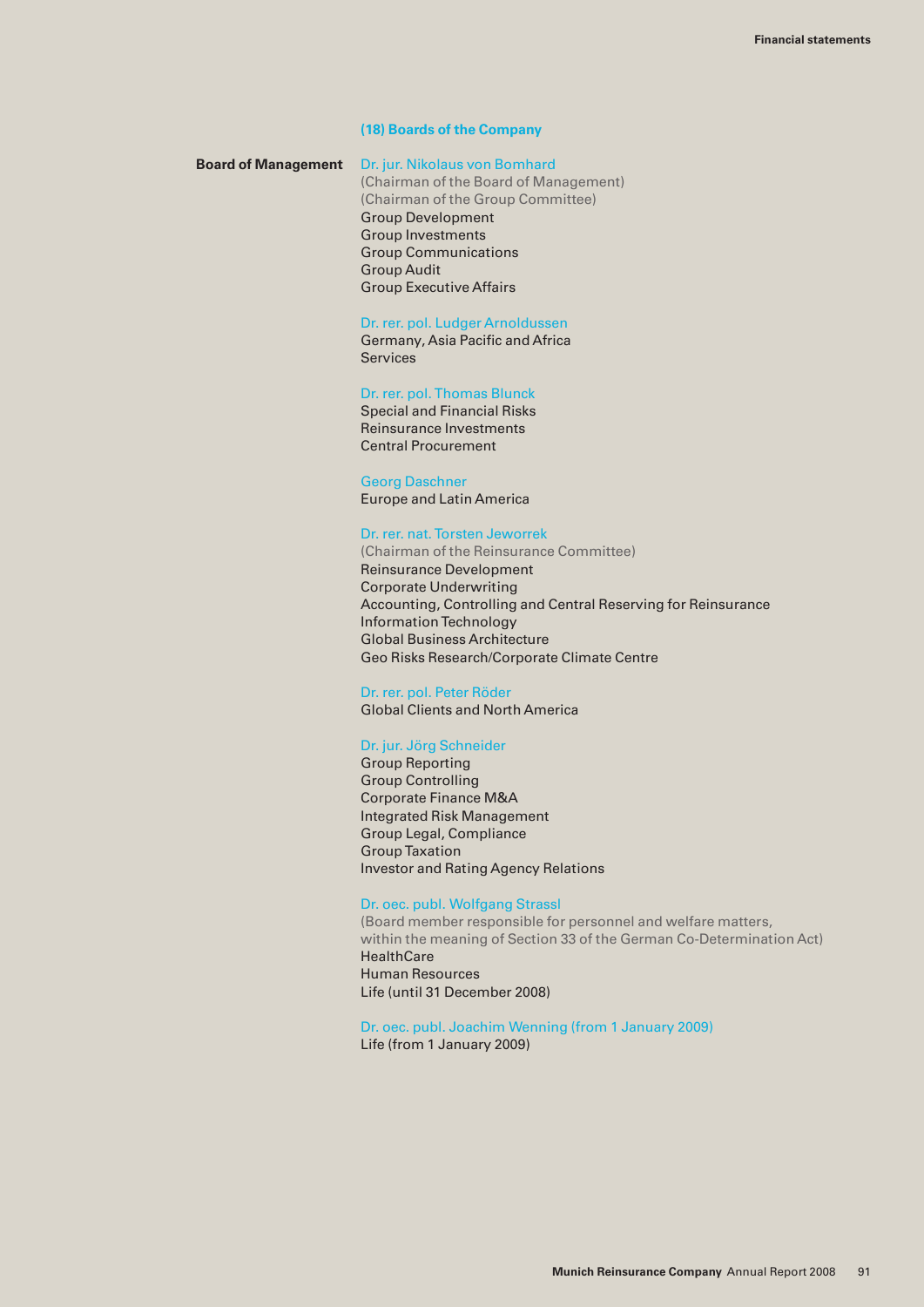### (18) Boards of the Company

**Board of Management**

Dr. jur. Nikolaus von Bomhard
(Chairman of the Board of Management)
(Chairman of the Group Committee)
Group Development
Group Investments
Group Communications
Group Audit
Group Executive Affairs

Dr. rer. pol. Ludger Arnoldussen
Germany, Asia Pacific and Africa
Services

Dr. rer. pol. Thomas Blunck
Special and Financial Risks
Reinsurance Investments
Central Procurement

Georg Daschner
Europe and Latin America

Dr. rer. nat. Torsten Jeworrek
(Chairman of the Reinsurance Committee)
Reinsurance Development
Corporate Underwriting
Accounting, Controlling and Central Reserving for Reinsurance
Information Technology
Global Business Architecture
Geo Risks Research/Corporate Climate Centre

Dr. rer. pol. Peter Röder
Global Clients and North America

Dr. jur. Jörg Schneider
Group Reporting
Group Controlling
Corporate Finance M&A
Integrated Risk Management
Group Legal, Compliance
Group Taxation
Investor and Rating Agency Relations

Dr. oec. publ. Wolfgang Strassl
(Board member responsible for personnel and welfare matters, within the meaning of Section 33 of the German Co-Determination Act)
HealthCare
Human Resources
Life (until 31 December 2008)

Dr. oec. publ. Joachim Wenning (from 1 January 2009)
Life (from 1 January 2009)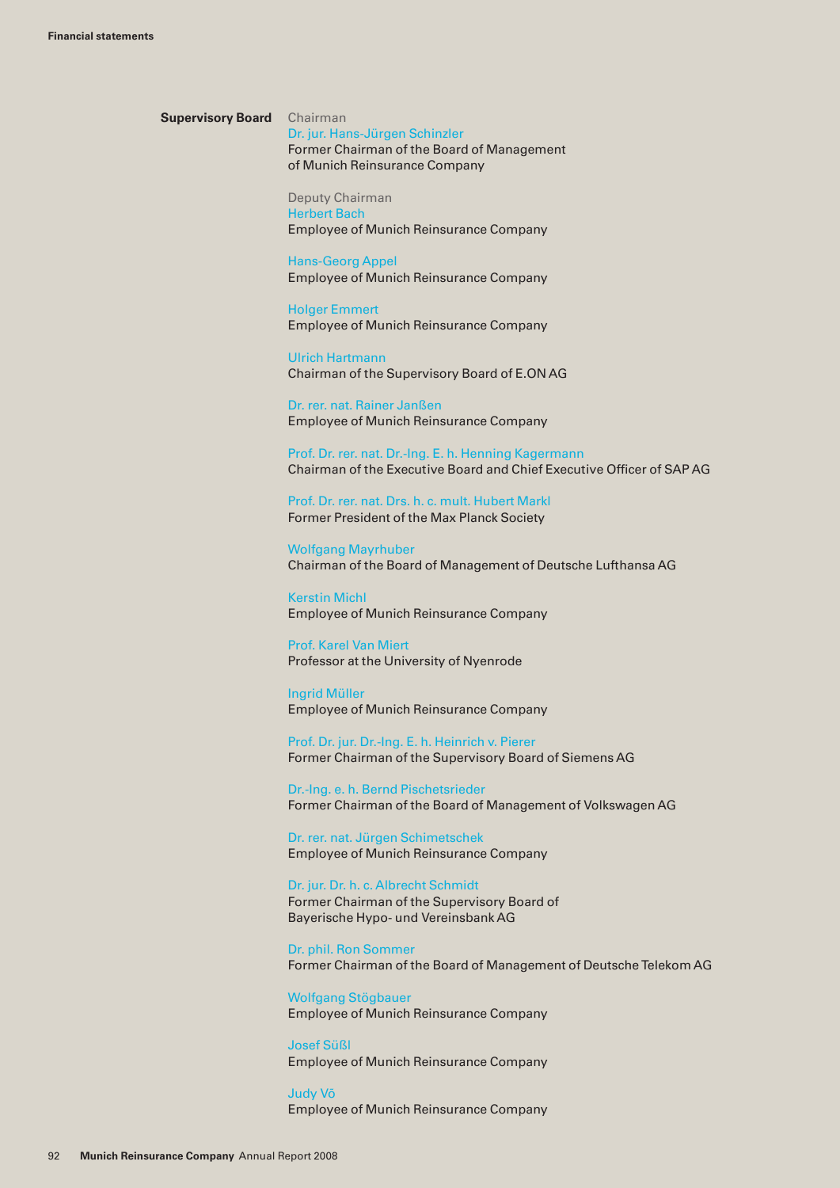**Supervisory Board**

Chairman
Dr. jur. Hans-Jürgen Schinzler
Former Chairman of the Board of Management of Munich Reinsurance Company

Deputy Chairman
Herbert Bach
Employee of Munich Reinsurance Company

Hans-Georg Appel
Employee of Munich Reinsurance Company

Holger Emmert
Employee of Munich Reinsurance Company

Ulrich Hartmann
Chairman of the Supervisory Board of E.ON AG

Dr. rer. nat. Rainer Janßen
Employee of Munich Reinsurance Company

Prof. Dr. rer. nat. Dr.-Ing. E. h. Henning Kagermann
Chairman of the Executive Board and Chief Executive Officer of SAP AG

Prof. Dr. rer. nat. Drs. h. c. mult. Hubert Markl
Former President of the Max Planck Society

Wolfgang Mayrhuber
Chairman of the Board of Management of Deutsche Lufthansa AG

Kerstin Michl
Employee of Munich Reinsurance Company

Prof. Karel Van Miert
Professor at the University of Nyenrode

Ingrid Müller
Employee of Munich Reinsurance Company

Prof. Dr. jur. Dr.-Ing. E. h. Heinrich v. Pierer
Former Chairman of the Supervisory Board of Siemens AG

Dr.-Ing. e. h. Bernd Pischetsrieder
Former Chairman of the Board of Management of Volkswagen AG

Dr. rer. nat. Jürgen Schimetschek
Employee of Munich Reinsurance Company

Dr. jur. Dr. h. c. Albrecht Schmidt
Former Chairman of the Supervisory Board of Bayerische Hypo- und Vereinsbank AG

Dr. phil. Ron Sommer
Former Chairman of the Board of Management of Deutsche Telekom AG

Wolfgang Stögbauer
Employee of Munich Reinsurance Company

Josef Süßl
Employee of Munich Reinsurance Company

Judy Võ
Employee of Munich Reinsurance Company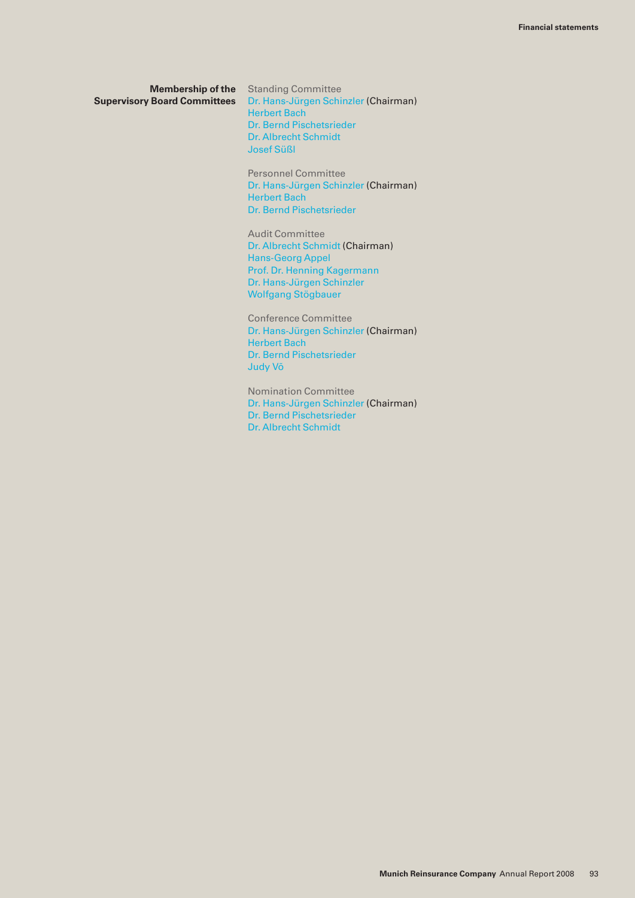## Membership of the Supervisory Board Committees

Standing Committee
Dr. Hans-Jürgen Schinzler (Chairman)
Herbert Bach
Dr. Bernd Pischetsrieder
Dr. Albrecht Schmidt
Josef Süßl

Personnel Committee
Dr. Hans-Jürgen Schinzler (Chairman)
Herbert Bach
Dr. Bernd Pischetsrieder

Audit Committee
Dr. Albrecht Schmidt (Chairman)
Hans-Georg Appel
Prof. Dr. Henning Kagermann
Dr. Hans-Jürgen Schinzler
Wolfgang Stögbauer

Conference Committee
Dr. Hans-Jürgen Schinzler (Chairman)
Herbert Bach
Dr. Bernd Pischetsrieder
Judy Võ

Nomination Committee
Dr. Hans-Jürgen Schinzler (Chairman)
Dr. Bernd Pischetsrieder
Dr. Albrecht Schmidt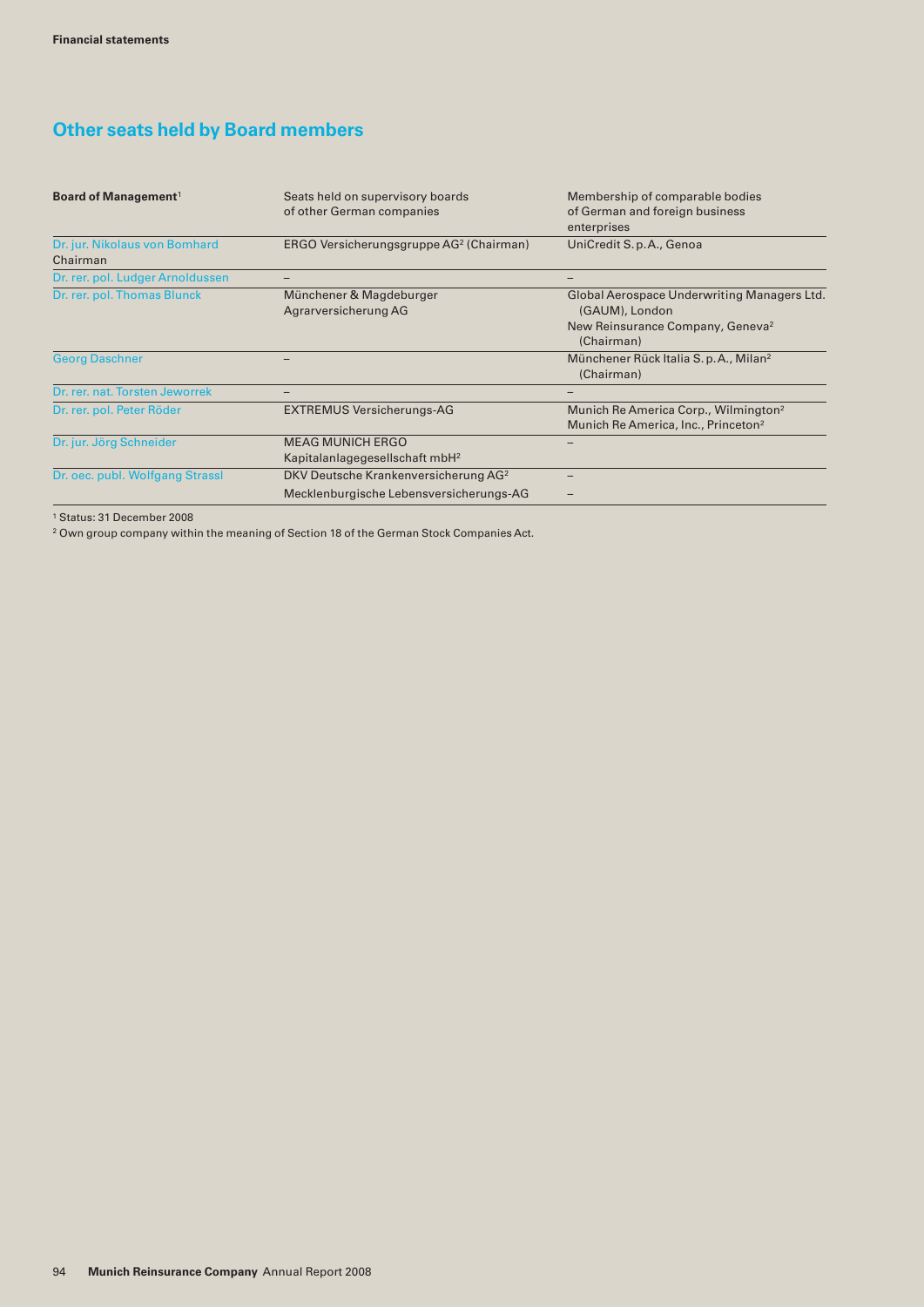## Other seats held by Board members

| Board of Management[1] | Seats held on supervisory boards of other German companies | Membership of comparable bodies of German and foreign business enterprises |
|---|---|---|
| Dr. jur. Nikolaus von Bomhard<br>Chairman | ERGO Versicherungsgruppe AG[2] (Chairman) | UniCredit S.p.A., Genoa |
| Dr. rer. pol. Ludger Arnoldussen | – | – |
| Dr. rer. pol. Thomas Blunck | Münchener & Magdeburger Agrarversicherung AG | Global Aerospace Underwriting Managers Ltd. (GAUM), London<br>New Reinsurance Company, Geneva[2] (Chairman) |
| Georg Daschner | – | Münchener Rück Italia S.p.A., Milan[2] (Chairman) |
| Dr. rer. nat. Torsten Jeworrek | – | – |
| Dr. rer. pol. Peter Röder | EXTREMUS Versicherungs-AG | Munich Re America Corp., Wilmington[2]<br>Munich Re America, Inc., Princeton[2] |
| Dr. jur. Jörg Schneider | MEAG MUNICH ERGO Kapitalanlagegesellschaft mbH[2] | – |
| Dr. oec. publ. Wolfgang Strassl | DKV Deutsche Krankenversicherung AG[2]<br>Mecklenburgische Lebensversicherungs-AG | –<br>– |

[1] Status: 31 December 2008

[2] Own group company within the meaning of Section 18 of the German Stock Companies Act.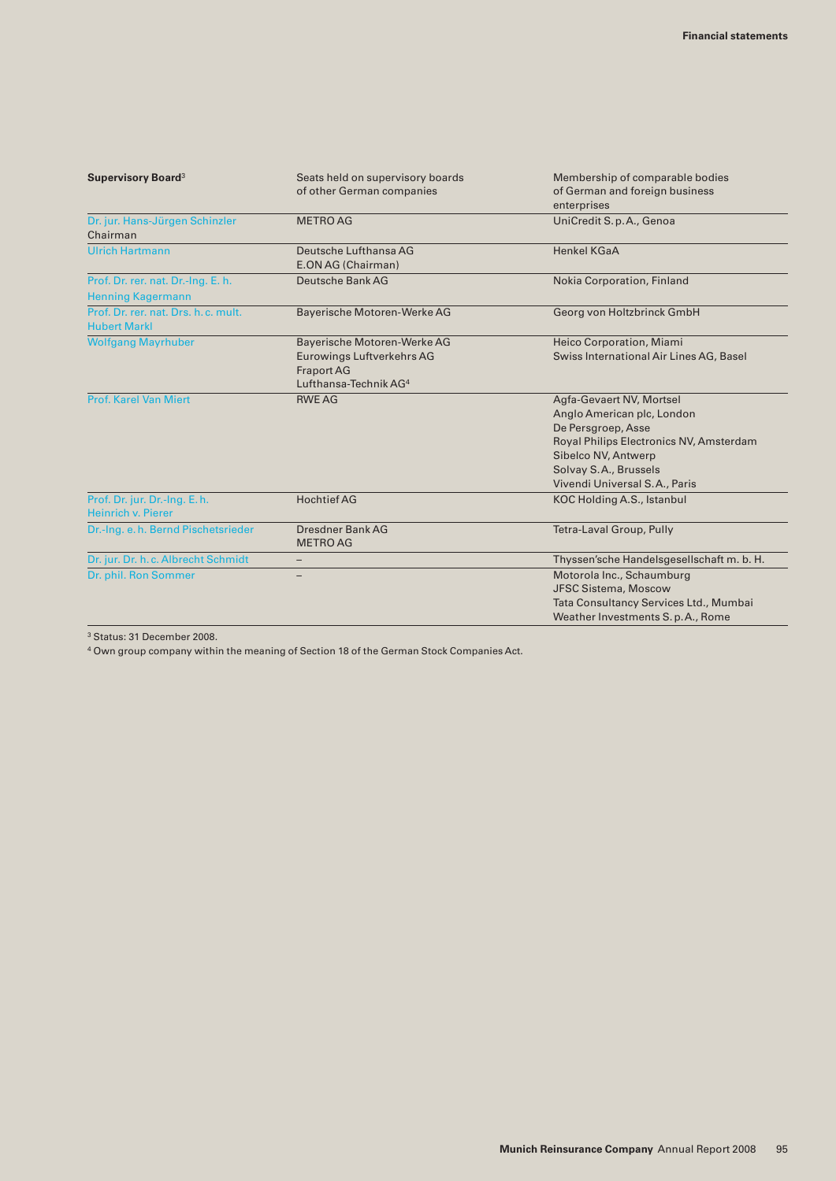| Supervisory Board[3] | Seats held on supervisory boards of other German companies | Membership of comparable bodies of German and foreign business enterprises |
|---|---|---|
| Dr. jur. Hans-Jürgen Schinzler<br>Chairman | METRO AG | UniCredit S. p. A., Genoa |
| Ulrich Hartmann | Deutsche Lufthansa AG<br>E.ON AG (Chairman) | Henkel KGaA |
| Prof. Dr. rer. nat. Dr.-Ing. E. h. Henning Kagermann | Deutsche Bank AG | Nokia Corporation, Finland |
| Prof. Dr. rer. nat. Drs. h. c. mult. Hubert Markl | Bayerische Motoren-Werke AG | Georg von Holtzbrinck GmbH |
| Wolfgang Mayrhuber | Bayerische Motoren-Werke AG<br>Eurowings Luftverkehrs AG<br>Fraport AG<br>Lufthansa-Technik AG[4] | Heico Corporation, Miami<br>Swiss International Air Lines AG, Basel |
| Prof. Karel Van Miert | RWE AG | Agfa-Gevaert NV, Mortsel<br>Anglo American plc, London<br>De Persgroep, Asse<br>Royal Philips Electronics NV, Amsterdam<br>Sibelco NV, Antwerp<br>Solvay S. A., Brussels<br>Vivendi Universal S. A., Paris |
| Prof. Dr. jur. Dr.-Ing. E. h. Heinrich v. Pierer | Hochtief AG | KOC Holding A.S., Istanbul |
| Dr.-Ing. e. h. Bernd Pischetsrieder | Dresdner Bank AG<br>METRO AG | Tetra-Laval Group, Pully |
| Dr. jur. Dr. h. c. Albrecht Schmidt | – | Thyssen'sche Handelsgesellschaft m. b. H. |
| Dr. phil. Ron Sommer | – | Motorola Inc., Schaumburg<br>JFSC Sistema, Moscow<br>Tata Consultancy Services Ltd., Mumbai<br>Weather Investments S. p. A., Rome |

[3] Status: 31 December 2008.

[4] Own group company within the meaning of Section 18 of the German Stock Companies Act.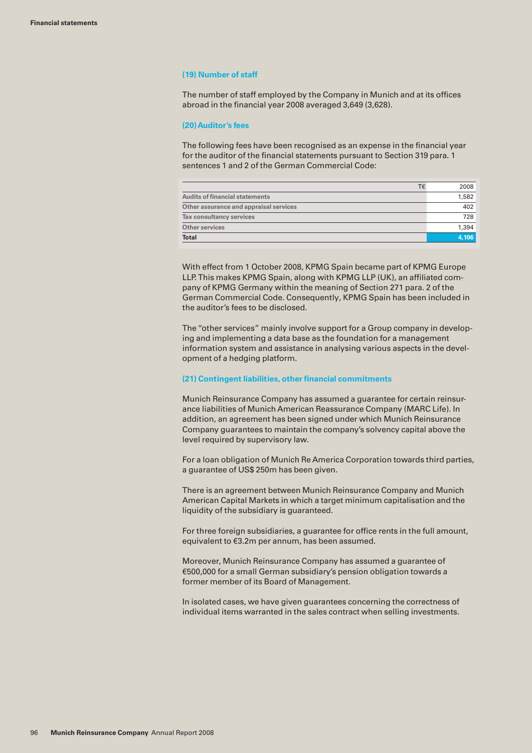### (19) Number of staff

The number of staff employed by the Company in Munich and at its offices abroad in the financial year 2008 averaged 3,649 (3,628).

### (20) Auditor's fees

The following fees have been recognised as an expense in the financial year for the auditor of the financial statements pursuant to Section 319 para. 1 sentences 1 and 2 of the German Commercial Code:

| T€ | 2008 |
|---|---|
| Audits of financial statements | 1,582 |
| Other assurance and appraisal services | 402 |
| Tax consultancy services | 728 |
| Other services | 1,394 |
| **Total** | **4,106** |

With effect from 1 October 2008, KPMG Spain became part of KPMG Europe LLP. This makes KPMG Spain, along with KPMG LLP (UK), an affiliated company of KPMG Germany within the meaning of Section 271 para. 2 of the German Commercial Code. Consequently, KPMG Spain has been included in the auditor's fees to be disclosed.

The "other services" mainly involve support for a Group company in developing and implementing a data base as the foundation for a management information system and assistance in analysing various aspects in the development of a hedging platform.

### (21) Contingent liabilities, other financial commitments

Munich Reinsurance Company has assumed a guarantee for certain reinsurance liabilities of Munich American Reassurance Company (MARC Life). In addition, an agreement has been signed under which Munich Reinsurance Company guarantees to maintain the company's solvency capital above the level required by supervisory law.

For a loan obligation of Munich Re America Corporation towards third parties, a guarantee of US$ 250m has been given.

There is an agreement between Munich Reinsurance Company and Munich American Capital Markets in which a target minimum capitalisation and the liquidity of the subsidiary is guaranteed.

For three foreign subsidiaries, a guarantee for office rents in the full amount, equivalent to €3.2m per annum, has been assumed.

Moreover, Munich Reinsurance Company has assumed a guarantee of €500,000 for a small German subsidiary's pension obligation towards a former member of its Board of Management.

In isolated cases, we have given guarantees concerning the correctness of individual items warranted in the sales contract when selling investments.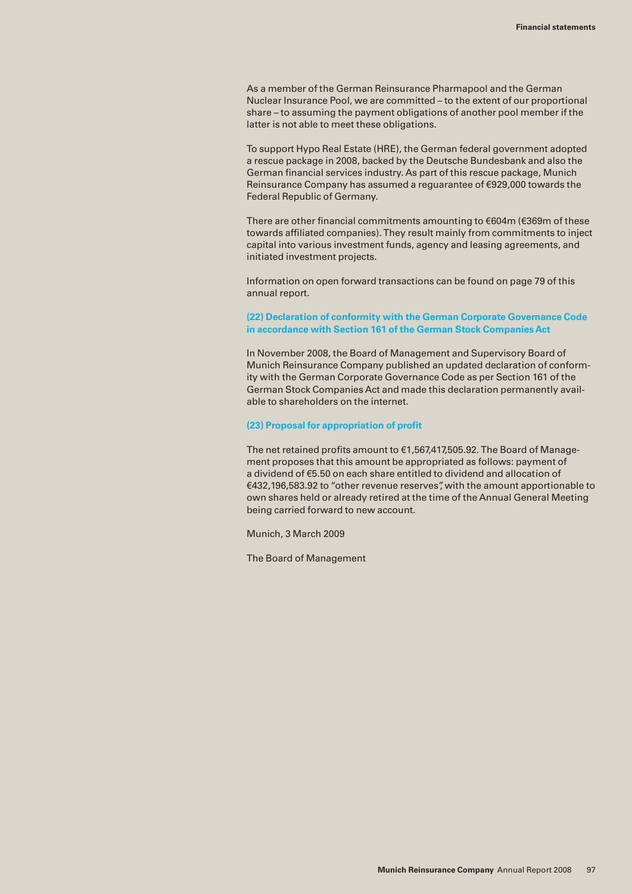As a member of the German Reinsurance Pharmapool and the German Nuclear Insurance Pool, we are committed – to the extent of our proportional share – to assuming the payment obligations of another pool member if the latter is not able to meet these obligations.

To support Hypo Real Estate (HRE), the German federal government adopted a rescue package in 2008, backed by the Deutsche Bundesbank and also the German financial services industry. As part of this rescue package, Munich Reinsurance Company has assumed a reguarantee of €929,000 towards the Federal Republic of Germany.

There are other financial commitments amounting to €604m (€369m of these towards affiliated companies). They result mainly from commitments to inject capital into various investment funds, agency and leasing agreements, and initiated investment projects.

Information on open forward transactions can be found on page 79 of this annual report.

### (22) Declaration of conformity with the German Corporate Governance Code in accordance with Section 161 of the German Stock Companies Act

In November 2008, the Board of Management and Supervisory Board of Munich Reinsurance Company published an updated declaration of conformity with the German Corporate Governance Code as per Section 161 of the German Stock Companies Act and made this declaration permanently available to shareholders on the internet.

### (23) Proposal for appropriation of profit

The net retained profits amount to €1,567,417,505.92. The Board of Management proposes that this amount be appropriated as follows: payment of a dividend of €5.50 on each share entitled to dividend and allocation of €432,196,583.92 to "other revenue reserves", with the amount apportionable to own shares held or already retired at the time of the Annual General Meeting being carried forward to new account.

Munich, 3 March 2009

The Board of Management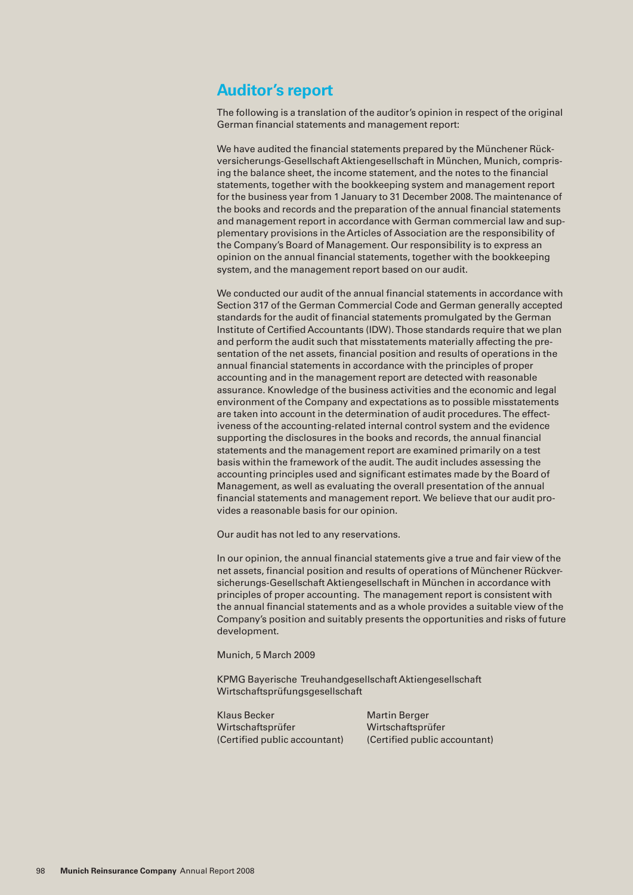## Auditor's report

The following is a translation of the auditor's opinion in respect of the original German financial statements and management report:

We have audited the financial statements prepared by the Münchener Rückversicherungs-Gesellschaft Aktiengesellschaft in München, Munich, comprising the balance sheet, the income statement, and the notes to the financial statements, together with the bookkeeping system and management report for the business year from 1 January to 31 December 2008. The maintenance of the books and records and the preparation of the annual financial statements and management report in accordance with German commercial law and supplementary provisions in the Articles of Association are the responsibility of the Company's Board of Management. Our responsibility is to express an opinion on the annual financial statements, together with the bookkeeping system, and the management report based on our audit.

We conducted our audit of the annual financial statements in accordance with Section 317 of the German Commercial Code and German generally accepted standards for the audit of financial statements promulgated by the German Institute of Certified Accountants (IDW). Those standards require that we plan and perform the audit such that misstatements materially affecting the presentation of the net assets, financial position and results of operations in the annual financial statements in accordance with the principles of proper accounting and in the management report are detected with reasonable assurance. Knowledge of the business activities and the economic and legal environment of the Company and expectations as to possible misstatements are taken into account in the determination of audit procedures. The effectiveness of the accounting-related internal control system and the evidence supporting the disclosures in the books and records, the annual financial statements and the management report are examined primarily on a test basis within the framework of the audit. The audit includes assessing the accounting principles used and significant estimates made by the Board of Management, as well as evaluating the overall presentation of the annual financial statements and management report. We believe that our audit provides a reasonable basis for our opinion.

Our audit has not led to any reservations.

In our opinion, the annual financial statements give a true and fair view of the net assets, financial position and results of operations of Münchener Rückversicherungs-Gesellschaft Aktiengesellschaft in München in accordance with principles of proper accounting. The management report is consistent with the annual financial statements and as a whole provides a suitable view of the Company's position and suitably presents the opportunities and risks of future development.

Munich, 5 March 2009

KPMG Bayerische Treuhandgesellschaft Aktiengesellschaft
Wirtschaftsprüfungsgesellschaft

Klaus Becker
Wirtschaftsprüfer
(Certified public accountant)

Martin Berger
Wirtschaftsprüfer
(Certified public accountant)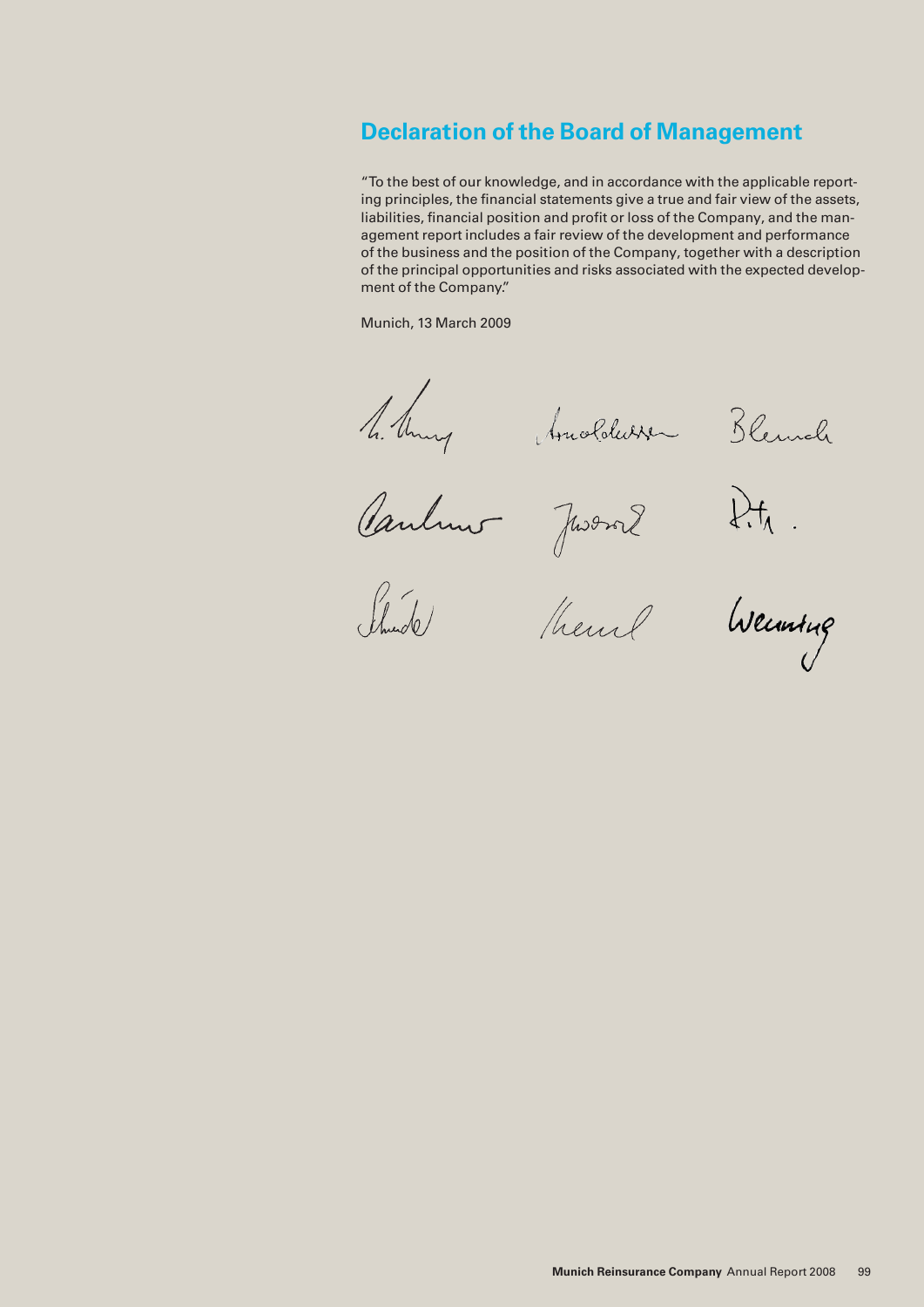## Declaration of the Board of Management

"To the best of our knowledge, and in accordance with the applicable reporting principles, the financial statements give a true and fair view of the assets, liabilities, financial position and profit or loss of the Company, and the management report includes a fair review of the development and performance of the business and the position of the Company, together with a description of the principal opportunities and risks associated with the expected development of the Company."

Munich, 13 March 2009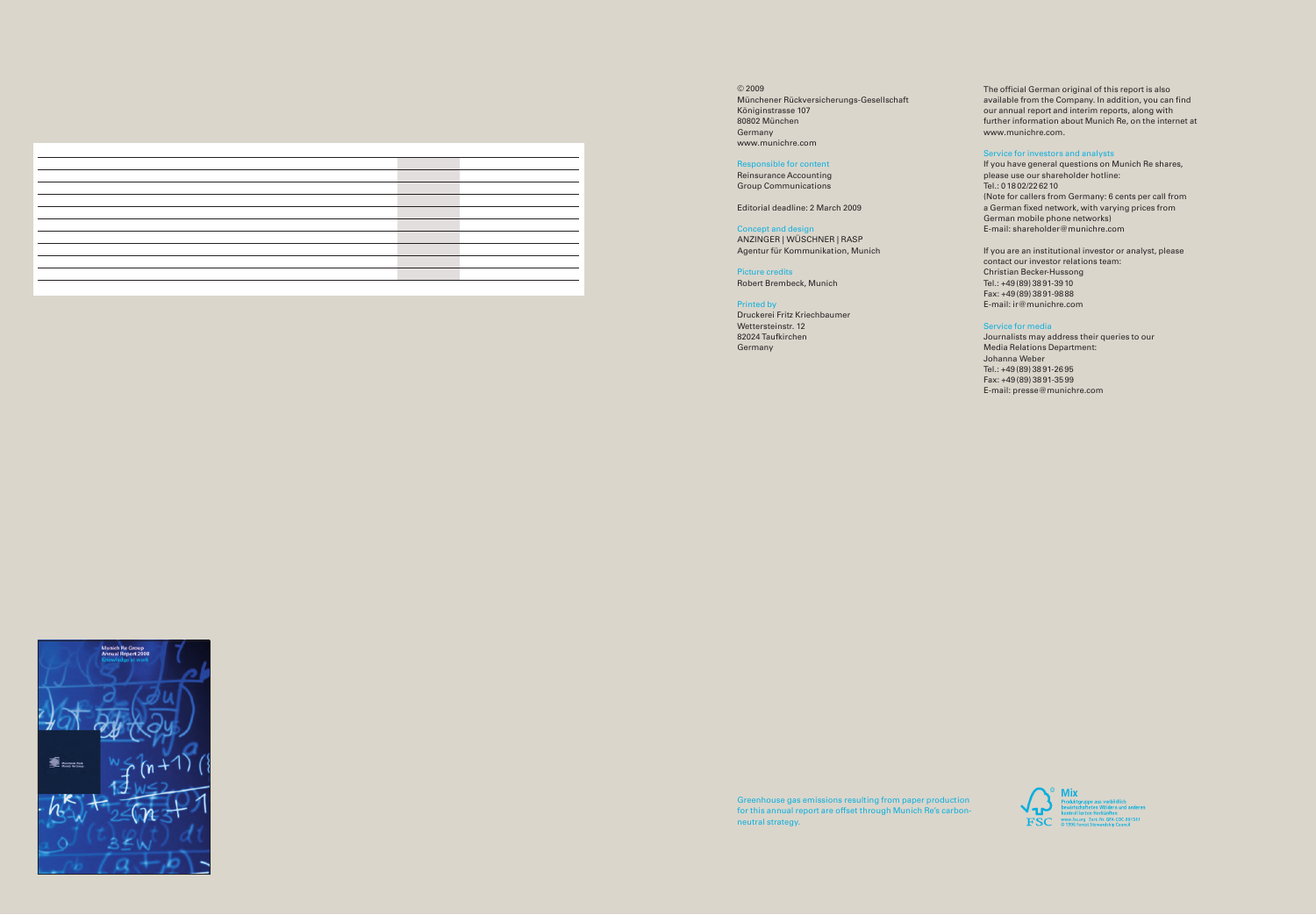© 2009
Münchener Rückversicherungs-Gesellschaft
Königinstrasse 107
80802 München
Germany
www.munichre.com

Responsible for content
Reinsurance Accounting
Group Communications

Editorial deadline: 2 March 2009

Concept and design
ANZINGER | WÜSCHNER | RASP
Agentur für Kommunikation, Munich

Picture credits
Robert Brembeck, Munich

Printed by
Druckerei Fritz Kriechbaumer
Wettersteinstr. 12
82024 Taufkirchen
Germany

The official German original of this report is also available from the Company. In addition, you can find our annual report and interim reports, along with further information about Munich Re, on the internet at www.munichre.com.

Service for investors and analysts
If you have general questions on Munich Re shares, please use our shareholder hotline:
Tel.: 0 18 02/22 62 10
(Note for callers from Germany: 6 cents per call from a German fixed network, with varying prices from German mobile phone networks)
E-mail: shareholder@munichre.com

If you are an institutional investor or analyst, please contact our investor relations team:
Christian Becker-Hussong
Tel.: +49 (89) 38 91-39 10
Fax: +49 (89) 38 91-98 88
E-mail: ir@munichre.com

Service for media
Journalists may address their queries to our Media Relations Department:
Johanna Weber
Tel.: +49 (89) 38 91-26 95
Fax: +49 (89) 38 91-35 99
E-mail: presse@munichre.com

Greenhouse gas emissions resulting from paper production for this annual report are offset through Munich Re's carbon-neutral strategy.

Mix
Produktgruppe aus vorbildlich bewirtschafteten Wäldern und anderen kontrollierten Herkünften
www.fsc.org Zert.-Nr. GFA-COC-001511
© 1996 Forest Stewardship Council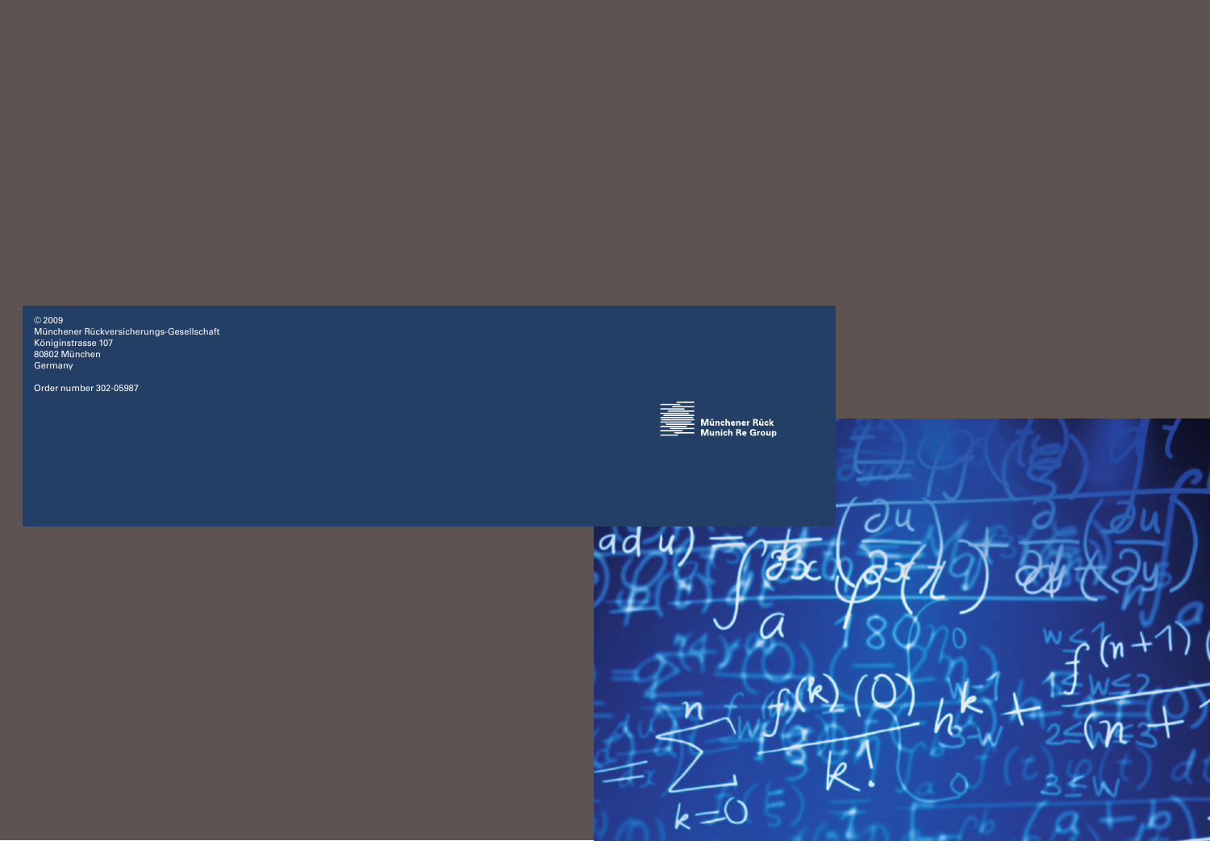© 2009
Münchener Rückversicherungs-Gesellschaft
Königinstrasse 107
80802 München
Germany

Order number 302-05987

Münchener Rück
Munich Re Group